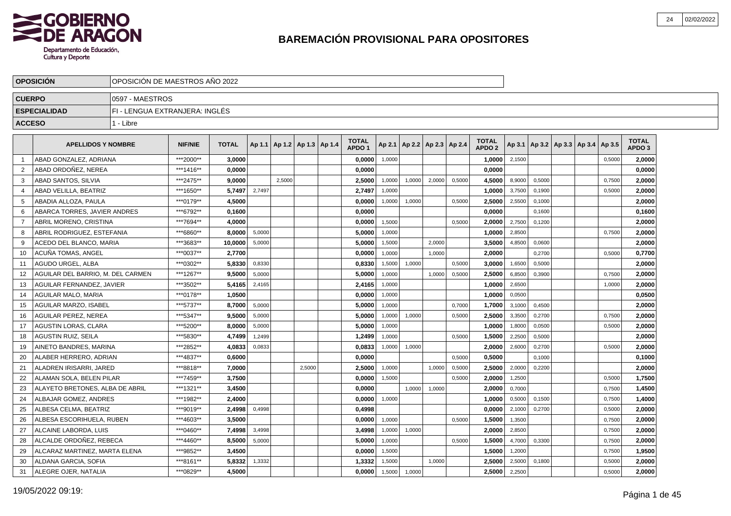# BAREMACIÓN PROVISIONAL PARA OPOSITORES

| | |
|---|---|
| **OPOSICIÓN** | OPOSICIÓN DE MAESTROS AÑO 2022 |
| **CUERPO** | 0597 - MAESTROS |
| **ESPECIALIDAD** | FI - LENGUA EXTRANJERA: INGLÉS |
| **ACCESO** | 1 - Libre |

| | APELLIDOS Y NOMBRE | NIF/NIE | TOTAL | Ap 1.1 | Ap 1.2 | Ap 1.3 | Ap 1.4 | TOTAL APDO 1 | Ap 2.1 | Ap 2.2 | Ap 2.3 | Ap 2.4 | TOTAL APDO 2 | Ap 3.1 | Ap 3.2 | Ap 3.3 | Ap 3.4 | Ap 3.5 | TOTAL APDO 3 |
|---|---|---|---|---|---|---|---|---|---|---|---|---|---|---|---|---|---|---|---|
| 1 | ABAD GONZALEZ, ADRIANA | ***2000** | **3,0000** | | | | | **0,0000** | 1,0000 | | | | **1,0000** | 2,1500 | | | | 0,5000 | **2,0000** |
| 2 | ABAD ORDOÑEZ, NEREA | ***1416** | **0,0000** | | | | | **0,0000** | | | | | **0,0000** | | | | | | **0,0000** |
| 3 | ABAD SANTOS, SILVIA | ***2475** | **9,0000** | | 2,5000 | | | **2,5000** | 1,0000 | 1,0000 | 2,0000 | 0,5000 | **4,5000** | 8,9000 | 0,5000 | | | 0,7500 | **2,0000** |
| 4 | ABAD VELILLA, BEATRIZ | ***1650** | **5,7497** | 2,7497 | | | | **2,7497** | 1,0000 | | | | **1,0000** | 3,7500 | 0,1900 | | | 0,5000 | **2,0000** |
| 5 | ABADIA ALLOZA, PAULA | ***0179** | **4,5000** | | | | | **0,0000** | 1,0000 | 1,0000 | | 0,5000 | **2,5000** | 2,5500 | 0,1000 | | | | **2,0000** |
| 6 | ABARCA TORRES, JAVIER ANDRES | ***6792** | **0,1600** | | | | | **0,0000** | | | | | **0,0000** | | 0,1600 | | | | **0,1600** |
| 7 | ABRIL MORENO, CRISTINA | ***7694** | **4,0000** | | | | | **0,0000** | 1,5000 | | | 0,5000 | **2,0000** | 2,7500 | 0,1200 | | | | **2,0000** |
| 8 | ABRIL RODRIGUEZ, ESTEFANIA | ***6860** | **8,0000** | 5,0000 | | | | **5,0000** | 1,0000 | | | | **1,0000** | 2,8500 | | | | 0,7500 | **2,0000** |
| 9 | ACEDO DEL BLANCO, MARIA | ***3683** | **10,0000** | 5,0000 | | | | **5,0000** | 1,5000 | | 2,0000 | | **3,5000** | 4,8500 | 0,0600 | | | | **2,0000** |
| 10 | ACUÑA TOMAS, ANGEL | ***0037** | **2,7700** | | | | | **0,0000** | 1,0000 | | 1,0000 | | **2,0000** | | 0,2700 | | | 0,5000 | **0,7700** |
| 11 | AGUDO URGEL, ALBA | ***0302** | **5,8330** | 0,8330 | | | | **0,8330** | 1,5000 | 1,0000 | | 0,5000 | **3,0000** | 1,6500 | 0,5000 | | | | **2,0000** |
| 12 | AGUILAR DEL BARRIO, M. DEL CARMEN | ***1267** | **9,5000** | 5,0000 | | | | **5,0000** | 1,0000 | | 1,0000 | 0,5000 | **2,5000** | 6,8500 | 0,3900 | | | 0,7500 | **2,0000** |
| 13 | AGUILAR FERNANDEZ, JAVIER | ***3502** | **5,4165** | 2,4165 | | | | **2,4165** | 1,0000 | | | | **1,0000** | 2,6500 | | | | 1,0000 | **2,0000** |
| 14 | AGUILAR MALO, MARIA | ***0178** | **1,0500** | | | | | **0,0000** | 1,0000 | | | | **1,0000** | 0,0500 | | | | | **0,0500** |
| 15 | AGUILAR MARZO, ISABEL | ***5737** | **8,7000** | 5,0000 | | | | **5,0000** | 1,0000 | | | 0,7000 | **1,7000** | 3,1000 | 0,4500 | | | | **2,0000** |
| 16 | AGUILAR PEREZ, NEREA | ***5347** | **9,5000** | 5,0000 | | | | **5,0000** | 1,0000 | 1,0000 | | 0,5000 | **2,5000** | 3,3500 | 0,2700 | | | 0,7500 | **2,0000** |
| 17 | AGUSTIN LORAS, CLARA | ***5200** | **8,0000** | 5,0000 | | | | **5,0000** | 1,0000 | | | | **1,0000** | 1,8000 | 0,0500 | | | 0,5000 | **2,0000** |
| 18 | AGUSTIN RUIZ, SEILA | ***5830** | **4,7499** | 1,2499 | | | | **1,2499** | 1,0000 | | | 0,5000 | **1,5000** | 2,2500 | 0,5000 | | | | **2,0000** |
| 19 | AINETO BANDRES, MARINA | ***2852** | **4,0833** | 0,0833 | | | | **0,0833** | 1,0000 | 1,0000 | | | **2,0000** | 2,6000 | 0,2700 | | | 0,5000 | **2,0000** |
| 20 | ALABER HERRERO, ADRIAN | ***4837** | **0,6000** | | | | | **0,0000** | | | | 0,5000 | **0,5000** | | 0,1000 | | | | **0,1000** |
| 21 | ALADREN IRISARRI, JARED | ***8818** | **7,0000** | | | 2,5000 | | **2,5000** | 1,0000 | | 1,0000 | 0,5000 | **2,5000** | 2,0000 | 0,2200 | | | | **2,0000** |
| 22 | ALAMAN SOLA, BELEN PILAR | ***7459** | **3,7500** | | | | | **0,0000** | 1,5000 | | | 0,5000 | **2,0000** | 1,2500 | | | | 0,5000 | **1,7500** |
| 23 | ALAYETO BRETONES, ALBA DE ABRIL | ***1321** | **3,4500** | | | | | **0,0000** | | 1,0000 | 1,0000 | | **2,0000** | 0,7000 | | | | 0,7500 | **1,4500** |
| 24 | ALBAJAR GOMEZ, ANDRES | ***1982** | **2,4000** | | | | | **0,0000** | 1,0000 | | | | **1,0000** | 0,5000 | 0,1500 | | | 0,7500 | **1,4000** |
| 25 | ALBESA CELMA, BEATRIZ | ***9019** | **2,4998** | 0,4998 | | | | **0,4998** | | | | | **0,0000** | 2,1000 | 0,2700 | | | 0,5000 | **2,0000** |
| 26 | ALBESA ESCORIHUELA, RUBEN | ***4603** | **3,5000** | | | | | **0,0000** | 1,0000 | | | 0,5000 | **1,5000** | 1,3500 | | | | 0,7500 | **2,0000** |
| 27 | ALCAINE LABORDA, LUIS | ***0460** | **7,4998** | 3,4998 | | | | **3,4998** | 1,0000 | 1,0000 | | | **2,0000** | 2,8500 | | | | 0,7500 | **2,0000** |
| 28 | ALCALDE ORDOÑEZ, REBECA | ***4460** | **8,5000** | 5,0000 | | | | **5,0000** | 1,0000 | | | 0,5000 | **1,5000** | 4,7000 | 0,3300 | | | 0,7500 | **2,0000** |
| 29 | ALCARAZ MARTINEZ, MARTA ELENA | ***9852** | **3,4500** | | | | | **0,0000** | 1,5000 | | | | **1,5000** | 1,2000 | | | | 0,7500 | **1,9500** |
| 30 | ALDANA GARCIA, SOFIA | ***8161** | **5,8332** | 1,3332 | | | | **1,3332** | 1,5000 | | 1,0000 | | **2,5000** | 2,5000 | 0,1800 | | | 0,5000 | **2,0000** |
| 31 | ALEGRE OJER, NATALIA | ***0829** | **4,5000** | | | | | **0,0000** | 1,5000 | 1,0000 | | | **2,5000** | 2,2500 | | | | 0,5000 | **2,0000** |

19/05/2022 09:19: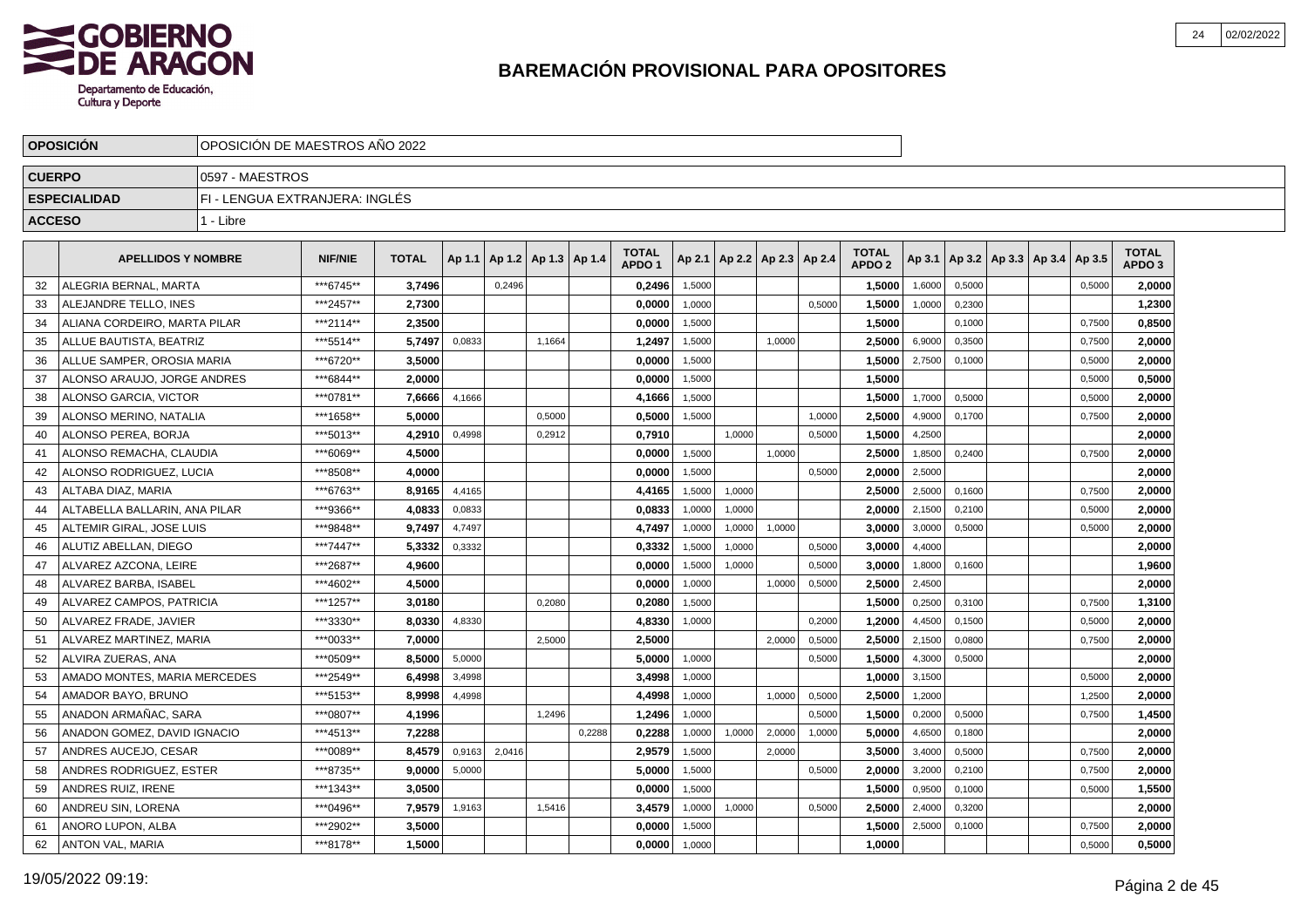# BAREMACIÓN PROVISIONAL PARA OPOSITORES

| | |
|---|---|
| **OPOSICIÓN** | OPOSICIÓN DE MAESTROS AÑO 2022 |
| **CUERPO** | 0597 - MAESTROS |
| **ESPECIALIDAD** | FI - LENGUA EXTRANJERA: INGLÉS |
| **ACCESO** | 1 - Libre |

| | APELLIDOS Y NOMBRE | NIF/NIE | TOTAL | Ap 1.1 | Ap 1.2 | Ap 1.3 | Ap 1.4 | TOTAL APDO 1 | Ap 2.1 | Ap 2.2 | Ap 2.3 | Ap 2.4 | TOTAL APDO 2 | Ap 3.1 | Ap 3.2 | Ap 3.3 | Ap 3.4 | Ap 3.5 | TOTAL APDO 3 |
|---|---|---|---|---|---|---|---|---|---|---|---|---|---|---|---|---|---|---|---|
| 32 | ALEGRIA BERNAL, MARTA | ***6745** | **3,7496** | | 0,2496 | | | **0,2496** | 1,5000 | | | | **1,5000** | 1,6000 | 0,5000 | | | 0,5000 | **2,0000** |
| 33 | ALEJANDRE TELLO, INES | ***2457** | **2,7300** | | | | | **0,0000** | 1,0000 | | | 0,5000 | **1,5000** | 1,0000 | 0,2300 | | | | **1,2300** |
| 34 | ALIANA CORDEIRO, MARTA PILAR | ***2114** | **2,3500** | | | | | **0,0000** | 1,5000 | | | | **1,5000** | | 0,1000 | | | 0,7500 | **0,8500** |
| 35 | ALLUE BAUTISTA, BEATRIZ | ***5514** | **5,7497** | 0,0833 | | 1,1664 | | **1,2497** | 1,5000 | | 1,0000 | | **2,5000** | 6,9000 | 0,3500 | | | 0,7500 | **2,0000** |
| 36 | ALLUE SAMPER, OROSIA MARIA | ***6720** | **3,5000** | | | | | **0,0000** | 1,5000 | | | | **1,5000** | 2,7500 | 0,1000 | | | 0,5000 | **2,0000** |
| 37 | ALONSO ARAUJO, JORGE ANDRES | ***6844** | **2,0000** | | | | | **0,0000** | 1,5000 | | | | **1,5000** | | | | | 0,5000 | **0,5000** |
| 38 | ALONSO GARCIA, VICTOR | ***0781** | **7,6666** | 4,1666 | | | | **4,1666** | 1,5000 | | | | **1,5000** | 1,7000 | 0,5000 | | | 0,5000 | **2,0000** |
| 39 | ALONSO MERINO, NATALIA | ***1658** | **5,0000** | | | 0,5000 | | **0,5000** | 1,5000 | | | 1,0000 | **2,5000** | 4,9000 | 0,1700 | | | 0,7500 | **2,0000** |
| 40 | ALONSO PEREA, BORJA | ***5013** | **4,2910** | 0,4998 | | 0,2912 | | **0,7910** | | 1,0000 | | 0,5000 | **1,5000** | 4,2500 | | | | | **2,0000** |
| 41 | ALONSO REMACHA, CLAUDIA | ***6069** | **4,5000** | | | | | **0,0000** | 1,5000 | | 1,0000 | | **2,5000** | 1,8500 | 0,2400 | | | 0,7500 | **2,0000** |
| 42 | ALONSO RODRIGUEZ, LUCIA | ***8508** | **4,0000** | | | | | **0,0000** | 1,5000 | | | 0,5000 | **2,0000** | 2,5000 | | | | | **2,0000** |
| 43 | ALTABA DIAZ, MARIA | ***6763** | **8,9165** | 4,4165 | | | | **4,4165** | 1,5000 | 1,0000 | | | **2,5000** | 2,5000 | 0,1600 | | | 0,7500 | **2,0000** |
| 44 | ALTABELLA BALLARIN, ANA PILAR | ***9366** | **4,0833** | 0,0833 | | | | **0,0833** | 1,0000 | 1,0000 | | | **2,0000** | 2,1500 | 0,2100 | | | 0,5000 | **2,0000** |
| 45 | ALTEMIR GIRAL, JOSE LUIS | ***9848** | **9,7497** | 4,7497 | | | | **4,7497** | 1,0000 | 1,0000 | 1,0000 | | **3,0000** | 3,0000 | 0,5000 | | | 0,5000 | **2,0000** |
| 46 | ALUTIZ ABELLAN, DIEGO | ***7447** | **5,3332** | 0,3332 | | | | **0,3332** | 1,5000 | 1,0000 | | 0,5000 | **3,0000** | 4,4000 | | | | | **2,0000** |
| 47 | ALVAREZ AZCONA, LEIRE | ***2687** | **4,9600** | | | | | **0,0000** | 1,5000 | 1,0000 | | 0,5000 | **3,0000** | 1,8000 | 0,1600 | | | | **1,9600** |
| 48 | ALVAREZ BARBA, ISABEL | ***4602** | **4,5000** | | | | | **0,0000** | 1,0000 | | 1,0000 | 0,5000 | **2,5000** | 2,4500 | | | | | **2,0000** |
| 49 | ALVAREZ CAMPOS, PATRICIA | ***1257** | **3,0180** | | | 0,2080 | | **0,2080** | 1,5000 | | | | **1,5000** | 0,2500 | 0,3100 | | | 0,7500 | **1,3100** |
| 50 | ALVAREZ FRADE, JAVIER | ***3330** | **8,0330** | 4,8330 | | | | **4,8330** | 1,0000 | | | 0,2000 | **1,2000** | 4,4500 | 0,1500 | | | 0,5000 | **2,0000** |
| 51 | ALVAREZ MARTINEZ, MARIA | ***0033** | **7,0000** | | | 2,5000 | | **2,5000** | | | 2,0000 | 0,5000 | **2,5000** | 2,1500 | 0,0800 | | | 0,7500 | **2,0000** |
| 52 | ALVIRA ZUERAS, ANA | ***0509** | **8,5000** | 5,0000 | | | | **5,0000** | 1,0000 | | | 0,5000 | **1,5000** | 4,3000 | 0,5000 | | | | **2,0000** |
| 53 | AMADO MONTES, MARIA MERCEDES | ***2549** | **6,4998** | 3,4998 | | | | **3,4998** | 1,0000 | | | | **1,0000** | 3,1500 | | | | 0,5000 | **2,0000** |
| 54 | AMADOR BAYO, BRUNO | ***5153** | **8,9998** | 4,4998 | | | | **4,4998** | 1,0000 | | 1,0000 | 0,5000 | **2,5000** | 1,2000 | | | | 1,2500 | **2,0000** |
| 55 | ANADON ARMAÑAC, SARA | ***0807** | **4,1996** | | | 1,2496 | | **1,2496** | 1,0000 | | | 0,5000 | **1,5000** | 0,2000 | 0,5000 | | | 0,7500 | **1,4500** |
| 56 | ANADON GOMEZ, DAVID IGNACIO | ***4513** | **7,2288** | | | | 0,2288 | **0,2288** | 1,0000 | 1,0000 | 2,0000 | 1,0000 | **5,0000** | 4,6500 | 0,1800 | | | | **2,0000** |
| 57 | ANDRES AUCEJO, CESAR | ***0089** | **8,4579** | 0,9163 | 2,0416 | | | **2,9579** | 1,5000 | | 2,0000 | | **3,5000** | 3,4000 | 0,5000 | | | 0,7500 | **2,0000** |
| 58 | ANDRES RODRIGUEZ, ESTER | ***8735** | **9,0000** | 5,0000 | | | | **5,0000** | 1,5000 | | | 0,5000 | **2,0000** | 3,2000 | 0,2100 | | | 0,7500 | **2,0000** |
| 59 | ANDRES RUIZ, IRENE | ***1343** | **3,0500** | | | | | **0,0000** | 1,5000 | | | | **1,5000** | 0,9500 | 0,1000 | | | 0,5000 | **1,5500** |
| 60 | ANDREU SIN, LORENA | ***0496** | **7,9579** | 1,9163 | | 1,5416 | | **3,4579** | 1,0000 | 1,0000 | | 0,5000 | **2,5000** | 2,4000 | 0,3200 | | | | **2,0000** |
| 61 | ANORO LUPON, ALBA | ***2902** | **3,5000** | | | | | **0,0000** | 1,5000 | | | | **1,5000** | 2,5000 | 0,1000 | | | 0,7500 | **2,0000** |
| 62 | ANTON VAL, MARIA | ***8178** | **1,5000** | | | | | **0,0000** | 1,0000 | | | | **1,0000** | | | | | 0,5000 | **0,5000** |

19/05/2022 09:19: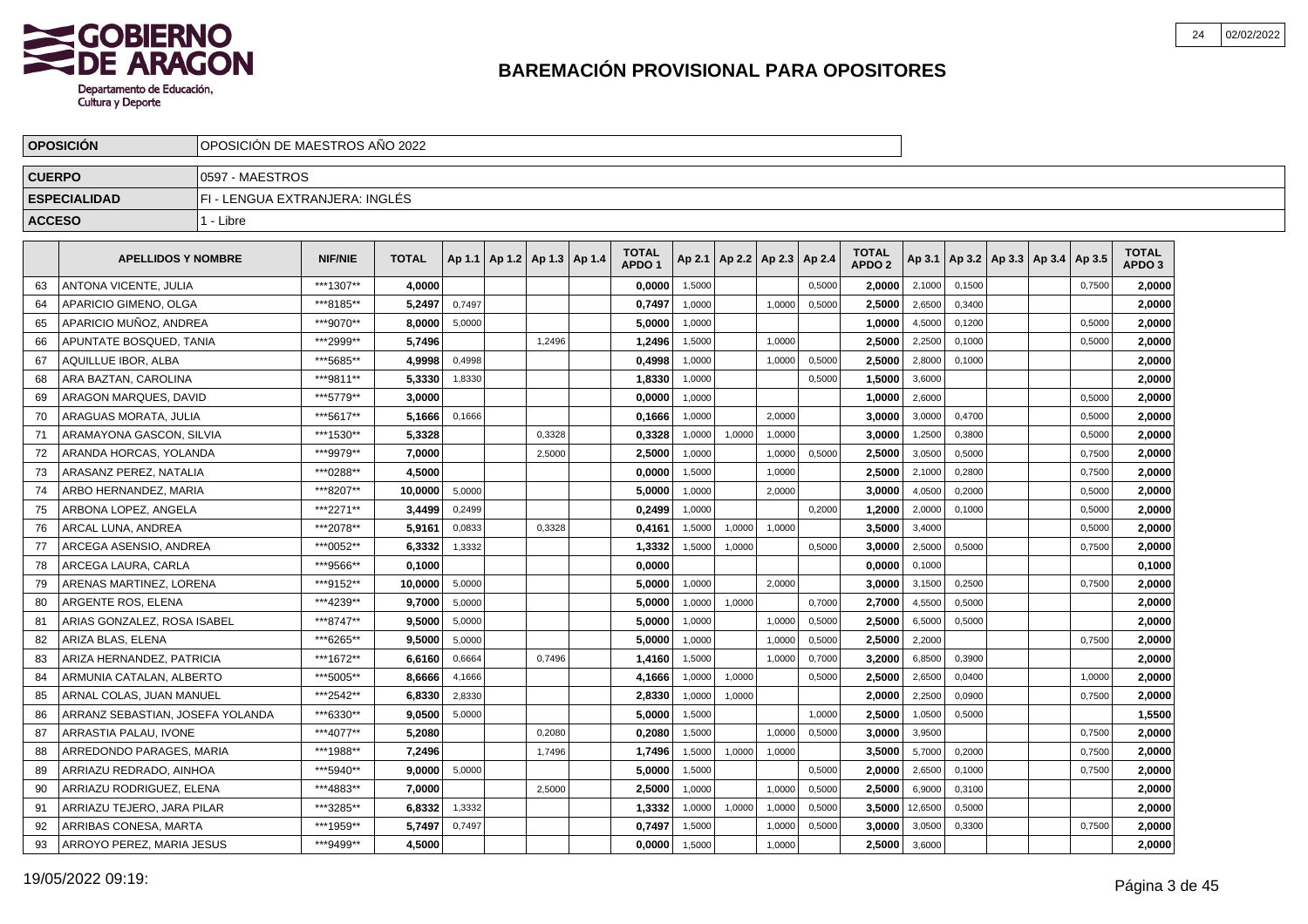# BAREMACIÓN PROVISIONAL PARA OPOSITORES

| | |
|---|---|
| **OPOSICIÓN** | OPOSICIÓN DE MAESTROS AÑO 2022 |
| **CUERPO** | 0597 - MAESTROS |
| **ESPECIALIDAD** | FI - LENGUA EXTRANJERA: INGLÉS |
| **ACCESO** | 1 - Libre |

| | APELLIDOS Y NOMBRE | NIF/NIE | TOTAL | Ap 1.1 | Ap 1.2 | Ap 1.3 | Ap 1.4 | TOTAL APDO 1 | Ap 2.1 | Ap 2.2 | Ap 2.3 | Ap 2.4 | TOTAL APDO 2 | Ap 3.1 | Ap 3.2 | Ap 3.3 | Ap 3.4 | Ap 3.5 | TOTAL APDO 3 |
|---|---|---|---|---|---|---|---|---|---|---|---|---|---|---|---|---|---|---|---|
| 63 | ANTONA VICENTE, JULIA | ***1307** | **4,0000** | | | | | **0,0000** | 1,5000 | | | 0,5000 | **2,0000** | 2,1000 | 0,1500 | | | 0,7500 | **2,0000** |
| 64 | APARICIO GIMENO, OLGA | ***8185** | **5,2497** | 0,7497 | | | | **0,7497** | 1,0000 | | 1,0000 | 0,5000 | **2,5000** | 2,6500 | 0,3400 | | | | **2,0000** |
| 65 | APARICIO MUÑOZ, ANDREA | ***9070** | **8,0000** | 5,0000 | | | | **5,0000** | 1,0000 | | | | **1,0000** | 4,5000 | 0,1200 | | | 0,5000 | **2,0000** |
| 66 | APUNTATE BOSQUED, TANIA | ***2999** | **5,7496** | | | 1,2496 | | **1,2496** | 1,5000 | | 1,0000 | | **2,5000** | 2,2500 | 0,1000 | | | 0,5000 | **2,0000** |
| 67 | AQUILLUE IBOR, ALBA | ***5685** | **4,9998** | 0,4998 | | | | **0,4998** | 1,0000 | | 1,0000 | 0,5000 | **2,5000** | 2,8000 | 0,1000 | | | | **2,0000** |
| 68 | ARA BAZTAN, CAROLINA | ***9811** | **5,3330** | 1,8330 | | | | **1,8330** | 1,0000 | | | 0,5000 | **1,5000** | 3,6000 | | | | | **2,0000** |
| 69 | ARAGON MARQUES, DAVID | ***5779** | **3,0000** | | | | | **0,0000** | 1,0000 | | | | **1,0000** | 2,6000 | | | | 0,5000 | **2,0000** |
| 70 | ARAGUAS MORATA, JULIA | ***5617** | **5,1666** | 0,1666 | | | | **0,1666** | 1,0000 | | 2,0000 | | **3,0000** | 3,0000 | 0,4700 | | | 0,5000 | **2,0000** |
| 71 | ARAMAYONA GASCON, SILVIA | ***1530** | **5,3328** | | | 0,3328 | | **0,3328** | 1,0000 | 1,0000 | 1,0000 | | **3,0000** | 1,2500 | 0,3800 | | | 0,5000 | **2,0000** |
| 72 | ARANDA HORCAS, YOLANDA | ***9979** | **7,0000** | | | 2,5000 | | **2,5000** | 1,0000 | | 1,0000 | 0,5000 | **2,5000** | 3,0500 | 0,5000 | | | 0,7500 | **2,0000** |
| 73 | ARASANZ PEREZ, NATALIA | ***0288** | **4,5000** | | | | | **0,0000** | 1,5000 | | 1,0000 | | **2,5000** | 2,1000 | 0,2800 | | | 0,7500 | **2,0000** |
| 74 | ARBO HERNANDEZ, MARIA | ***8207** | **10,0000** | 5,0000 | | | | **5,0000** | 1,0000 | | 2,0000 | | **3,0000** | 4,0500 | 0,2000 | | | 0,5000 | **2,0000** |
| 75 | ARBONA LOPEZ, ANGELA | ***2271** | **3,4499** | 0,2499 | | | | **0,2499** | 1,0000 | | | 0,2000 | **1,2000** | 2,0000 | 0,1000 | | | 0,5000 | **2,0000** |
| 76 | ARCAL LUNA, ANDREA | ***2078** | **5,9161** | 0,0833 | | 0,3328 | | **0,4161** | 1,5000 | 1,0000 | 1,0000 | | **3,5000** | 3,4000 | | | | 0,5000 | **2,0000** |
| 77 | ARCEGA ASENSIO, ANDREA | ***0052** | **6,3332** | 1,3332 | | | | **1,3332** | 1,5000 | 1,0000 | | 0,5000 | **3,0000** | 2,5000 | 0,5000 | | | 0,7500 | **2,0000** |
| 78 | ARCEGA LAURA, CARLA | ***9566** | **0,1000** | | | | | **0,0000** | | | | | **0,0000** | 0,1000 | | | | | **0,1000** |
| 79 | ARENAS MARTINEZ, LORENA | ***9152** | **10,0000** | 5,0000 | | | | **5,0000** | 1,0000 | | 2,0000 | | **3,0000** | 3,1500 | 0,2500 | | | 0,7500 | **2,0000** |
| 80 | ARGENTE ROS, ELENA | ***4239** | **9,7000** | 5,0000 | | | | **5,0000** | 1,0000 | 1,0000 | | 0,7000 | **2,7000** | 4,5500 | 0,5000 | | | | **2,0000** |
| 81 | ARIAS GONZALEZ, ROSA ISABEL | ***8747** | **9,5000** | 5,0000 | | | | **5,0000** | 1,0000 | | 1,0000 | 0,5000 | **2,5000** | 6,5000 | 0,5000 | | | | **2,0000** |
| 82 | ARIZA BLAS, ELENA | ***6265** | **9,5000** | 5,0000 | | | | **5,0000** | 1,0000 | | 1,0000 | 0,5000 | **2,5000** | 2,2000 | | | | 0,7500 | **2,0000** |
| 83 | ARIZA HERNANDEZ, PATRICIA | ***1672** | **6,6160** | 0,6664 | | 0,7496 | | **1,4160** | 1,5000 | | 1,0000 | 0,7000 | **3,2000** | 6,8500 | 0,3900 | | | | **2,0000** |
| 84 | ARMUNIA CATALAN, ALBERTO | ***5005** | **8,6666** | 4,1666 | | | | **4,1666** | 1,0000 | 1,0000 | | 0,5000 | **2,5000** | 2,6500 | 0,0400 | | | 1,0000 | **2,0000** |
| 85 | ARNAL COLAS, JUAN MANUEL | ***2542** | **6,8330** | 2,8330 | | | | **2,8330** | 1,0000 | 1,0000 | | | **2,0000** | 2,2500 | 0,0900 | | | 0,7500 | **2,0000** |
| 86 | ARRANZ SEBASTIAN, JOSEFA YOLANDA | ***6330** | **9,0500** | 5,0000 | | | | **5,0000** | 1,5000 | | | 1,0000 | **2,5000** | 1,0500 | 0,5000 | | | | **1,5500** |
| 87 | ARRASTIA PALAU, IVONE | ***4077** | **5,2080** | | | 0,2080 | | **0,2080** | 1,5000 | | 1,0000 | 0,5000 | **3,0000** | 3,9500 | | | | 0,7500 | **2,0000** |
| 88 | ARREDONDO PARAGES, MARIA | ***1988** | **7,2496** | | | 1,7496 | | **1,7496** | 1,5000 | 1,0000 | 1,0000 | | **3,5000** | 5,7000 | 0,2000 | | | 0,7500 | **2,0000** |
| 89 | ARRIAZU REDRADO, AINHOA | ***5940** | **9,0000** | 5,0000 | | | | **5,0000** | 1,5000 | | | 0,5000 | **2,0000** | 2,6500 | 0,1000 | | | 0,7500 | **2,0000** |
| 90 | ARRIAZU RODRIGUEZ, ELENA | ***4883** | **7,0000** | | | 2,5000 | | **2,5000** | 1,0000 | | 1,0000 | 0,5000 | **2,5000** | 6,9000 | 0,3100 | | | | **2,0000** |
| 91 | ARRIAZU TEJERO, JARA PILAR | ***3285** | **6,8332** | 1,3332 | | | | **1,3332** | 1,0000 | 1,0000 | 1,0000 | 0,5000 | **3,5000** | 12,6500 | 0,5000 | | | | **2,0000** |
| 92 | ARRIBAS CONESA, MARTA | ***1959** | **5,7497** | 0,7497 | | | | **0,7497** | 1,5000 | | 1,0000 | 0,5000 | **3,0000** | 3,0500 | 0,3300 | | | 0,7500 | **2,0000** |
| 93 | ARROYO PEREZ, MARIA JESUS | ***9499** | **4,5000** | | | | | **0,0000** | 1,5000 | | 1,0000 | | **2,5000** | 3,6000 | | | | | **2,0000** |

19/05/2022 09:19: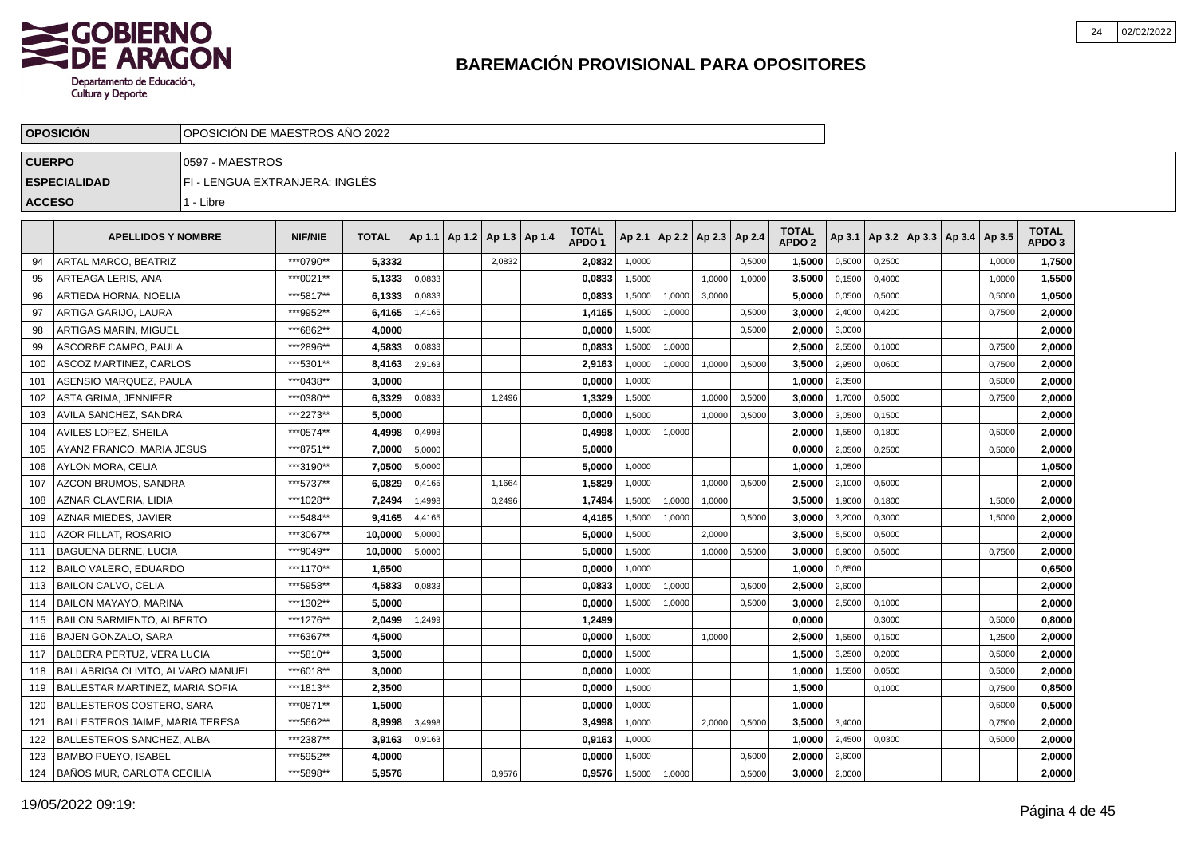# BAREMACIÓN PROVISIONAL PARA OPOSITORES

| OPOSICIÓN | OPOSICIÓN DE MAESTROS AÑO 2022 |
|---|---|
| CUERPO | 0597 - MAESTROS |
| ESPECIALIDAD | FI - LENGUA EXTRANJERA: INGLÉS |
| ACCESO | 1 - Libre |

| | APELLIDOS Y NOMBRE | NIF/NIE | TOTAL | Ap 1.1 | Ap 1.2 | Ap 1.3 | Ap 1.4 | TOTAL APDO 1 | Ap 2.1 | Ap 2.2 | Ap 2.3 | Ap 2.4 | TOTAL APDO 2 | Ap 3.1 | Ap 3.2 | Ap 3.3 | Ap 3.4 | Ap 3.5 | TOTAL APDO 3 |
|---|---|---|---|---|---|---|---|---|---|---|---|---|---|---|---|---|---|---|---|
| 94 | ARTAL MARCO, BEATRIZ | ***0790** | 5,3332 | | | 2,0832 | | 2,0832 | 1,0000 | | | 0,5000 | 1,5000 | 0,5000 | 0,2500 | | | 1,0000 | 1,7500 |
| 95 | ARTEAGA LERIS, ANA | ***0021** | 5,1333 | 0,0833 | | | | 0,0833 | 1,5000 | | 1,0000 | 1,0000 | 3,5000 | 0,1500 | 0,4000 | | | 1,0000 | 1,5500 |
| 96 | ARTIEDA HORNA, NOELIA | ***5817** | 6,1333 | 0,0833 | | | | 0,0833 | 1,5000 | 1,0000 | 3,0000 | | 5,0000 | 0,0500 | 0,5000 | | | 0,5000 | 1,0500 |
| 97 | ARTIGA GARIJO, LAURA | ***9952** | 6,4165 | 1,4165 | | | | 1,4165 | 1,5000 | 1,0000 | | 0,5000 | 3,0000 | 2,4000 | 0,4200 | | | 0,7500 | 2,0000 |
| 98 | ARTIGAS MARIN, MIGUEL | ***6862** | 4,0000 | | | | | 0,0000 | 1,5000 | | | 0,5000 | 2,0000 | 3,0000 | | | | | 2,0000 |
| 99 | ASCORBE CAMPO, PAULA | ***2896** | 4,5833 | 0,0833 | | | | 0,0833 | 1,5000 | 1,0000 | | | 2,5000 | 2,5500 | 0,1000 | | | 0,7500 | 2,0000 |
| 100 | ASCOZ MARTINEZ, CARLOS | ***5301** | 8,4163 | 2,9163 | | | | 2,9163 | 1,0000 | 1,0000 | 1,0000 | 0,5000 | 3,5000 | 2,9500 | 0,0600 | | | 0,7500 | 2,0000 |
| 101 | ASENSIO MARQUEZ, PAULA | ***0438** | 3,0000 | | | | | 0,0000 | 1,0000 | | | | 1,0000 | 2,3500 | | | | 0,5000 | 2,0000 |
| 102 | ASTA GRIMA, JENNIFER | ***0380** | 6,3329 | 0,0833 | | 1,2496 | | 1,3329 | 1,5000 | | 1,0000 | 0,5000 | 3,0000 | 1,7000 | 0,5000 | | | 0,7500 | 2,0000 |
| 103 | AVILA SANCHEZ, SANDRA | ***2273** | 5,0000 | | | | | 0,0000 | 1,5000 | | 1,0000 | 0,5000 | 3,0000 | 3,0500 | 0,1500 | | | | 2,0000 |
| 104 | AVILES LOPEZ, SHEILA | ***0574** | 4,4998 | 0,4998 | | | | 0,4998 | 1,0000 | 1,0000 | | | 2,0000 | 1,5500 | 0,1800 | | | 0,5000 | 2,0000 |
| 105 | AYANZ FRANCO, MARIA JESUS | ***8751** | 7,0000 | 5,0000 | | | | 5,0000 | | | | | 0,0000 | 2,0500 | 0,2500 | | | 0,5000 | 2,0000 |
| 106 | AYLON MORA, CELIA | ***3190** | 7,0500 | 5,0000 | | | | 5,0000 | 1,0000 | | | | 1,0000 | 1,0500 | | | | | 1,0500 |
| 107 | AZCON BRUMOS, SANDRA | ***5737** | 6,0829 | 0,4165 | | 1,1664 | | 1,5829 | 1,0000 | | 1,0000 | 0,5000 | 2,5000 | 2,1000 | 0,5000 | | | | 2,0000 |
| 108 | AZNAR CLAVERIA, LIDIA | ***1028** | 7,2494 | 1,4998 | | 0,2496 | | 1,7494 | 1,5000 | 1,0000 | 1,0000 | | 3,5000 | 1,9000 | 0,1800 | | | 1,5000 | 2,0000 |
| 109 | AZNAR MIEDES, JAVIER | ***5484** | 9,4165 | 4,4165 | | | | 4,4165 | 1,5000 | 1,0000 | | 0,5000 | 3,0000 | 3,2000 | 0,3000 | | | 1,5000 | 2,0000 |
| 110 | AZOR FILLAT, ROSARIO | ***3067** | 10,0000 | 5,0000 | | | | 5,0000 | 1,5000 | | 2,0000 | | 3,5000 | 5,5000 | 0,5000 | | | | 2,0000 |
| 111 | BAGUENA BERNE, LUCIA | ***9049** | 10,0000 | 5,0000 | | | | 5,0000 | 1,5000 | | 1,0000 | 0,5000 | 3,0000 | 6,9000 | 0,5000 | | | 0,7500 | 2,0000 |
| 112 | BAILO VALERO, EDUARDO | ***1170** | 1,6500 | | | | | 0,0000 | 1,0000 | | | | 1,0000 | 0,6500 | | | | | 0,6500 |
| 113 | BAILON CALVO, CELIA | ***5958** | 4,5833 | 0,0833 | | | | 0,0833 | 1,0000 | 1,0000 | | 0,5000 | 2,5000 | 2,6000 | | | | | 2,0000 |
| 114 | BAILON MAYAYO, MARINA | ***1302** | 5,0000 | | | | | 0,0000 | 1,5000 | 1,0000 | | 0,5000 | 3,0000 | 2,5000 | 0,1000 | | | | 2,0000 |
| 115 | BAILON SARMIENTO, ALBERTO | ***1276** | 2,0499 | 1,2499 | | | | 1,2499 | | | | | 0,0000 | | 0,3000 | | | 0,5000 | 0,8000 |
| 116 | BAJEN GONZALO, SARA | ***6367** | 4,5000 | | | | | 0,0000 | 1,5000 | | 1,0000 | | 2,5000 | 1,5500 | 0,1500 | | | 1,2500 | 2,0000 |
| 117 | BALBERA PERTUZ, VERA LUCIA | ***5810** | 3,5000 | | | | | 0,0000 | 1,5000 | | | | 1,5000 | 3,2500 | 0,2000 | | | 0,5000 | 2,0000 |
| 118 | BALLABRIGA OLIVITO, ALVARO MANUEL | ***6018** | 3,0000 | | | | | 0,0000 | 1,0000 | | | | 1,0000 | 1,5500 | 0,0500 | | | 0,5000 | 2,0000 |
| 119 | BALLESTAR MARTINEZ, MARIA SOFIA | ***1813** | 2,3500 | | | | | 0,0000 | 1,5000 | | | | 1,5000 | | 0,1000 | | | 0,7500 | 0,8500 |
| 120 | BALLESTEROS COSTERO, SARA | ***0871** | 1,5000 | | | | | 0,0000 | 1,0000 | | | | 1,0000 | | | | | 0,5000 | 0,5000 |
| 121 | BALLESTEROS JAIME, MARIA TERESA | ***5662** | 8,9998 | 3,4998 | | | | 3,4998 | 1,0000 | | 2,0000 | 0,5000 | 3,5000 | 3,4000 | | | | 0,7500 | 2,0000 |
| 122 | BALLESTEROS SANCHEZ, ALBA | ***2387** | 3,9163 | 0,9163 | | | | 0,9163 | 1,0000 | | | | 1,0000 | 2,4500 | 0,0300 | | | 0,5000 | 2,0000 |
| 123 | BAMBO PUEYO, ISABEL | ***5952** | 4,0000 | | | | | 0,0000 | 1,5000 | | | 0,5000 | 2,0000 | 2,6000 | | | | | 2,0000 |
| 124 | BAÑOS MUR, CARLOTA CECILIA | ***5898** | 5,9576 | | | 0,9576 | | 0,9576 | 1,5000 | 1,0000 | | 0,5000 | 3,0000 | 2,0000 | | | | | 2,0000 |

19/05/2022 09:19: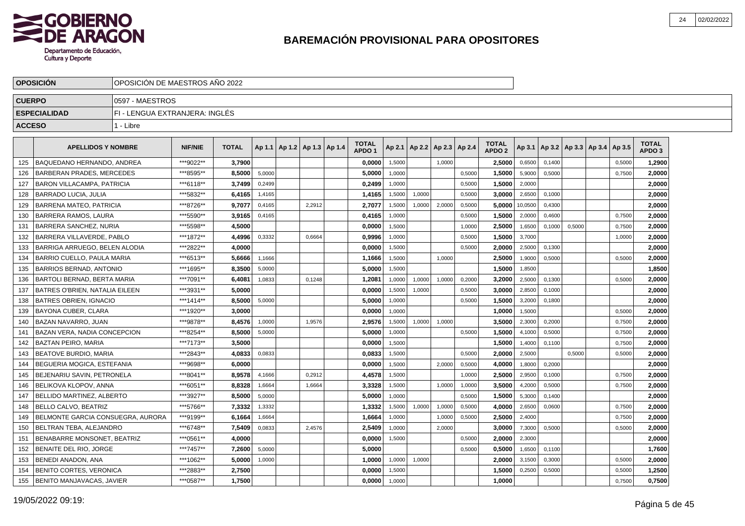# BAREMACIÓN PROVISIONAL PARA OPOSITORES

| OPOSICIÓN | OPOSICIÓN DE MAESTROS AÑO 2022 |
|---|---|
| CUERPO | 0597 - MAESTROS |
| ESPECIALIDAD | FI - LENGUA EXTRANJERA: INGLÉS |
| ACCESO | 1 - Libre |

| | APELLIDOS Y NOMBRE | NIF/NIE | TOTAL | Ap 1.1 | Ap 1.2 | Ap 1.3 | Ap 1.4 | TOTAL APDO 1 | Ap 2.1 | Ap 2.2 | Ap 2.3 | Ap 2.4 | TOTAL APDO 2 | Ap 3.1 | Ap 3.2 | Ap 3.3 | Ap 3.4 | Ap 3.5 | TOTAL APDO 3 |
|---|---|---|---|---|---|---|---|---|---|---|---|---|---|---|---|---|---|---|---|
| 125 | BAQUEDANO HERNANDO, ANDREA | ***9022** | 3,7900 | | | | | 0,0000 | 1,5000 | | 1,0000 | | 2,5000 | 0,6500 | 0,1400 | | | 0,5000 | 1,2900 |
| 126 | BARBERAN PRADES, MERCEDES | ***8595** | 8,5000 | 5,0000 | | | | 5,0000 | 1,0000 | | | 0,5000 | 1,5000 | 5,9000 | 0,5000 | | | 0,7500 | 2,0000 |
| 127 | BARON VILLACAMPA, PATRICIA | ***6118** | 3,7499 | 0,2499 | | | | 0,2499 | 1,0000 | | | 0,5000 | 1,5000 | 2,0000 | | | | | 2,0000 |
| 128 | BARRADO LUCIA, JULIA | ***5832** | 6,4165 | 1,4165 | | | | 1,4165 | 1,5000 | 1,0000 | | 0,5000 | 3,0000 | 2,6500 | 0,1000 | | | | 2,0000 |
| 129 | BARRENA MATEO, PATRICIA | ***8726** | 9,7077 | 0,4165 | | 2,2912 | | 2,7077 | 1,5000 | 1,0000 | 2,0000 | 0,5000 | 5,0000 | 10,0500 | 0,4300 | | | | 2,0000 |
| 130 | BARRERA RAMOS, LAURA | ***5590** | 3,9165 | 0,4165 | | | | 0,4165 | 1,0000 | | | 0,5000 | 1,5000 | 2,0000 | 0,4600 | | | 0,7500 | 2,0000 |
| 131 | BARRERA SANCHEZ, NURIA | ***5598** | 4,5000 | | | | | 0,0000 | 1,5000 | | | 1,0000 | 2,5000 | 1,6500 | 0,1000 | 0,5000 | | 0,7500 | 2,0000 |
| 132 | BARRERA VILLAVERDE, PABLO | ***1872** | 4,4996 | 0,3332 | | 0,6664 | | 0,9996 | 1,0000 | | | 0,5000 | 1,5000 | 3,7000 | | | | 1,0000 | 2,0000 |
| 133 | BARRIGA ARRUEGO, BELEN ALODIA | ***2822** | 4,0000 | | | | | 0,0000 | 1,5000 | | | 0,5000 | 2,0000 | 2,5000 | 0,1300 | | | | 2,0000 |
| 134 | BARRIO CUELLO, PAULA MARIA | ***6513** | 5,6666 | 1,1666 | | | | 1,1666 | 1,5000 | | 1,0000 | | 2,5000 | 1,9000 | 0,5000 | | | 0,5000 | 2,0000 |
| 135 | BARRIOS BERNAD, ANTONIO | ***1695** | 8,3500 | 5,0000 | | | | 5,0000 | 1,5000 | | | | 1,5000 | 1,8500 | | | | | 1,8500 |
| 136 | BARTOLI BERNAD, BERTA MARIA | ***7091** | 6,4081 | 1,0833 | | 0,1248 | | 1,2081 | 1,0000 | 1,0000 | 1,0000 | 0,2000 | 3,2000 | 2,5000 | 0,1300 | | | 0,5000 | 2,0000 |
| 137 | BATRES O'BRIEN, NATALIA EILEEN | ***3931** | 5,0000 | | | | | 0,0000 | 1,5000 | 1,0000 | | 0,5000 | 3,0000 | 2,8500 | 0,1000 | | | | 2,0000 |
| 138 | BATRES OBRIEN, IGNACIO | ***1414** | 8,5000 | 5,0000 | | | | 5,0000 | 1,0000 | | | 0,5000 | 1,5000 | 3,2000 | 0,1800 | | | | 2,0000 |
| 139 | BAYONA CUBER, CLARA | ***1920** | 3,0000 | | | | | 0,0000 | 1,0000 | | | | 1,0000 | 1,5000 | | | | 0,5000 | 2,0000 |
| 140 | BAZAN NAVARRO, JUAN | ***9878** | 8,4576 | 1,0000 | | 1,9576 | | 2,9576 | 1,5000 | 1,0000 | 1,0000 | | 3,5000 | 2,3000 | 0,2000 | | | 0,7500 | 2,0000 |
| 141 | BAZAN VERA, NADIA CONCEPCION | ***8254** | 8,5000 | 5,0000 | | | | 5,0000 | 1,0000 | | | 0,5000 | 1,5000 | 4,1000 | 0,5000 | | | 0,7500 | 2,0000 |
| 142 | BAZTAN PEIRO, MARIA | ***7173** | 3,5000 | | | | | 0,0000 | 1,5000 | | | | 1,5000 | 1,4000 | 0,1100 | | | 0,7500 | 2,0000 |
| 143 | BEATOVE BURDIO, MARIA | ***2843** | 4,0833 | 0,0833 | | | | 0,0833 | 1,5000 | | | 0,5000 | 2,0000 | 2,5000 | | 0,5000 | | 0,5000 | 2,0000 |
| 144 | BEGUERIA MOGICA, ESTEFANIA | ***9698** | 6,0000 | | | | | 0,0000 | 1,5000 | | 2,0000 | 0,5000 | 4,0000 | 1,8000 | 0,2000 | | | | 2,0000 |
| 145 | BEJENARIU SAVIN, PETRONELA | ***8041** | 8,9578 | 4,1666 | | 0,2912 | | 4,4578 | 1,5000 | | | 1,0000 | 2,5000 | 2,9500 | 0,1000 | | | 0,7500 | 2,0000 |
| 146 | BELIKOVA KLOPOV, ANNA | ***6051** | 8,8328 | 1,6664 | | 1,6664 | | 3,3328 | 1,5000 | | 1,0000 | 1,0000 | 3,5000 | 4,2000 | 0,5000 | | | 0,7500 | 2,0000 |
| 147 | BELLIDO MARTINEZ, ALBERTO | ***3927** | 8,5000 | 5,0000 | | | | 5,0000 | 1,0000 | | | 0,5000 | 1,5000 | 5,3000 | 0,1400 | | | | 2,0000 |
| 148 | BELLO CALVO, BEATRIZ | ***5766** | 7,3332 | 1,3332 | | | | 1,3332 | 1,5000 | 1,0000 | 1,0000 | 0,5000 | 4,0000 | 2,6500 | 0,0600 | | | 0,7500 | 2,0000 |
| 149 | BELMONTE GARCIA CONSUEGRA, AURORA | ***9199** | 6,1664 | 1,6664 | | | | 1,6664 | 1,0000 | | 1,0000 | 0,5000 | 2,5000 | 2,4000 | | | | 0,7500 | 2,0000 |
| 150 | BELTRAN TEBA, ALEJANDRO | ***6748** | 7,5409 | 0,0833 | | 2,4576 | | 2,5409 | 1,0000 | | 2,0000 | | 3,0000 | 7,3000 | 0,5000 | | | 0,5000 | 2,0000 |
| 151 | BENABARRE MONSONET, BEATRIZ | ***0561** | 4,0000 | | | | | 0,0000 | 1,5000 | | | 0,5000 | 2,0000 | 2,3000 | | | | | 2,0000 |
| 152 | BENAITE DEL RIO, JORGE | ***7457** | 7,2600 | 5,0000 | | | | 5,0000 | | | | 0,5000 | 0,5000 | 1,6500 | 0,1100 | | | | 1,7600 |
| 153 | BENEDI ANADON, ANA | ***1062** | 5,0000 | 1,0000 | | | | 1,0000 | 1,0000 | 1,0000 | | | 2,0000 | 3,1500 | 0,3000 | | | 0,5000 | 2,0000 |
| 154 | BENITO CORTES, VERONICA | ***2883** | 2,7500 | | | | | 0,0000 | 1,5000 | | | | 1,5000 | 0,2500 | 0,5000 | | | 0,5000 | 1,2500 |
| 155 | BENITO MANJAVACAS, JAVIER | ***0587** | 1,7500 | | | | | 0,0000 | 1,0000 | | | | 1,0000 | | | | | 0,7500 | 0,7500 |

19/05/2022 09:19: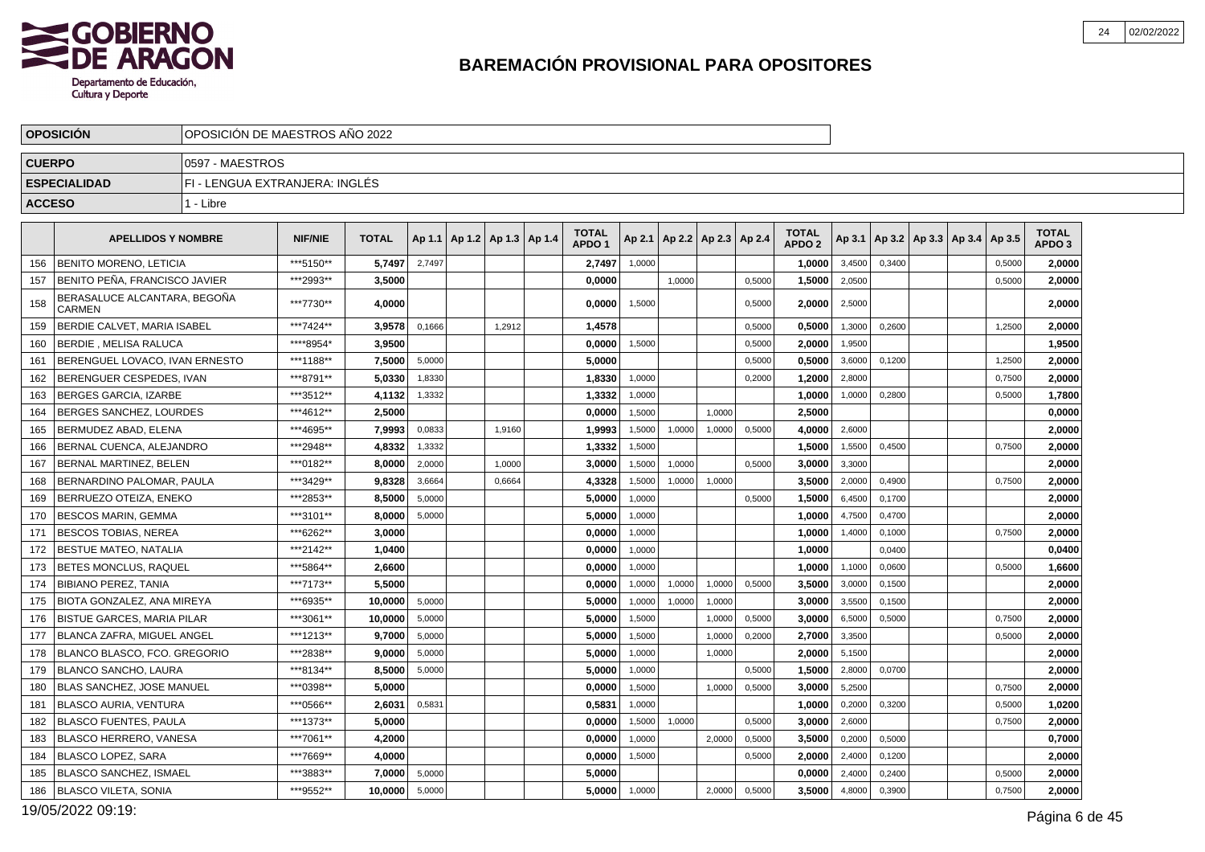# BAREMACIÓN PROVISIONAL PARA OPOSITORES

| | |
|---|---|
| **OPOSICIÓN** | OPOSICIÓN DE MAESTROS AÑO 2022 |
| **CUERPO** | 0597 - MAESTROS |
| **ESPECIALIDAD** | FI - LENGUA EXTRANJERA: INGLÉS |
| **ACCESO** | 1 - Libre |

| | APELLIDOS Y NOMBRE | NIF/NIE | TOTAL | Ap 1.1 | Ap 1.2 | Ap 1.3 | Ap 1.4 | TOTAL APDO 1 | Ap 2.1 | Ap 2.2 | Ap 2.3 | Ap 2.4 | TOTAL APDO 2 | Ap 3.1 | Ap 3.2 | Ap 3.3 | Ap 3.4 | Ap 3.5 | TOTAL APDO 3 |
|---|---|---|---|---|---|---|---|---|---|---|---|---|---|---|---|---|---|---|---|
| 156 | BENITO MORENO, LETICIA | ***5150** | 5,7497 | 2,7497 | | | | 2,7497 | 1,0000 | | | | 1,0000 | 3,4500 | 0,3400 | | | 0,5000 | 2,0000 |
| 157 | BENITO PEÑA, FRANCISCO JAVIER | ***2993** | 3,5000 | | | | | 0,0000 | | 1,0000 | | 0,5000 | 1,5000 | 2,0500 | | | | 0,5000 | 2,0000 |
| 158 | BERASALUCE ALCANTARA, BEGOÑA CARMEN | ***7730** | 4,0000 | | | | | 0,0000 | 1,5000 | | | 0,5000 | 2,0000 | 2,5000 | | | | | 2,0000 |
| 159 | BERDIE CALVET, MARIA ISABEL | ***7424** | 3,9578 | 0,1666 | | 1,2912 | | 1,4578 | | | | 0,5000 | 0,5000 | 1,3000 | 0,2600 | | | 1,2500 | 2,0000 |
| 160 | BERDIE , MELISA RALUCA | ****8954* | 3,9500 | | | | | 0,0000 | 1,5000 | | | 0,5000 | 2,0000 | 1,9500 | | | | | 1,9500 |
| 161 | BERENGUEL LOVACO, IVAN ERNESTO | ***1188** | 7,5000 | 5,0000 | | | | 5,0000 | | | | 0,5000 | 0,5000 | 3,6000 | 0,1200 | | | 1,2500 | 2,0000 |
| 162 | BERENGUER CESPEDES, IVAN | ***8791** | 5,0330 | 1,8330 | | | | 1,8330 | 1,0000 | | | 0,2000 | 1,2000 | 2,8000 | | | | 0,7500 | 2,0000 |
| 163 | BERGES GARCIA, IZARBE | ***3512** | 4,1132 | 1,3332 | | | | 1,3332 | 1,0000 | | | | 1,0000 | 1,0000 | 0,2800 | | | 0,5000 | 1,7800 |
| 164 | BERGES SANCHEZ, LOURDES | ***4612** | 2,5000 | | | | | 0,0000 | 1,5000 | | 1,0000 | | 2,5000 | | | | | | 0,0000 |
| 165 | BERMUDEZ ABAD, ELENA | ***4695** | 7,9993 | 0,0833 | | 1,9160 | | 1,9993 | 1,5000 | 1,0000 | 1,0000 | 0,5000 | 4,0000 | 2,6000 | | | | | 2,0000 |
| 166 | BERNAL CUENCA, ALEJANDRO | ***2948** | 4,8332 | 1,3332 | | | | 1,3332 | 1,5000 | | | | 1,5000 | 1,5500 | 0,4500 | | | 0,7500 | 2,0000 |
| 167 | BERNAL MARTINEZ, BELEN | ***0182** | 8,0000 | 2,0000 | | 1,0000 | | 3,0000 | 1,5000 | 1,0000 | | 0,5000 | 3,0000 | 3,3000 | | | | | 2,0000 |
| 168 | BERNARDINO PALOMAR, PAULA | ***3429** | 9,8328 | 3,6664 | | 0,6664 | | 4,3328 | 1,5000 | 1,0000 | 1,0000 | | 3,5000 | 2,0000 | 0,4900 | | | 0,7500 | 2,0000 |
| 169 | BERRUEZO OTEIZA, ENEKO | ***2853** | 8,5000 | 5,0000 | | | | 5,0000 | 1,0000 | | | 0,5000 | 1,5000 | 6,4500 | 0,1700 | | | | 2,0000 |
| 170 | BESCOS MARIN, GEMMA | ***3101** | 8,0000 | 5,0000 | | | | 5,0000 | 1,0000 | | | | 1,0000 | 4,7500 | 0,4700 | | | | 2,0000 |
| 171 | BESCOS TOBIAS, NEREA | ***6262** | 3,0000 | | | | | 0,0000 | 1,0000 | | | | 1,0000 | 1,4000 | 0,1000 | | | 0,7500 | 2,0000 |
| 172 | BESTUE MATEO, NATALIA | ***2142** | 1,0400 | | | | | 0,0000 | 1,0000 | | | | 1,0000 | | 0,0400 | | | | 0,0400 |
| 173 | BETES MONCLUS, RAQUEL | ***5864** | 2,6600 | | | | | 0,0000 | 1,0000 | | | | 1,0000 | 1,1000 | 0,0600 | | | 0,5000 | 1,6600 |
| 174 | BIBIANO PEREZ, TANIA | ***7173** | 5,5000 | | | | | 0,0000 | 1,0000 | 1,0000 | 1,0000 | 0,5000 | 3,5000 | 3,0000 | 0,1500 | | | | 2,0000 |
| 175 | BIOTA GONZALEZ, ANA MIREYA | ***6935** | 10,0000 | 5,0000 | | | | 5,0000 | 1,0000 | 1,0000 | 1,0000 | | 3,0000 | 3,5500 | 0,1500 | | | | 2,0000 |
| 176 | BISTUE GARCES, MARIA PILAR | ***3061** | 10,0000 | 5,0000 | | | | 5,0000 | 1,5000 | | 1,0000 | 0,5000 | 3,0000 | 6,5000 | 0,5000 | | | 0,7500 | 2,0000 |
| 177 | BLANCA ZAFRA, MIGUEL ANGEL | ***1213** | 9,7000 | 5,0000 | | | | 5,0000 | 1,5000 | | 1,0000 | 0,2000 | 2,7000 | 3,3500 | | | | 0,5000 | 2,0000 |
| 178 | BLANCO BLASCO, FCO. GREGORIO | ***2838** | 9,0000 | 5,0000 | | | | 5,0000 | 1,0000 | | 1,0000 | | 2,0000 | 5,1500 | | | | | 2,0000 |
| 179 | BLANCO SANCHO, LAURA | ***8134** | 8,5000 | 5,0000 | | | | 5,0000 | 1,0000 | | | 0,5000 | 1,5000 | 2,8000 | 0,0700 | | | | 2,0000 |
| 180 | BLAS SANCHEZ, JOSE MANUEL | ***0398** | 5,0000 | | | | | 0,0000 | 1,5000 | | 1,0000 | 0,5000 | 3,0000 | 5,2500 | | | | 0,7500 | 2,0000 |
| 181 | BLASCO AURIA, VENTURA | ***0566** | 2,6031 | 0,5831 | | | | 0,5831 | 1,0000 | | | | 1,0000 | 0,2000 | 0,3200 | | | 0,5000 | 1,0200 |
| 182 | BLASCO FUENTES, PAULA | ***1373** | 5,0000 | | | | | 0,0000 | 1,5000 | 1,0000 | | 0,5000 | 3,0000 | 2,6000 | | | | 0,7500 | 2,0000 |
| 183 | BLASCO HERRERO, VANESA | ***7061** | 4,2000 | | | | | 0,0000 | 1,0000 | | 2,0000 | 0,5000 | 3,5000 | 0,2000 | 0,5000 | | | | 0,7000 |
| 184 | BLASCO LOPEZ, SARA | ***7669** | 4,0000 | | | | | 0,0000 | 1,5000 | | | 0,5000 | 2,0000 | 2,4000 | 0,1200 | | | | 2,0000 |
| 185 | BLASCO SANCHEZ, ISMAEL | ***3883** | 7,0000 | 5,0000 | | | | 5,0000 | | | | | 0,0000 | 2,4000 | 0,2400 | | | 0,5000 | 2,0000 |
| 186 | BLASCO VILETA, SONIA | ***9552** | 10,0000 | 5,0000 | | | | 5,0000 | 1,0000 | | 2,0000 | 0,5000 | 3,5000 | 4,8000 | 0,3900 | | | 0,7500 | 2,0000 |

19/05/2022 09:19: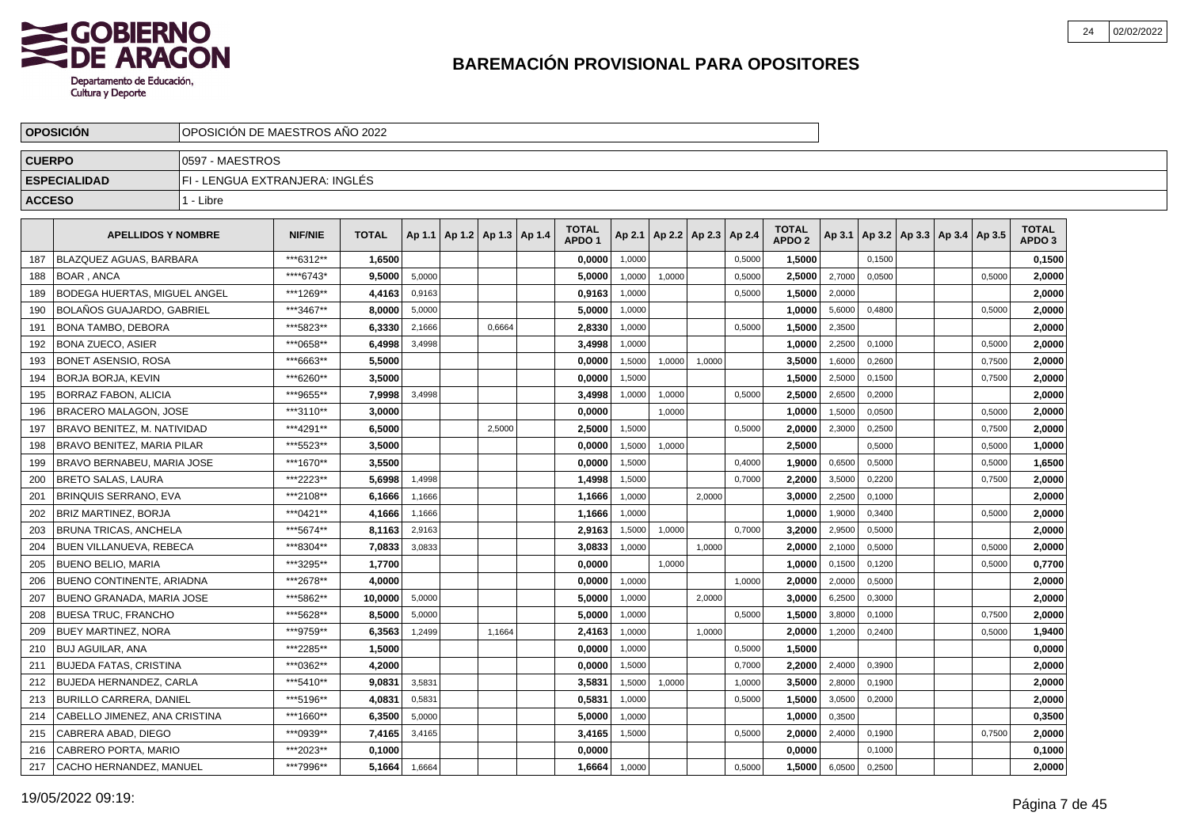# BAREMACIÓN PROVISIONAL PARA OPOSITORES

| | |
|---|---|
| **OPOSICIÓN** | OPOSICIÓN DE MAESTROS AÑO 2022 |
| **CUERPO** | 0597 - MAESTROS |
| **ESPECIALIDAD** | FI - LENGUA EXTRANJERA: INGLÉS |
| **ACCESO** | 1 - Libre |

| | APELLIDOS Y NOMBRE | NIF/NIE | TOTAL | Ap 1.1 | Ap 1.2 | Ap 1.3 | Ap 1.4 | TOTAL APDO 1 | Ap 2.1 | Ap 2.2 | Ap 2.3 | Ap 2.4 | TOTAL APDO 2 | Ap 3.1 | Ap 3.2 | Ap 3.3 | Ap 3.4 | Ap 3.5 | TOTAL APDO 3 |
|---|---|---|---|---|---|---|---|---|---|---|---|---|---|---|---|---|---|---|---|
| 187 | BLAZQUEZ AGUAS, BARBARA | ***6312** | **1,6500** | | | | | **0,0000** | 1,0000 | | | 0,5000 | **1,5000** | | 0,1500 | | | | **0,1500** |
| 188 | BOAR , ANCA | ****6743* | **9,5000** | 5,0000 | | | | **5,0000** | 1,0000 | 1,0000 | | 0,5000 | **2,5000** | 2,7000 | 0,0500 | | | 0,5000 | **2,0000** |
| 189 | BODEGA HUERTAS, MIGUEL ANGEL | ***1269** | **4,4163** | 0,9163 | | | | **0,9163** | 1,0000 | | | 0,5000 | **1,5000** | 2,0000 | | | | | **2,0000** |
| 190 | BOLAÑOS GUAJARDO, GABRIEL | ***3467** | **8,0000** | 5,0000 | | | | **5,0000** | 1,0000 | | | | **1,0000** | 5,6000 | 0,4800 | | | 0,5000 | **2,0000** |
| 191 | BONA TAMBO, DEBORA | ***5823** | **6,3330** | 2,1666 | | 0,6664 | | **2,8330** | 1,0000 | | | 0,5000 | **1,5000** | 2,3500 | | | | | **2,0000** |
| 192 | BONA ZUECO, ASIER | ***0658** | **6,4998** | 3,4998 | | | | **3,4998** | 1,0000 | | | | **1,0000** | 2,2500 | 0,1000 | | | 0,5000 | **2,0000** |
| 193 | BONET ASENSIO, ROSA | ***6663** | **5,5000** | | | | | **0,0000** | 1,5000 | 1,0000 | 1,0000 | | **3,5000** | 1,6000 | 0,2600 | | | 0,7500 | **2,0000** |
| 194 | BORJA BORJA, KEVIN | ***6260** | **3,5000** | | | | | **0,0000** | 1,5000 | | | | **1,5000** | 2,5000 | 0,1500 | | | 0,7500 | **2,0000** |
| 195 | BORRAZ FABON, ALICIA | ***9655** | **7,9998** | 3,4998 | | | | **3,4998** | 1,0000 | 1,0000 | | 0,5000 | **2,5000** | 2,6500 | 0,2000 | | | | **2,0000** |
| 196 | BRACERO MALAGON, JOSE | ***3110** | **3,0000** | | | | | **0,0000** | | 1,0000 | | | **1,0000** | 1,5000 | 0,0500 | | | 0,5000 | **2,0000** |
| 197 | BRAVO BENITEZ, M. NATIVIDAD | ***4291** | **6,5000** | | | 2,5000 | | **2,5000** | 1,5000 | | | 0,5000 | **2,0000** | 2,3000 | 0,2500 | | | 0,7500 | **2,0000** |
| 198 | BRAVO BENITEZ, MARIA PILAR | ***5523** | **3,5000** | | | | | **0,0000** | 1,5000 | 1,0000 | | | **2,5000** | | 0,5000 | | | 0,5000 | **1,0000** |
| 199 | BRAVO BERNABEU, MARIA JOSE | ***1670** | **3,5500** | | | | | **0,0000** | 1,5000 | | | 0,4000 | **1,9000** | 0,6500 | 0,5000 | | | 0,5000 | **1,6500** |
| 200 | BRETO SALAS, LAURA | ***2223** | **5,6998** | 1,4998 | | | | **1,4998** | 1,5000 | | | 0,7000 | **2,2000** | 3,5000 | 0,2200 | | | 0,7500 | **2,0000** |
| 201 | BRINQUIS SERRANO, EVA | ***2108** | **6,1666** | 1,1666 | | | | **1,1666** | 1,0000 | | 2,0000 | | **3,0000** | 2,2500 | 0,1000 | | | | **2,0000** |
| 202 | BRIZ MARTINEZ, BORJA | ***0421** | **4,1666** | 1,1666 | | | | **1,1666** | 1,0000 | | | | **1,0000** | 1,9000 | 0,3400 | | | 0,5000 | **2,0000** |
| 203 | BRUNA TRICAS, ANCHELA | ***5674** | **8,1163** | 2,9163 | | | | **2,9163** | 1,5000 | 1,0000 | | 0,7000 | **3,2000** | 2,9500 | 0,5000 | | | | **2,0000** |
| 204 | BUEN VILLANUEVA, REBECA | ***8304** | **7,0833** | 3,0833 | | | | **3,0833** | 1,0000 | | 1,0000 | | **2,0000** | 2,1000 | 0,5000 | | | 0,5000 | **2,0000** |
| 205 | BUENO BELIO, MARIA | ***3295** | **1,7700** | | | | | **0,0000** | | 1,0000 | | | **1,0000** | 0,1500 | 0,1200 | | | 0,5000 | **0,7700** |
| 206 | BUENO CONTINENTE, ARIADNA | ***2678** | **4,0000** | | | | | **0,0000** | 1,0000 | | | 1,0000 | **2,0000** | 2,0000 | 0,5000 | | | | **2,0000** |
| 207 | BUENO GRANADA, MARIA JOSE | ***5862** | **10,0000** | 5,0000 | | | | **5,0000** | 1,0000 | | 2,0000 | | **3,0000** | 6,2500 | 0,3000 | | | | **2,0000** |
| 208 | BUESA TRUC, FRANCHO | ***5628** | **8,5000** | 5,0000 | | | | **5,0000** | 1,0000 | | | 0,5000 | **1,5000** | 3,8000 | 0,1000 | | | 0,7500 | **2,0000** |
| 209 | BUEY MARTINEZ, NORA | ***9759** | **6,3563** | 1,2499 | | 1,1664 | | **2,4163** | 1,0000 | | 1,0000 | | **2,0000** | 1,2000 | 0,2400 | | | 0,5000 | **1,9400** |
| 210 | BUJ AGUILAR, ANA | ***2285** | **1,5000** | | | | | **0,0000** | 1,0000 | | | 0,5000 | **1,5000** | | | | | | **0,0000** |
| 211 | BUJEDA FATAS, CRISTINA | ***0362** | **4,2000** | | | | | **0,0000** | 1,5000 | | | 0,7000 | **2,2000** | 2,4000 | 0,3900 | | | | **2,0000** |
| 212 | BUJEDA HERNANDEZ, CARLA | ***5410** | **9,0831** | 3,5831 | | | | **3,5831** | 1,5000 | 1,0000 | | 1,0000 | **3,5000** | 2,8000 | 0,1900 | | | | **2,0000** |
| 213 | BURILLO CARRERA, DANIEL | ***5196** | **4,0831** | 0,5831 | | | | **0,5831** | 1,0000 | | | 0,5000 | **1,5000** | 3,0500 | 0,2000 | | | | **2,0000** |
| 214 | CABELLO JIMENEZ, ANA CRISTINA | ***1660** | **6,3500** | 5,0000 | | | | **5,0000** | 1,0000 | | | | **1,0000** | 0,3500 | | | | | **0,3500** |
| 215 | CABRERA ABAD, DIEGO | ***0939** | **7,4165** | 3,4165 | | | | **3,4165** | 1,5000 | | | 0,5000 | **2,0000** | 2,4000 | 0,1900 | | | 0,7500 | **2,0000** |
| 216 | CABRERO PORTA, MARIO | ***2023** | **0,1000** | | | | | **0,0000** | | | | | **0,0000** | | 0,1000 | | | | **0,1000** |
| 217 | CACHO HERNANDEZ, MANUEL | ***7996** | **5,1664** | 1,6664 | | | | **1,6664** | 1,0000 | | | 0,5000 | **1,5000** | 6,0500 | 0,2500 | | | | **2,0000** |

19/05/2022 09:19: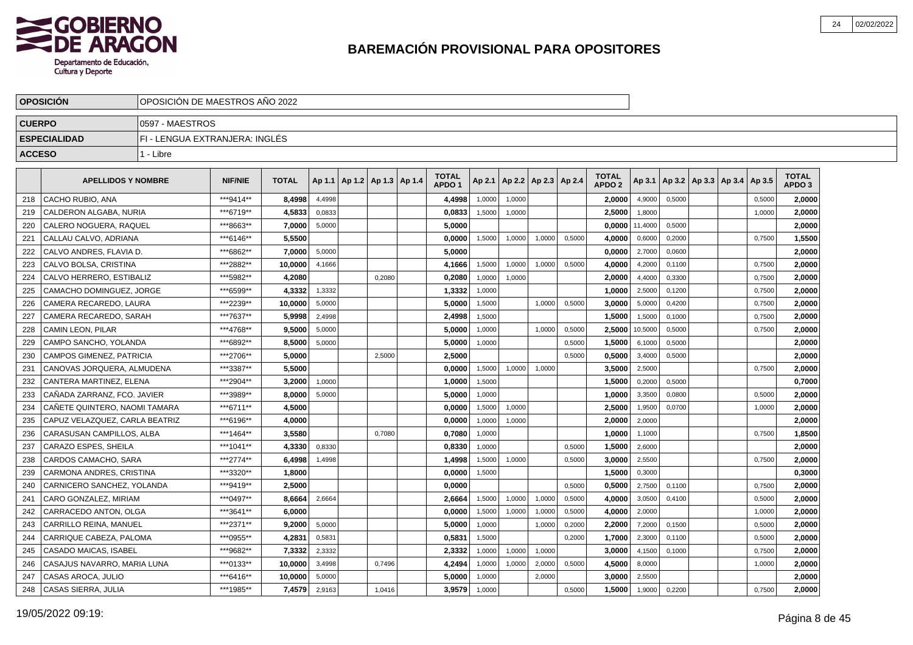# BAREMACIÓN PROVISIONAL PARA OPOSITORES

| OPOSICIÓN | OPOSICIÓN DE MAESTROS AÑO 2022 |
|---|---|
| CUERPO | 0597 - MAESTROS |
| ESPECIALIDAD | FI - LENGUA EXTRANJERA: INGLÉS |
| ACCESO | 1 - Libre |

| | APELLIDOS Y NOMBRE | NIF/NIE | TOTAL | Ap 1.1 | Ap 1.2 | Ap 1.3 | Ap 1.4 | TOTAL APDO 1 | Ap 2.1 | Ap 2.2 | Ap 2.3 | Ap 2.4 | TOTAL APDO 2 | Ap 3.1 | Ap 3.2 | Ap 3.3 | Ap 3.4 | Ap 3.5 | TOTAL APDO 3 |
|---|---|---|---|---|---|---|---|---|---|---|---|---|---|---|---|---|---|---|---|
| 218 | CACHO RUBIO, ANA | ***9414** | 8,4998 | 4,4998 | | | | 4,4998 | 1,0000 | 1,0000 | | | 2,0000 | 4,9000 | 0,5000 | | | 0,5000 | 2,0000 |
| 219 | CALDERON ALGABA, NURIA | ***6719** | 4,5833 | 0,0833 | | | | 0,0833 | 1,5000 | 1,0000 | | | 2,5000 | 1,8000 | | | | 1,0000 | 2,0000 |
| 220 | CALERO NOGUERA, RAQUEL | ***8663** | 7,0000 | 5,0000 | | | | 5,0000 | | | | | 0,0000 | 11,4000 | 0,5000 | | | | 2,0000 |
| 221 | CALLAU CALVO, ADRIANA | ***6146** | 5,5500 | | | | | 0,0000 | 1,5000 | 1,0000 | 1,0000 | 0,5000 | 4,0000 | 0,6000 | 0,2000 | | | 0,7500 | 1,5500 |
| 222 | CALVO ANDRES, FLAVIA D. | ***6862** | 7,0000 | 5,0000 | | | | 5,0000 | | | | | 0,0000 | 2,7000 | 0,0600 | | | | 2,0000 |
| 223 | CALVO BOLSA, CRISTINA | ***2882** | 10,0000 | 4,1666 | | | | 4,1666 | 1,5000 | 1,0000 | 1,0000 | 0,5000 | 4,0000 | 4,2000 | 0,1100 | | | 0,7500 | 2,0000 |
| 224 | CALVO HERRERO, ESTIBALIZ | ***5982** | 4,2080 | | | 0,2080 | | 0,2080 | 1,0000 | 1,0000 | | | 2,0000 | 4,4000 | 0,3300 | | | 0,7500 | 2,0000 |
| 225 | CAMACHO DOMINGUEZ, JORGE | ***6599** | 4,3332 | 1,3332 | | | | 1,3332 | 1,0000 | | | | 1,0000 | 2,5000 | 0,1200 | | | 0,7500 | 2,0000 |
| 226 | CAMERA RECAREDO, LAURA | ***2239** | 10,0000 | 5,0000 | | | | 5,0000 | 1,5000 | | 1,0000 | 0,5000 | 3,0000 | 5,0000 | 0,4200 | | | 0,7500 | 2,0000 |
| 227 | CAMERA RECAREDO, SARAH | ***7637** | 5,9998 | 2,4998 | | | | 2,4998 | 1,5000 | | | | 1,5000 | 1,5000 | 0,1000 | | | 0,7500 | 2,0000 |
| 228 | CAMIN LEON, PILAR | ***4768** | 9,5000 | 5,0000 | | | | 5,0000 | 1,0000 | | 1,0000 | 0,5000 | 2,5000 | 10,5000 | 0,5000 | | | 0,7500 | 2,0000 |
| 229 | CAMPO SANCHO, YOLANDA | ***6892** | 8,5000 | 5,0000 | | | | 5,0000 | 1,0000 | | | 0,5000 | 1,5000 | 6,1000 | 0,5000 | | | | 2,0000 |
| 230 | CAMPOS GIMENEZ, PATRICIA | ***2706** | 5,0000 | | | 2,5000 | | 2,5000 | | | | 0,5000 | 0,5000 | 3,4000 | 0,5000 | | | | 2,0000 |
| 231 | CANOVAS JORQUERA, ALMUDENA | ***3387** | 5,5000 | | | | | 0,0000 | 1,5000 | 1,0000 | 1,0000 | | 3,5000 | 2,5000 | | | | 0,7500 | 2,0000 |
| 232 | CANTERA MARTINEZ, ELENA | ***2904** | 3,2000 | 1,0000 | | | | 1,0000 | 1,5000 | | | | 1,5000 | 0,2000 | 0,5000 | | | | 0,7000 |
| 233 | CAÑADA ZARRANZ, FCO. JAVIER | ***3989** | 8,0000 | 5,0000 | | | | 5,0000 | 1,0000 | | | | 1,0000 | 3,3500 | 0,0800 | | | 0,5000 | 2,0000 |
| 234 | CAÑETE QUINTERO, NAOMI TAMARA | ***6711** | 4,5000 | | | | | 0,0000 | 1,5000 | 1,0000 | | | 2,5000 | 1,9500 | 0,0700 | | | 1,0000 | 2,0000 |
| 235 | CAPUZ VELAZQUEZ, CARLA BEATRIZ | ***6196** | 4,0000 | | | | | 0,0000 | 1,0000 | 1,0000 | | | 2,0000 | 2,0000 | | | | | 2,0000 |
| 236 | CARASUSAN CAMPILLOS, ALBA | ***1464** | 3,5580 | | | 0,7080 | | 0,7080 | 1,0000 | | | | 1,0000 | 1,1000 | | | | 0,7500 | 1,8500 |
| 237 | CARAZO ESPES, SHEILA | ***1041** | 4,3330 | 0,8330 | | | | 0,8330 | 1,0000 | | | 0,5000 | 1,5000 | 2,6000 | | | | | 2,0000 |
| 238 | CARDOS CAMACHO, SARA | ***2774** | 6,4998 | 1,4998 | | | | 1,4998 | 1,5000 | 1,0000 | | 0,5000 | 3,0000 | 2,5500 | | | | 0,7500 | 2,0000 |
| 239 | CARMONA ANDRES, CRISTINA | ***3320** | 1,8000 | | | | | 0,0000 | 1,5000 | | | | 1,5000 | 0,3000 | | | | | 0,3000 |
| 240 | CARNICERO SANCHEZ, YOLANDA | ***9419** | 2,5000 | | | | | 0,0000 | | | | 0,5000 | 0,5000 | 2,7500 | 0,1100 | | | 0,7500 | 2,0000 |
| 241 | CARO GONZALEZ, MIRIAM | ***0497** | 8,6664 | 2,6664 | | | | 2,6664 | 1,5000 | 1,0000 | 1,0000 | 0,5000 | 4,0000 | 3,0500 | 0,4100 | | | 0,5000 | 2,0000 |
| 242 | CARRACEDO ANTON, OLGA | ***3641** | 6,0000 | | | | | 0,0000 | 1,5000 | 1,0000 | 1,0000 | 0,5000 | 4,0000 | 2,0000 | | | | 1,0000 | 2,0000 |
| 243 | CARRILLO REINA, MANUEL | ***2371** | 9,2000 | 5,0000 | | | | 5,0000 | 1,0000 | | 1,0000 | 0,2000 | 2,2000 | 7,2000 | 0,1500 | | | 0,5000 | 2,0000 |
| 244 | CARRIQUE CABEZA, PALOMA | ***0955** | 4,2831 | 0,5831 | | | | 0,5831 | 1,5000 | | | 0,2000 | 1,7000 | 2,3000 | 0,1100 | | | 0,5000 | 2,0000 |
| 245 | CASADO MAICAS, ISABEL | ***9682** | 7,3332 | 2,3332 | | | | 2,3332 | 1,0000 | 1,0000 | 1,0000 | | 3,0000 | 4,1500 | 0,1000 | | | 0,7500 | 2,0000 |
| 246 | CASAJUS NAVARRO, MARIA LUNA | ***0133** | 10,0000 | 3,4998 | | 0,7496 | | 4,2494 | 1,0000 | 1,0000 | 2,0000 | 0,5000 | 4,5000 | 8,0000 | | | | 1,0000 | 2,0000 |
| 247 | CASAS AROCA, JULIO | ***6416** | 10,0000 | 5,0000 | | | | 5,0000 | 1,0000 | | 2,0000 | | 3,0000 | 2,5500 | | | | | 2,0000 |
| 248 | CASAS SIERRA, JULIA | ***1985** | 7,4579 | 2,9163 | | 1,0416 | | 3,9579 | 1,0000 | | | 0,5000 | 1,5000 | 1,9000 | 0,2200 | | | 0,7500 | 2,0000 |

19/05/2022 09:19: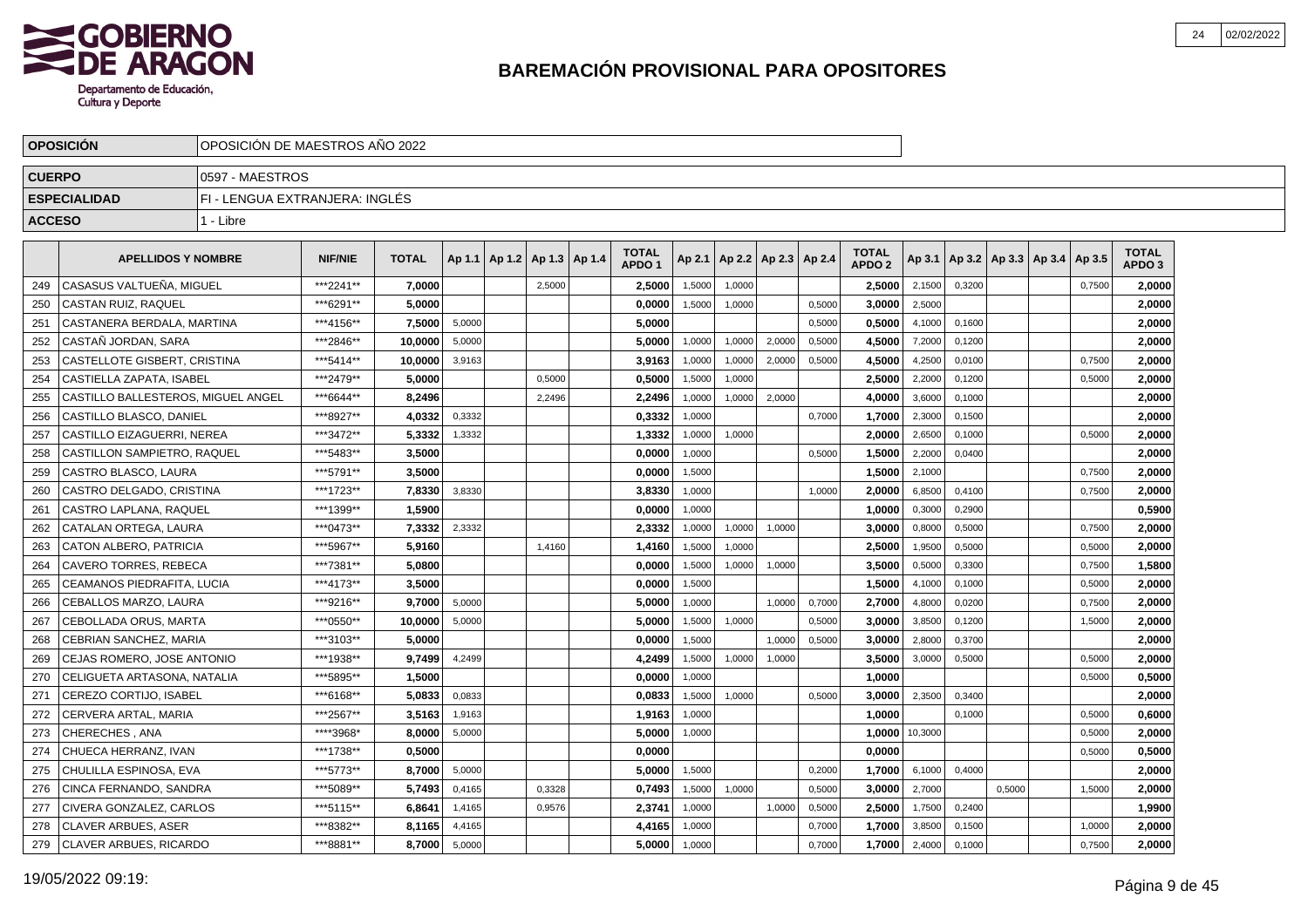# BAREMACIÓN PROVISIONAL PARA OPOSITORES

| | |
|---|---|
| **OPOSICIÓN** | OPOSICIÓN DE MAESTROS AÑO 2022 |
| **CUERPO** | 0597 - MAESTROS |
| **ESPECIALIDAD** | FI - LENGUA EXTRANJERA: INGLÉS |
| **ACCESO** | 1 - Libre |

| | APELLIDOS Y NOMBRE | NIF/NIE | TOTAL | Ap 1.1 | Ap 1.2 | Ap 1.3 | Ap 1.4 | TOTAL APDO 1 | Ap 2.1 | Ap 2.2 | Ap 2.3 | Ap 2.4 | TOTAL APDO 2 | Ap 3.1 | Ap 3.2 | Ap 3.3 | Ap 3.4 | Ap 3.5 | TOTAL APDO 3 |
|---|---|---|---|---|---|---|---|---|---|---|---|---|---|---|---|---|---|---|---|
| 249 | CASASUS VALTUEÑA, MIGUEL | ***2241** | **7,0000** | | | 2,5000 | | **2,5000** | 1,5000 | 1,0000 | | | **2,5000** | 2,1500 | 0,3200 | | | 0,7500 | **2,0000** |
| 250 | CASTAN RUIZ, RAQUEL | ***6291** | **5,0000** | | | | | **0,0000** | 1,5000 | 1,0000 | | 0,5000 | **3,0000** | 2,5000 | | | | | **2,0000** |
| 251 | CASTANERA BERDALA, MARTINA | ***4156** | **7,5000** | 5,0000 | | | | **5,0000** | | | | 0,5000 | **0,5000** | 4,1000 | 0,1600 | | | | **2,0000** |
| 252 | CASTAÑ JORDAN, SARA | ***2846** | **10,0000** | 5,0000 | | | | **5,0000** | 1,0000 | 1,0000 | 2,0000 | 0,5000 | **4,5000** | 7,2000 | 0,1200 | | | | **2,0000** |
| 253 | CASTELLOTE GISBERT, CRISTINA | ***5414** | **10,0000** | 3,9163 | | | | **3,9163** | 1,0000 | 1,0000 | 2,0000 | 0,5000 | **4,5000** | 4,2500 | 0,0100 | | | 0,7500 | **2,0000** |
| 254 | CASTIELLA ZAPATA, ISABEL | ***2479** | **5,0000** | | | 0,5000 | | **0,5000** | 1,5000 | 1,0000 | | | **2,5000** | 2,2000 | 0,1200 | | | 0,5000 | **2,0000** |
| 255 | CASTILLO BALLESTEROS, MIGUEL ANGEL | ***6644** | **8,2496** | | | 2,2496 | | **2,2496** | 1,0000 | 1,0000 | 2,0000 | | **4,0000** | 3,6000 | 0,1000 | | | | **2,0000** |
| 256 | CASTILLO BLASCO, DANIEL | ***8927** | **4,0332** | 0,3332 | | | | **0,3332** | 1,0000 | | | 0,7000 | **1,7000** | 2,3000 | 0,1500 | | | | **2,0000** |
| 257 | CASTILLO EIZAGUERRI, NEREA | ***3472** | **5,3332** | 1,3332 | | | | **1,3332** | 1,0000 | 1,0000 | | | **2,0000** | 2,6500 | 0,1000 | | | 0,5000 | **2,0000** |
| 258 | CASTILLON SAMPIETRO, RAQUEL | ***5483** | **3,5000** | | | | | **0,0000** | 1,0000 | | | 0,5000 | **1,5000** | 2,2000 | 0,0400 | | | | **2,0000** |
| 259 | CASTRO BLASCO, LAURA | ***5791** | **3,5000** | | | | | **0,0000** | 1,5000 | | | | **1,5000** | 2,1000 | | | | 0,7500 | **2,0000** |
| 260 | CASTRO DELGADO, CRISTINA | ***1723** | **7,8330** | 3,8330 | | | | **3,8330** | 1,0000 | | | 1,0000 | **2,0000** | 6,8500 | 0,4100 | | | 0,7500 | **2,0000** |
| 261 | CASTRO LAPLANA, RAQUEL | ***1399** | **1,5900** | | | | | **0,0000** | 1,0000 | | | | **1,0000** | 0,3000 | 0,2900 | | | | **0,5900** |
| 262 | CATALAN ORTEGA, LAURA | ***0473** | **7,3332** | 2,3332 | | | | **2,3332** | 1,0000 | 1,0000 | 1,0000 | | **3,0000** | 0,8000 | 0,5000 | | | 0,7500 | **2,0000** |
| 263 | CATON ALBERO, PATRICIA | ***5967** | **5,9160** | | | 1,4160 | | **1,4160** | 1,5000 | 1,0000 | | | **2,5000** | 1,9500 | 0,5000 | | | 0,5000 | **2,0000** |
| 264 | CAVERO TORRES, REBECA | ***7381** | **5,0800** | | | | | **0,0000** | 1,5000 | 1,0000 | 1,0000 | | **3,5000** | 0,5000 | 0,3300 | | | 0,7500 | **1,5800** |
| 265 | CEAMANOS PIEDRAFITA, LUCIA | ***4173** | **3,5000** | | | | | **0,0000** | 1,5000 | | | | **1,5000** | 4,1000 | 0,1000 | | | 0,5000 | **2,0000** |
| 266 | CEBALLOS MARZO, LAURA | ***9216** | **9,7000** | 5,0000 | | | | **5,0000** | 1,0000 | | 1,0000 | 0,7000 | **2,7000** | 4,8000 | 0,0200 | | | 0,7500 | **2,0000** |
| 267 | CEBOLLADA ORUS, MARTA | ***0550** | **10,0000** | 5,0000 | | | | **5,0000** | 1,5000 | 1,0000 | | 0,5000 | **3,0000** | 3,8500 | 0,1200 | | | 1,5000 | **2,0000** |
| 268 | CEBRIAN SANCHEZ, MARIA | ***3103** | **5,0000** | | | | | **0,0000** | 1,5000 | | 1,0000 | 0,5000 | **3,0000** | 2,8000 | 0,3700 | | | | **2,0000** |
| 269 | CEJAS ROMERO, JOSE ANTONIO | ***1938** | **9,7499** | 4,2499 | | | | **4,2499** | 1,5000 | 1,0000 | 1,0000 | | **3,5000** | 3,0000 | 0,5000 | | | 0,5000 | **2,0000** |
| 270 | CELIGUETA ARTASONA, NATALIA | ***5895** | **1,5000** | | | | | **0,0000** | 1,0000 | | | | **1,0000** | | | | | 0,5000 | **0,5000** |
| 271 | CEREZO CORTIJO, ISABEL | ***6168** | **5,0833** | 0,0833 | | | | **0,0833** | 1,5000 | 1,0000 | | 0,5000 | **3,0000** | 2,3500 | 0,3400 | | | | **2,0000** |
| 272 | CERVERA ARTAL, MARIA | ***2567** | **3,5163** | 1,9163 | | | | **1,9163** | 1,0000 | | | | **1,0000** | | 0,1000 | | | 0,5000 | **0,6000** |
| 273 | CHERECHES , ANA | ****3968* | **8,0000** | 5,0000 | | | | **5,0000** | 1,0000 | | | | **1,0000** | 10,3000 | | | | 0,5000 | **2,0000** |
| 274 | CHUECA HERRANZ, IVAN | ***1738** | **0,5000** | | | | | **0,0000** | | | | | **0,0000** | | | | | 0,5000 | **0,5000** |
| 275 | CHULILLA ESPINOSA, EVA | ***5773** | **8,7000** | 5,0000 | | | | **5,0000** | 1,5000 | | | 0,2000 | **1,7000** | 6,1000 | 0,4000 | | | | **2,0000** |
| 276 | CINCA FERNANDO, SANDRA | ***5089** | **5,7493** | 0,4165 | | 0,3328 | | **0,7493** | 1,5000 | 1,0000 | | 0,5000 | **3,0000** | 2,7000 | | 0,5000 | | 1,5000 | **2,0000** |
| 277 | CIVERA GONZALEZ, CARLOS | ***5115** | **6,8641** | 1,4165 | | 0,9576 | | **2,3741** | 1,0000 | | 1,0000 | 0,5000 | **2,5000** | 1,7500 | 0,2400 | | | | **1,9900** |
| 278 | CLAVER ARBUES, ASER | ***8382** | **8,1165** | 4,4165 | | | | **4,4165** | 1,0000 | | | 0,7000 | **1,7000** | 3,8500 | 0,1500 | | | 1,0000 | **2,0000** |
| 279 | CLAVER ARBUES, RICARDO | ***8881** | **8,7000** | 5,0000 | | | | **5,0000** | 1,0000 | | | 0,7000 | **1,7000** | 2,4000 | 0,1000 | | | 0,7500 | **2,0000** |

19/05/2022 09:19: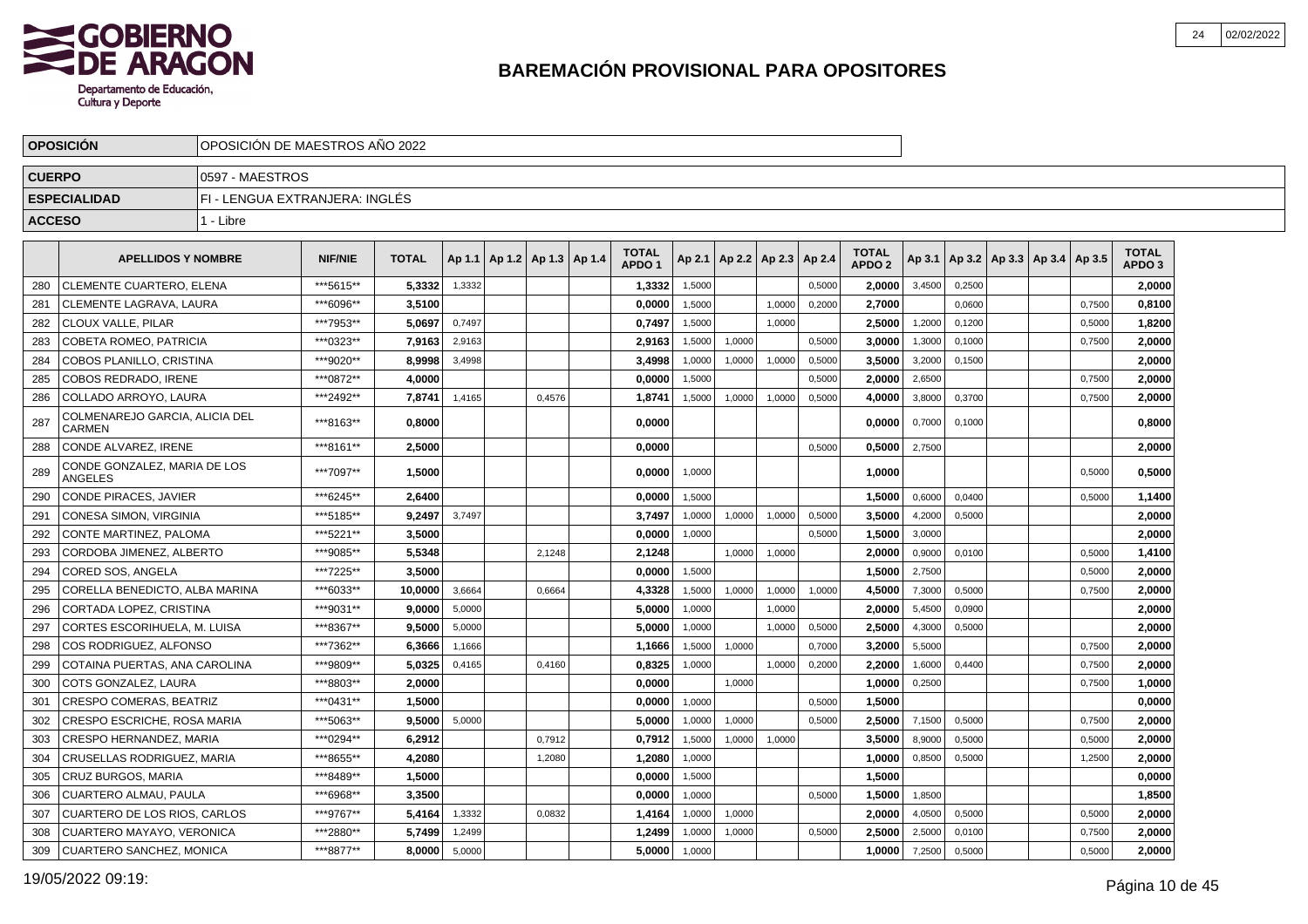# BAREMACIÓN PROVISIONAL PARA OPOSITORES

| | |
|---|---|
| **OPOSICIÓN** | OPOSICIÓN DE MAESTROS AÑO 2022 |
| **CUERPO** | 0597 - MAESTROS |
| **ESPECIALIDAD** | FI - LENGUA EXTRANJERA: INGLÉS |
| **ACCESO** | 1 - Libre |

| | APELLIDOS Y NOMBRE | NIF/NIE | TOTAL | Ap 1.1 | Ap 1.2 | Ap 1.3 | Ap 1.4 | TOTAL APDO 1 | Ap 2.1 | Ap 2.2 | Ap 2.3 | Ap 2.4 | TOTAL APDO 2 | Ap 3.1 | Ap 3.2 | Ap 3.3 | Ap 3.4 | Ap 3.5 | TOTAL APDO 3 |
|---|---|---|---|---|---|---|---|---|---|---|---|---|---|---|---|---|---|---|---|
| 280 | CLEMENTE CUARTERO, ELENA | ***5615** | 5,3332 | 1,3332 | | | | 1,3332 | 1,5000 | | | 0,5000 | 2,0000 | 3,4500 | 0,2500 | | | | 2,0000 |
| 281 | CLEMENTE LAGRAVA, LAURA | ***6096** | 3,5100 | | | | | 0,0000 | 1,5000 | | 1,0000 | 0,2000 | 2,7000 | | 0,0600 | | | 0,7500 | 0,8100 |
| 282 | CLOUX VALLE, PILAR | ***7953** | 5,0697 | 0,7497 | | | | 0,7497 | 1,5000 | | 1,0000 | | 2,5000 | 1,2000 | 0,1200 | | | 0,5000 | 1,8200 |
| 283 | COBETA ROMEO, PATRICIA | ***0323** | 7,9163 | 2,9163 | | | | 2,9163 | 1,5000 | 1,0000 | | 0,5000 | 3,0000 | 1,3000 | 0,1000 | | | 0,7500 | 2,0000 |
| 284 | COBOS PLANILLO, CRISTINA | ***9020** | 8,9998 | 3,4998 | | | | 3,4998 | 1,0000 | 1,0000 | 1,0000 | 0,5000 | 3,5000 | 3,2000 | 0,1500 | | | | 2,0000 |
| 285 | COBOS REDRADO, IRENE | ***0872** | 4,0000 | | | | | 0,0000 | 1,5000 | | | 0,5000 | 2,0000 | 2,6500 | | | | 0,7500 | 2,0000 |
| 286 | COLLADO ARROYO, LAURA | ***2492** | 7,8741 | 1,4165 | | 0,4576 | | 1,8741 | 1,5000 | 1,0000 | 1,0000 | 0,5000 | 4,0000 | 3,8000 | 0,3700 | | | 0,7500 | 2,0000 |
| 287 | COLMENAREJO GARCIA, ALICIA DEL CARMEN | ***8163** | 0,8000 | | | | | 0,0000 | | | | | 0,0000 | 0,7000 | 0,1000 | | | | 0,8000 |
| 288 | CONDE ALVAREZ, IRENE | ***8161** | 2,5000 | | | | | 0,0000 | | | | 0,5000 | 0,5000 | 2,7500 | | | | | 2,0000 |
| 289 | CONDE GONZALEZ, MARIA DE LOS ANGELES | ***7097** | 1,5000 | | | | | 0,0000 | 1,0000 | | | | 1,0000 | | | | | 0,5000 | 0,5000 |
| 290 | CONDE PIRACES, JAVIER | ***6245** | 2,6400 | | | | | 0,0000 | 1,5000 | | | | 1,5000 | 0,6000 | 0,0400 | | | 0,5000 | 1,1400 |
| 291 | CONESA SIMON, VIRGINIA | ***5185** | 9,2497 | 3,7497 | | | | 3,7497 | 1,0000 | 1,0000 | 1,0000 | 0,5000 | 3,5000 | 4,2000 | 0,5000 | | | | 2,0000 |
| 292 | CONTE MARTINEZ, PALOMA | ***5221** | 3,5000 | | | | | 0,0000 | 1,0000 | | | 0,5000 | 1,5000 | 3,0000 | | | | | 2,0000 |
| 293 | CORDOBA JIMENEZ, ALBERTO | ***9085** | 5,5348 | | | 2,1248 | | 2,1248 | | 1,0000 | 1,0000 | | 2,0000 | 0,9000 | 0,0100 | | | 0,5000 | 1,4100 |
| 294 | CORED SOS, ANGELA | ***7225** | 3,5000 | | | | | 0,0000 | 1,5000 | | | | 1,5000 | 2,7500 | | | | 0,5000 | 2,0000 |
| 295 | CORELLA BENEDICTO, ALBA MARINA | ***6033** | 10,0000 | 3,6664 | | 0,6664 | | 4,3328 | 1,5000 | 1,0000 | 1,0000 | 1,0000 | 4,5000 | 7,3000 | 0,5000 | | | 0,7500 | 2,0000 |
| 296 | CORTADA LOPEZ, CRISTINA | ***9031** | 9,0000 | 5,0000 | | | | 5,0000 | 1,0000 | | 1,0000 | | 2,0000 | 5,4500 | 0,0900 | | | | 2,0000 |
| 297 | CORTES ESCORIHUELA, M. LUISA | ***8367** | 9,5000 | 5,0000 | | | | 5,0000 | 1,0000 | | 1,0000 | 0,5000 | 2,5000 | 4,3000 | 0,5000 | | | | 2,0000 |
| 298 | COS RODRIGUEZ, ALFONSO | ***7362** | 6,3666 | 1,1666 | | | | 1,1666 | 1,5000 | 1,0000 | | 0,7000 | 3,2000 | 5,5000 | | | | 0,7500 | 2,0000 |
| 299 | COTAINA PUERTAS, ANA CAROLINA | ***9809** | 5,0325 | 0,4165 | | 0,4160 | | 0,8325 | 1,0000 | | 1,0000 | 0,2000 | 2,2000 | 1,6000 | 0,4400 | | | 0,7500 | 2,0000 |
| 300 | COTS GONZALEZ, LAURA | ***8803** | 2,0000 | | | | | 0,0000 | | 1,0000 | | | 1,0000 | 0,2500 | | | | 0,7500 | 1,0000 |
| 301 | CRESPO COMERAS, BEATRIZ | ***0431** | 1,5000 | | | | | 0,0000 | 1,0000 | | | 0,5000 | 1,5000 | | | | | | 0,0000 |
| 302 | CRESPO ESCRICHE, ROSA MARIA | ***5063** | 9,5000 | 5,0000 | | | | 5,0000 | 1,0000 | 1,0000 | | 0,5000 | 2,5000 | 7,1500 | 0,5000 | | | 0,7500 | 2,0000 |
| 303 | CRESPO HERNANDEZ, MARIA | ***0294** | 6,2912 | | | 0,7912 | | 0,7912 | 1,5000 | 1,0000 | 1,0000 | | 3,5000 | 8,9000 | 0,5000 | | | 0,5000 | 2,0000 |
| 304 | CRUSELLAS RODRIGUEZ, MARIA | ***8655** | 4,2080 | | | 1,2080 | | 1,2080 | 1,0000 | | | | 1,0000 | 0,8500 | 0,5000 | | | 1,2500 | 2,0000 |
| 305 | CRUZ BURGOS, MARIA | ***8489** | 1,5000 | | | | | 0,0000 | 1,5000 | | | | 1,5000 | | | | | | 0,0000 |
| 306 | CUARTERO ALMAU, PAULA | ***6968** | 3,3500 | | | | | 0,0000 | 1,0000 | | | 0,5000 | 1,5000 | 1,8500 | | | | | 1,8500 |
| 307 | CUARTERO DE LOS RIOS, CARLOS | ***9767** | 5,4164 | 1,3332 | | 0,0832 | | 1,4164 | 1,0000 | 1,0000 | | | 2,0000 | 4,0500 | 0,5000 | | | 0,5000 | 2,0000 |
| 308 | CUARTERO MAYAYO, VERONICA | ***2880** | 5,7499 | 1,2499 | | | | 1,2499 | 1,0000 | 1,0000 | | 0,5000 | 2,5000 | 2,5000 | 0,0100 | | | 0,7500 | 2,0000 |
| 309 | CUARTERO SANCHEZ, MONICA | ***8877** | 8,0000 | 5,0000 | | | | 5,0000 | 1,0000 | | | | 1,0000 | 7,2500 | 0,5000 | | | 0,5000 | 2,0000 |

19/05/2022 09:19: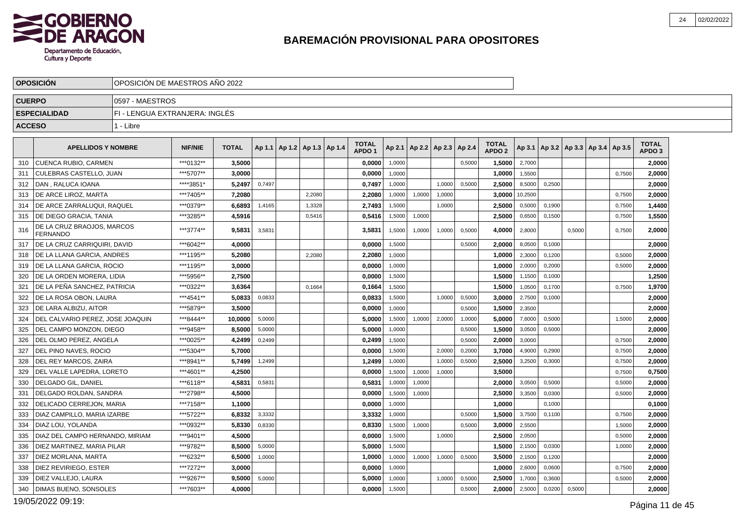# BAREMACIÓN PROVISIONAL PARA OPOSITORES

| OPOSICIÓN | OPOSICIÓN DE MAESTROS AÑO 2022 |
|---|---|
| CUERPO | 0597 - MAESTROS |
| ESPECIALIDAD | FI - LENGUA EXTRANJERA: INGLÉS |
| ACCESO | 1 - Libre |

| | APELLIDOS Y NOMBRE | NIF/NIE | TOTAL | Ap 1.1 | Ap 1.2 | Ap 1.3 | Ap 1.4 | TOTAL APDO 1 | Ap 2.1 | Ap 2.2 | Ap 2.3 | Ap 2.4 | TOTAL APDO 2 | Ap 3.1 | Ap 3.2 | Ap 3.3 | Ap 3.4 | Ap 3.5 | TOTAL APDO 3 |
|---|---|---|---|---|---|---|---|---|---|---|---|---|---|---|---|---|---|---|---|
| 310 | CUENCA RUBIO, CARMEN | \*\*\*0132\*\* | 3,5000 | | | | | 0,0000 | 1,0000 | | | 0,5000 | 1,5000 | 2,7000 | | | | | 2,0000 |
| 311 | CULEBRAS CASTELLO, JUAN | \*\*\*5707\*\* | 3,0000 | | | | | 0,0000 | 1,0000 | | | | 1,0000 | 1,5500 | | | | 0,7500 | 2,0000 |
| 312 | DAN , RALUCA IOANA | \*\*\*\*3851\* | 5,2497 | 0,7497 | | | | 0,7497 | 1,0000 | | 1,0000 | 0,5000 | 2,5000 | 8,5000 | 0,2500 | | | | 2,0000 |
| 313 | DE ARCE LIROZ, MARTA | \*\*\*7405\*\* | 7,2080 | | | 2,2080 | | 2,2080 | 1,0000 | 1,0000 | 1,0000 | | 3,0000 | 10,2500 | | | | 0,7500 | 2,0000 |
| 314 | DE ARCE ZARRALUQUI, RAQUEL | \*\*\*0379\*\* | 6,6893 | 1,4165 | | 1,3328 | | 2,7493 | 1,5000 | | 1,0000 | | 2,5000 | 0,5000 | 0,1900 | | | 0,7500 | 1,4400 |
| 315 | DE DIEGO GRACIA, TANIA | \*\*\*3285\*\* | 4,5916 | | | 0,5416 | | 0,5416 | 1,5000 | 1,0000 | | | 2,5000 | 0,6500 | 0,1500 | | | 0,7500 | 1,5500 |
| 316 | DE LA CRUZ BRAOJOS, MARCOS FERNANDO | \*\*\*3774\*\* | 9,5831 | 3,5831 | | | | 3,5831 | 1,5000 | 1,0000 | 1,0000 | 0,5000 | 4,0000 | 2,8000 | | 0,5000 | | 0,7500 | 2,0000 |
| 317 | DE LA CRUZ CARRIQUIRI, DAVID | \*\*\*6042\*\* | 4,0000 | | | | | 0,0000 | 1,5000 | | | 0,5000 | 2,0000 | 8,0500 | 0,1000 | | | | 2,0000 |
| 318 | DE LA LLANA GARCIA, ANDRES | \*\*\*1195\*\* | 5,2080 | | | 2,2080 | | 2,2080 | 1,0000 | | | | 1,0000 | 2,3000 | 0,1200 | | | 0,5000 | 2,0000 |
| 319 | DE LA LLANA GARCIA, ROCIO | \*\*\*1195\*\* | 3,0000 | | | | | 0,0000 | 1,0000 | | | | 1,0000 | 2,0000 | 0,2000 | | | 0,5000 | 2,0000 |
| 320 | DE LA ORDEN MORERA, LIDIA | \*\*\*5956\*\* | 2,7500 | | | | | 0,0000 | 1,5000 | | | | 1,5000 | 1,1500 | 0,1000 | | | | 1,2500 |
| 321 | DE LA PEÑA SANCHEZ, PATRICIA | \*\*\*0322\*\* | 3,6364 | | | 0,1664 | | 0,1664 | 1,5000 | | | | 1,5000 | 1,0500 | 0,1700 | | | 0,7500 | 1,9700 |
| 322 | DE LA ROSA OBON, LAURA | \*\*\*4541\*\* | 5,0833 | 0,0833 | | | | 0,0833 | 1,5000 | | 1,0000 | 0,5000 | 3,0000 | 2,7500 | 0,1000 | | | | 2,0000 |
| 323 | DE LARA ALBIZU, AITOR | \*\*\*5879\*\* | 3,5000 | | | | | 0,0000 | 1,0000 | | | 0,5000 | 1,5000 | 2,3500 | | | | | 2,0000 |
| 324 | DEL CALVARIO PEREZ, JOSE JOAQUIN | \*\*\*8444\*\* | 10,0000 | 5,0000 | | | | 5,0000 | 1,5000 | 1,0000 | 2,0000 | 1,0000 | 5,0000 | 7,6000 | 0,5000 | | | 1,5000 | 2,0000 |
| 325 | DEL CAMPO MONZON, DIEGO | \*\*\*9458\*\* | 8,5000 | 5,0000 | | | | 5,0000 | 1,0000 | | | 0,5000 | 1,5000 | 3,0500 | 0,5000 | | | | 2,0000 |
| 326 | DEL OLMO PEREZ, ANGELA | \*\*\*0025\*\* | 4,2499 | 0,2499 | | | | 0,2499 | 1,5000 | | | 0,5000 | 2,0000 | 3,0000 | | | | 0,7500 | 2,0000 |
| 327 | DEL PINO NAVES, ROCIO | \*\*\*5304\*\* | 5,7000 | | | | | 0,0000 | 1,5000 | | 2,0000 | 0,2000 | 3,7000 | 4,9000 | 0,2900 | | | 0,7500 | 2,0000 |
| 328 | DEL REY MARCOS, ZAIRA | \*\*\*8941\*\* | 5,7499 | 1,2499 | | | | 1,2499 | 1,0000 | | 1,0000 | 0,5000 | 2,5000 | 3,2500 | 0,3000 | | | 0,7500 | 2,0000 |
| 329 | DEL VALLE LAPEDRA, LORETO | \*\*\*4601\*\* | 4,2500 | | | | | 0,0000 | 1,5000 | 1,0000 | 1,0000 | | 3,5000 | | | | | 0,7500 | 0,7500 |
| 330 | DELGADO GIL, DANIEL | \*\*\*6118\*\* | 4,5831 | 0,5831 | | | | 0,5831 | 1,0000 | 1,0000 | | | 2,0000 | 3,0500 | 0,5000 | | | 0,5000 | 2,0000 |
| 331 | DELGADO ROLDAN, SANDRA | \*\*\*2798\*\* | 4,5000 | | | | | 0,0000 | 1,5000 | 1,0000 | | | 2,5000 | 3,3500 | 0,0300 | | | 0,5000 | 2,0000 |
| 332 | DELICADO CERREJON, MARIA | \*\*\*7158\*\* | 1,1000 | | | | | 0,0000 | 1,0000 | | | | 1,0000 | | 0,1000 | | | | 0,1000 |
| 333 | DIAZ CAMPILLO, MARIA IZARBE | \*\*\*5722\*\* | 6,8332 | 3,3332 | | | | 3,3332 | 1,0000 | | | 0,5000 | 1,5000 | 3,7500 | 0,1100 | | | 0,7500 | 2,0000 |
| 334 | DIAZ LOU, YOLANDA | \*\*\*0932\*\* | 5,8330 | 0,8330 | | | | 0,8330 | 1,5000 | 1,0000 | | 0,5000 | 3,0000 | 2,5500 | | | | 1,5000 | 2,0000 |
| 335 | DIAZ DEL CAMPO HERNANDO, MIRIAM | \*\*\*9401\*\* | 4,5000 | | | | | 0,0000 | 1,5000 | | 1,0000 | | 2,5000 | 2,0500 | | | | 0,5000 | 2,0000 |
| 336 | DIEZ MARTINEZ, MARIA PILAR | \*\*\*9782\*\* | 8,5000 | 5,0000 | | | | 5,0000 | 1,5000 | | | | 1,5000 | 2,1500 | 0,0300 | | | 1,0000 | 2,0000 |
| 337 | DIEZ MORLANA, MARTA | \*\*\*6232\*\* | 6,5000 | 1,0000 | | | | 1,0000 | 1,0000 | 1,0000 | 1,0000 | 0,5000 | 3,5000 | 2,1500 | 0,1200 | | | | 2,0000 |
| 338 | DIEZ REVIRIEGO, ESTER | \*\*\*7272\*\* | 3,0000 | | | | | 0,0000 | 1,0000 | | | | 1,0000 | 2,6000 | 0,0600 | | | 0,7500 | 2,0000 |
| 339 | DIEZ VALLEJO, LAURA | \*\*\*9267\*\* | 9,5000 | 5,0000 | | | | 5,0000 | 1,0000 | | 1,0000 | 0,5000 | 2,5000 | 1,7000 | 0,3600 | | | 0,5000 | 2,0000 |
| 340 | DIMAS BUENO, SONSOLES | \*\*\*7603\*\* | 4,0000 | | | | | 0,0000 | 1,5000 | | | 0,5000 | 2,0000 | 2,5000 | 0,0200 | 0,5000 | | | 2,0000 |

19/05/2022 09:19: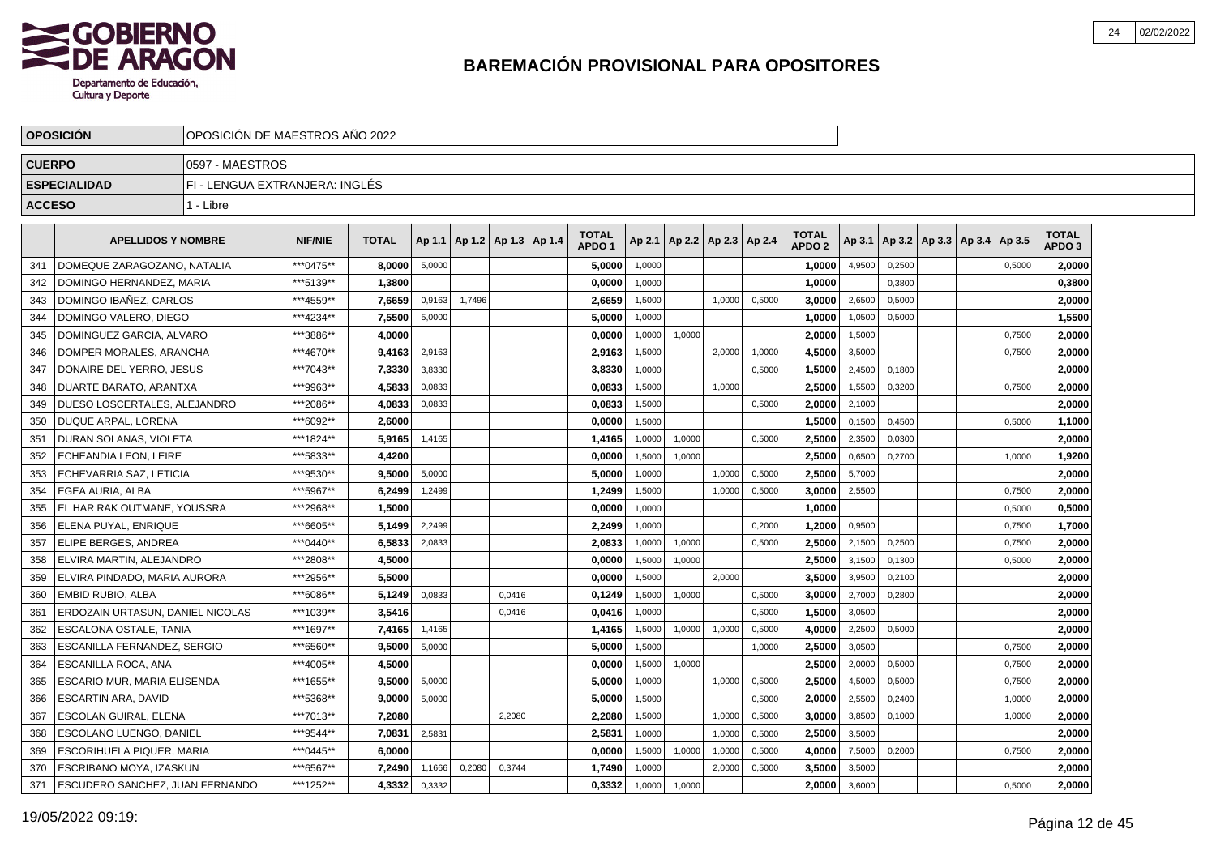# BAREMACIÓN PROVISIONAL PARA OPOSITORES

| | |
|---|---|
| **OPOSICIÓN** | OPOSICIÓN DE MAESTROS AÑO 2022 |
| **CUERPO** | 0597 - MAESTROS |
| **ESPECIALIDAD** | FI - LENGUA EXTRANJERA: INGLÉS |
| **ACCESO** | 1 - Libre |

| | APELLIDOS Y NOMBRE | NIF/NIE | TOTAL | Ap 1.1 | Ap 1.2 | Ap 1.3 | Ap 1.4 | TOTAL APDO 1 | Ap 2.1 | Ap 2.2 | Ap 2.3 | Ap 2.4 | TOTAL APDO 2 | Ap 3.1 | Ap 3.2 | Ap 3.3 | Ap 3.4 | Ap 3.5 | TOTAL APDO 3 |
|---|---|---|---|---|---|---|---|---|---|---|---|---|---|---|---|---|---|---|---|
| 341 | DOMEQUE ZARAGOZANO, NATALIA | ***0475** | **8,0000** | 5,0000 | | | | **5,0000** | 1,0000 | | | | **1,0000** | 4,9500 | 0,2500 | | | 0,5000 | **2,0000** |
| 342 | DOMINGO HERNANDEZ, MARIA | ***5139** | **1,3800** | | | | | **0,0000** | 1,0000 | | | | **1,0000** | | 0,3800 | | | | **0,3800** |
| 343 | DOMINGO IBAÑEZ, CARLOS | ***4559** | **7,6659** | 0,9163 | 1,7496 | | | **2,6659** | 1,5000 | | 1,0000 | 0,5000 | **3,0000** | 2,6500 | 0,5000 | | | | **2,0000** |
| 344 | DOMINGO VALERO, DIEGO | ***4234** | **7,5500** | 5,0000 | | | | **5,0000** | 1,0000 | | | | **1,0000** | 1,0500 | 0,5000 | | | | **1,5500** |
| 345 | DOMINGUEZ GARCIA, ALVARO | ***3886** | **4,0000** | | | | | **0,0000** | 1,0000 | 1,0000 | | | **2,0000** | 1,5000 | | | | 0,7500 | **2,0000** |
| 346 | DOMPER MORALES, ARANCHA | ***4670** | **9,4163** | 2,9163 | | | | **2,9163** | 1,5000 | | 2,0000 | 1,0000 | **4,5000** | 3,5000 | | | | 0,7500 | **2,0000** |
| 347 | DONAIRE DEL YERRO, JESUS | ***7043** | **7,3330** | 3,8330 | | | | **3,8330** | 1,0000 | | | 0,5000 | **1,5000** | 2,4500 | 0,1800 | | | | **2,0000** |
| 348 | DUARTE BARATO, ARANTXA | ***9963** | **4,5833** | 0,0833 | | | | **0,0833** | 1,5000 | | 1,0000 | | **2,5000** | 1,5500 | 0,3200 | | | 0,7500 | **2,0000** |
| 349 | DUESO LOSCERTALES, ALEJANDRO | ***2086** | **4,0833** | 0,0833 | | | | **0,0833** | 1,5000 | | | 0,5000 | **2,0000** | 2,1000 | | | | | **2,0000** |
| 350 | DUQUE ARPAL, LORENA | ***6092** | **2,6000** | | | | | **0,0000** | 1,5000 | | | | **1,5000** | 0,1500 | 0,4500 | | | 0,5000 | **1,1000** |
| 351 | DURAN SOLANAS, VIOLETA | ***1824** | **5,9165** | 1,4165 | | | | **1,4165** | 1,0000 | 1,0000 | | 0,5000 | **2,5000** | 2,3500 | 0,0300 | | | | **2,0000** |
| 352 | ECHEANDIA LEON, LEIRE | ***5833** | **4,4200** | | | | | **0,0000** | 1,5000 | 1,0000 | | | **2,5000** | 0,6500 | 0,2700 | | | 1,0000 | **1,9200** |
| 353 | ECHEVARRIA SAZ, LETICIA | ***9530** | **9,5000** | 5,0000 | | | | **5,0000** | 1,0000 | | 1,0000 | 0,5000 | **2,5000** | 5,7000 | | | | | **2,0000** |
| 354 | EGEA AURIA, ALBA | ***5967** | **6,2499** | 1,2499 | | | | **1,2499** | 1,5000 | | 1,0000 | 0,5000 | **3,0000** | 2,5500 | | | | 0,7500 | **2,0000** |
| 355 | EL HAR RAK OUTMANE, YOUSSRA | ***2968** | **1,5000** | | | | | **0,0000** | 1,0000 | | | | **1,0000** | | | | | 0,5000 | **0,5000** |
| 356 | ELENA PUYAL, ENRIQUE | ***6605** | **5,1499** | 2,2499 | | | | **2,2499** | 1,0000 | | | 0,2000 | **1,2000** | 0,9500 | | | | 0,7500 | **1,7000** |
| 357 | ELIPE BERGES, ANDREA | ***0440** | **6,5833** | 2,0833 | | | | **2,0833** | 1,0000 | 1,0000 | | 0,5000 | **2,5000** | 2,1500 | 0,2500 | | | 0,7500 | **2,0000** |
| 358 | ELVIRA MARTIN, ALEJANDRO | ***2808** | **4,5000** | | | | | **0,0000** | 1,5000 | 1,0000 | | | **2,5000** | 3,1500 | 0,1300 | | | 0,5000 | **2,0000** |
| 359 | ELVIRA PINDADO, MARIA AURORA | ***2956** | **5,5000** | | | | | **0,0000** | 1,5000 | | 2,0000 | | **3,5000** | 3,9500 | 0,2100 | | | | **2,0000** |
| 360 | EMBID RUBIO, ALBA | ***6086** | **5,1249** | 0,0833 | | 0,0416 | | **0,1249** | 1,5000 | 1,0000 | | 0,5000 | **3,0000** | 2,7000 | 0,2800 | | | | **2,0000** |
| 361 | ERDOZAIN URTASUN, DANIEL NICOLAS | ***1039** | **3,5416** | | | 0,0416 | | **0,0416** | 1,0000 | | | 0,5000 | **1,5000** | 3,0500 | | | | | **2,0000** |
| 362 | ESCALONA OSTALE, TANIA | ***1697** | **7,4165** | 1,4165 | | | | **1,4165** | 1,5000 | 1,0000 | 1,0000 | 0,5000 | **4,0000** | 2,2500 | 0,5000 | | | | **2,0000** |
| 363 | ESCANILLA FERNANDEZ, SERGIO | ***6560** | **9,5000** | 5,0000 | | | | **5,0000** | 1,5000 | | | 1,0000 | **2,5000** | 3,0500 | | | | 0,7500 | **2,0000** |
| 364 | ESCANILLA ROCA, ANA | ***4005** | **4,5000** | | | | | **0,0000** | 1,5000 | 1,0000 | | | **2,5000** | 2,0000 | 0,5000 | | | 0,7500 | **2,0000** |
| 365 | ESCARIO MUR, MARIA ELISENDA | ***1655** | **9,5000** | 5,0000 | | | | **5,0000** | 1,0000 | | 1,0000 | 0,5000 | **2,5000** | 4,5000 | 0,5000 | | | 0,7500 | **2,0000** |
| 366 | ESCARTIN ARA, DAVID | ***5368** | **9,0000** | 5,0000 | | | | **5,0000** | 1,5000 | | | 0,5000 | **2,0000** | 2,5500 | 0,2400 | | | 1,0000 | **2,0000** |
| 367 | ESCOLAN GUIRAL, ELENA | ***7013** | **7,2080** | | | 2,2080 | | **2,2080** | 1,5000 | | 1,0000 | 0,5000 | **3,0000** | 3,8500 | 0,1000 | | | 1,0000 | **2,0000** |
| 368 | ESCOLANO LUENGO, DANIEL | ***9544** | **7,0831** | 2,5831 | | | | **2,5831** | 1,0000 | | 1,0000 | 0,5000 | **2,5000** | 3,5000 | | | | | **2,0000** |
| 369 | ESCORIHUELA PIQUER, MARIA | ***0445** | **6,0000** | | | | | **0,0000** | 1,5000 | 1,0000 | 1,0000 | 0,5000 | **4,0000** | 7,5000 | 0,2000 | | | 0,7500 | **2,0000** |
| 370 | ESCRIBANO MOYA, IZASKUN | ***6567** | **7,2490** | 1,1666 | 0,2080 | 0,3744 | | **1,7490** | 1,0000 | | 2,0000 | 0,5000 | **3,5000** | 3,5000 | | | | | **2,0000** |
| 371 | ESCUDERO SANCHEZ, JUAN FERNANDO | ***1252** | **4,3332** | 0,3332 | | | | **0,3332** | 1,0000 | 1,0000 | | | **2,0000** | 3,6000 | | | | 0,5000 | **2,0000** |

19/05/2022 09:19: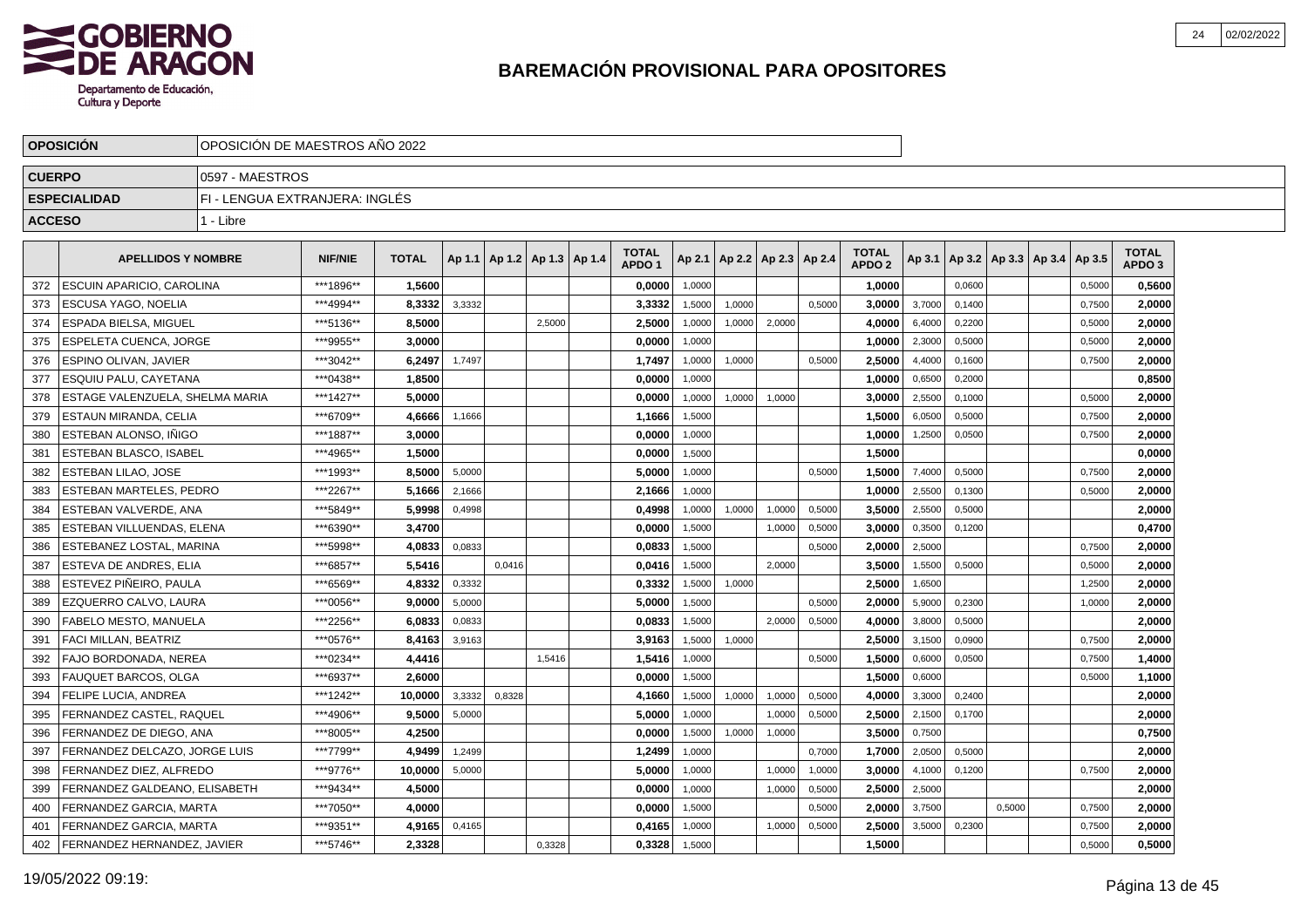# BAREMACIÓN PROVISIONAL PARA OPOSITORES

| | |
|---|---|
| **OPOSICIÓN** | OPOSICIÓN DE MAESTROS AÑO 2022 |
| **CUERPO** | 0597 - MAESTROS |
| **ESPECIALIDAD** | FI - LENGUA EXTRANJERA: INGLÉS |
| **ACCESO** | 1 - Libre |

| | APELLIDOS Y NOMBRE | NIF/NIE | TOTAL | Ap 1.1 | Ap 1.2 | Ap 1.3 | Ap 1.4 | TOTAL APDO 1 | Ap 2.1 | Ap 2.2 | Ap 2.3 | Ap 2.4 | TOTAL APDO 2 | Ap 3.1 | Ap 3.2 | Ap 3.3 | Ap 3.4 | Ap 3.5 | TOTAL APDO 3 |
|---|---|---|---|---|---|---|---|---|---|---|---|---|---|---|---|---|---|---|---|
| 372 | ESCUIN APARICIO, CAROLINA | ***1896** | **1,5600** | | | | | **0,0000** | 1,0000 | | | | **1,0000** | | 0,0600 | | | 0,5000 | **0,5600** |
| 373 | ESCUSA YAGO, NOELIA | ***4994** | **8,3332** | 3,3332 | | | | **3,3332** | 1,5000 | 1,0000 | | 0,5000 | **3,0000** | 3,7000 | 0,1400 | | | 0,7500 | **2,0000** |
| 374 | ESPADA BIELSA, MIGUEL | ***5136** | **8,5000** | | | 2,5000 | | **2,5000** | 1,0000 | 1,0000 | 2,0000 | | **4,0000** | 6,4000 | 0,2200 | | | 0,5000 | **2,0000** |
| 375 | ESPELETA CUENCA, JORGE | ***9955** | **3,0000** | | | | | **0,0000** | 1,0000 | | | | **1,0000** | 2,3000 | 0,5000 | | | 0,5000 | **2,0000** |
| 376 | ESPINO OLIVAN, JAVIER | ***3042** | **6,2497** | 1,7497 | | | | **1,7497** | 1,0000 | 1,0000 | | 0,5000 | **2,5000** | 4,4000 | 0,1600 | | | 0,7500 | **2,0000** |
| 377 | ESQUIU PALU, CAYETANA | ***0438** | **1,8500** | | | | | **0,0000** | 1,0000 | | | | **1,0000** | 0,6500 | 0,2000 | | | | **0,8500** |
| 378 | ESTAGE VALENZUELA, SHELMA MARIA | ***1427** | **5,0000** | | | | | **0,0000** | 1,0000 | 1,0000 | 1,0000 | | **3,0000** | 2,5500 | 0,1000 | | | 0,5000 | **2,0000** |
| 379 | ESTAUN MIRANDA, CELIA | ***6709** | **4,6666** | 1,1666 | | | | **1,1666** | 1,5000 | | | | **1,5000** | 6,0500 | 0,5000 | | | 0,7500 | **2,0000** |
| 380 | ESTEBAN ALONSO, IÑIGO | ***1887** | **3,0000** | | | | | **0,0000** | 1,0000 | | | | **1,0000** | 1,2500 | 0,0500 | | | 0,7500 | **2,0000** |
| 381 | ESTEBAN BLASCO, ISABEL | ***4965** | **1,5000** | | | | | **0,0000** | 1,5000 | | | | **1,5000** | | | | | | **0,0000** |
| 382 | ESTEBAN LILAO, JOSE | ***1993** | **8,5000** | 5,0000 | | | | **5,0000** | 1,0000 | | | 0,5000 | **1,5000** | 7,4000 | 0,5000 | | | 0,7500 | **2,0000** |
| 383 | ESTEBAN MARTELES, PEDRO | ***2267** | **5,1666** | 2,1666 | | | | **2,1666** | 1,0000 | | | | **1,0000** | 2,5500 | 0,1300 | | | 0,5000 | **2,0000** |
| 384 | ESTEBAN VALVERDE, ANA | ***5849** | **5,9998** | 0,4998 | | | | **0,4998** | 1,0000 | 1,0000 | 1,0000 | 0,5000 | **3,5000** | 2,5500 | 0,5000 | | | | **2,0000** |
| 385 | ESTEBAN VILLUENDAS, ELENA | ***6390** | **3,4700** | | | | | **0,0000** | 1,5000 | | 1,0000 | 0,5000 | **3,0000** | 0,3500 | 0,1200 | | | | **0,4700** |
| 386 | ESTEBANEZ LOSTAL, MARINA | ***5998** | **4,0833** | 0,0833 | | | | **0,0833** | 1,5000 | | | 0,5000 | **2,0000** | 2,5000 | | | | 0,7500 | **2,0000** |
| 387 | ESTEVA DE ANDRES, ELIA | ***6857** | **5,5416** | | 0,0416 | | | **0,0416** | 1,5000 | | 2,0000 | | **3,5000** | 1,5500 | 0,5000 | | | 0,5000 | **2,0000** |
| 388 | ESTEVEZ PIÑEIRO, PAULA | ***6569** | **4,8332** | 0,3332 | | | | **0,3332** | 1,5000 | 1,0000 | | | **2,5000** | 1,6500 | | | | 1,2500 | **2,0000** |
| 389 | EZQUERRO CALVO, LAURA | ***0056** | **9,0000** | 5,0000 | | | | **5,0000** | 1,5000 | | | 0,5000 | **2,0000** | 5,9000 | 0,2300 | | | 1,0000 | **2,0000** |
| 390 | FABELO MESTO, MANUELA | ***2256** | **6,0833** | 0,0833 | | | | **0,0833** | 1,5000 | | 2,0000 | 0,5000 | **4,0000** | 3,8000 | 0,5000 | | | | **2,0000** |
| 391 | FACI MILLAN, BEATRIZ | ***0576** | **8,4163** | 3,9163 | | | | **3,9163** | 1,5000 | 1,0000 | | | **2,5000** | 3,1500 | 0,0900 | | | 0,7500 | **2,0000** |
| 392 | FAJO BORDONADA, NEREA | ***0234** | **4,4416** | | | 1,5416 | | **1,5416** | 1,0000 | | | 0,5000 | **1,5000** | 0,6000 | 0,0500 | | | 0,7500 | **1,4000** |
| 393 | FAUQUET BARCOS, OLGA | ***6937** | **2,6000** | | | | | **0,0000** | 1,5000 | | | | **1,5000** | 0,6000 | | | | 0,5000 | **1,1000** |
| 394 | FELIPE LUCIA, ANDREA | ***1242** | **10,0000** | 3,3332 | 0,8328 | | | **4,1660** | 1,5000 | 1,0000 | 1,0000 | 0,5000 | **4,0000** | 3,3000 | 0,2400 | | | | **2,0000** |
| 395 | FERNANDEZ CASTEL, RAQUEL | ***4906** | **9,5000** | 5,0000 | | | | **5,0000** | 1,0000 | | 1,0000 | 0,5000 | **2,5000** | 2,1500 | 0,1700 | | | | **2,0000** |
| 396 | FERNANDEZ DE DIEGO, ANA | ***8005** | **4,2500** | | | | | **0,0000** | 1,5000 | 1,0000 | 1,0000 | | **3,5000** | 0,7500 | | | | | **0,7500** |
| 397 | FERNANDEZ DELCAZO, JORGE LUIS | ***7799** | **4,9499** | 1,2499 | | | | **1,2499** | 1,0000 | | | 0,7000 | **1,7000** | 2,0500 | 0,5000 | | | | **2,0000** |
| 398 | FERNANDEZ DIEZ, ALFREDO | ***9776** | **10,0000** | 5,0000 | | | | **5,0000** | 1,0000 | | 1,0000 | 1,0000 | **3,0000** | 4,1000 | 0,1200 | | | 0,7500 | **2,0000** |
| 399 | FERNANDEZ GALDEANO, ELISABETH | ***9434** | **4,5000** | | | | | **0,0000** | 1,0000 | | 1,0000 | 0,5000 | **2,5000** | 2,5000 | | | | | **2,0000** |
| 400 | FERNANDEZ GARCIA, MARTA | ***7050** | **4,0000** | | | | | **0,0000** | 1,5000 | | | 0,5000 | **2,0000** | 3,7500 | | 0,5000 | | 0,7500 | **2,0000** |
| 401 | FERNANDEZ GARCIA, MARTA | ***9351** | **4,9165** | 0,4165 | | | | **0,4165** | 1,0000 | | 1,0000 | 0,5000 | **2,5000** | 3,5000 | 0,2300 | | | 0,7500 | **2,0000** |
| 402 | FERNANDEZ HERNANDEZ, JAVIER | ***5746** | **2,3328** | | | 0,3328 | | **0,3328** | 1,5000 | | | | **1,5000** | | | | | 0,5000 | **0,5000** |

19/05/2022 09:19: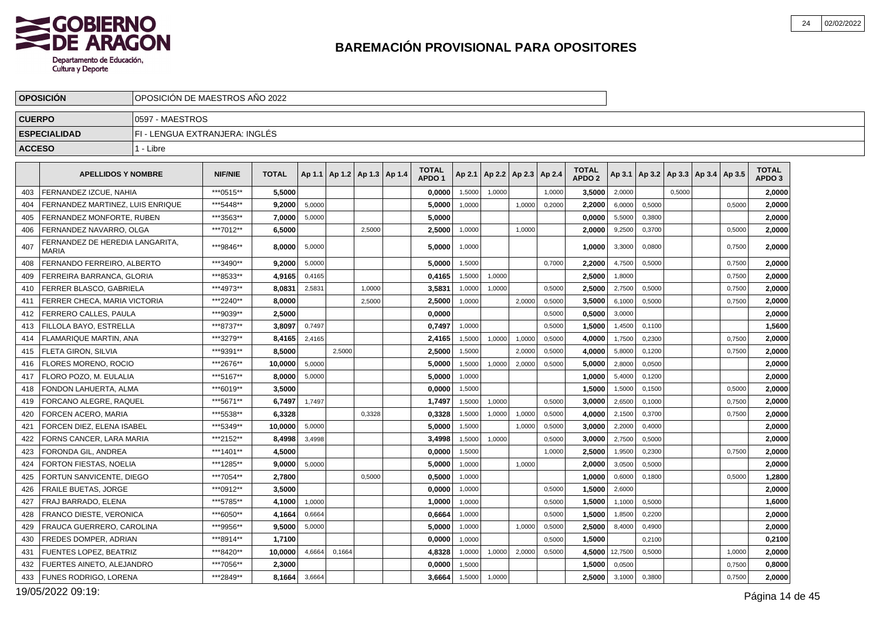# BAREMACIÓN PROVISIONAL PARA OPOSITORES

| OPOSICIÓN | OPOSICIÓN DE MAESTROS AÑO 2022 |
|---|---|
| CUERPO | 0597 - MAESTROS |
| ESPECIALIDAD | FI - LENGUA EXTRANJERA: INGLÉS |
| ACCESO | 1 - Libre |

| | APELLIDOS Y NOMBRE | NIF/NIE | TOTAL | Ap 1.1 | Ap 1.2 | Ap 1.3 | Ap 1.4 | TOTAL APDO 1 | Ap 2.1 | Ap 2.2 | Ap 2.3 | Ap 2.4 | TOTAL APDO 2 | Ap 3.1 | Ap 3.2 | Ap 3.3 | Ap 3.4 | Ap 3.5 | TOTAL APDO 3 |
|---|---|---|---|---|---|---|---|---|---|---|---|---|---|---|---|---|---|---|---|
| 403 | FERNANDEZ IZCUE, NAHIA | ***0515** | 5,5000 | | | | | 0,0000 | 1,5000 | 1,0000 | | 1,0000 | 3,5000 | 2,0000 | | 0,5000 | | | 2,0000 |
| 404 | FERNANDEZ MARTINEZ, LUIS ENRIQUE | ***5448** | 9,2000 | 5,0000 | | | | 5,0000 | 1,0000 | | 1,0000 | 0,2000 | 2,2000 | 6,0000 | 0,5000 | | | 0,5000 | 2,0000 |
| 405 | FERNANDEZ MONFORTE, RUBEN | ***3563** | 7,0000 | 5,0000 | | | | 5,0000 | | | | | 0,0000 | 5,5000 | 0,3800 | | | | 2,0000 |
| 406 | FERNANDEZ NAVARRO, OLGA | ***7012** | 6,5000 | | | 2,5000 | | 2,5000 | 1,0000 | | 1,0000 | | 2,0000 | 9,2500 | 0,3700 | | | 0,5000 | 2,0000 |
| 407 | FERNANDEZ DE HEREDIA LANGARITA, MARIA | ***9846** | 8,0000 | 5,0000 | | | | 5,0000 | 1,0000 | | | | 1,0000 | 3,3000 | 0,0800 | | | 0,7500 | 2,0000 |
| 408 | FERNANDO FERREIRO, ALBERTO | ***3490** | 9,2000 | 5,0000 | | | | 5,0000 | 1,5000 | | | 0,7000 | 2,2000 | 4,7500 | 0,5000 | | | 0,7500 | 2,0000 |
| 409 | FERREIRA BARRANCA, GLORIA | ***8533** | 4,9165 | 0,4165 | | | | 0,4165 | 1,5000 | 1,0000 | | | 2,5000 | 1,8000 | | | | 0,7500 | 2,0000 |
| 410 | FERRER BLASCO, GABRIELA | ***4973** | 8,0831 | 2,5831 | | 1,0000 | | 3,5831 | 1,0000 | 1,0000 | | 0,5000 | 2,5000 | 2,7500 | 0,5000 | | | 0,7500 | 2,0000 |
| 411 | FERRER CHECA, MARIA VICTORIA | ***2240** | 8,0000 | | | 2,5000 | | 2,5000 | 1,0000 | | 2,0000 | 0,5000 | 3,5000 | 6,1000 | 0,5000 | | | 0,7500 | 2,0000 |
| 412 | FERRERO CALLES, PAULA | ***9039** | 2,5000 | | | | | 0,0000 | | | | 0,5000 | 0,5000 | 3,0000 | | | | | 2,0000 |
| 413 | FILLOLA BAYO, ESTRELLA | ***8737** | 3,8097 | 0,7497 | | | | 0,7497 | 1,0000 | | | 0,5000 | 1,5000 | 1,4500 | 0,1100 | | | | 1,5600 |
| 414 | FLAMARIQUE MARTIN, ANA | ***3279** | 8,4165 | 2,4165 | | | | 2,4165 | 1,5000 | 1,0000 | 1,0000 | 0,5000 | 4,0000 | 1,7500 | 0,2300 | | | 0,7500 | 2,0000 |
| 415 | FLETA GIRON, SILVIA | ***9391** | 8,5000 | | 2,5000 | | | 2,5000 | 1,5000 | | 2,0000 | 0,5000 | 4,0000 | 5,8000 | 0,1200 | | | 0,7500 | 2,0000 |
| 416 | FLORES MORENO, ROCIO | ***2676** | 10,0000 | 5,0000 | | | | 5,0000 | 1,5000 | 1,0000 | 2,0000 | 0,5000 | 5,0000 | 2,8000 | 0,0500 | | | | 2,0000 |
| 417 | FLORO POZO, M. EULALIA | ***5167** | 8,0000 | 5,0000 | | | | 5,0000 | 1,0000 | | | | 1,0000 | 5,4000 | 0,1200 | | | | 2,0000 |
| 418 | FONDON LAHUERTA, ALMA | ***6019** | 3,5000 | | | | | 0,0000 | 1,5000 | | | | 1,5000 | 1,5000 | 0,1500 | | | 0,5000 | 2,0000 |
| 419 | FORCANO ALEGRE, RAQUEL | ***5671** | 6,7497 | 1,7497 | | | | 1,7497 | 1,5000 | 1,0000 | | 0,5000 | 3,0000 | 2,6500 | 0,1000 | | | 0,7500 | 2,0000 |
| 420 | FORCEN ACERO, MARIA | ***5538** | 6,3328 | | | 0,3328 | | 0,3328 | 1,5000 | 1,0000 | 1,0000 | 0,5000 | 4,0000 | 2,1500 | 0,3700 | | | 0,7500 | 2,0000 |
| 421 | FORCEN DIEZ, ELENA ISABEL | ***5349** | 10,0000 | 5,0000 | | | | 5,0000 | 1,5000 | | 1,0000 | 0,5000 | 3,0000 | 2,2000 | 0,4000 | | | | 2,0000 |
| 422 | FORNS CANCER, LARA MARIA | ***2152** | 8,4998 | 3,4998 | | | | 3,4998 | 1,5000 | 1,0000 | | 0,5000 | 3,0000 | 2,7500 | 0,5000 | | | | 2,0000 |
| 423 | FORONDA GIL, ANDREA | ***1401** | 4,5000 | | | | | 0,0000 | 1,5000 | | | 1,0000 | 2,5000 | 1,9500 | 0,2300 | | | 0,7500 | 2,0000 |
| 424 | FORTON FIESTAS, NOELIA | ***1285** | 9,0000 | 5,0000 | | | | 5,0000 | 1,0000 | | 1,0000 | | 2,0000 | 3,0500 | 0,5000 | | | | 2,0000 |
| 425 | FORTUN SANVICENTE, DIEGO | ***7054** | 2,7800 | | | 0,5000 | | 0,5000 | 1,0000 | | | | 1,0000 | 0,6000 | 0,1800 | | | 0,5000 | 1,2800 |
| 426 | FRAILE BUETAS, JORGE | ***0912** | 3,5000 | | | | | 0,0000 | 1,0000 | | | 0,5000 | 1,5000 | 2,6000 | | | | | 2,0000 |
| 427 | FRAJ BARRADO, ELENA | ***5785** | 4,1000 | 1,0000 | | | | 1,0000 | 1,0000 | | | 0,5000 | 1,5000 | 1,1000 | 0,5000 | | | | 1,6000 |
| 428 | FRANCO DIESTE, VERONICA | ***6050** | 4,1664 | 0,6664 | | | | 0,6664 | 1,0000 | | | 0,5000 | 1,5000 | 1,8500 | 0,2200 | | | | 2,0000 |
| 429 | FRAUCA GUERRERO, CAROLINA | ***9956** | 9,5000 | 5,0000 | | | | 5,0000 | 1,0000 | | 1,0000 | 0,5000 | 2,5000 | 8,4000 | 0,4900 | | | | 2,0000 |
| 430 | FREDES DOMPER, ADRIAN | ***8914** | 1,7100 | | | | | 0,0000 | 1,0000 | | | 0,5000 | 1,5000 | | 0,2100 | | | | 0,2100 |
| 431 | FUENTES LOPEZ, BEATRIZ | ***8420** | 10,0000 | 4,6664 | 0,1664 | | | 4,8328 | 1,0000 | 1,0000 | 2,0000 | 0,5000 | 4,5000 | 12,7500 | 0,5000 | | | 1,0000 | 2,0000 |
| 432 | FUERTES AINETO, ALEJANDRO | ***7056** | 2,3000 | | | | | 0,0000 | 1,5000 | | | | 1,5000 | 0,0500 | | | | 0,7500 | 0,8000 |
| 433 | FUNES RODRIGO, LORENA | ***2849** | 8,1664 | 3,6664 | | | | 3,6664 | 1,5000 | 1,0000 | | | 2,5000 | 3,1000 | 0,3800 | | | 0,7500 | 2,0000 |

19/05/2022 09:19: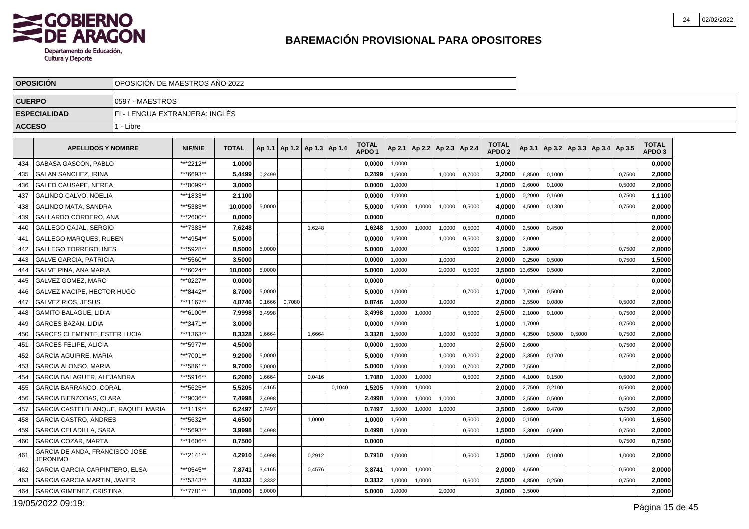# BAREMACIÓN PROVISIONAL PARA OPOSITORES

| OPOSICIÓN | OPOSICIÓN DE MAESTROS AÑO 2022 |
|---|---|
| CUERPO | 0597 - MAESTROS |
| ESPECIALIDAD | FI - LENGUA EXTRANJERA: INGLÉS |
| ACCESO | 1 - Libre |

| | APELLIDOS Y NOMBRE | NIF/NIE | TOTAL | Ap 1.1 | Ap 1.2 | Ap 1.3 | Ap 1.4 | TOTAL APDO 1 | Ap 2.1 | Ap 2.2 | Ap 2.3 | Ap 2.4 | TOTAL APDO 2 | Ap 3.1 | Ap 3.2 | Ap 3.3 | Ap 3.4 | Ap 3.5 | TOTAL APDO 3 |
|---|---|---|---|---|---|---|---|---|---|---|---|---|---|---|---|---|---|---|---|
| 434 | GABASA GASCON, PABLO | ***2212** | 1,0000 | | | | | 0,0000 | 1,0000 | | | | 1,0000 | | | | | | 0,0000 |
| 435 | GALAN SANCHEZ, IRINA | ***6693** | 5,4499 | 0,2499 | | | | 0,2499 | 1,5000 | | 1,0000 | 0,7000 | 3,2000 | 6,8500 | 0,1000 | | | 0,7500 | 2,0000 |
| 436 | GALED CAUSAPE, NEREA | ***0099** | 3,0000 | | | | | 0,0000 | 1,0000 | | | | 1,0000 | 2,6000 | 0,1000 | | | 0,5000 | 2,0000 |
| 437 | GALINDO CALVO, NOELIA | ***1833** | 2,1100 | | | | | 0,0000 | 1,0000 | | | | 1,0000 | 0,2000 | 0,1600 | | | 0,7500 | 1,1100 |
| 438 | GALINDO MATA, SANDRA | ***5383** | 10,0000 | 5,0000 | | | | 5,0000 | 1,5000 | 1,0000 | 1,0000 | 0,5000 | 4,0000 | 4,5000 | 0,1300 | | | 0,7500 | 2,0000 |
| 439 | GALLARDO CORDERO, ANA | ***2600** | 0,0000 | | | | | 0,0000 | | | | | 0,0000 | | | | | | 0,0000 |
| 440 | GALLEGO CAJAL, SERGIO | ***7383** | 7,6248 | | | 1,6248 | | 1,6248 | 1,5000 | 1,0000 | 1,0000 | 0,5000 | 4,0000 | 2,5000 | 0,4500 | | | | 2,0000 |
| 441 | GALLEGO MARQUES, RUBEN | ***4954** | 5,0000 | | | | | 0,0000 | 1,5000 | | 1,0000 | 0,5000 | 3,0000 | 2,0000 | | | | | 2,0000 |
| 442 | GALLEGO TORREGO, INES | ***5928** | 8,5000 | 5,0000 | | | | 5,0000 | 1,0000 | | | 0,5000 | 1,5000 | 3,8000 | | | | 0,7500 | 2,0000 |
| 443 | GALVE GARCIA, PATRICIA | ***5560** | 3,5000 | | | | | 0,0000 | 1,0000 | | 1,0000 | | 2,0000 | 0,2500 | 0,5000 | | | 0,7500 | 1,5000 |
| 444 | GALVE PINA, ANA MARIA | ***6024** | 10,0000 | 5,0000 | | | | 5,0000 | 1,0000 | | 2,0000 | 0,5000 | 3,5000 | 13,6500 | 0,5000 | | | | 2,0000 |
| 445 | GALVEZ GOMEZ, MARC | ***0227** | 0,0000 | | | | | 0,0000 | | | | | 0,0000 | | | | | | 0,0000 |
| 446 | GALVEZ MACIPE, HECTOR HUGO | ***8442** | 8,7000 | 5,0000 | | | | 5,0000 | 1,0000 | | | 0,7000 | 1,7000 | 7,7000 | 0,5000 | | | | 2,0000 |
| 447 | GALVEZ RIOS, JESUS | ***1167** | 4,8746 | 0,1666 | 0,7080 | | | 0,8746 | 1,0000 | | 1,0000 | | 2,0000 | 2,5500 | 0,0800 | | | 0,5000 | 2,0000 |
| 448 | GAMITO BALAGUE, LIDIA | ***6100** | 7,9998 | 3,4998 | | | | 3,4998 | 1,0000 | 1,0000 | | 0,5000 | 2,5000 | 2,1000 | 0,1000 | | | 0,7500 | 2,0000 |
| 449 | GARCES BAZAN, LIDIA | ***3471** | 3,0000 | | | | | 0,0000 | 1,0000 | | | | 1,0000 | 1,7000 | | | | 0,7500 | 2,0000 |
| 450 | GARCES CLEMENTE, ESTER LUCIA | ***1363** | 8,3328 | 1,6664 | | 1,6664 | | 3,3328 | 1,5000 | | 1,0000 | 0,5000 | 3,0000 | 4,3500 | 0,5000 | 0,5000 | | 0,7500 | 2,0000 |
| 451 | GARCES FELIPE, ALICIA | ***5977** | 4,5000 | | | | | 0,0000 | 1,5000 | | 1,0000 | | 2,5000 | 2,6000 | | | | 0,7500 | 2,0000 |
| 452 | GARCIA AGUIRRE, MARIA | ***7001** | 9,2000 | 5,0000 | | | | 5,0000 | 1,0000 | | 1,0000 | 0,2000 | 2,2000 | 3,3500 | 0,1700 | | | 0,7500 | 2,0000 |
| 453 | GARCIA ALONSO, MARIA | ***5861** | 9,7000 | 5,0000 | | | | 5,0000 | 1,0000 | | 1,0000 | 0,7000 | 2,7000 | 7,5500 | | | | | 2,0000 |
| 454 | GARCIA BALAGUER, ALEJANDRA | ***5916** | 6,2080 | 1,6664 | | 0,0416 | | 1,7080 | 1,0000 | 1,0000 | | 0,5000 | 2,5000 | 4,1000 | 0,1500 | | | 0,5000 | 2,0000 |
| 455 | GARCIA BARRANCO, CORAL | ***5625** | 5,5205 | 1,4165 | | | 0,1040 | 1,5205 | 1,0000 | 1,0000 | | | 2,0000 | 2,7500 | 0,2100 | | | 0,5000 | 2,0000 |
| 456 | GARCIA BIENZOBAS, CLARA | ***9036** | 7,4998 | 2,4998 | | | | 2,4998 | 1,0000 | 1,0000 | 1,0000 | | 3,0000 | 2,5500 | 0,5000 | | | 0,5000 | 2,0000 |
| 457 | GARCIA CASTELBLANQUE, RAQUEL MARIA | ***1119** | 6,2497 | 0,7497 | | | | 0,7497 | 1,5000 | 1,0000 | 1,0000 | | 3,5000 | 3,6000 | 0,4700 | | | 0,7500 | 2,0000 |
| 458 | GARCIA CASTRO, ANDRES | ***5632** | 4,6500 | | | 1,0000 | | 1,0000 | 1,5000 | | | 0,5000 | 2,0000 | 0,1500 | | | | 1,5000 | 1,6500 |
| 459 | GARCIA CELADILLA, SARA | ***5693** | 3,9998 | 0,4998 | | | | 0,4998 | 1,0000 | | | 0,5000 | 1,5000 | 3,3000 | 0,5000 | | | 0,7500 | 2,0000 |
| 460 | GARCIA COZAR, MARTA | ***1606** | 0,7500 | | | | | 0,0000 | | | | | 0,0000 | | | | | 0,7500 | 0,7500 |
| 461 | GARCIA DE ANDA, FRANCISCO JOSE JERONIMO | ***2141** | 4,2910 | 0,4998 | | 0,2912 | | 0,7910 | 1,0000 | | | 0,5000 | 1,5000 | 1,5000 | 0,1000 | | | 1,0000 | 2,0000 |
| 462 | GARCIA GARCIA CARPINTERO, ELSA | ***0545** | 7,8741 | 3,4165 | | 0,4576 | | 3,8741 | 1,0000 | 1,0000 | | | 2,0000 | 4,6500 | | | | 0,5000 | 2,0000 |
| 463 | GARCIA GARCIA MARTIN, JAVIER | ***5343** | 4,8332 | 0,3332 | | | | 0,3332 | 1,0000 | 1,0000 | | 0,5000 | 2,5000 | 4,8500 | 0,2500 | | | 0,7500 | 2,0000 |
| 464 | GARCIA GIMENEZ, CRISTINA | ***7781** | 10,0000 | 5,0000 | | | | 5,0000 | 1,0000 | | 2,0000 | | 3,0000 | 3,5000 | | | | | 2,0000 |

19/05/2022 09:19: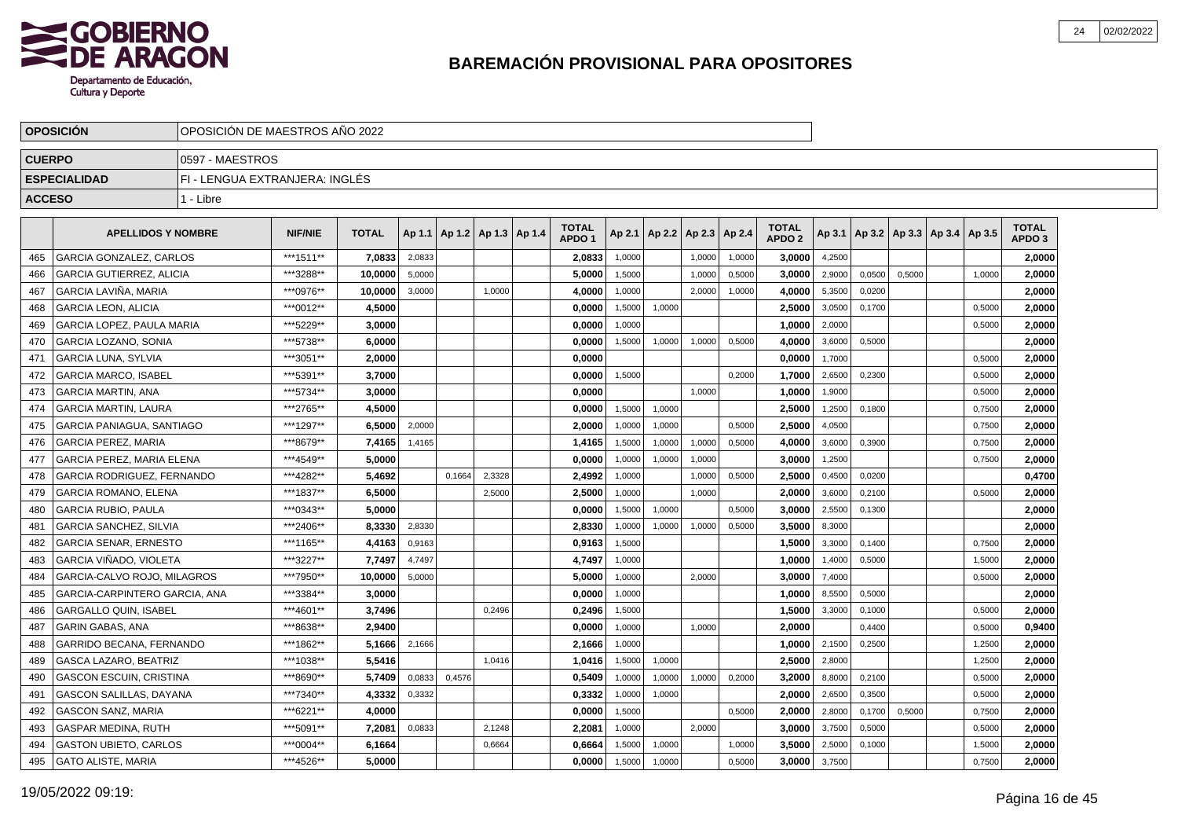# BAREMACIÓN PROVISIONAL PARA OPOSITORES

| OPOSICIÓN | OPOSICIÓN DE MAESTROS AÑO 2022 |
|---|---|
| CUERPO | 0597 - MAESTROS |
| ESPECIALIDAD | FI - LENGUA EXTRANJERA: INGLÉS |
| ACCESO | 1 - Libre |

| | APELLIDOS Y NOMBRE | NIF/NIE | TOTAL | Ap 1.1 | Ap 1.2 | Ap 1.3 | Ap 1.4 | TOTAL APDO 1 | Ap 2.1 | Ap 2.2 | Ap 2.3 | Ap 2.4 | TOTAL APDO 2 | Ap 3.1 | Ap 3.2 | Ap 3.3 | Ap 3.4 | Ap 3.5 | TOTAL APDO 3 |
|---|---|---|---|---|---|---|---|---|---|---|---|---|---|---|---|---|---|---|---|
| 465 | GARCIA GONZALEZ, CARLOS | ***1511** | 7,0833 | 2,0833 | | | | 2,0833 | 1,0000 | | 1,0000 | 1,0000 | 3,0000 | 4,2500 | | | | | 2,0000 |
| 466 | GARCIA GUTIERREZ, ALICIA | ***3288** | 10,0000 | 5,0000 | | | | 5,0000 | 1,5000 | | 1,0000 | 0,5000 | 3,0000 | 2,9000 | 0,0500 | 0,5000 | | 1,0000 | 2,0000 |
| 467 | GARCIA LAVIÑA, MARIA | ***0976** | 10,0000 | 3,0000 | | 1,0000 | | 4,0000 | 1,0000 | | 2,0000 | 1,0000 | 4,0000 | 5,3500 | 0,0200 | | | | 2,0000 |
| 468 | GARCIA LEON, ALICIA | ***0012** | 4,5000 | | | | | 0,0000 | 1,5000 | 1,0000 | | | 2,5000 | 3,0500 | 0,1700 | | | 0,5000 | 2,0000 |
| 469 | GARCIA LOPEZ, PAULA MARIA | ***5229** | 3,0000 | | | | | 0,0000 | 1,0000 | | | | 1,0000 | 2,0000 | | | | 0,5000 | 2,0000 |
| 470 | GARCIA LOZANO, SONIA | ***5738** | 6,0000 | | | | | 0,0000 | 1,5000 | 1,0000 | 1,0000 | 0,5000 | 4,0000 | 3,6000 | 0,5000 | | | | 2,0000 |
| 471 | GARCIA LUNA, SYLVIA | ***3051** | 2,0000 | | | | | 0,0000 | | | | | 0,0000 | 1,7000 | | | | 0,5000 | 2,0000 |
| 472 | GARCIA MARCO, ISABEL | ***5391** | 3,7000 | | | | | 0,0000 | 1,5000 | | | 0,2000 | 1,7000 | 2,6500 | 0,2300 | | | 0,5000 | 2,0000 |
| 473 | GARCIA MARTIN, ANA | ***5734** | 3,0000 | | | | | 0,0000 | | | 1,0000 | | 1,0000 | 1,9000 | | | | 0,5000 | 2,0000 |
| 474 | GARCIA MARTIN, LAURA | ***2765** | 4,5000 | | | | | 0,0000 | 1,5000 | 1,0000 | | | 2,5000 | 1,2500 | 0,1800 | | | 0,7500 | 2,0000 |
| 475 | GARCIA PANIAGUA, SANTIAGO | ***1297** | 6,5000 | 2,0000 | | | | 2,0000 | 1,0000 | 1,0000 | | 0,5000 | 2,5000 | 4,0500 | | | | 0,7500 | 2,0000 |
| 476 | GARCIA PEREZ, MARIA | ***8679** | 7,4165 | 1,4165 | | | | 1,4165 | 1,5000 | 1,0000 | 1,0000 | 0,5000 | 4,0000 | 3,6000 | 0,3900 | | | 0,7500 | 2,0000 |
| 477 | GARCIA PEREZ, MARIA ELENA | ***4549** | 5,0000 | | | | | 0,0000 | 1,0000 | 1,0000 | 1,0000 | | 3,0000 | 1,2500 | | | | 0,7500 | 2,0000 |
| 478 | GARCIA RODRIGUEZ, FERNANDO | ***4282** | 5,4692 | | 0,1664 | 2,3328 | | 2,4992 | 1,0000 | | 1,0000 | 0,5000 | 2,5000 | 0,4500 | 0,0200 | | | | 0,4700 |
| 479 | GARCIA ROMANO, ELENA | ***1837** | 6,5000 | | | 2,5000 | | 2,5000 | 1,0000 | | 1,0000 | | 2,0000 | 3,6000 | 0,2100 | | | 0,5000 | 2,0000 |
| 480 | GARCIA RUBIO, PAULA | ***0343** | 5,0000 | | | | | 0,0000 | 1,5000 | 1,0000 | | 0,5000 | 3,0000 | 2,5500 | 0,1300 | | | | 2,0000 |
| 481 | GARCIA SANCHEZ, SILVIA | ***2406** | 8,3330 | 2,8330 | | | | 2,8330 | 1,0000 | 1,0000 | 1,0000 | 0,5000 | 3,5000 | 8,3000 | | | | | 2,0000 |
| 482 | GARCIA SENAR, ERNESTO | ***1165** | 4,4163 | 0,9163 | | | | 0,9163 | 1,5000 | | | | 1,5000 | 3,3000 | 0,1400 | | | 0,7500 | 2,0000 |
| 483 | GARCIA VIÑADO, VIOLETA | ***3227** | 7,7497 | 4,7497 | | | | 4,7497 | 1,0000 | | | | 1,0000 | 1,4000 | 0,5000 | | | 1,5000 | 2,0000 |
| 484 | GARCIA-CALVO ROJO, MILAGROS | ***7950** | 10,0000 | 5,0000 | | | | 5,0000 | 1,0000 | | 2,0000 | | 3,0000 | 7,4000 | | | | 0,5000 | 2,0000 |
| 485 | GARCIA-CARPINTERO GARCIA, ANA | ***3384** | 3,0000 | | | | | 0,0000 | 1,0000 | | | | 1,0000 | 8,5500 | 0,5000 | | | | 2,0000 |
| 486 | GARGALLO QUIN, ISABEL | ***4601** | 3,7496 | | | 0,2496 | | 0,2496 | 1,5000 | | | | 1,5000 | 3,3000 | 0,1000 | | | 0,5000 | 2,0000 |
| 487 | GARIN GABAS, ANA | ***8638** | 2,9400 | | | | | 0,0000 | 1,0000 | | 1,0000 | | 2,0000 | | 0,4400 | | | 0,5000 | 0,9400 |
| 488 | GARRIDO BECANA, FERNANDO | ***1862** | 5,1666 | 2,1666 | | | | 2,1666 | 1,0000 | | | | 1,0000 | 2,1500 | 0,2500 | | | 1,2500 | 2,0000 |
| 489 | GASCA LAZARO, BEATRIZ | ***1038** | 5,5416 | | | 1,0416 | | 1,0416 | 1,5000 | 1,0000 | | | 2,5000 | 2,8000 | | | | 1,2500 | 2,0000 |
| 490 | GASCON ESCUIN, CRISTINA | ***8690** | 5,7409 | 0,0833 | 0,4576 | | | 0,5409 | 1,0000 | 1,0000 | 1,0000 | 0,2000 | 3,2000 | 8,8000 | 0,2100 | | | 0,5000 | 2,0000 |
| 491 | GASCON SALILLAS, DAYANA | ***7340** | 4,3332 | 0,3332 | | | | 0,3332 | 1,0000 | 1,0000 | | | 2,0000 | 2,6500 | 0,3500 | | | 0,5000 | 2,0000 |
| 492 | GASCON SANZ, MARIA | ***6221** | 4,0000 | | | | | 0,0000 | 1,5000 | | | 0,5000 | 2,0000 | 2,8000 | 0,1700 | 0,5000 | | 0,7500 | 2,0000 |
| 493 | GASPAR MEDINA, RUTH | ***5091** | 7,2081 | 0,0833 | | 2,1248 | | 2,2081 | 1,0000 | | 2,0000 | | 3,0000 | 3,7500 | 0,5000 | | | 0,5000 | 2,0000 |
| 494 | GASTON UBIETO, CARLOS | ***0004** | 6,1664 | | | 0,6664 | | 0,6664 | 1,5000 | 1,0000 | | 1,0000 | 3,5000 | 2,5000 | 0,1000 | | | 1,5000 | 2,0000 |
| 495 | GATO ALISTE, MARIA | ***4526** | 5,0000 | | | | | 0,0000 | 1,5000 | 1,0000 | | 0,5000 | 3,0000 | 3,7500 | | | | 0,7500 | 2,0000 |

19/05/2022 09:19: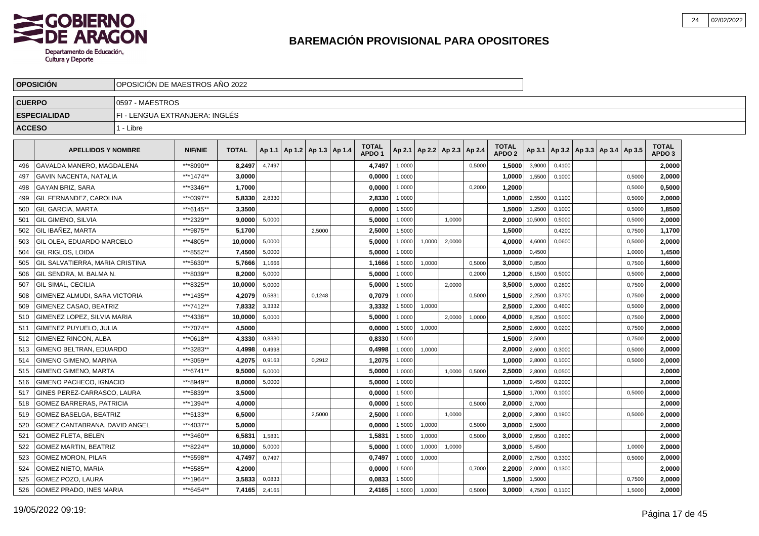# BAREMACIÓN PROVISIONAL PARA OPOSITORES

| | |
|---|---|
| **OPOSICIÓN** | OPOSICIÓN DE MAESTROS AÑO 2022 |
| **CUERPO** | 0597 - MAESTROS |
| **ESPECIALIDAD** | FI - LENGUA EXTRANJERA: INGLÉS |
| **ACCESO** | 1 - Libre |

| | APELLIDOS Y NOMBRE | NIF/NIE | TOTAL | Ap 1.1 | Ap 1.2 | Ap 1.3 | Ap 1.4 | TOTAL APDO 1 | Ap 2.1 | Ap 2.2 | Ap 2.3 | Ap 2.4 | TOTAL APDO 2 | Ap 3.1 | Ap 3.2 | Ap 3.3 | Ap 3.4 | Ap 3.5 | TOTAL APDO 3 |
|---|---|---|---|---|---|---|---|---|---|---|---|---|---|---|---|---|---|---|---|
| 496 | GAVALDA MANERO, MAGDALENA | ***8090** | **8,2497** | 4,7497 | | | | **4,7497** | 1,0000 | | | 0,5000 | **1,5000** | 3,9000 | 0,4100 | | | | **2,0000** |
| 497 | GAVIN NACENTA, NATALIA | ***1474** | **3,0000** | | | | | **0,0000** | 1,0000 | | | | **1,0000** | 1,5500 | 0,1000 | | | 0,5000 | **2,0000** |
| 498 | GAYAN BRIZ, SARA | ***3346** | **1,7000** | | | | | **0,0000** | 1,0000 | | | 0,2000 | **1,2000** | | | | | 0,5000 | **0,5000** |
| 499 | GIL FERNANDEZ, CAROLINA | ***0397** | **5,8330** | 2,8330 | | | | **2,8330** | 1,0000 | | | | **1,0000** | 2,5500 | 0,1100 | | | 0,5000 | **2,0000** |
| 500 | GIL GARCIA, MARTA | ***6145** | **3,3500** | | | | | **0,0000** | 1,5000 | | | | **1,5000** | 1,2500 | 0,1000 | | | 0,5000 | **1,8500** |
| 501 | GIL GIMENO, SILVIA | ***2329** | **9,0000** | 5,0000 | | | | **5,0000** | 1,0000 | | 1,0000 | | **2,0000** | 10,5000 | 0,5000 | | | 0,5000 | **2,0000** |
| 502 | GIL IBAÑEZ, MARTA | ***9875** | **5,1700** | | | 2,5000 | | **2,5000** | 1,5000 | | | | **1,5000** | | 0,4200 | | | 0,7500 | **1,1700** |
| 503 | GIL OLEA, EDUARDO MARCELO | ***4805** | **10,0000** | 5,0000 | | | | **5,0000** | 1,0000 | 1,0000 | 2,0000 | | **4,0000** | 4,6000 | 0,0600 | | | 0,5000 | **2,0000** |
| 504 | GIL RIGLOS, LOIDA | ***8552** | **7,4500** | 5,0000 | | | | **5,0000** | 1,0000 | | | | **1,0000** | 0,4500 | | | | 1,0000 | **1,4500** |
| 505 | GIL SALVATIERRA, MARIA CRISTINA | ***5630** | **5,7666** | 1,1666 | | | | **1,1666** | 1,5000 | 1,0000 | | 0,5000 | **3,0000** | 0,8500 | | | | 0,7500 | **1,6000** |
| 506 | GIL SENDRA, M. BALMA N. | ***8039** | **8,2000** | 5,0000 | | | | **5,0000** | 1,0000 | | | 0,2000 | **1,2000** | 6,1500 | 0,5000 | | | 0,5000 | **2,0000** |
| 507 | GIL SIMAL, CECILIA | ***8325** | **10,0000** | 5,0000 | | | | **5,0000** | 1,5000 | | 2,0000 | | **3,5000** | 5,0000 | 0,2800 | | | 0,7500 | **2,0000** |
| 508 | GIMENEZ ALMUDI, SARA VICTORIA | ***1435** | **4,2079** | 0,5831 | | 0,1248 | | **0,7079** | 1,0000 | | | 0,5000 | **1,5000** | 2,2500 | 0,3700 | | | 0,7500 | **2,0000** |
| 509 | GIMENEZ CASAO, BEATRIZ | ***7412** | **7,8332** | 3,3332 | | | | **3,3332** | 1,5000 | 1,0000 | | | **2,5000** | 2,2000 | 0,4600 | | | 0,5000 | **2,0000** |
| 510 | GIMENEZ LOPEZ, SILVIA MARIA | ***4336** | **10,0000** | 5,0000 | | | | **5,0000** | 1,0000 | | 2,0000 | 1,0000 | **4,0000** | 8,2500 | 0,5000 | | | 0,7500 | **2,0000** |
| 511 | GIMENEZ PUYUELO, JULIA | ***7074** | **4,5000** | | | | | **0,0000** | 1,5000 | 1,0000 | | | **2,5000** | 2,6000 | 0,0200 | | | 0,7500 | **2,0000** |
| 512 | GIMENEZ RINCON, ALBA | ***0618** | **4,3330** | 0,8330 | | | | **0,8330** | 1,5000 | | | | **1,5000** | 2,5000 | | | | 0,7500 | **2,0000** |
| 513 | GIMENO BELTRAN, EDUARDO | ***3283** | **4,4998** | 0,4998 | | | | **0,4998** | 1,0000 | 1,0000 | | | **2,0000** | 2,6000 | 0,3000 | | | 0,5000 | **2,0000** |
| 514 | GIMENO GIMENO, MARINA | ***3059** | **4,2075** | 0,9163 | | 0,2912 | | **1,2075** | 1,0000 | | | | **1,0000** | 2,8000 | 0,1000 | | | 0,5000 | **2,0000** |
| 515 | GIMENO GIMENO, MARTA | ***6741** | **9,5000** | 5,0000 | | | | **5,0000** | 1,0000 | | 1,0000 | 0,5000 | **2,5000** | 2,8000 | 0,0500 | | | | **2,0000** |
| 516 | GIMENO PACHECO, IGNACIO | ***8949** | **8,0000** | 5,0000 | | | | **5,0000** | 1,0000 | | | | **1,0000** | 9,4500 | 0,2000 | | | | **2,0000** |
| 517 | GINES PEREZ-CARRASCO, LAURA | ***5839** | **3,5000** | | | | | **0,0000** | 1,5000 | | | | **1,5000** | 1,7000 | 0,1000 | | | 0,5000 | **2,0000** |
| 518 | GOMEZ BARRERAS, PATRICIA | ***1394** | **4,0000** | | | | | **0,0000** | 1,5000 | | | 0,5000 | **2,0000** | 2,7000 | | | | | **2,0000** |
| 519 | GOMEZ BASELGA, BEATRIZ | ***5133** | **6,5000** | | | 2,5000 | | **2,5000** | 1,0000 | | 1,0000 | | **2,0000** | 2,3000 | 0,1900 | | | 0,5000 | **2,0000** |
| 520 | GOMEZ CANTABRANA, DAVID ANGEL | ***4037** | **5,0000** | | | | | **0,0000** | 1,5000 | 1,0000 | | 0,5000 | **3,0000** | 2,5000 | | | | | **2,0000** |
| 521 | GOMEZ FLETA, BELEN | ***3460** | **6,5831** | 1,5831 | | | | **1,5831** | 1,5000 | 1,0000 | | 0,5000 | **3,0000** | 2,9500 | 0,2600 | | | | **2,0000** |
| 522 | GOMEZ MARTIN, BEATRIZ | ***8224** | **10,0000** | 5,0000 | | | | **5,0000** | 1,0000 | 1,0000 | 1,0000 | | **3,0000** | 5,4500 | | | | 1,0000 | **2,0000** |
| 523 | GOMEZ MORON, PILAR | ***5598** | **4,7497** | 0,7497 | | | | **0,7497** | 1,0000 | 1,0000 | | | **2,0000** | 2,7500 | 0,3300 | | | 0,5000 | **2,0000** |
| 524 | GOMEZ NIETO, MARIA | ***5585** | **4,2000** | | | | | **0,0000** | 1,5000 | | | 0,7000 | **2,2000** | 2,0000 | 0,1300 | | | | **2,0000** |
| 525 | GOMEZ POZO, LAURA | ***1964** | **3,5833** | 0,0833 | | | | **0,0833** | 1,5000 | | | | **1,5000** | 1,5000 | | | | 0,7500 | **2,0000** |
| 526 | GOMEZ PRADO, INES MARIA | ***6454** | **7,4165** | 2,4165 | | | | **2,4165** | 1,5000 | 1,0000 | | 0,5000 | **3,0000** | 4,7500 | 0,1100 | | | 1,5000 | **2,0000** |

19/05/2022 09:19: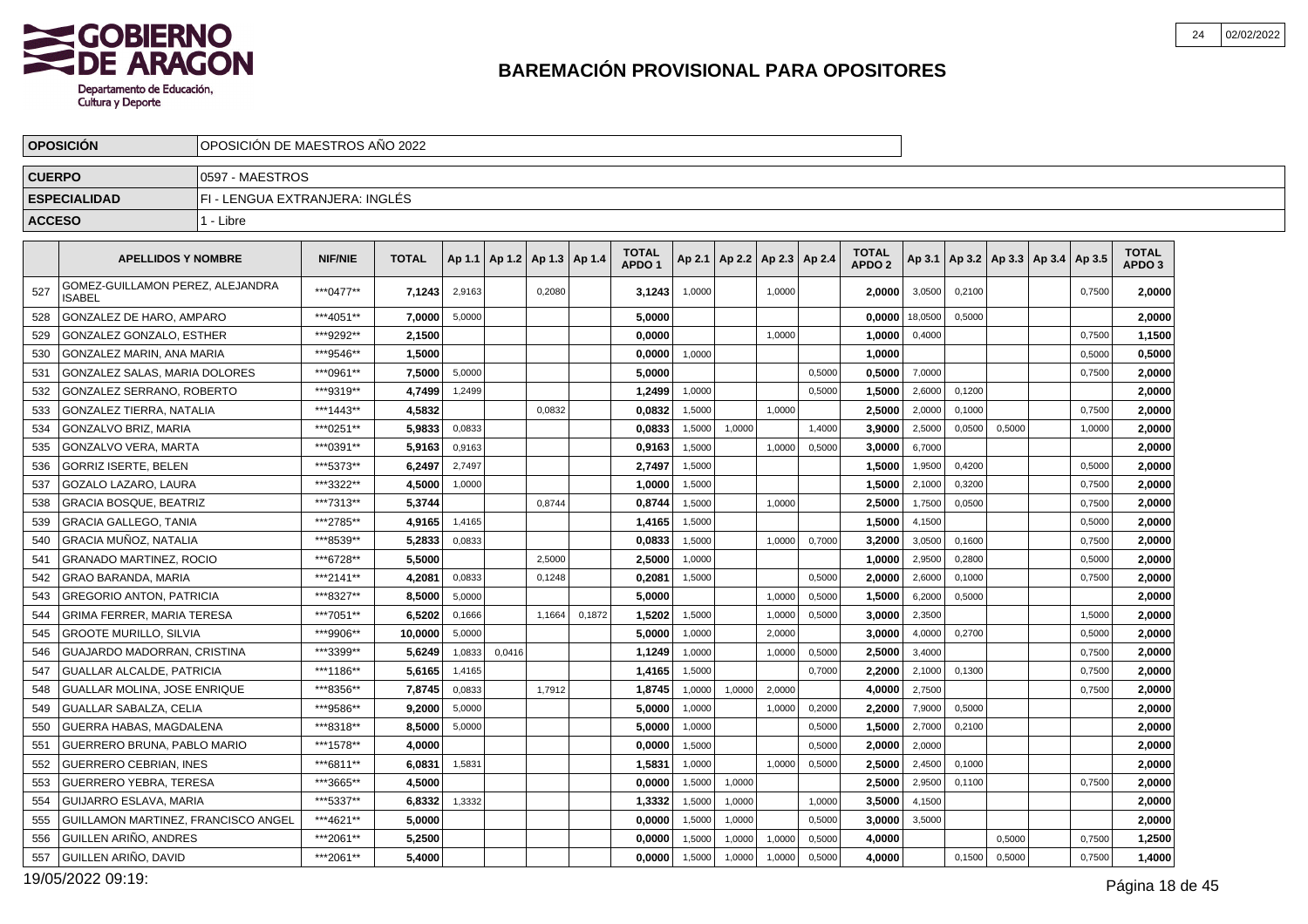# BAREMACIÓN PROVISIONAL PARA OPOSITORES

| OPOSICIÓN | OPOSICIÓN DE MAESTROS AÑO 2022 |
|---|---|
| CUERPO | 0597 - MAESTROS |
| ESPECIALIDAD | FI - LENGUA EXTRANJERA: INGLÉS |
| ACCESO | 1 - Libre |

| | APELLIDOS Y NOMBRE | NIF/NIE | TOTAL | Ap 1.1 | Ap 1.2 | Ap 1.3 | Ap 1.4 | TOTAL APDO 1 | Ap 2.1 | Ap 2.2 | Ap 2.3 | Ap 2.4 | TOTAL APDO 2 | Ap 3.1 | Ap 3.2 | Ap 3.3 | Ap 3.4 | Ap 3.5 | TOTAL APDO 3 |
|---|---|---|---|---|---|---|---|---|---|---|---|---|---|---|---|---|---|---|---|
| 527 | GOMEZ-GUILLAMON PEREZ, ALEJANDRA ISABEL | ***0477** | 7,1243 | 2,9163 | | 0,2080 | | 3,1243 | 1,0000 | | 1,0000 | | 2,0000 | 3,0500 | 0,2100 | | | 0,7500 | 2,0000 |
| 528 | GONZALEZ DE HARO, AMPARO | ***4051** | 7,0000 | 5,0000 | | | | 5,0000 | | | | | 0,0000 | 18,0500 | 0,5000 | | | | 2,0000 |
| 529 | GONZALEZ GONZALO, ESTHER | ***9292** | 2,1500 | | | | | 0,0000 | | | 1,0000 | | 1,0000 | 0,4000 | | | | 0,7500 | 1,1500 |
| 530 | GONZALEZ MARIN, ANA MARIA | ***9546** | 1,5000 | | | | | 0,0000 | 1,0000 | | | | 1,0000 | | | | | 0,5000 | 0,5000 |
| 531 | GONZALEZ SALAS, MARIA DOLORES | ***0961** | 7,5000 | 5,0000 | | | | 5,0000 | | | | 0,5000 | 0,5000 | 7,0000 | | | | 0,7500 | 2,0000 |
| 532 | GONZALEZ SERRANO, ROBERTO | ***9319** | 4,7499 | 1,2499 | | | | 1,2499 | 1,0000 | | | 0,5000 | 1,5000 | 2,6000 | 0,1200 | | | | 2,0000 |
| 533 | GONZALEZ TIERRA, NATALIA | ***1443** | 4,5832 | | | 0,0832 | | 0,0832 | 1,5000 | | 1,0000 | | 2,5000 | 2,0000 | 0,1000 | | | 0,7500 | 2,0000 |
| 534 | GONZALVO BRIZ, MARIA | ***0251** | 5,9833 | 0,0833 | | | | 0,0833 | 1,5000 | 1,0000 | | 1,4000 | 3,9000 | 2,5000 | 0,0500 | 0,5000 | | 1,0000 | 2,0000 |
| 535 | GONZALVO VERA, MARTA | ***0391** | 5,9163 | 0,9163 | | | | 0,9163 | 1,5000 | | 1,0000 | 0,5000 | 3,0000 | 6,7000 | | | | | 2,0000 |
| 536 | GORRIZ ISERTE, BELEN | ***5373** | 6,2497 | 2,7497 | | | | 2,7497 | 1,5000 | | | | 1,5000 | 1,9500 | 0,4200 | | | 0,5000 | 2,0000 |
| 537 | GOZALO LAZARO, LAURA | ***3322** | 4,5000 | 1,0000 | | | | 1,0000 | 1,5000 | | | | 1,5000 | 2,1000 | 0,3200 | | | 0,7500 | 2,0000 |
| 538 | GRACIA BOSQUE, BEATRIZ | ***7313** | 5,3744 | | | 0,8744 | | 0,8744 | 1,5000 | | 1,0000 | | 2,5000 | 1,7500 | 0,0500 | | | 0,7500 | 2,0000 |
| 539 | GRACIA GALLEGO, TANIA | ***2785** | 4,9165 | 1,4165 | | | | 1,4165 | 1,5000 | | | | 1,5000 | 4,1500 | | | | 0,5000 | 2,0000 |
| 540 | GRACIA MUÑOZ, NATALIA | ***8539** | 5,2833 | 0,0833 | | | | 0,0833 | 1,5000 | | 1,0000 | 0,7000 | 3,2000 | 3,0500 | 0,1600 | | | 0,7500 | 2,0000 |
| 541 | GRANADO MARTINEZ, ROCIO | ***6728** | 5,5000 | | | 2,5000 | | 2,5000 | 1,0000 | | | | 1,0000 | 2,9500 | 0,2800 | | | 0,5000 | 2,0000 |
| 542 | GRAO BARANDA, MARIA | ***2141** | 4,2081 | 0,0833 | | 0,1248 | | 0,2081 | 1,5000 | | | 0,5000 | 2,0000 | 2,6000 | 0,1000 | | | 0,7500 | 2,0000 |
| 543 | GREGORIO ANTON, PATRICIA | ***8327** | 8,5000 | 5,0000 | | | | 5,0000 | | | 1,0000 | 0,5000 | 1,5000 | 6,2000 | 0,5000 | | | | 2,0000 |
| 544 | GRIMA FERRER, MARIA TERESA | ***7051** | 6,5202 | 0,1666 | | 1,1664 | 0,1872 | 1,5202 | 1,5000 | | 1,0000 | 0,5000 | 3,0000 | 2,3500 | | | | 1,5000 | 2,0000 |
| 545 | GROOTE MURILLO, SILVIA | ***9906** | 10,0000 | 5,0000 | | | | 5,0000 | 1,0000 | | 2,0000 | | 3,0000 | 4,0000 | 0,2700 | | | 0,5000 | 2,0000 |
| 546 | GUAJARDO MADORRAN, CRISTINA | ***3399** | 5,6249 | 1,0833 | 0,0416 | | | 1,1249 | 1,0000 | | 1,0000 | 0,5000 | 2,5000 | 3,4000 | | | | 0,7500 | 2,0000 |
| 547 | GUALLAR ALCALDE, PATRICIA | ***1186** | 5,6165 | 1,4165 | | | | 1,4165 | 1,5000 | | | 0,7000 | 2,2000 | 2,1000 | 0,1300 | | | 0,7500 | 2,0000 |
| 548 | GUALLAR MOLINA, JOSE ENRIQUE | ***8356** | 7,8745 | 0,0833 | | 1,7912 | | 1,8745 | 1,0000 | 1,0000 | 2,0000 | | 4,0000 | 2,7500 | | | | 0,7500 | 2,0000 |
| 549 | GUALLAR SABALZA, CELIA | ***9586** | 9,2000 | 5,0000 | | | | 5,0000 | 1,0000 | | 1,0000 | 0,2000 | 2,2000 | 7,9000 | 0,5000 | | | | 2,0000 |
| 550 | GUERRA HABAS, MAGDALENA | ***8318** | 8,5000 | 5,0000 | | | | 5,0000 | 1,0000 | | | 0,5000 | 1,5000 | 2,7000 | 0,2100 | | | | 2,0000 |
| 551 | GUERRERO BRUNA, PABLO MARIO | ***1578** | 4,0000 | | | | | 0,0000 | 1,5000 | | | 0,5000 | 2,0000 | 2,0000 | | | | | 2,0000 |
| 552 | GUERRERO CEBRIAN, INES | ***6811** | 6,0831 | 1,5831 | | | | 1,5831 | 1,0000 | | 1,0000 | 0,5000 | 2,5000 | 2,4500 | 0,1000 | | | | 2,0000 |
| 553 | GUERRERO YEBRA, TERESA | ***3665** | 4,5000 | | | | | 0,0000 | 1,5000 | 1,0000 | | | 2,5000 | 2,9500 | 0,1100 | | | 0,7500 | 2,0000 |
| 554 | GUIJARRO ESLAVA, MARIA | ***5337** | 6,8332 | 1,3332 | | | | 1,3332 | 1,5000 | 1,0000 | | 1,0000 | 3,5000 | 4,1500 | | | | | 2,0000 |
| 555 | GUILLAMON MARTINEZ, FRANCISCO ANGEL | ***4621** | 5,0000 | | | | | 0,0000 | 1,5000 | 1,0000 | | 0,5000 | 3,0000 | 3,5000 | | | | | 2,0000 |
| 556 | GUILLEN ARIÑO, ANDRES | ***2061** | 5,2500 | | | | | 0,0000 | 1,5000 | 1,0000 | 1,0000 | 0,5000 | 4,0000 | | | 0,5000 | | 0,7500 | 1,2500 |
| 557 | GUILLEN ARIÑO, DAVID | ***2061** | 5,4000 | | | | | 0,0000 | 1,5000 | 1,0000 | 1,0000 | 0,5000 | 4,0000 | | 0,1500 | 0,5000 | | 0,7500 | 1,4000 |

19/05/2022 09:19: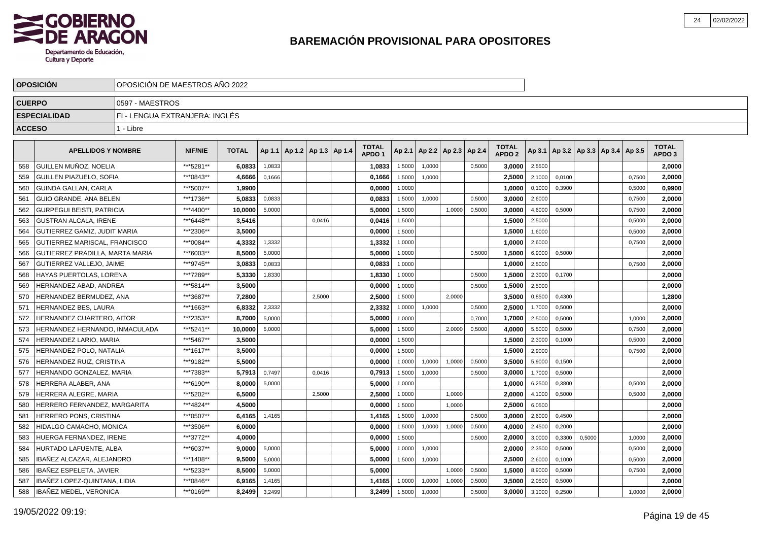# BAREMACIÓN PROVISIONAL PARA OPOSITORES

| | |
|---|---|
| **OPOSICIÓN** | OPOSICIÓN DE MAESTROS AÑO 2022 |
| **CUERPO** | 0597 - MAESTROS |
| **ESPECIALIDAD** | FI - LENGUA EXTRANJERA: INGLÉS |
| **ACCESO** | 1 - Libre |

| | APELLIDOS Y NOMBRE | NIF/NIE | TOTAL | Ap 1.1 | Ap 1.2 | Ap 1.3 | Ap 1.4 | TOTAL APDO 1 | Ap 2.1 | Ap 2.2 | Ap 2.3 | Ap 2.4 | TOTAL APDO 2 | Ap 3.1 | Ap 3.2 | Ap 3.3 | Ap 3.4 | Ap 3.5 | TOTAL APDO 3 |
|---|---|---|---|---|---|---|---|---|---|---|---|---|---|---|---|---|---|---|---|
| 558 | GUILLEN MUÑOZ, NOELIA | ***5281** | 6,0833 | 1,0833 | | | | 1,0833 | 1,5000 | 1,0000 | | 0,5000 | 3,0000 | 2,5500 | | | | | 2,0000 |
| 559 | GUILLEN PIAZUELO, SOFIA | ***0843** | 4,6666 | 0,1666 | | | | 0,1666 | 1,5000 | 1,0000 | | | 2,5000 | 2,1000 | 0,0100 | | | 0,7500 | 2,0000 |
| 560 | GUINDA GALLAN, CARLA | ***5007** | 1,9900 | | | | | 0,0000 | 1,0000 | | | | 1,0000 | 0,1000 | 0,3900 | | | 0,5000 | 0,9900 |
| 561 | GUIO GRANDE, ANA BELEN | ***1736** | 5,0833 | 0,0833 | | | | 0,0833 | 1,5000 | 1,0000 | | 0,5000 | 3,0000 | 2,6000 | | | | 0,7500 | 2,0000 |
| 562 | GURPEGUI BEISTI, PATRICIA | ***4400** | 10,0000 | 5,0000 | | | | 5,0000 | 1,5000 | | 1,0000 | 0,5000 | 3,0000 | 4,6000 | 0,5000 | | | 0,7500 | 2,0000 |
| 563 | GUSTRAN ALCALA, IRENE | ***6448** | 3,5416 | | | 0,0416 | | 0,0416 | 1,5000 | | | | 1,5000 | 2,5000 | | | | 0,5000 | 2,0000 |
| 564 | GUTIERREZ GAMIZ, JUDIT MARIA | ***2306** | 3,5000 | | | | | 0,0000 | 1,5000 | | | | 1,5000 | 1,6000 | | | | 0,5000 | 2,0000 |
| 565 | GUTIERREZ MARISCAL, FRANCISCO | ***0084** | 4,3332 | 1,3332 | | | | 1,3332 | 1,0000 | | | | 1,0000 | 2,6000 | | | | 0,7500 | 2,0000 |
| 566 | GUTIERREZ PRADILLA, MARTA MARIA | ***6003** | 8,5000 | 5,0000 | | | | 5,0000 | 1,0000 | | | 0,5000 | 1,5000 | 6,9000 | 0,5000 | | | | 2,0000 |
| 567 | GUTIERREZ VALLEJO, JAIME | ***9745** | 3,0833 | 0,0833 | | | | 0,0833 | 1,0000 | | | | 1,0000 | 2,5000 | | | | 0,7500 | 2,0000 |
| 568 | HAYAS PUERTOLAS, LORENA | ***7289** | 5,3330 | 1,8330 | | | | 1,8330 | 1,0000 | | | 0,5000 | 1,5000 | 2,3000 | 0,1700 | | | | 2,0000 |
| 569 | HERNANDEZ ABAD, ANDREA | ***5814** | 3,5000 | | | | | 0,0000 | 1,0000 | | | 0,5000 | 1,5000 | 2,5000 | | | | | 2,0000 |
| 570 | HERNANDEZ BERMUDEZ, ANA | ***3687** | 7,2800 | | | 2,5000 | | 2,5000 | 1,5000 | | 2,0000 | | 3,5000 | 0,8500 | 0,4300 | | | | 1,2800 |
| 571 | HERNANDEZ BES, LAURA | ***1663** | 6,8332 | 2,3332 | | | | 2,3332 | 1,0000 | 1,0000 | | 0,5000 | 2,5000 | 1,7000 | 0,5000 | | | | 2,0000 |
| 572 | HERNANDEZ CUARTERO, AITOR | ***2353** | 8,7000 | 5,0000 | | | | 5,0000 | 1,0000 | | | 0,7000 | 1,7000 | 2,5000 | 0,5000 | | | 1,0000 | 2,0000 |
| 573 | HERNANDEZ HERNANDO, INMACULADA | ***5241** | 10,0000 | 5,0000 | | | | 5,0000 | 1,5000 | | 2,0000 | 0,5000 | 4,0000 | 5,5000 | 0,5000 | | | 0,7500 | 2,0000 |
| 574 | HERNANDEZ LARIO, MARIA | ***5467** | 3,5000 | | | | | 0,0000 | 1,5000 | | | | 1,5000 | 2,3000 | 0,1000 | | | 0,5000 | 2,0000 |
| 575 | HERNANDEZ POLO, NATALIA | ***1617** | 3,5000 | | | | | 0,0000 | 1,5000 | | | | 1,5000 | 2,9000 | | | | 0,7500 | 2,0000 |
| 576 | HERNANDEZ RUIZ, CRISTINA | ***9182** | 5,5000 | | | | | 0,0000 | 1,0000 | 1,0000 | 1,0000 | 0,5000 | 3,5000 | 5,9000 | 0,1500 | | | | 2,0000 |
| 577 | HERNANDO GONZALEZ, MARIA | ***7383** | 5,7913 | 0,7497 | | 0,0416 | | 0,7913 | 1,5000 | 1,0000 | | 0,5000 | 3,0000 | 1,7000 | 0,5000 | | | | 2,0000 |
| 578 | HERRERA ALABER, ANA | ***6190** | 8,0000 | 5,0000 | | | | 5,0000 | 1,0000 | | | | 1,0000 | 6,2500 | 0,3800 | | | 0,5000 | 2,0000 |
| 579 | HERRERA ALEGRE, MARIA | ***5202** | 6,5000 | | | 2,5000 | | 2,5000 | 1,0000 | | 1,0000 | | 2,0000 | 4,1000 | 0,5000 | | | 0,5000 | 2,0000 |
| 580 | HERRERO FERNANDEZ, MARGARITA | ***4824** | 4,5000 | | | | | 0,0000 | 1,5000 | | 1,0000 | | 2,5000 | 6,0500 | | | | | 2,0000 |
| 581 | HERRERO PONS, CRISTINA | ***0507** | 6,4165 | 1,4165 | | | | 1,4165 | 1,5000 | 1,0000 | | 0,5000 | 3,0000 | 2,6000 | 0,4500 | | | | 2,0000 |
| 582 | HIDALGO CAMACHO, MONICA | ***3506** | 6,0000 | | | | | 0,0000 | 1,5000 | 1,0000 | 1,0000 | 0,5000 | 4,0000 | 2,4500 | 0,2000 | | | | 2,0000 |
| 583 | HUERGA FERNANDEZ, IRENE | ***3772** | 4,0000 | | | | | 0,0000 | 1,5000 | | | 0,5000 | 2,0000 | 3,0000 | 0,3300 | 0,5000 | | 1,0000 | 2,0000 |
| 584 | HURTADO LAFUENTE, ALBA | ***6037** | 9,0000 | 5,0000 | | | | 5,0000 | 1,0000 | 1,0000 | | | 2,0000 | 2,3500 | 0,5000 | | | 0,5000 | 2,0000 |
| 585 | IBAÑEZ ALCAZAR, ALEJANDRO | ***1408** | 9,5000 | 5,0000 | | | | 5,0000 | 1,5000 | 1,0000 | | | 2,5000 | 2,6000 | 0,1000 | | | 0,5000 | 2,0000 |
| 586 | IBAÑEZ ESPELETA, JAVIER | ***5233** | 8,5000 | 5,0000 | | | | 5,0000 | | | 1,0000 | 0,5000 | 1,5000 | 8,9000 | 0,5000 | | | 0,7500 | 2,0000 |
| 587 | IBAÑEZ LOPEZ-QUINTANA, LIDIA | ***0846** | 6,9165 | 1,4165 | | | | 1,4165 | 1,0000 | 1,0000 | 1,0000 | 0,5000 | 3,5000 | 2,0500 | 0,5000 | | | | 2,0000 |
| 588 | IBAÑEZ MEDEL, VERONICA | ***0169** | 8,2499 | 3,2499 | | | | 3,2499 | 1,5000 | 1,0000 | | 0,5000 | 3,0000 | 3,1000 | 0,2500 | | | 1,0000 | 2,0000 |

19/05/2022 09:19: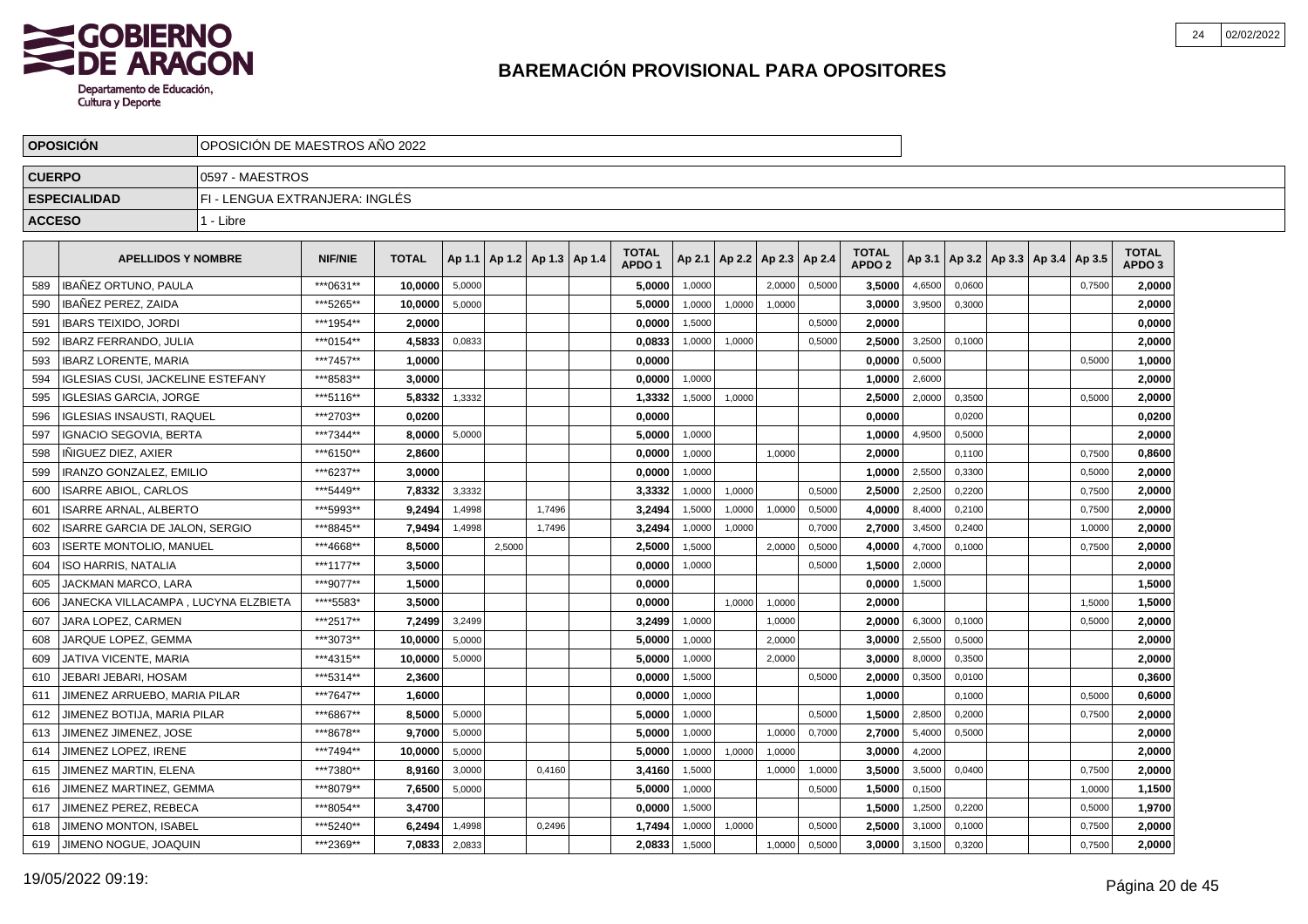# BAREMACIÓN PROVISIONAL PARA OPOSITORES

| OPOSICIÓN | OPOSICIÓN DE MAESTROS AÑO 2022 |
|---|---|
| CUERPO | 0597 - MAESTROS |
| ESPECIALIDAD | FI - LENGUA EXTRANJERA: INGLÉS |
| ACCESO | 1 - Libre |

| | APELLIDOS Y NOMBRE | NIF/NIE | TOTAL | Ap 1.1 | Ap 1.2 | Ap 1.3 | Ap 1.4 | TOTAL APDO 1 | Ap 2.1 | Ap 2.2 | Ap 2.3 | Ap 2.4 | TOTAL APDO 2 | Ap 3.1 | Ap 3.2 | Ap 3.3 | Ap 3.4 | Ap 3.5 | TOTAL APDO 3 |
|---|---|---|---|---|---|---|---|---|---|---|---|---|---|---|---|---|---|---|---|
| 589 | IBAÑEZ ORTUNO, PAULA | ***0631** | 10,0000 | 5,0000 | | | | 5,0000 | 1,0000 | | 2,0000 | 0,5000 | 3,5000 | 4,6500 | 0,0600 | | | 0,7500 | 2,0000 |
| 590 | IBAÑEZ PEREZ, ZAIDA | ***5265** | 10,0000 | 5,0000 | | | | 5,0000 | 1,0000 | 1,0000 | 1,0000 | | 3,0000 | 3,9500 | 0,3000 | | | | 2,0000 |
| 591 | IBARS TEIXIDO, JORDI | ***1954** | 2,0000 | | | | | 0,0000 | 1,5000 | | | 0,5000 | 2,0000 | | | | | | 0,0000 |
| 592 | IBARZ FERRANDO, JULIA | ***0154** | 4,5833 | 0,0833 | | | | 0,0833 | 1,0000 | 1,0000 | | 0,5000 | 2,5000 | 3,2500 | 0,1000 | | | | 2,0000 |
| 593 | IBARZ LORENTE, MARIA | ***7457** | 1,0000 | | | | | 0,0000 | | | | | 0,0000 | 0,5000 | | | | 0,5000 | 1,0000 |
| 594 | IGLESIAS CUSI, JACKELINE ESTEFANY | ***8583** | 3,0000 | | | | | 0,0000 | 1,0000 | | | | 1,0000 | 2,6000 | | | | | 2,0000 |
| 595 | IGLESIAS GARCIA, JORGE | ***5116** | 5,8332 | 1,3332 | | | | 1,3332 | 1,5000 | 1,0000 | | | 2,5000 | 2,0000 | 0,3500 | | | 0,5000 | 2,0000 |
| 596 | IGLESIAS INSAUSTI, RAQUEL | ***2703** | 0,0200 | | | | | 0,0000 | | | | | 0,0000 | | 0,0200 | | | | 0,0200 |
| 597 | IGNACIO SEGOVIA, BERTA | ***7344** | 8,0000 | 5,0000 | | | | 5,0000 | 1,0000 | | | | 1,0000 | 4,9500 | 0,5000 | | | | 2,0000 |
| 598 | IÑIGUEZ DIEZ, AXIER | ***6150** | 2,8600 | | | | | 0,0000 | 1,0000 | | 1,0000 | | 2,0000 | | 0,1100 | | | 0,7500 | 0,8600 |
| 599 | IRANZO GONZALEZ, EMILIO | ***6237** | 3,0000 | | | | | 0,0000 | 1,0000 | | | | 1,0000 | 2,5500 | 0,3300 | | | 0,5000 | 2,0000 |
| 600 | ISARRE ABIOL, CARLOS | ***5449** | 7,8332 | 3,3332 | | | | 3,3332 | 1,0000 | 1,0000 | | 0,5000 | 2,5000 | 2,2500 | 0,2200 | | | 0,7500 | 2,0000 |
| 601 | ISARRE ARNAL, ALBERTO | ***5993** | 9,2494 | 1,4998 | | 1,7496 | | 3,2494 | 1,5000 | 1,0000 | 1,0000 | 0,5000 | 4,0000 | 8,4000 | 0,2100 | | | 0,7500 | 2,0000 |
| 602 | ISARRE GARCIA DE JALON, SERGIO | ***8845** | 7,9494 | 1,4998 | | 1,7496 | | 3,2494 | 1,0000 | 1,0000 | | 0,7000 | 2,7000 | 3,4500 | 0,2400 | | | 1,0000 | 2,0000 |
| 603 | ISERTE MONTOLIO, MANUEL | ***4668** | 8,5000 | | 2,5000 | | | 2,5000 | 1,5000 | | 2,0000 | 0,5000 | 4,0000 | 4,7000 | 0,1000 | | | 0,7500 | 2,0000 |
| 604 | ISO HARRIS, NATALIA | ***1177** | 3,5000 | | | | | 0,0000 | 1,0000 | | | 0,5000 | 1,5000 | 2,0000 | | | | | 2,0000 |
| 605 | JACKMAN MARCO, LARA | ***9077** | 1,5000 | | | | | 0,0000 | | | | | 0,0000 | 1,5000 | | | | | 1,5000 |
| 606 | JANECKA VILLACAMPA , LUCYNA ELZBIETA | ****5583* | 3,5000 | | | | | 0,0000 | | 1,0000 | 1,0000 | | 2,0000 | | | | | 1,5000 | 1,5000 |
| 607 | JARA LOPEZ, CARMEN | ***2517** | 7,2499 | 3,2499 | | | | 3,2499 | 1,0000 | | 1,0000 | | 2,0000 | 6,3000 | 0,1000 | | | 0,5000 | 2,0000 |
| 608 | JARQUE LOPEZ, GEMMA | ***3073** | 10,0000 | 5,0000 | | | | 5,0000 | 1,0000 | | 2,0000 | | 3,0000 | 2,5500 | 0,5000 | | | | 2,0000 |
| 609 | JATIVA VICENTE, MARIA | ***4315** | 10,0000 | 5,0000 | | | | 5,0000 | 1,0000 | | 2,0000 | | 3,0000 | 8,0000 | 0,3500 | | | | 2,0000 |
| 610 | JEBARI JEBARI, HOSAM | ***5314** | 2,3600 | | | | | 0,0000 | 1,5000 | | | 0,5000 | 2,0000 | 0,3500 | 0,0100 | | | | 0,3600 |
| 611 | JIMENEZ ARRUEBO, MARIA PILAR | ***7647** | 1,6000 | | | | | 0,0000 | 1,0000 | | | | 1,0000 | | 0,1000 | | | 0,5000 | 0,6000 |
| 612 | JIMENEZ BOTIJA, MARIA PILAR | ***6867** | 8,5000 | 5,0000 | | | | 5,0000 | 1,0000 | | | 0,5000 | 1,5000 | 2,8500 | 0,2000 | | | 0,7500 | 2,0000 |
| 613 | JIMENEZ JIMENEZ, JOSE | ***8678** | 9,7000 | 5,0000 | | | | 5,0000 | 1,0000 | | 1,0000 | 0,7000 | 2,7000 | 5,4000 | 0,5000 | | | | 2,0000 |
| 614 | JIMENEZ LOPEZ, IRENE | ***7494** | 10,0000 | 5,0000 | | | | 5,0000 | 1,0000 | 1,0000 | 1,0000 | | 3,0000 | 4,2000 | | | | | 2,0000 |
| 615 | JIMENEZ MARTIN, ELENA | ***7380** | 8,9160 | 3,0000 | | 0,4160 | | 3,4160 | 1,5000 | | 1,0000 | 1,0000 | 3,5000 | 3,5000 | 0,0400 | | | 0,7500 | 2,0000 |
| 616 | JIMENEZ MARTINEZ, GEMMA | ***8079** | 7,6500 | 5,0000 | | | | 5,0000 | 1,0000 | | | 0,5000 | 1,5000 | 0,1500 | | | | 1,0000 | 1,1500 |
| 617 | JIMENEZ PEREZ, REBECA | ***8054** | 3,4700 | | | | | 0,0000 | 1,5000 | | | | 1,5000 | 1,2500 | 0,2200 | | | 0,5000 | 1,9700 |
| 618 | JIMENO MONTON, ISABEL | ***5240** | 6,2494 | 1,4998 | | 0,2496 | | 1,7494 | 1,0000 | 1,0000 | | 0,5000 | 2,5000 | 3,1000 | 0,1000 | | | 0,7500 | 2,0000 |
| 619 | JIMENO NOGUE, JOAQUIN | ***2369** | 7,0833 | 2,0833 | | | | 2,0833 | 1,5000 | | 1,0000 | 0,5000 | 3,0000 | 3,1500 | 0,3200 | | | 0,7500 | 2,0000 |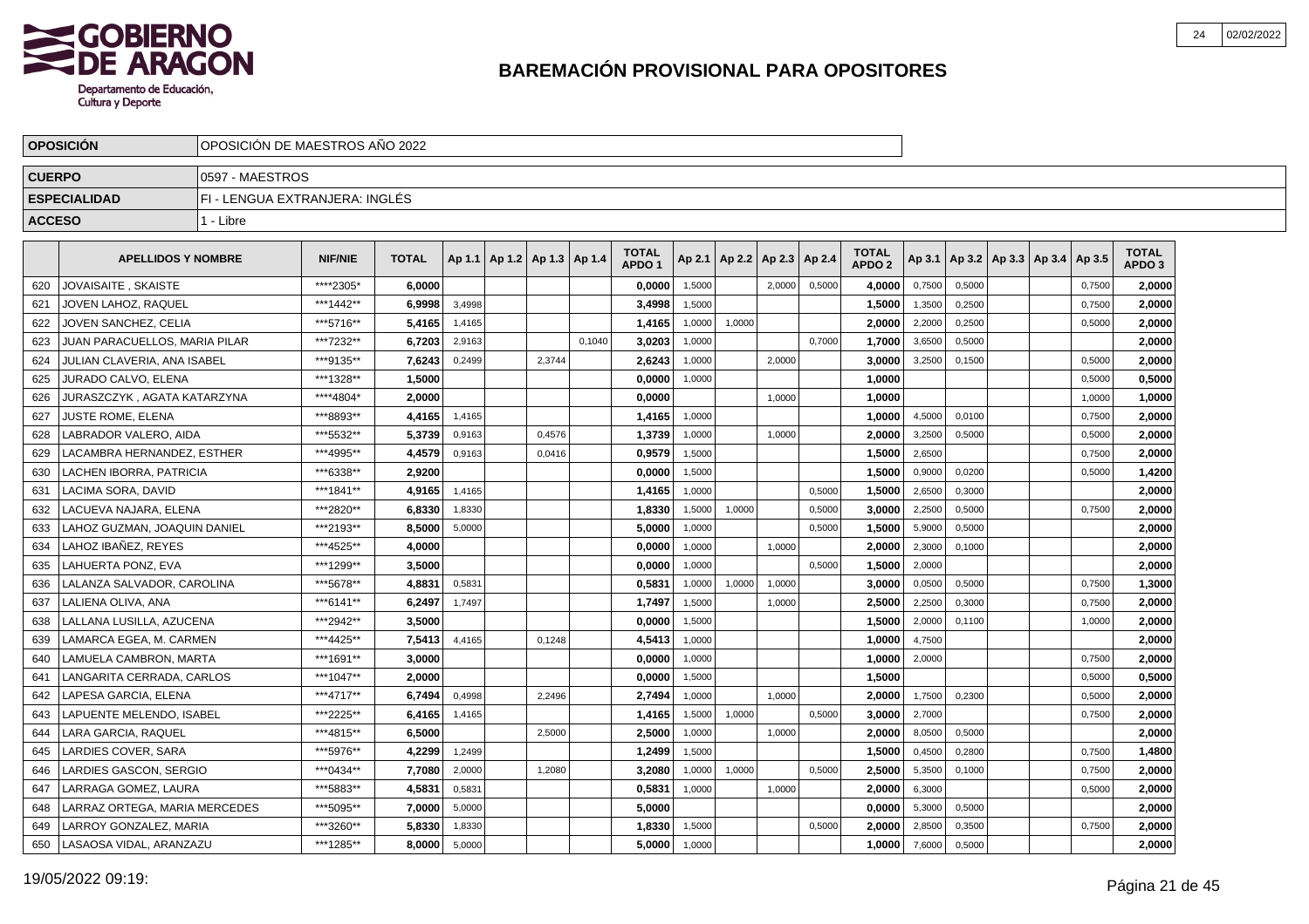# BAREMACIÓN PROVISIONAL PARA OPOSITORES

| OPOSICIÓN | OPOSICIÓN DE MAESTROS AÑO 2022 |
|---|---|
| CUERPO | 0597 - MAESTROS |
| ESPECIALIDAD | FI - LENGUA EXTRANJERA: INGLÉS |
| ACCESO | 1 - Libre |

| | APELLIDOS Y NOMBRE | NIF/NIE | TOTAL | Ap 1.1 | Ap 1.2 | Ap 1.3 | Ap 1.4 | TOTAL APDO 1 | Ap 2.1 | Ap 2.2 | Ap 2.3 | Ap 2.4 | TOTAL APDO 2 | Ap 3.1 | Ap 3.2 | Ap 3.3 | Ap 3.4 | Ap 3.5 | TOTAL APDO 3 |
|---|---|---|---|---|---|---|---|---|---|---|---|---|---|---|---|---|---|---|---|
| 620 | JOVAISAITE , SKAISTE | ****2305* | 6,0000 | | | | | 0,0000 | 1,5000 | | 2,0000 | 0,5000 | 4,0000 | 0,7500 | 0,5000 | | | 0,7500 | 2,0000 |
| 621 | JOVEN LAHOZ, RAQUEL | ***1442** | 6,9998 | 3,4998 | | | | 3,4998 | 1,5000 | | | | 1,5000 | 1,3500 | 0,2500 | | | 0,7500 | 2,0000 |
| 622 | JOVEN SANCHEZ, CELIA | ***5716** | 5,4165 | 1,4165 | | | | 1,4165 | 1,0000 | 1,0000 | | | 2,0000 | 2,2000 | 0,2500 | | | 0,5000 | 2,0000 |
| 623 | JUAN PARACUELLOS, MARIA PILAR | ***7232** | 6,7203 | 2,9163 | | | 0,1040 | 3,0203 | 1,0000 | | | 0,7000 | 1,7000 | 3,6500 | 0,5000 | | | | 2,0000 |
| 624 | JULIAN CLAVERIA, ANA ISABEL | ***9135** | 7,6243 | 0,2499 | | 2,3744 | | 2,6243 | 1,0000 | | 2,0000 | | 3,0000 | 3,2500 | 0,1500 | | | 0,5000 | 2,0000 |
| 625 | JURADO CALVO, ELENA | ***1328** | 1,5000 | | | | | 0,0000 | 1,0000 | | | | 1,0000 | | | | | 0,5000 | 0,5000 |
| 626 | JURASZCZYK , AGATA KATARZYNA | ****4804* | 2,0000 | | | | | 0,0000 | | | 1,0000 | | 1,0000 | | | | | 1,0000 | 1,0000 |
| 627 | JUSTE ROME, ELENA | ***8893** | 4,4165 | 1,4165 | | | | 1,4165 | 1,0000 | | | | 1,0000 | 4,5000 | 0,0100 | | | 0,7500 | 2,0000 |
| 628 | LABRADOR VALERO, AIDA | ***5532** | 5,3739 | 0,9163 | | 0,4576 | | 1,3739 | 1,0000 | | 1,0000 | | 2,0000 | 3,2500 | 0,5000 | | | 0,5000 | 2,0000 |
| 629 | LACAMBRA HERNANDEZ, ESTHER | ***4995** | 4,4579 | 0,9163 | | 0,0416 | | 0,9579 | 1,5000 | | | | 1,5000 | 2,6500 | | | | 0,7500 | 2,0000 |
| 630 | LACHEN IBORRA, PATRICIA | ***6338** | 2,9200 | | | | | 0,0000 | 1,5000 | | | | 1,5000 | 0,9000 | 0,0200 | | | 0,5000 | 1,4200 |
| 631 | LACIMA SORA, DAVID | ***1841** | 4,9165 | 1,4165 | | | | 1,4165 | 1,0000 | | | 0,5000 | 1,5000 | 2,6500 | 0,3000 | | | | 2,0000 |
| 632 | LACUEVA NAJARA, ELENA | ***2820** | 6,8330 | 1,8330 | | | | 1,8330 | 1,5000 | 1,0000 | | 0,5000 | 3,0000 | 2,2500 | 0,5000 | | | 0,7500 | 2,0000 |
| 633 | LAHOZ GUZMAN, JOAQUIN DANIEL | ***2193** | 8,5000 | 5,0000 | | | | 5,0000 | 1,0000 | | | 0,5000 | 1,5000 | 5,9000 | 0,5000 | | | | 2,0000 |
| 634 | LAHOZ IBAÑEZ, REYES | ***4525** | 4,0000 | | | | | 0,0000 | 1,0000 | | 1,0000 | | 2,0000 | 2,3000 | 0,1000 | | | | 2,0000 |
| 635 | LAHUERTA PONZ, EVA | ***1299** | 3,5000 | | | | | 0,0000 | 1,0000 | | | 0,5000 | 1,5000 | 2,0000 | | | | | 2,0000 |
| 636 | LALANZA SALVADOR, CAROLINA | ***5678** | 4,8831 | 0,5831 | | | | 0,5831 | 1,0000 | 1,0000 | 1,0000 | | 3,0000 | 0,0500 | 0,5000 | | | 0,7500 | 1,3000 |
| 637 | LALIENA OLIVA, ANA | ***6141** | 6,2497 | 1,7497 | | | | 1,7497 | 1,5000 | | 1,0000 | | 2,5000 | 2,2500 | 0,3000 | | | 0,7500 | 2,0000 |
| 638 | LALLANA LUSILLA, AZUCENA | ***2942** | 3,5000 | | | | | 0,0000 | 1,5000 | | | | 1,5000 | 2,0000 | 0,1100 | | | 1,0000 | 2,0000 |
| 639 | LAMARCA EGEA, M. CARMEN | ***4425** | 7,5413 | 4,4165 | | 0,1248 | | 4,5413 | 1,0000 | | | | 1,0000 | 4,7500 | | | | | 2,0000 |
| 640 | LAMUELA CAMBRON, MARTA | ***1691** | 3,0000 | | | | | 0,0000 | 1,0000 | | | | 1,0000 | 2,0000 | | | | 0,7500 | 2,0000 |
| 641 | LANGARITA CERRADA, CARLOS | ***1047** | 2,0000 | | | | | 0,0000 | 1,5000 | | | | 1,5000 | | | | | 0,5000 | 0,5000 |
| 642 | LAPESA GARCIA, ELENA | ***4717** | 6,7494 | 0,4998 | | 2,2496 | | 2,7494 | 1,0000 | | 1,0000 | | 2,0000 | 1,7500 | 0,2300 | | | 0,5000 | 2,0000 |
| 643 | LAPUENTE MELENDO, ISABEL | ***2225** | 6,4165 | 1,4165 | | | | 1,4165 | 1,5000 | 1,0000 | | 0,5000 | 3,0000 | 2,7000 | | | | 0,7500 | 2,0000 |
| 644 | LARA GARCIA, RAQUEL | ***4815** | 6,5000 | | | 2,5000 | | 2,5000 | 1,0000 | | 1,0000 | | 2,0000 | 8,0500 | 0,5000 | | | | 2,0000 |
| 645 | LARDIES COVER, SARA | ***5976** | 4,2299 | 1,2499 | | | | 1,2499 | 1,5000 | | | | 1,5000 | 0,4500 | 0,2800 | | | 0,7500 | 1,4800 |
| 646 | LARDIES GASCON, SERGIO | ***0434** | 7,7080 | 2,0000 | | 1,2080 | | 3,2080 | 1,0000 | 1,0000 | | 0,5000 | 2,5000 | 5,3500 | 0,1000 | | | 0,7500 | 2,0000 |
| 647 | LARRAGA GOMEZ, LAURA | ***5883** | 4,5831 | 0,5831 | | | | 0,5831 | 1,0000 | | 1,0000 | | 2,0000 | 6,3000 | | | | 0,5000 | 2,0000 |
| 648 | LARRAZ ORTEGA, MARIA MERCEDES | ***5095** | 7,0000 | 5,0000 | | | | 5,0000 | | | | | 0,0000 | 5,3000 | 0,5000 | | | | 2,0000 |
| 649 | LARROY GONZALEZ, MARIA | ***3260** | 5,8330 | 1,8330 | | | | 1,8330 | 1,5000 | | | 0,5000 | 2,0000 | 2,8500 | 0,3500 | | | 0,7500 | 2,0000 |
| 650 | LASAOSA VIDAL, ARANZAZU | ***1285** | 8,0000 | 5,0000 | | | | 5,0000 | 1,0000 | | | | 1,0000 | 7,6000 | 0,5000 | | | | 2,0000 |

19/05/2022 09:19: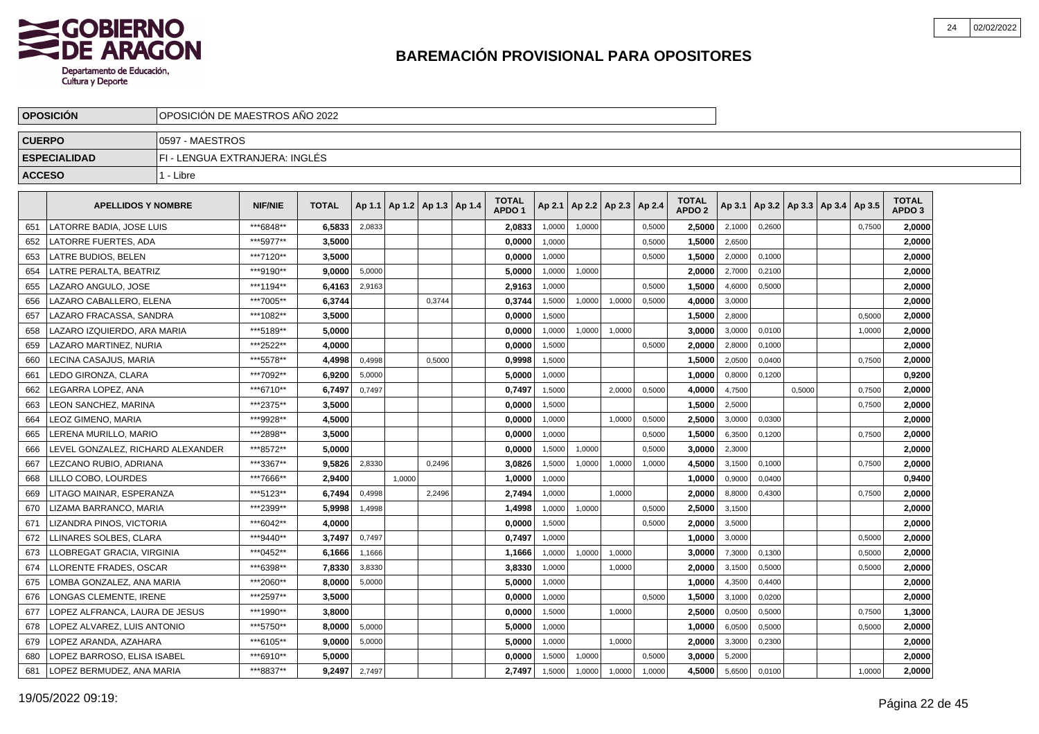# BAREMACIÓN PROVISIONAL PARA OPOSITORES

| | |
|---|---|
| **OPOSICIÓN** | OPOSICIÓN DE MAESTROS AÑO 2022 |
| **CUERPO** | 0597 - MAESTROS |
| **ESPECIALIDAD** | FI - LENGUA EXTRANJERA: INGLÉS |
| **ACCESO** | 1 - Libre |

| | APELLIDOS Y NOMBRE | NIF/NIE | TOTAL | Ap 1.1 | Ap 1.2 | Ap 1.3 | Ap 1.4 | TOTAL APDO 1 | Ap 2.1 | Ap 2.2 | Ap 2.3 | Ap 2.4 | TOTAL APDO 2 | Ap 3.1 | Ap 3.2 | Ap 3.3 | Ap 3.4 | Ap 3.5 | TOTAL APDO 3 |
|---|---|---|---|---|---|---|---|---|---|---|---|---|---|---|---|---|---|---|---|
| 651 | LATORRE BADIA, JOSE LUIS | ***6848** | 6,5833 | 2,0833 | | | | 2,0833 | 1,0000 | 1,0000 | | 0,5000 | 2,5000 | 2,1000 | 0,2600 | | | 0,7500 | 2,0000 |
| 652 | LATORRE FUERTES, ADA | ***5977** | 3,5000 | | | | | 0,0000 | 1,0000 | | | 0,5000 | 1,5000 | 2,6500 | | | | | 2,0000 |
| 653 | LATRE BUDIOS, BELEN | ***7120** | 3,5000 | | | | | 0,0000 | 1,0000 | | | 0,5000 | 1,5000 | 2,0000 | 0,1000 | | | | 2,0000 |
| 654 | LATRE PERALTA, BEATRIZ | ***9190** | 9,0000 | 5,0000 | | | | 5,0000 | 1,0000 | 1,0000 | | | 2,0000 | 2,7000 | 0,2100 | | | | 2,0000 |
| 655 | LAZARO ANGULO, JOSE | ***1194** | 6,4163 | 2,9163 | | | | 2,9163 | 1,0000 | | | 0,5000 | 1,5000 | 4,6000 | 0,5000 | | | | 2,0000 |
| 656 | LAZARO CABALLERO, ELENA | ***7005** | 6,3744 | | | 0,3744 | | 0,3744 | 1,5000 | 1,0000 | 1,0000 | 0,5000 | 4,0000 | 3,0000 | | | | | 2,0000 |
| 657 | LAZARO FRACASSA, SANDRA | ***1082** | 3,5000 | | | | | 0,0000 | 1,5000 | | | | 1,5000 | 2,8000 | | | | 0,5000 | 2,0000 |
| 658 | LAZARO IZQUIERDO, ARA MARIA | ***5189** | 5,0000 | | | | | 0,0000 | 1,0000 | 1,0000 | 1,0000 | | 3,0000 | 3,0000 | 0,0100 | | | 1,0000 | 2,0000 |
| 659 | LAZARO MARTINEZ, NURIA | ***2522** | 4,0000 | | | | | 0,0000 | 1,5000 | | | 0,5000 | 2,0000 | 2,8000 | 0,1000 | | | | 2,0000 |
| 660 | LECINA CASAJUS, MARIA | ***5578** | 4,4998 | 0,4998 | | 0,5000 | | 0,9998 | 1,5000 | | | | 1,5000 | 2,0500 | 0,0400 | | | 0,7500 | 2,0000 |
| 661 | LEDO GIRONZA, CLARA | ***7092** | 6,9200 | 5,0000 | | | | 5,0000 | 1,0000 | | | | 1,0000 | 0,8000 | 0,1200 | | | | 0,9200 |
| 662 | LEGARRA LOPEZ, ANA | ***6710** | 6,7497 | 0,7497 | | | | 0,7497 | 1,5000 | | 2,0000 | 0,5000 | 4,0000 | 4,7500 | | 0,5000 | | 0,7500 | 2,0000 |
| 663 | LEON SANCHEZ, MARINA | ***2375** | 3,5000 | | | | | 0,0000 | 1,5000 | | | | 1,5000 | 2,5000 | | | | 0,7500 | 2,0000 |
| 664 | LEOZ GIMENO, MARIA | ***9928** | 4,5000 | | | | | 0,0000 | 1,0000 | | 1,0000 | 0,5000 | 2,5000 | 3,0000 | 0,0300 | | | | 2,0000 |
| 665 | LERENA MURILLO, MARIO | ***2898** | 3,5000 | | | | | 0,0000 | 1,0000 | | | 0,5000 | 1,5000 | 6,3500 | 0,1200 | | | 0,7500 | 2,0000 |
| 666 | LEVEL GONZALEZ, RICHARD ALEXANDER | ***8572** | 5,0000 | | | | | 0,0000 | 1,5000 | 1,0000 | | 0,5000 | 3,0000 | 2,3000 | | | | | 2,0000 |
| 667 | LEZCANO RUBIO, ADRIANA | ***3367** | 9,5826 | 2,8330 | | 0,2496 | | 3,0826 | 1,5000 | 1,0000 | 1,0000 | 1,0000 | 4,5000 | 3,1500 | 0,1000 | | | 0,7500 | 2,0000 |
| 668 | LILLO COBO, LOURDES | ***7666** | 2,9400 | | 1,0000 | | | 1,0000 | 1,0000 | | | | 1,0000 | 0,9000 | 0,0400 | | | | 0,9400 |
| 669 | LITAGO MAINAR, ESPERANZA | ***5123** | 6,7494 | 0,4998 | | 2,2496 | | 2,7494 | 1,0000 | | 1,0000 | | 2,0000 | 8,8000 | 0,4300 | | | 0,7500 | 2,0000 |
| 670 | LIZAMA BARRANCO, MARIA | ***2399** | 5,9998 | 1,4998 | | | | 1,4998 | 1,0000 | 1,0000 | | 0,5000 | 2,5000 | 3,1500 | | | | | 2,0000 |
| 671 | LIZANDRA PINOS, VICTORIA | ***6042** | 4,0000 | | | | | 0,0000 | 1,5000 | | | 0,5000 | 2,0000 | 3,5000 | | | | | 2,0000 |
| 672 | LLINARES SOLBES, CLARA | ***9440** | 3,7497 | 0,7497 | | | | 0,7497 | 1,0000 | | | | 1,0000 | 3,0000 | | | | 0,5000 | 2,0000 |
| 673 | LLOBREGAT GRACIA, VIRGINIA | ***0452** | 6,1666 | 1,1666 | | | | 1,1666 | 1,0000 | 1,0000 | 1,0000 | | 3,0000 | 7,3000 | 0,1300 | | | 0,5000 | 2,0000 |
| 674 | LLORENTE FRADES, OSCAR | ***6398** | 7,8330 | 3,8330 | | | | 3,8330 | 1,0000 | | 1,0000 | | 2,0000 | 3,1500 | 0,5000 | | | 0,5000 | 2,0000 |
| 675 | LOMBA GONZALEZ, ANA MARIA | ***2060** | 8,0000 | 5,0000 | | | | 5,0000 | 1,0000 | | | | 1,0000 | 4,3500 | 0,4400 | | | | 2,0000 |
| 676 | LONGAS CLEMENTE, IRENE | ***2597** | 3,5000 | | | | | 0,0000 | 1,0000 | | | 0,5000 | 1,5000 | 3,1000 | 0,0200 | | | | 2,0000 |
| 677 | LOPEZ ALFRANCA, LAURA DE JESUS | ***1990** | 3,8000 | | | | | 0,0000 | 1,5000 | | 1,0000 | | 2,5000 | 0,0500 | 0,5000 | | | 0,7500 | 1,3000 |
| 678 | LOPEZ ALVAREZ, LUIS ANTONIO | ***5750** | 8,0000 | 5,0000 | | | | 5,0000 | 1,0000 | | | | 1,0000 | 6,0500 | 0,5000 | | | 0,5000 | 2,0000 |
| 679 | LOPEZ ARANDA, AZAHARA | ***6105** | 9,0000 | 5,0000 | | | | 5,0000 | 1,0000 | | 1,0000 | | 2,0000 | 3,3000 | 0,2300 | | | | 2,0000 |
| 680 | LOPEZ BARROSO, ELISA ISABEL | ***6910** | 5,0000 | | | | | 0,0000 | 1,5000 | 1,0000 | | 0,5000 | 3,0000 | 5,2000 | | | | | 2,0000 |
| 681 | LOPEZ BERMUDEZ, ANA MARIA | ***8837** | 9,2497 | 2,7497 | | | | 2,7497 | 1,5000 | 1,0000 | 1,0000 | 1,0000 | 4,5000 | 5,6500 | 0,0100 | | | 1,0000 | 2,0000 |

19/05/2022 09:19: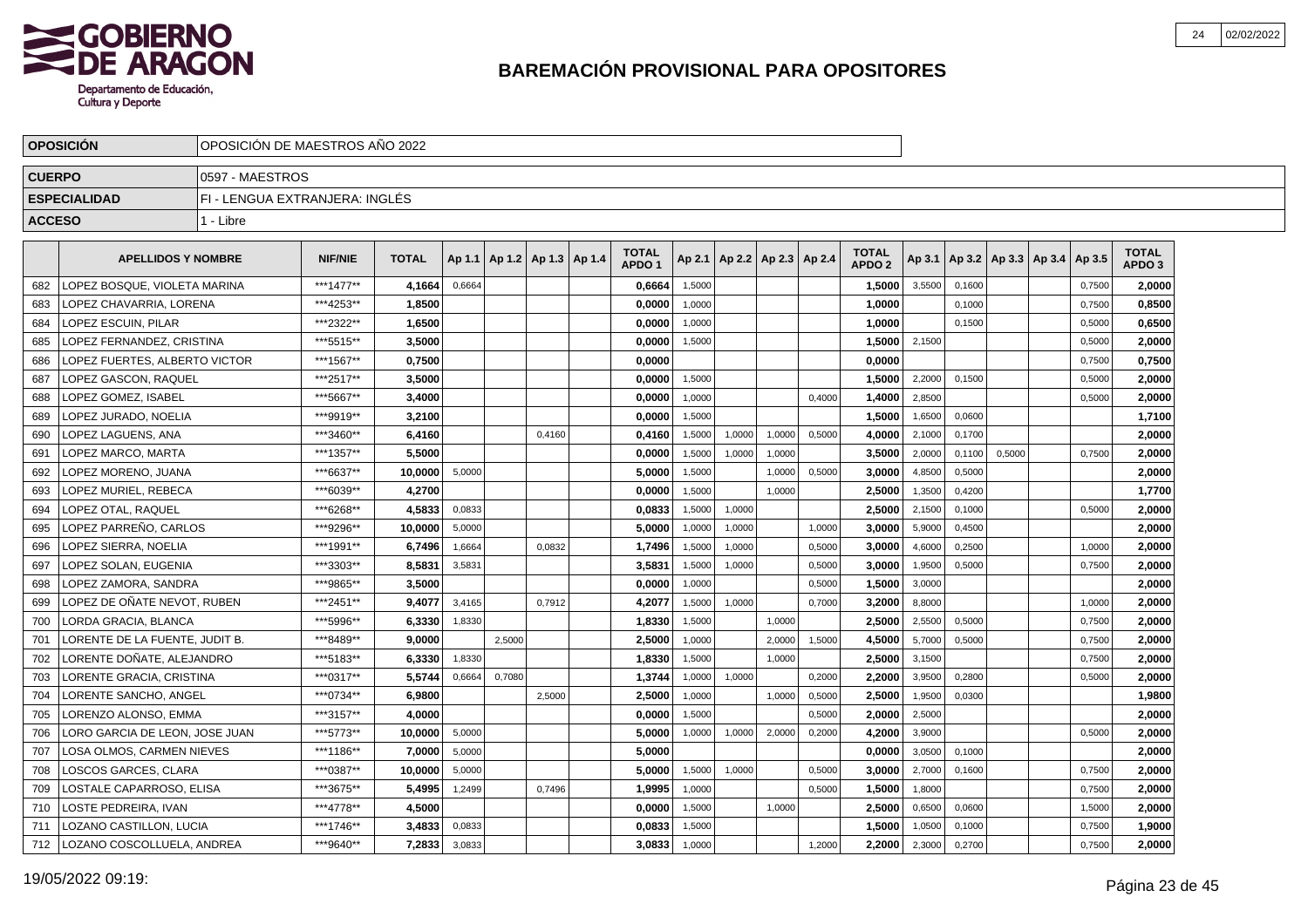# BAREMACIÓN PROVISIONAL PARA OPOSITORES

| OPOSICIÓN | OPOSICIÓN DE MAESTROS AÑO 2022 |
|---|---|
| CUERPO | 0597 - MAESTROS |
| ESPECIALIDAD | FI - LENGUA EXTRANJERA: INGLÉS |
| ACCESO | 1 - Libre |

| | APELLIDOS Y NOMBRE | NIF/NIE | TOTAL | Ap 1.1 | Ap 1.2 | Ap 1.3 | Ap 1.4 | TOTAL APDO 1 | Ap 2.1 | Ap 2.2 | Ap 2.3 | Ap 2.4 | TOTAL APDO 2 | Ap 3.1 | Ap 3.2 | Ap 3.3 | Ap 3.4 | Ap 3.5 | TOTAL APDO 3 |
|---|---|---|---|---|---|---|---|---|---|---|---|---|---|---|---|---|---|---|---|
| 682 | LOPEZ BOSQUE, VIOLETA MARINA | ***1477** | 4,1664 | 0,6664 | | | | 0,6664 | 1,5000 | | | | 1,5000 | 3,5500 | 0,1600 | | | 0,7500 | 2,0000 |
| 683 | LOPEZ CHAVARRIA, LORENA | ***4253** | 1,8500 | | | | | 0,0000 | 1,0000 | | | | 1,0000 | | 0,1000 | | | 0,7500 | 0,8500 |
| 684 | LOPEZ ESCUIN, PILAR | ***2322** | 1,6500 | | | | | 0,0000 | 1,0000 | | | | 1,0000 | | 0,1500 | | | 0,5000 | 0,6500 |
| 685 | LOPEZ FERNANDEZ, CRISTINA | ***5515** | 3,5000 | | | | | 0,0000 | 1,5000 | | | | 1,5000 | 2,1500 | | | | 0,5000 | 2,0000 |
| 686 | LOPEZ FUERTES, ALBERTO VICTOR | ***1567** | 0,7500 | | | | | 0,0000 | | | | | 0,0000 | | | | | 0,7500 | 0,7500 |
| 687 | LOPEZ GASCON, RAQUEL | ***2517** | 3,5000 | | | | | 0,0000 | 1,5000 | | | | 1,5000 | 2,2000 | 0,1500 | | | 0,5000 | 2,0000 |
| 688 | LOPEZ GOMEZ, ISABEL | ***5667** | 3,4000 | | | | | 0,0000 | 1,0000 | | | 0,4000 | 1,4000 | 2,8500 | | | | 0,5000 | 2,0000 |
| 689 | LOPEZ JURADO, NOELIA | ***9919** | 3,2100 | | | | | 0,0000 | 1,5000 | | | | 1,5000 | 1,6500 | 0,0600 | | | | 1,7100 |
| 690 | LOPEZ LAGUENS, ANA | ***3460** | 6,4160 | | | 0,4160 | | 0,4160 | 1,5000 | 1,0000 | 1,0000 | 0,5000 | 4,0000 | 2,1000 | 0,1700 | | | | 2,0000 |
| 691 | LOPEZ MARCO, MARTA | ***1357** | 5,5000 | | | | | 0,0000 | 1,5000 | 1,0000 | 1,0000 | | 3,5000 | 2,0000 | 0,1100 | 0,5000 | | 0,7500 | 2,0000 |
| 692 | LOPEZ MORENO, JUANA | ***6637** | 10,0000 | 5,0000 | | | | 5,0000 | 1,5000 | | 1,0000 | 0,5000 | 3,0000 | 4,8500 | 0,5000 | | | | 2,0000 |
| 693 | LOPEZ MURIEL, REBECA | ***6039** | 4,2700 | | | | | 0,0000 | 1,5000 | | 1,0000 | | 2,5000 | 1,3500 | 0,4200 | | | | 1,7700 |
| 694 | LOPEZ OTAL, RAQUEL | ***6268** | 4,5833 | 0,0833 | | | | 0,0833 | 1,5000 | 1,0000 | | | 2,5000 | 2,1500 | 0,1000 | | | 0,5000 | 2,0000 |
| 695 | LOPEZ PARREÑO, CARLOS | ***9296** | 10,0000 | 5,0000 | | | | 5,0000 | 1,0000 | 1,0000 | | 1,0000 | 3,0000 | 5,9000 | 0,4500 | | | | 2,0000 |
| 696 | LOPEZ SIERRA, NOELIA | ***1991** | 6,7496 | 1,6664 | | 0,0832 | | 1,7496 | 1,5000 | 1,0000 | | 0,5000 | 3,0000 | 4,6000 | 0,2500 | | | 1,0000 | 2,0000 |
| 697 | LOPEZ SOLAN, EUGENIA | ***3303** | 8,5831 | 3,5831 | | | | 3,5831 | 1,5000 | 1,0000 | | 0,5000 | 3,0000 | 1,9500 | 0,5000 | | | 0,7500 | 2,0000 |
| 698 | LOPEZ ZAMORA, SANDRA | ***9865** | 3,5000 | | | | | 0,0000 | 1,0000 | | | 0,5000 | 1,5000 | 3,0000 | | | | | 2,0000 |
| 699 | LOPEZ DE OÑATE NEVOT, RUBEN | ***2451** | 9,4077 | 3,4165 | | 0,7912 | | 4,2077 | 1,5000 | 1,0000 | | 0,7000 | 3,2000 | 8,8000 | | | | 1,0000 | 2,0000 |
| 700 | LORDA GRACIA, BLANCA | ***5996** | 6,3330 | 1,8330 | | | | 1,8330 | 1,5000 | | 1,0000 | | 2,5000 | 2,5500 | 0,5000 | | | 0,7500 | 2,0000 |
| 701 | LORENTE DE LA FUENTE, JUDIT B. | ***8489** | 9,0000 | | 2,5000 | | | 2,5000 | 1,0000 | | 2,0000 | 1,5000 | 4,5000 | 5,7000 | 0,5000 | | | 0,7500 | 2,0000 |
| 702 | LORENTE DOÑATE, ALEJANDRO | ***5183** | 6,3330 | 1,8330 | | | | 1,8330 | 1,5000 | | 1,0000 | | 2,5000 | 3,1500 | | | | 0,7500 | 2,0000 |
| 703 | LORENTE GRACIA, CRISTINA | ***0317** | 5,5744 | 0,6664 | 0,7080 | | | 1,3744 | 1,0000 | 1,0000 | | 0,2000 | 2,2000 | 3,9500 | 0,2800 | | | 0,5000 | 2,0000 |
| 704 | LORENTE SANCHO, ANGEL | ***0734** | 6,9800 | | | 2,5000 | | 2,5000 | 1,0000 | | 1,0000 | 0,5000 | 2,5000 | 1,9500 | 0,0300 | | | | 1,9800 |
| 705 | LORENZO ALONSO, EMMA | ***3157** | 4,0000 | | | | | 0,0000 | 1,5000 | | | 0,5000 | 2,0000 | 2,5000 | | | | | 2,0000 |
| 706 | LORO GARCIA DE LEON, JOSE JUAN | ***5773** | 10,0000 | 5,0000 | | | | 5,0000 | 1,0000 | 1,0000 | 2,0000 | 0,2000 | 4,2000 | 3,9000 | | | | 0,5000 | 2,0000 |
| 707 | LOSA OLMOS, CARMEN NIEVES | ***1186** | 7,0000 | 5,0000 | | | | 5,0000 | | | | | 0,0000 | 3,0500 | 0,1000 | | | | 2,0000 |
| 708 | LOSCOS GARCES, CLARA | ***0387** | 10,0000 | 5,0000 | | | | 5,0000 | 1,5000 | 1,0000 | | 0,5000 | 3,0000 | 2,7000 | 0,1600 | | | 0,7500 | 2,0000 |
| 709 | LOSTALE CAPARROSO, ELISA | ***3675** | 5,4995 | 1,2499 | | 0,7496 | | 1,9995 | 1,0000 | | | 0,5000 | 1,5000 | 1,8000 | | | | 0,7500 | 2,0000 |
| 710 | LOSTE PEDREIRA, IVAN | ***4778** | 4,5000 | | | | | 0,0000 | 1,5000 | | 1,0000 | | 2,5000 | 0,6500 | 0,0600 | | | 1,5000 | 2,0000 |
| 711 | LOZANO CASTILLON, LUCIA | ***1746** | 3,4833 | 0,0833 | | | | 0,0833 | 1,5000 | | | | 1,5000 | 1,0500 | 0,1000 | | | 0,7500 | 1,9000 |
| 712 | LOZANO COSCOLLUELA, ANDREA | ***9640** | 7,2833 | 3,0833 | | | | 3,0833 | 1,0000 | | | 1,2000 | 2,2000 | 2,3000 | 0,2700 | | | 0,7500 | 2,0000 |

19/05/2022 09:19: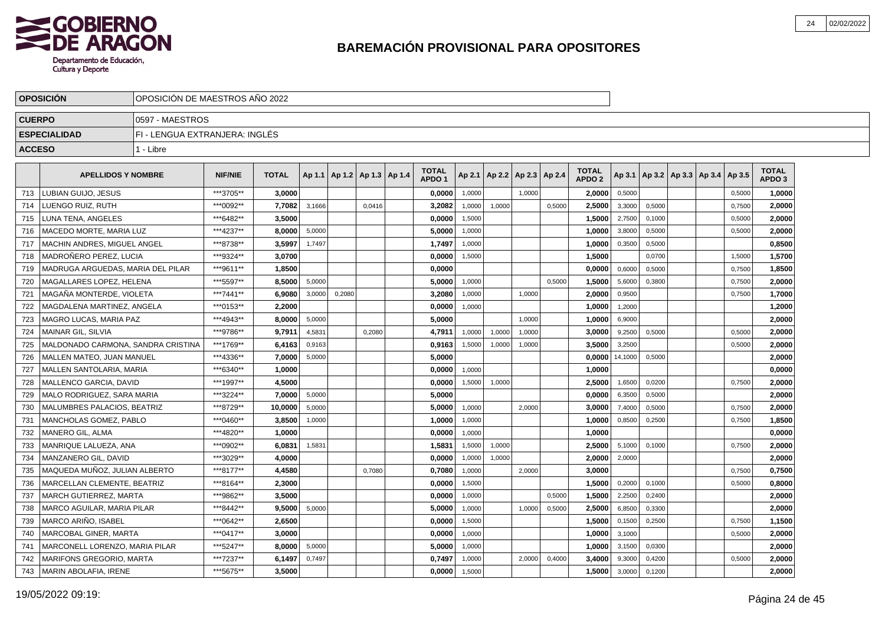# BAREMACIÓN PROVISIONAL PARA OPOSITORES

| OPOSICIÓN | OPOSICIÓN DE MAESTROS AÑO 2022 |
|---|---|
| **CUERPO** | 0597 - MAESTROS |
| **ESPECIALIDAD** | FI - LENGUA EXTRANJERA: INGLÉS |
| **ACCESO** | 1 - Libre |

| | APELLIDOS Y NOMBRE | NIF/NIE | TOTAL | Ap 1.1 | Ap 1.2 | Ap 1.3 | Ap 1.4 | TOTAL APDO 1 | Ap 2.1 | Ap 2.2 | Ap 2.3 | Ap 2.4 | TOTAL APDO 2 | Ap 3.1 | Ap 3.2 | Ap 3.3 | Ap 3.4 | Ap 3.5 | TOTAL APDO 3 |
|---|---|---|---|---|---|---|---|---|---|---|---|---|---|---|---|---|---|---|---|
| 713 | LUBIAN GUIJO, JESUS | ***3705** | **3,0000** | | | | | **0,0000** | 1,0000 | | 1,0000 | | **2,0000** | 0,5000 | | | | 0,5000 | **1,0000** |
| 714 | LUENGO RUIZ, RUTH | ***0092** | **7,7082** | 3,1666 | | 0,0416 | | **3,2082** | 1,0000 | 1,0000 | | 0,5000 | **2,5000** | 3,3000 | 0,5000 | | | 0,7500 | **2,0000** |
| 715 | LUNA TENA, ANGELES | ***6482** | **3,5000** | | | | | **0,0000** | 1,5000 | | | | **1,5000** | 2,7500 | 0,1000 | | | 0,5000 | **2,0000** |
| 716 | MACEDO MORTE, MARIA LUZ | ***4237** | **8,0000** | 5,0000 | | | | **5,0000** | 1,0000 | | | | **1,0000** | 3,8000 | 0,5000 | | | 0,5000 | **2,0000** |
| 717 | MACHIN ANDRES, MIGUEL ANGEL | ***8738** | **3,5997** | 1,7497 | | | | **1,7497** | 1,0000 | | | | **1,0000** | 0,3500 | 0,5000 | | | | **0,8500** |
| 718 | MADROÑERO PEREZ, LUCIA | ***9324** | **3,0700** | | | | | **0,0000** | 1,5000 | | | | **1,5000** | | 0,0700 | | | 1,5000 | **1,5700** |
| 719 | MADRUGA ARGUEDAS, MARIA DEL PILAR | ***9611** | **1,8500** | | | | | **0,0000** | | | | | **0,0000** | 0,6000 | 0,5000 | | | 0,7500 | **1,8500** |
| 720 | MAGALLARES LOPEZ, HELENA | ***5597** | **8,5000** | 5,0000 | | | | **5,0000** | 1,0000 | | | 0,5000 | **1,5000** | 5,6000 | 0,3800 | | | 0,7500 | **2,0000** |
| 721 | MAGAÑA MONTERDE, VIOLETA | ***7441** | **6,9080** | 3,0000 | 0,2080 | | | **3,2080** | 1,0000 | | 1,0000 | | **2,0000** | 0,9500 | | | | 0,7500 | **1,7000** |
| 722 | MAGDALENA MARTINEZ, ANGELA | ***0153** | **2,2000** | | | | | **0,0000** | 1,0000 | | | | **1,0000** | 1,2000 | | | | | **1,2000** |
| 723 | MAGRO LUCAS, MARIA PAZ | ***4943** | **8,0000** | 5,0000 | | | | **5,0000** | | | 1,0000 | | **1,0000** | 6,9000 | | | | | **2,0000** |
| 724 | MAINAR GIL, SILVIA | ***9786** | **9,7911** | 4,5831 | | 0,2080 | | **4,7911** | 1,0000 | 1,0000 | 1,0000 | | **3,0000** | 9,2500 | 0,5000 | | | 0,5000 | **2,0000** |
| 725 | MALDONADO CARMONA, SANDRA CRISTINA | ***1769** | **6,4163** | 0,9163 | | | | **0,9163** | 1,5000 | 1,0000 | 1,0000 | | **3,5000** | 3,2500 | | | | 0,5000 | **2,0000** |
| 726 | MALLEN MATEO, JUAN MANUEL | ***4336** | **7,0000** | 5,0000 | | | | **5,0000** | | | | | **0,0000** | 14,1000 | 0,5000 | | | | **2,0000** |
| 727 | MALLEN SANTOLARIA, MARIA | ***6340** | **1,0000** | | | | | **0,0000** | 1,0000 | | | | **1,0000** | | | | | | **0,0000** |
| 728 | MALLENCO GARCIA, DAVID | ***1997** | **4,5000** | | | | | **0,0000** | 1,5000 | 1,0000 | | | **2,5000** | 1,6500 | 0,0200 | | | 0,7500 | **2,0000** |
| 729 | MALO RODRIGUEZ, SARA MARIA | ***3224** | **7,0000** | 5,0000 | | | | **5,0000** | | | | | **0,0000** | 6,3500 | 0,5000 | | | | **2,0000** |
| 730 | MALUMBRES PALACIOS, BEATRIZ | ***8729** | **10,0000** | 5,0000 | | | | **5,0000** | 1,0000 | | 2,0000 | | **3,0000** | 7,4000 | 0,5000 | | | 0,7500 | **2,0000** |
| 731 | MANCHOLAS GOMEZ, PABLO | ***0460** | **3,8500** | 1,0000 | | | | **1,0000** | 1,0000 | | | | **1,0000** | 0,8500 | 0,2500 | | | 0,7500 | **1,8500** |
| 732 | MANERO GIL, ALMA | ***4820** | **1,0000** | | | | | **0,0000** | 1,0000 | | | | **1,0000** | | | | | | **0,0000** |
| 733 | MANRIQUE LALUEZA, ANA | ***0902** | **6,0831** | 1,5831 | | | | **1,5831** | 1,5000 | 1,0000 | | | **2,5000** | 5,1000 | 0,1000 | | | 0,7500 | **2,0000** |
| 734 | MANZANERO GIL, DAVID | ***3029** | **4,0000** | | | | | **0,0000** | 1,0000 | 1,0000 | | | **2,0000** | 2,0000 | | | | | **2,0000** |
| 735 | MAQUEDA MUÑOZ, JULIAN ALBERTO | ***8177** | **4,4580** | | | 0,7080 | | **0,7080** | 1,0000 | | 2,0000 | | **3,0000** | | | | | 0,7500 | **0,7500** |
| 736 | MARCELLAN CLEMENTE, BEATRIZ | ***8164** | **2,3000** | | | | | **0,0000** | 1,5000 | | | | **1,5000** | 0,2000 | 0,1000 | | | 0,5000 | **0,8000** |
| 737 | MARCH GUTIERREZ, MARTA | ***9862** | **3,5000** | | | | | **0,0000** | 1,0000 | | | 0,5000 | **1,5000** | 2,2500 | 0,2400 | | | | **2,0000** |
| 738 | MARCO AGUILAR, MARIA PILAR | ***8442** | **9,5000** | 5,0000 | | | | **5,0000** | 1,0000 | | 1,0000 | 0,5000 | **2,5000** | 6,8500 | 0,3300 | | | | **2,0000** |
| 739 | MARCO ARIÑO, ISABEL | ***0642** | **2,6500** | | | | | **0,0000** | 1,5000 | | | | **1,5000** | 0,1500 | 0,2500 | | | 0,7500 | **1,1500** |
| 740 | MARCOBAL GINER, MARTA | ***0417** | **3,0000** | | | | | **0,0000** | 1,0000 | | | | **1,0000** | 3,1000 | | | | 0,5000 | **2,0000** |
| 741 | MARCONELL LORENZO, MARIA PILAR | ***5247** | **8,0000** | 5,0000 | | | | **5,0000** | 1,0000 | | | | **1,0000** | 3,1500 | 0,0300 | | | | **2,0000** |
| 742 | MARIFONS GREGORIO, MARTA | ***7237** | **6,1497** | 0,7497 | | | | **0,7497** | 1,0000 | | 2,0000 | 0,4000 | **3,4000** | 9,3000 | 0,4200 | | | 0,5000 | **2,0000** |
| 743 | MARIN ABOLAFIA, IRENE | ***5675** | **3,5000** | | | | | **0,0000** | 1,5000 | | | | **1,5000** | 3,0000 | 0,1200 | | | | **2,0000** |

19/05/2022 09:19: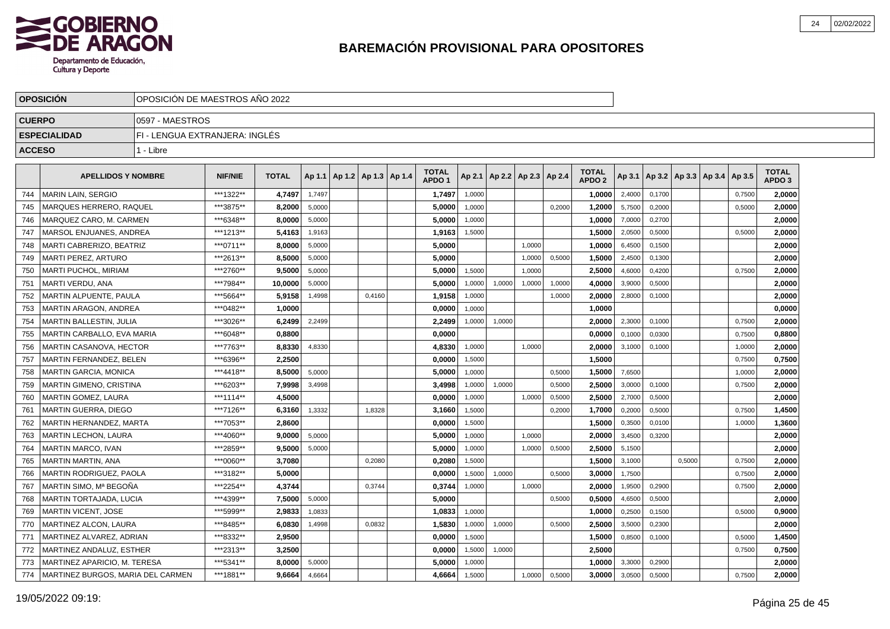# BAREMACIÓN PROVISIONAL PARA OPOSITORES

| OPOSICIÓN | OPOSICIÓN DE MAESTROS AÑO 2022 |
|---|---|
| CUERPO | 0597 - MAESTROS |
| ESPECIALIDAD | FI - LENGUA EXTRANJERA: INGLÉS |
| ACCESO | 1 - Libre |

| | APELLIDOS Y NOMBRE | NIF/NIE | TOTAL | Ap 1.1 | Ap 1.2 | Ap 1.3 | Ap 1.4 | TOTAL APDO 1 | Ap 2.1 | Ap 2.2 | Ap 2.3 | Ap 2.4 | TOTAL APDO 2 | Ap 3.1 | Ap 3.2 | Ap 3.3 | Ap 3.4 | Ap 3.5 | TOTAL APDO 3 |
|---|---|---|---|---|---|---|---|---|---|---|---|---|---|---|---|---|---|---|---|
| 744 | MARIN LAIN, SERGIO | ***1322** | 4,7497 | 1,7497 | | | | 1,7497 | 1,0000 | | | | 1,0000 | 2,4000 | 0,1700 | | | 0,7500 | 2,0000 |
| 745 | MARQUES HERRERO, RAQUEL | ***3875** | 8,2000 | 5,0000 | | | | 5,0000 | 1,0000 | | | 0,2000 | 1,2000 | 5,7500 | 0,2000 | | | 0,5000 | 2,0000 |
| 746 | MARQUEZ CARO, M. CARMEN | ***6348** | 8,0000 | 5,0000 | | | | 5,0000 | 1,0000 | | | | 1,0000 | 7,0000 | 0,2700 | | | | 2,0000 |
| 747 | MARSOL ENJUANES, ANDREA | ***1213** | 5,4163 | 1,9163 | | | | 1,9163 | 1,5000 | | | | 1,5000 | 2,0500 | 0,5000 | | | 0,5000 | 2,0000 |
| 748 | MARTI CABRERIZO, BEATRIZ | ***0711** | 8,0000 | 5,0000 | | | | 5,0000 | | | 1,0000 | | 1,0000 | 6,4500 | 0,1500 | | | | 2,0000 |
| 749 | MARTI PEREZ, ARTURO | ***2613** | 8,5000 | 5,0000 | | | | 5,0000 | | | 1,0000 | 0,5000 | 1,5000 | 2,4500 | 0,1300 | | | | 2,0000 |
| 750 | MARTI PUCHOL, MIRIAM | ***2760** | 9,5000 | 5,0000 | | | | 5,0000 | 1,5000 | | 1,0000 | | 2,5000 | 4,6000 | 0,4200 | | | 0,7500 | 2,0000 |
| 751 | MARTI VERDU, ANA | ***7984** | 10,0000 | 5,0000 | | | | 5,0000 | 1,0000 | 1,0000 | 1,0000 | 1,0000 | 4,0000 | 3,9000 | 0,5000 | | | | 2,0000 |
| 752 | MARTIN ALPUENTE, PAULA | ***5664** | 5,9158 | 1,4998 | | 0,4160 | | 1,9158 | 1,0000 | | | 1,0000 | 2,0000 | 2,8000 | 0,1000 | | | | 2,0000 |
| 753 | MARTIN ARAGON, ANDREA | ***0482** | 1,0000 | | | | | 0,0000 | 1,0000 | | | | 1,0000 | | | | | | 0,0000 |
| 754 | MARTIN BALLESTIN, JULIA | ***3026** | 6,2499 | 2,2499 | | | | 2,2499 | 1,0000 | 1,0000 | | | 2,0000 | 2,3000 | 0,1000 | | | 0,7500 | 2,0000 |
| 755 | MARTIN CARBALLO, EVA MARIA | ***6048** | 0,8800 | | | | | 0,0000 | | | | | 0,0000 | 0,1000 | 0,0300 | | | 0,7500 | 0,8800 |
| 756 | MARTIN CASANOVA, HECTOR | ***7763** | 8,8330 | 4,8330 | | | | 4,8330 | 1,0000 | | 1,0000 | | 2,0000 | 3,1000 | 0,1000 | | | 1,0000 | 2,0000 |
| 757 | MARTIN FERNANDEZ, BELEN | ***6396** | 2,2500 | | | | | 0,0000 | 1,5000 | | | | 1,5000 | | | | | 0,7500 | 0,7500 |
| 758 | MARTIN GARCIA, MONICA | ***4418** | 8,5000 | 5,0000 | | | | 5,0000 | 1,0000 | | | 0,5000 | 1,5000 | 7,6500 | | | | 1,0000 | 2,0000 |
| 759 | MARTIN GIMENO, CRISTINA | ***6203** | 7,9998 | 3,4998 | | | | 3,4998 | 1,0000 | 1,0000 | | 0,5000 | 2,5000 | 3,0000 | 0,1000 | | | 0,7500 | 2,0000 |
| 760 | MARTIN GOMEZ, LAURA | ***1114** | 4,5000 | | | | | 0,0000 | 1,0000 | | 1,0000 | 0,5000 | 2,5000 | 2,7000 | 0,5000 | | | | 2,0000 |
| 761 | MARTIN GUERRA, DIEGO | ***7126** | 6,3160 | 1,3332 | | 1,8328 | | 3,1660 | 1,5000 | | | 0,2000 | 1,7000 | 0,2000 | 0,5000 | | | 0,7500 | 1,4500 |
| 762 | MARTIN HERNANDEZ, MARTA | ***7053** | 2,8600 | | | | | 0,0000 | 1,5000 | | | | 1,5000 | 0,3500 | 0,0100 | | | 1,0000 | 1,3600 |
| 763 | MARTIN LECHON, LAURA | ***4060** | 9,0000 | 5,0000 | | | | 5,0000 | 1,0000 | | 1,0000 | | 2,0000 | 3,4500 | 0,3200 | | | | 2,0000 |
| 764 | MARTIN MARCO, IVAN | ***2859** | 9,5000 | 5,0000 | | | | 5,0000 | 1,0000 | | 1,0000 | 0,5000 | 2,5000 | 5,1500 | | | | | 2,0000 |
| 765 | MARTIN MARTIN, ANA | ***0060** | 3,7080 | | | 0,2080 | | 0,2080 | 1,5000 | | | | 1,5000 | 3,1000 | | 0,5000 | | 0,7500 | 2,0000 |
| 766 | MARTIN RODRIGUEZ, PAOLA | ***3182** | 5,0000 | | | | | 0,0000 | 1,5000 | 1,0000 | | 0,5000 | 3,0000 | 1,7500 | | | | 0,7500 | 2,0000 |
| 767 | MARTIN SIMO, Mª BEGOÑA | ***2254** | 4,3744 | | | 0,3744 | | 0,3744 | 1,0000 | | 1,0000 | | 2,0000 | 1,9500 | 0,2900 | | | 0,7500 | 2,0000 |
| 768 | MARTIN TORTAJADA, LUCIA | ***4399** | 7,5000 | 5,0000 | | | | 5,0000 | | | | 0,5000 | 0,5000 | 4,6500 | 0,5000 | | | | 2,0000 |
| 769 | MARTIN VICENT, JOSE | ***5999** | 2,9833 | 1,0833 | | | | 1,0833 | 1,0000 | | | | 1,0000 | 0,2500 | 0,1500 | | | 0,5000 | 0,9000 |
| 770 | MARTINEZ ALCON, LAURA | ***8485** | 6,0830 | 1,4998 | | 0,0832 | | 1,5830 | 1,0000 | 1,0000 | | 0,5000 | 2,5000 | 3,5000 | 0,2300 | | | | 2,0000 |
| 771 | MARTINEZ ALVAREZ, ADRIAN | ***8332** | 2,9500 | | | | | 0,0000 | 1,5000 | | | | 1,5000 | 0,8500 | 0,1000 | | | 0,5000 | 1,4500 |
| 772 | MARTINEZ ANDALUZ, ESTHER | ***2313** | 3,2500 | | | | | 0,0000 | 1,5000 | 1,0000 | | | 2,5000 | | | | | 0,7500 | 0,7500 |
| 773 | MARTINEZ APARICIO, M. TERESA | ***5341** | 8,0000 | 5,0000 | | | | 5,0000 | 1,0000 | | | | 1,0000 | 3,3000 | 0,2900 | | | | 2,0000 |
| 774 | MARTINEZ BURGOS, MARIA DEL CARMEN | ***1881** | 9,6664 | 4,6664 | | | | 4,6664 | 1,5000 | | 1,0000 | 0,5000 | 3,0000 | 3,0500 | 0,5000 | | | 0,7500 | 2,0000 |

19/05/2022 09:19: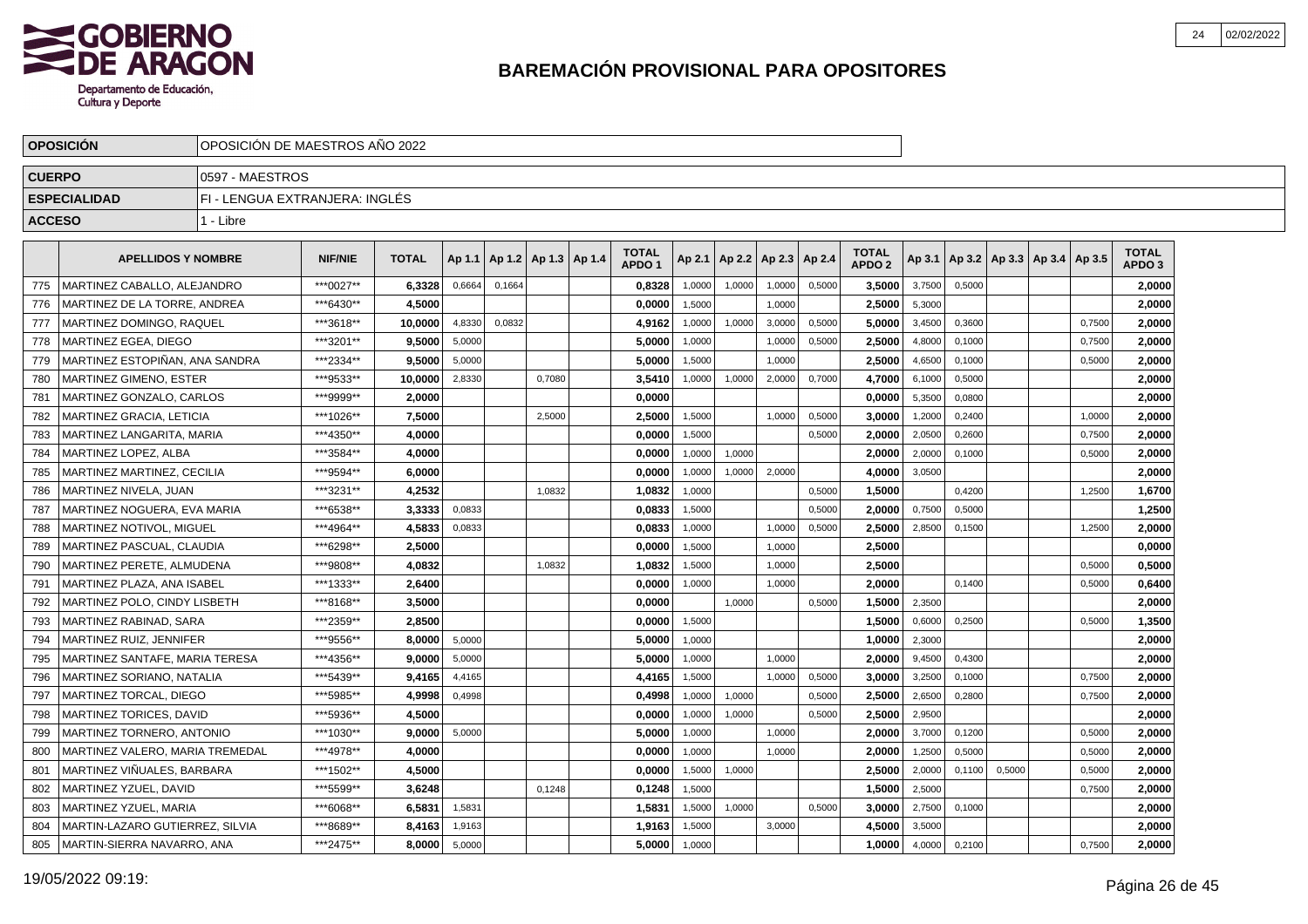# BAREMACIÓN PROVISIONAL PARA OPOSITORES

| OPOSICIÓN | OPOSICIÓN DE MAESTROS AÑO 2022 |
|---|---|
| CUERPO | 0597 - MAESTROS |
| ESPECIALIDAD | FI - LENGUA EXTRANJERA: INGLÉS |
| ACCESO | 1 - Libre |

| | APELLIDOS Y NOMBRE | NIF/NIE | TOTAL | Ap 1.1 | Ap 1.2 | Ap 1.3 | Ap 1.4 | TOTAL APDO 1 | Ap 2.1 | Ap 2.2 | Ap 2.3 | Ap 2.4 | TOTAL APDO 2 | Ap 3.1 | Ap 3.2 | Ap 3.3 | Ap 3.4 | Ap 3.5 | TOTAL APDO 3 |
|---|---|---|---|---|---|---|---|---|---|---|---|---|---|---|---|---|---|---|---|
| 775 | MARTINEZ CABALLO, ALEJANDRO | ***0027** | 6,3328 | 0,6664 | 0,1664 | | | 0,8328 | 1,0000 | 1,0000 | 1,0000 | 0,5000 | 3,5000 | 3,7500 | 0,5000 | | | | 2,0000 |
| 776 | MARTINEZ DE LA TORRE, ANDREA | ***6430** | 4,5000 | | | | | 0,0000 | 1,5000 | | 1,0000 | | 2,5000 | 5,3000 | | | | | 2,0000 |
| 777 | MARTINEZ DOMINGO, RAQUEL | ***3618** | 10,0000 | 4,8330 | 0,0832 | | | 4,9162 | 1,0000 | 1,0000 | 3,0000 | 0,5000 | 5,0000 | 3,4500 | 0,3600 | | | 0,7500 | 2,0000 |
| 778 | MARTINEZ EGEA, DIEGO | ***3201** | 9,5000 | 5,0000 | | | | 5,0000 | 1,0000 | | 1,0000 | 0,5000 | 2,5000 | 4,8000 | 0,1000 | | | 0,7500 | 2,0000 |
| 779 | MARTINEZ ESTOPIÑAN, ANA SANDRA | ***2334** | 9,5000 | 5,0000 | | | | 5,0000 | 1,5000 | | 1,0000 | | 2,5000 | 4,6500 | 0,1000 | | | 0,5000 | 2,0000 |
| 780 | MARTINEZ GIMENO, ESTER | ***9533** | 10,0000 | 2,8330 | | 0,7080 | | 3,5410 | 1,0000 | 1,0000 | 2,0000 | 0,7000 | 4,7000 | 6,1000 | 0,5000 | | | | 2,0000 |
| 781 | MARTINEZ GONZALO, CARLOS | ***9999** | 2,0000 | | | | | 0,0000 | | | | | 0,0000 | 5,3500 | 0,0800 | | | | 2,0000 |
| 782 | MARTINEZ GRACIA, LETICIA | ***1026** | 7,5000 | | | 2,5000 | | 2,5000 | 1,5000 | | 1,0000 | 0,5000 | 3,0000 | 1,2000 | 0,2400 | | | 1,0000 | 2,0000 |
| 783 | MARTINEZ LANGARITA, MARIA | ***4350** | 4,0000 | | | | | 0,0000 | 1,5000 | | | 0,5000 | 2,0000 | 2,0500 | 0,2600 | | | 0,7500 | 2,0000 |
| 784 | MARTINEZ LOPEZ, ALBA | ***3584** | 4,0000 | | | | | 0,0000 | 1,0000 | 1,0000 | | | 2,0000 | 2,0000 | 0,1000 | | | 0,5000 | 2,0000 |
| 785 | MARTINEZ MARTINEZ, CECILIA | ***9594** | 6,0000 | | | | | 0,0000 | 1,0000 | 1,0000 | 2,0000 | | 4,0000 | 3,0500 | | | | | 2,0000 |
| 786 | MARTINEZ NIVELA, JUAN | ***3231** | 4,2532 | | | 1,0832 | | 1,0832 | 1,0000 | | | 0,5000 | 1,5000 | | 0,4200 | | | 1,2500 | 1,6700 |
| 787 | MARTINEZ NOGUERA, EVA MARIA | ***6538** | 3,3333 | 0,0833 | | | | 0,0833 | 1,5000 | | | 0,5000 | 2,0000 | 0,7500 | 0,5000 | | | | 1,2500 |
| 788 | MARTINEZ NOTIVOL, MIGUEL | ***4964** | 4,5833 | 0,0833 | | | | 0,0833 | 1,0000 | | 1,0000 | 0,5000 | 2,5000 | 2,8500 | 0,1500 | | | 1,2500 | 2,0000 |
| 789 | MARTINEZ PASCUAL, CLAUDIA | ***6298** | 2,5000 | | | | | 0,0000 | 1,5000 | | 1,0000 | | 2,5000 | | | | | | 0,0000 |
| 790 | MARTINEZ PERETE, ALMUDENA | ***9808** | 4,0832 | | | 1,0832 | | 1,0832 | 1,5000 | | 1,0000 | | 2,5000 | | | | | 0,5000 | 0,5000 |
| 791 | MARTINEZ PLAZA, ANA ISABEL | ***1333** | 2,6400 | | | | | 0,0000 | 1,0000 | | 1,0000 | | 2,0000 | | 0,1400 | | | 0,5000 | 0,6400 |
| 792 | MARTINEZ POLO, CINDY LISBETH | ***8168** | 3,5000 | | | | | 0,0000 | | 1,0000 | | 0,5000 | 1,5000 | 2,3500 | | | | | 2,0000 |
| 793 | MARTINEZ RABINAD, SARA | ***2359** | 2,8500 | | | | | 0,0000 | 1,5000 | | | | 1,5000 | 0,6000 | 0,2500 | | | 0,5000 | 1,3500 |
| 794 | MARTINEZ RUIZ, JENNIFER | ***9556** | 8,0000 | 5,0000 | | | | 5,0000 | 1,0000 | | | | 1,0000 | 2,3000 | | | | | 2,0000 |
| 795 | MARTINEZ SANTAFE, MARIA TERESA | ***4356** | 9,0000 | 5,0000 | | | | 5,0000 | 1,0000 | | 1,0000 | | 2,0000 | 9,4500 | 0,4300 | | | | 2,0000 |
| 796 | MARTINEZ SORIANO, NATALIA | ***5439** | 9,4165 | 4,4165 | | | | 4,4165 | 1,5000 | | 1,0000 | 0,5000 | 3,0000 | 3,2500 | 0,1000 | | | 0,7500 | 2,0000 |
| 797 | MARTINEZ TORCAL, DIEGO | ***5985** | 4,9998 | 0,4998 | | | | 0,4998 | 1,0000 | 1,0000 | | 0,5000 | 2,5000 | 2,6500 | 0,2800 | | | 0,7500 | 2,0000 |
| 798 | MARTINEZ TORICES, DAVID | ***5936** | 4,5000 | | | | | 0,0000 | 1,0000 | 1,0000 | | 0,5000 | 2,5000 | 2,9500 | | | | | 2,0000 |
| 799 | MARTINEZ TORNERO, ANTONIO | ***1030** | 9,0000 | 5,0000 | | | | 5,0000 | 1,0000 | | 1,0000 | | 2,0000 | 3,7000 | 0,1200 | | | 0,5000 | 2,0000 |
| 800 | MARTINEZ VALERO, MARIA TREMEDAL | ***4978** | 4,0000 | | | | | 0,0000 | 1,0000 | | 1,0000 | | 2,0000 | 1,2500 | 0,5000 | | | 0,5000 | 2,0000 |
| 801 | MARTINEZ VIÑUALES, BARBARA | ***1502** | 4,5000 | | | | | 0,0000 | 1,5000 | 1,0000 | | | 2,5000 | 2,0000 | 0,1100 | 0,5000 | | 0,5000 | 2,0000 |
| 802 | MARTINEZ YZUEL, DAVID | ***5599** | 3,6248 | | | 0,1248 | | 0,1248 | 1,5000 | | | | 1,5000 | 2,5000 | | | | 0,7500 | 2,0000 |
| 803 | MARTINEZ YZUEL, MARIA | ***6068** | 6,5831 | 1,5831 | | | | 1,5831 | 1,5000 | 1,0000 | | 0,5000 | 3,0000 | 2,7500 | 0,1000 | | | | 2,0000 |
| 804 | MARTIN-LAZARO GUTIERREZ, SILVIA | ***8689** | 8,4163 | 1,9163 | | | | 1,9163 | 1,5000 | | 3,0000 | | 4,5000 | 3,5000 | | | | | 2,0000 |
| 805 | MARTIN-SIERRA NAVARRO, ANA | ***2475** | 8,0000 | 5,0000 | | | | 5,0000 | 1,0000 | | | | 1,0000 | 4,0000 | 0,2100 | | | 0,7500 | 2,0000 |

19/05/2022 09:19: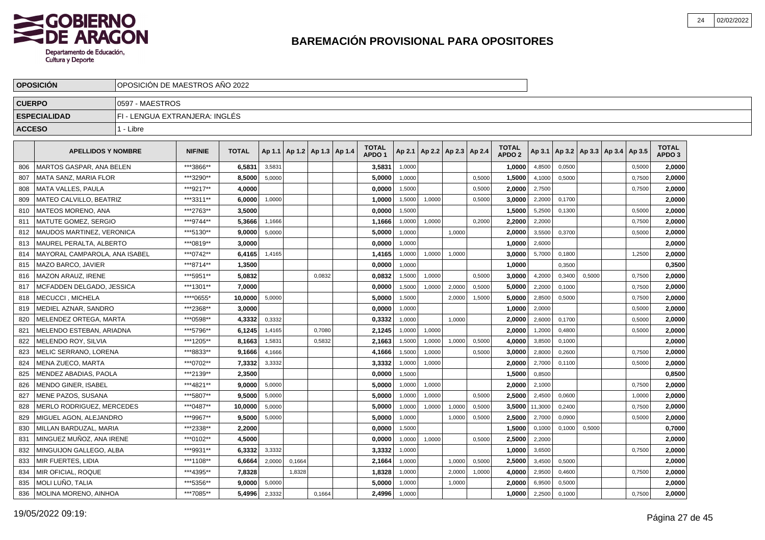## BAREMACIÓN PROVISIONAL PARA OPOSITORES

| OPOSICIÓN | OPOSICIÓN DE MAESTROS AÑO 2022 |
|---|---|
| CUERPO | 0597 - MAESTROS |
| ESPECIALIDAD | FI - LENGUA EXTRANJERA: INGLÉS |
| ACCESO | 1 - Libre |

| | APELLIDOS Y NOMBRE | NIF/NIE | TOTAL | Ap 1.1 | Ap 1.2 | Ap 1.3 | Ap 1.4 | TOTAL APDO 1 | Ap 2.1 | Ap 2.2 | Ap 2.3 | Ap 2.4 | TOTAL APDO 2 | Ap 3.1 | Ap 3.2 | Ap 3.3 | Ap 3.4 | Ap 3.5 | TOTAL APDO 3 |
|---|---|---|---|---|---|---|---|---|---|---|---|---|---|---|---|---|---|---|---|
| 806 | MARTOS GASPAR, ANA BELEN | ***3866** | 6,5831 | 3,5831 | | | | 3,5831 | 1,0000 | | | | 1,0000 | 4,8500 | 0,0500 | | | 0,5000 | 2,0000 |
| 807 | MATA SANZ, MARIA FLOR | ***3290** | 8,5000 | 5,0000 | | | | 5,0000 | 1,0000 | | | 0,5000 | 1,5000 | 4,1000 | 0,5000 | | | 0,7500 | 2,0000 |
| 808 | MATA VALLES, PAULA | ***9217** | 4,0000 | | | | | 0,0000 | 1,5000 | | | 0,5000 | 2,0000 | 2,7500 | | | | 0,7500 | 2,0000 |
| 809 | MATEO CALVILLO, BEATRIZ | ***3311** | 6,0000 | 1,0000 | | | | 1,0000 | 1,5000 | 1,0000 | | 0,5000 | 3,0000 | 2,2000 | 0,1700 | | | | 2,0000 |
| 810 | MATEOS MORENO, ANA | ***2763** | 3,5000 | | | | | 0,0000 | 1,5000 | | | | 1,5000 | 5,2500 | 0,1300 | | | 0,5000 | 2,0000 |
| 811 | MATUTE GOMEZ, SERGIO | ***9744** | 5,3666 | 1,1666 | | | | 1,1666 | 1,0000 | 1,0000 | | 0,2000 | 2,2000 | 2,2000 | | | | 0,7500 | 2,0000 |
| 812 | MAUDOS MARTINEZ, VERONICA | ***5130** | 9,0000 | 5,0000 | | | | 5,0000 | 1,0000 | | 1,0000 | | 2,0000 | 3,5500 | 0,3700 | | | 0,5000 | 2,0000 |
| 813 | MAUREL PERALTA, ALBERTO | ***0819** | 3,0000 | | | | | 0,0000 | 1,0000 | | | | 1,0000 | 2,6000 | | | | | 2,0000 |
| 814 | MAYORAL CAMPAROLA, ANA ISABEL | ***0742** | 6,4165 | 1,4165 | | | | 1,4165 | 1,0000 | 1,0000 | 1,0000 | | 3,0000 | 5,7000 | 0,1800 | | | 1,2500 | 2,0000 |
| 815 | MAZO BARCO, JAVIER | ***8714** | 1,3500 | | | | | 0,0000 | 1,0000 | | | | 1,0000 | | 0,3500 | | | | 0,3500 |
| 816 | MAZON ARAUZ, IRENE | ***5951** | 5,0832 | | | 0,0832 | | 0,0832 | 1,5000 | 1,0000 | | 0,5000 | 3,0000 | 4,2000 | 0,3400 | 0,5000 | | 0,7500 | 2,0000 |
| 817 | MCFADDEN DELGADO, JESSICA | ***1301** | 7,0000 | | | | | 0,0000 | 1,5000 | 1,0000 | 2,0000 | 0,5000 | 5,0000 | 2,2000 | 0,1000 | | | 0,7500 | 2,0000 |
| 818 | MECUCCI , MICHELA | ****0655* | 10,0000 | 5,0000 | | | | 5,0000 | 1,5000 | | 2,0000 | 1,5000 | 5,0000 | 2,8500 | 0,5000 | | | 0,7500 | 2,0000 |
| 819 | MEDIEL AZNAR, SANDRO | ***2368** | 3,0000 | | | | | 0,0000 | 1,0000 | | | | 1,0000 | 2,0000 | | | | 0,5000 | 2,0000 |
| 820 | MELENDEZ ORTEGA, MARTA | ***0598** | 4,3332 | 0,3332 | | | | 0,3332 | 1,0000 | | 1,0000 | | 2,0000 | 2,6000 | 0,1700 | | | 0,5000 | 2,0000 |
| 821 | MELENDO ESTEBAN, ARIADNA | ***5796** | 6,1245 | 1,4165 | | 0,7080 | | 2,1245 | 1,0000 | 1,0000 | | | 2,0000 | 1,2000 | 0,4800 | | | 0,5000 | 2,0000 |
| 822 | MELENDO ROY, SILVIA | ***1205** | 8,1663 | 1,5831 | | 0,5832 | | 2,1663 | 1,5000 | 1,0000 | 1,0000 | 0,5000 | 4,0000 | 3,8500 | 0,1000 | | | | 2,0000 |
| 823 | MELIC SERRANO, LORENA | ***8833** | 9,1666 | 4,1666 | | | | 4,1666 | 1,5000 | 1,0000 | | 0,5000 | 3,0000 | 2,8000 | 0,2600 | | | 0,7500 | 2,0000 |
| 824 | MENA ZUECO, MARTA | ***0702** | 7,3332 | 3,3332 | | | | 3,3332 | 1,0000 | 1,0000 | | | 2,0000 | 2,7000 | 0,1100 | | | 0,5000 | 2,0000 |
| 825 | MENDEZ ABADIAS, PAOLA | ***2139** | 2,3500 | | | | | 0,0000 | 1,5000 | | | | 1,5000 | 0,8500 | | | | | 0,8500 |
| 826 | MENDO GINER, ISABEL | ***4821** | 9,0000 | 5,0000 | | | | 5,0000 | 1,0000 | 1,0000 | | | 2,0000 | 2,1000 | | | | 0,7500 | 2,0000 |
| 827 | MENE PAZOS, SUSANA | ***5807** | 9,5000 | 5,0000 | | | | 5,0000 | 1,0000 | 1,0000 | | 0,5000 | 2,5000 | 2,4500 | 0,0600 | | | 1,0000 | 2,0000 |
| 828 | MERLO RODRIGUEZ, MERCEDES | ***0487** | 10,0000 | 5,0000 | | | | 5,0000 | 1,0000 | 1,0000 | 1,0000 | 0,5000 | 3,5000 | 11,3000 | 0,2400 | | | 0,7500 | 2,0000 |
| 829 | MIGUEL AGON, ALEJANDRO | ***9967** | 9,5000 | 5,0000 | | | | 5,0000 | 1,0000 | | 1,0000 | 0,5000 | 2,5000 | 2,7000 | 0,0900 | | | 0,5000 | 2,0000 |
| 830 | MILLAN BARDUZAL, MARIA | ***2338** | 2,2000 | | | | | 0,0000 | 1,5000 | | | | 1,5000 | 0,1000 | 0,1000 | 0,5000 | | | 0,7000 |
| 831 | MINGUEZ MUÑOZ, ANA IRENE | ***0102** | 4,5000 | | | | | 0,0000 | 1,0000 | 1,0000 | | 0,5000 | 2,5000 | 2,2000 | | | | | 2,0000 |
| 832 | MINGUIJON GALLEGO, ALBA | ***9931** | 6,3332 | 3,3332 | | | | 3,3332 | 1,0000 | | | | 1,0000 | 3,6500 | | | | 0,7500 | 2,0000 |
| 833 | MIR FUERTES, LIDIA | ***1108** | 6,6664 | 2,0000 | 0,1664 | | | 2,1664 | 1,0000 | | 1,0000 | 0,5000 | 2,5000 | 3,4500 | 0,5000 | | | | 2,0000 |
| 834 | MIR OFICIAL, ROQUE | ***4395** | 7,8328 | | 1,8328 | | | 1,8328 | 1,0000 | | 2,0000 | 1,0000 | 4,0000 | 2,9500 | 0,4600 | | | 0,7500 | 2,0000 |
| 835 | MOLI LUÑO, TALIA | ***5356** | 9,0000 | 5,0000 | | | | 5,0000 | 1,0000 | | 1,0000 | | 2,0000 | 6,9500 | 0,5000 | | | | 2,0000 |
| 836 | MOLINA MORENO, AINHOA | ***7085** | 5,4996 | 2,3332 | | 0,1664 | | 2,4996 | 1,0000 | | | | 1,0000 | 2,2500 | 0,1000 | | | 0,7500 | 2,0000 |

19/05/2022 09:19: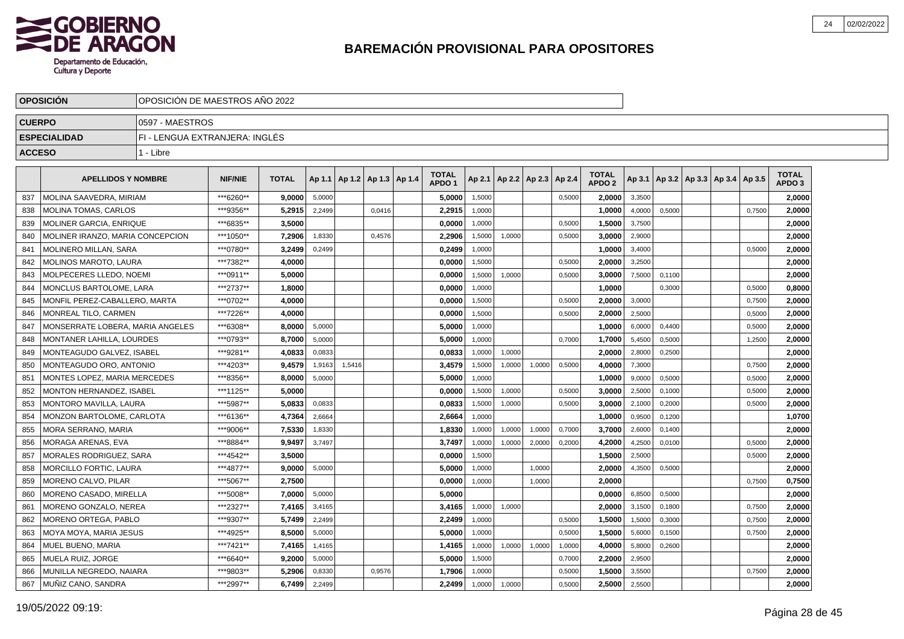# BAREMACIÓN PROVISIONAL PARA OPOSITORES

| OPOSICIÓN | OPOSICIÓN DE MAESTROS AÑO 2022 |
|---|---|
| CUERPO | 0597 - MAESTROS |
| ESPECIALIDAD | FI - LENGUA EXTRANJERA: INGLÉS |
| ACCESO | 1 - Libre |

| | APELLIDOS Y NOMBRE | NIF/NIE | TOTAL | Ap 1.1 | Ap 1.2 | Ap 1.3 | Ap 1.4 | TOTAL APDO 1 | Ap 2.1 | Ap 2.2 | Ap 2.3 | Ap 2.4 | TOTAL APDO 2 | Ap 3.1 | Ap 3.2 | Ap 3.3 | Ap 3.4 | Ap 3.5 | TOTAL APDO 3 |
|---|---|---|---|---|---|---|---|---|---|---|---|---|---|---|---|---|---|---|---|
| 837 | MOLINA SAAVEDRA, MIRIAM | ***6260** | 9,0000 | 5,0000 | | | | 5,0000 | 1,5000 | | | 0,5000 | 2,0000 | 3,3500 | | | | | 2,0000 |
| 838 | MOLINA TOMAS, CARLOS | ***9356** | 5,2915 | 2,2499 | | 0,0416 | | 2,2915 | 1,0000 | | | | 1,0000 | 4,0000 | 0,5000 | | | 0,7500 | 2,0000 |
| 839 | MOLINER GARCIA, ENRIQUE | ***6835** | 3,5000 | | | | | 0,0000 | 1,0000 | | | 0,5000 | 1,5000 | 3,7500 | | | | | 2,0000 |
| 840 | MOLINER IRANZO, MARIA CONCEPCION | ***1050** | 7,2906 | 1,8330 | | 0,4576 | | 2,2906 | 1,5000 | 1,0000 | | 0,5000 | 3,0000 | 2,9000 | | | | | 2,0000 |
| 841 | MOLINERO MILLAN, SARA | ***0780** | 3,2499 | 0,2499 | | | | 0,2499 | 1,0000 | | | | 1,0000 | 3,4000 | | | | 0,5000 | 2,0000 |
| 842 | MOLINOS MAROTO, LAURA | ***7382** | 4,0000 | | | | | 0,0000 | 1,5000 | | | 0,5000 | 2,0000 | 3,2500 | | | | | 2,0000 |
| 843 | MOLPECERES LLEDO, NOEMI | ***0911** | 5,0000 | | | | | 0,0000 | 1,5000 | 1,0000 | | 0,5000 | 3,0000 | 7,5000 | 0,1100 | | | | 2,0000 |
| 844 | MONCLUS BARTOLOME, LARA | ***2737** | 1,8000 | | | | | 0,0000 | 1,0000 | | | | 1,0000 | | 0,3000 | | | 0,5000 | 0,8000 |
| 845 | MONFIL PEREZ-CABALLERO, MARTA | ***0702** | 4,0000 | | | | | 0,0000 | 1,5000 | | | 0,5000 | 2,0000 | 3,0000 | | | | 0,7500 | 2,0000 |
| 846 | MONREAL TILO, CARMEN | ***7226** | 4,0000 | | | | | 0,0000 | 1,5000 | | | 0,5000 | 2,0000 | 2,5000 | | | | 0,5000 | 2,0000 |
| 847 | MONSERRATE LOBERA, MARIA ANGELES | ***6308** | 8,0000 | 5,0000 | | | | 5,0000 | 1,0000 | | | | 1,0000 | 6,0000 | 0,4400 | | | 0,5000 | 2,0000 |
| 848 | MONTANER LAHILLA, LOURDES | ***0793** | 8,7000 | 5,0000 | | | | 5,0000 | 1,0000 | | | 0,7000 | 1,7000 | 5,4500 | 0,5000 | | | 1,2500 | 2,0000 |
| 849 | MONTEAGUDO GALVEZ, ISABEL | ***9281** | 4,0833 | 0,0833 | | | | 0,0833 | 1,0000 | 1,0000 | | | 2,0000 | 2,8000 | 0,2500 | | | | 2,0000 |
| 850 | MONTEAGUDO ORO, ANTONIO | ***4203** | 9,4579 | 1,9163 | 1,5416 | | | 3,4579 | 1,5000 | 1,0000 | 1,0000 | 0,5000 | 4,0000 | 7,3000 | | | | 0,7500 | 2,0000 |
| 851 | MONTES LOPEZ, MARIA MERCEDES | ***8356** | 8,0000 | 5,0000 | | | | 5,0000 | 1,0000 | | | | 1,0000 | 9,0000 | 0,5000 | | | 0,5000 | 2,0000 |
| 852 | MONTON HERNANDEZ, ISABEL | ***1125** | 5,0000 | | | | | 0,0000 | 1,5000 | 1,0000 | | 0,5000 | 3,0000 | 2,5000 | 0,1000 | | | 0,5000 | 2,0000 |
| 853 | MONTORO MAVILLA, LAURA | ***5987** | 5,0833 | 0,0833 | | | | 0,0833 | 1,5000 | 1,0000 | | 0,5000 | 3,0000 | 2,1000 | 0,2000 | | | 0,5000 | 2,0000 |
| 854 | MONZON BARTOLOME, CARLOTA | ***6136** | 4,7364 | 2,6664 | | | | 2,6664 | 1,0000 | | | | 1,0000 | 0,9500 | 0,1200 | | | | 1,0700 |
| 855 | MORA SERRANO, MARIA | ***9006** | 7,5330 | 1,8330 | | | | 1,8330 | 1,0000 | 1,0000 | 1,0000 | 0,7000 | 3,7000 | 2,6000 | 0,1400 | | | | 2,0000 |
| 856 | MORAGA ARENAS, EVA | ***8884** | 9,9497 | 3,7497 | | | | 3,7497 | 1,0000 | 1,0000 | 2,0000 | 0,2000 | 4,2000 | 4,2500 | 0,0100 | | | 0,5000 | 2,0000 |
| 857 | MORALES RODRIGUEZ, SARA | ***4542** | 3,5000 | | | | | 0,0000 | 1,5000 | | | | 1,5000 | 2,5000 | | | | 0,5000 | 2,0000 |
| 858 | MORCILLO FORTIC, LAURA | ***4877** | 9,0000 | 5,0000 | | | | 5,0000 | 1,0000 | | 1,0000 | | 2,0000 | 4,3500 | 0,5000 | | | | 2,0000 |
| 859 | MORENO CALVO, PILAR | ***5067** | 2,7500 | | | | | 0,0000 | 1,0000 | | 1,0000 | | 2,0000 | | | | | 0,7500 | 0,7500 |
| 860 | MORENO CASADO, MIRELLA | ***5008** | 7,0000 | 5,0000 | | | | 5,0000 | | | | | 0,0000 | 6,8500 | 0,5000 | | | | 2,0000 |
| 861 | MORENO GONZALO, NEREA | ***2327** | 7,4165 | 3,4165 | | | | 3,4165 | 1,0000 | 1,0000 | | | 2,0000 | 3,1500 | 0,1800 | | | 0,7500 | 2,0000 |
| 862 | MORENO ORTEGA, PABLO | ***9307** | 5,7499 | 2,2499 | | | | 2,2499 | 1,0000 | | | 0,5000 | 1,5000 | 1,5000 | 0,3000 | | | 0,7500 | 2,0000 |
| 863 | MOYA MOYA, MARIA JESUS | ***4925** | 8,5000 | 5,0000 | | | | 5,0000 | 1,0000 | | | 0,5000 | 1,5000 | 5,6000 | 0,1500 | | | 0,7500 | 2,0000 |
| 864 | MUEL BUENO, MARIA | ***7421** | 7,4165 | 1,4165 | | | | 1,4165 | 1,0000 | 1,0000 | 1,0000 | 1,0000 | 4,0000 | 5,8000 | 0,2600 | | | | 2,0000 |
| 865 | MUELA RUIZ, JORGE | ***6640** | 9,2000 | 5,0000 | | | | 5,0000 | 1,5000 | | | 0,7000 | 2,2000 | 2,9500 | | | | | 2,0000 |
| 866 | MUNILLA NEGREDO, NAIARA | ***9803** | 5,2906 | 0,8330 | | 0,9576 | | 1,7906 | 1,0000 | | | 0,5000 | 1,5000 | 3,5500 | | | | 0,7500 | 2,0000 |
| 867 | MUÑIZ CANO, SANDRA | ***2997** | 6,7499 | 2,2499 | | | | 2,2499 | 1,0000 | 1,0000 | | 0,5000 | 2,5000 | 2,5500 | | | | | 2,0000 |

19/05/2022 09:19: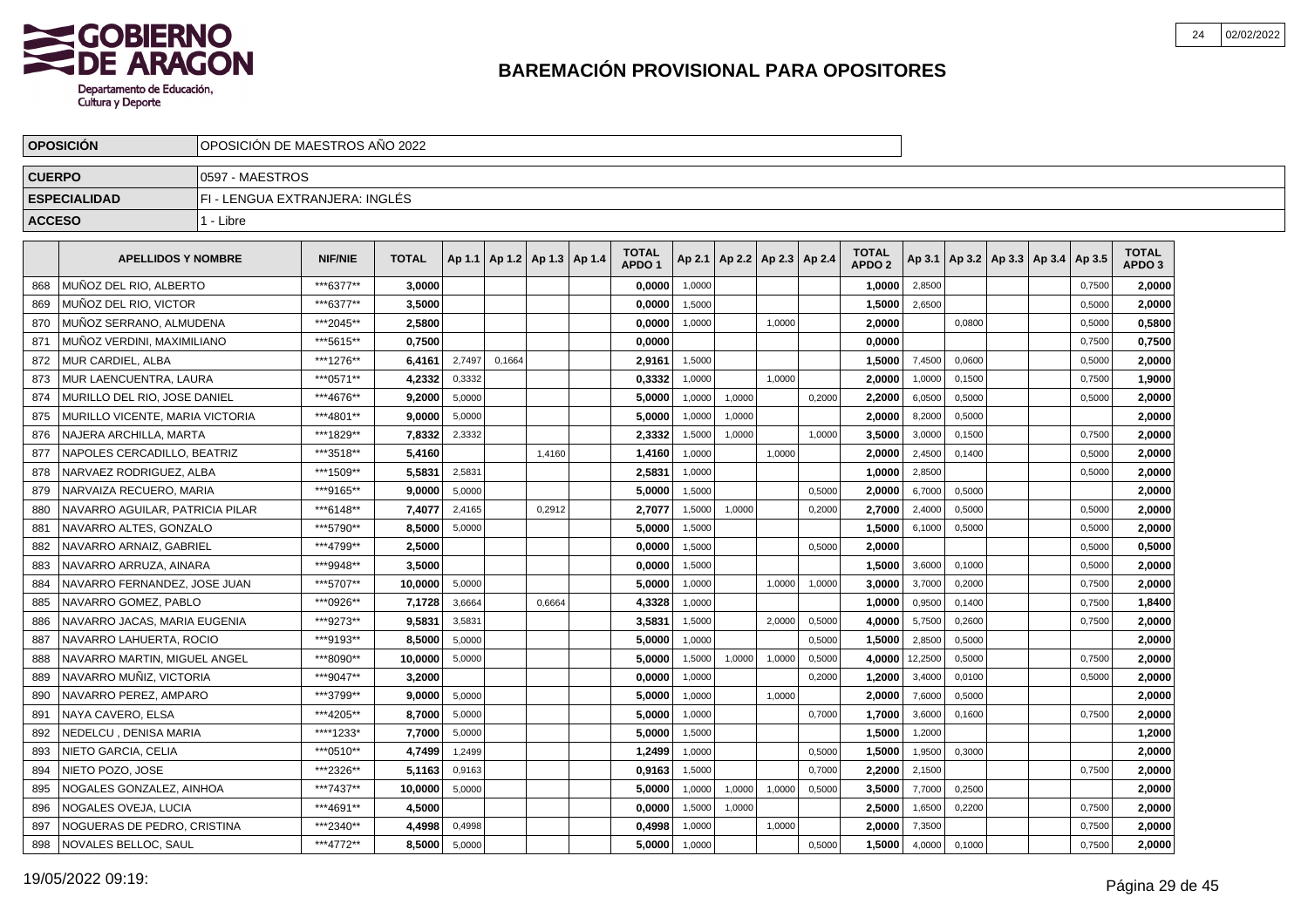# BAREMACIÓN PROVISIONAL PARA OPOSITORES

| OPOSICIÓN | OPOSICIÓN DE MAESTROS AÑO 2022 |
|---|---|
| CUERPO | 0597 - MAESTROS |
| ESPECIALIDAD | FI - LENGUA EXTRANJERA: INGLÉS |
| ACCESO | 1 - Libre |

| | APELLIDOS Y NOMBRE | NIF/NIE | TOTAL | Ap 1.1 | Ap 1.2 | Ap 1.3 | Ap 1.4 | TOTAL APDO 1 | Ap 2.1 | Ap 2.2 | Ap 2.3 | Ap 2.4 | TOTAL APDO 2 | Ap 3.1 | Ap 3.2 | Ap 3.3 | Ap 3.4 | Ap 3.5 | TOTAL APDO 3 |
|---|---|---|---|---|---|---|---|---|---|---|---|---|---|---|---|---|---|---|---|
| 868 | MUÑOZ DEL RIO, ALBERTO | ***6377** | 3,0000 | | | | | 0,0000 | 1,0000 | | | | 1,0000 | 2,8500 | | | | 0,7500 | 2,0000 |
| 869 | MUÑOZ DEL RIO, VICTOR | ***6377** | 3,5000 | | | | | 0,0000 | 1,5000 | | | | 1,5000 | 2,6500 | | | | 0,5000 | 2,0000 |
| 870 | MUÑOZ SERRANO, ALMUDENA | ***2045** | 2,5800 | | | | | 0,0000 | 1,0000 | | 1,0000 | | 2,0000 | | 0,0800 | | | 0,5000 | 0,5800 |
| 871 | MUÑOZ VERDINI, MAXIMILIANO | ***5615** | 0,7500 | | | | | 0,0000 | | | | | 0,0000 | | | | | 0,7500 | 0,7500 |
| 872 | MUR CARDIEL, ALBA | ***1276** | 6,4161 | 2,7497 | 0,1664 | | | 2,9161 | 1,5000 | | | | 1,5000 | 7,4500 | 0,0600 | | | 0,5000 | 2,0000 |
| 873 | MUR LAENCUENTRA, LAURA | ***0571** | 4,2332 | 0,3332 | | | | 0,3332 | 1,0000 | | 1,0000 | | 2,0000 | 1,0000 | 0,1500 | | | 0,7500 | 1,9000 |
| 874 | MURILLO DEL RIO, JOSE DANIEL | ***4676** | 9,2000 | 5,0000 | | | | 5,0000 | 1,0000 | 1,0000 | | 0,2000 | 2,2000 | 6,0500 | 0,5000 | | | 0,5000 | 2,0000 |
| 875 | MURILLO VICENTE, MARIA VICTORIA | ***4801** | 9,0000 | 5,0000 | | | | 5,0000 | 1,0000 | 1,0000 | | | 2,0000 | 8,2000 | 0,5000 | | | | 2,0000 |
| 876 | NAJERA ARCHILLA, MARTA | ***1829** | 7,8332 | 2,3332 | | | | 2,3332 | 1,5000 | 1,0000 | | 1,0000 | 3,5000 | 3,0000 | 0,1500 | | | 0,7500 | 2,0000 |
| 877 | NAPOLES CERCADILLO, BEATRIZ | ***3518** | 5,4160 | | | 1,4160 | | 1,4160 | 1,0000 | | 1,0000 | | 2,0000 | 2,4500 | 0,1400 | | | 0,5000 | 2,0000 |
| 878 | NARVAEZ RODRIGUEZ, ALBA | ***1509** | 5,5831 | 2,5831 | | | | 2,5831 | 1,0000 | | | | 1,0000 | 2,8500 | | | | 0,5000 | 2,0000 |
| 879 | NARVAIZA RECUERO, MARIA | ***9165** | 9,0000 | 5,0000 | | | | 5,0000 | 1,5000 | | | 0,5000 | 2,0000 | 6,7000 | 0,5000 | | | | 2,0000 |
| 880 | NAVARRO AGUILAR, PATRICIA PILAR | ***6148** | 7,4077 | 2,4165 | | 0,2912 | | 2,7077 | 1,5000 | 1,0000 | | 0,2000 | 2,7000 | 2,4000 | 0,5000 | | | 0,5000 | 2,0000 |
| 881 | NAVARRO ALTES, GONZALO | ***5790** | 8,5000 | 5,0000 | | | | 5,0000 | 1,5000 | | | | 1,5000 | 6,1000 | 0,5000 | | | 0,5000 | 2,0000 |
| 882 | NAVARRO ARNAIZ, GABRIEL | ***4799** | 2,5000 | | | | | 0,0000 | 1,5000 | | | 0,5000 | 2,0000 | | | | | 0,5000 | 0,5000 |
| 883 | NAVARRO ARRUZA, AINARA | ***9948** | 3,5000 | | | | | 0,0000 | 1,5000 | | | | 1,5000 | 3,6000 | 0,1000 | | | 0,5000 | 2,0000 |
| 884 | NAVARRO FERNANDEZ, JOSE JUAN | ***5707** | 10,0000 | 5,0000 | | | | 5,0000 | 1,0000 | | 1,0000 | 1,0000 | 3,0000 | 3,7000 | 0,2000 | | | 0,7500 | 2,0000 |
| 885 | NAVARRO GOMEZ, PABLO | ***0926** | 7,1728 | 3,6664 | | 0,6664 | | 4,3328 | 1,0000 | | | | 1,0000 | 0,9500 | 0,1400 | | | 0,7500 | 1,8400 |
| 886 | NAVARRO JACAS, MARIA EUGENIA | ***9273** | 9,5831 | 3,5831 | | | | 3,5831 | 1,5000 | | 2,0000 | 0,5000 | 4,0000 | 5,7500 | 0,2600 | | | 0,7500 | 2,0000 |
| 887 | NAVARRO LAHUERTA, ROCIO | ***9193** | 8,5000 | 5,0000 | | | | 5,0000 | 1,0000 | | | 0,5000 | 1,5000 | 2,8500 | 0,5000 | | | | 2,0000 |
| 888 | NAVARRO MARTIN, MIGUEL ANGEL | ***8090** | 10,0000 | 5,0000 | | | | 5,0000 | 1,5000 | 1,0000 | 1,0000 | 0,5000 | 4,0000 | 12,2500 | 0,5000 | | | 0,7500 | 2,0000 |
| 889 | NAVARRO MUÑIZ, VICTORIA | ***9047** | 3,2000 | | | | | 0,0000 | 1,0000 | | | 0,2000 | 1,2000 | 3,4000 | 0,0100 | | | 0,5000 | 2,0000 |
| 890 | NAVARRO PEREZ, AMPARO | ***3799** | 9,0000 | 5,0000 | | | | 5,0000 | 1,0000 | | 1,0000 | | 2,0000 | 7,6000 | 0,5000 | | | | 2,0000 |
| 891 | NAYA CAVERO, ELSA | ***4205** | 8,7000 | 5,0000 | | | | 5,0000 | 1,0000 | | | 0,7000 | 1,7000 | 3,6000 | 0,1600 | | | 0,7500 | 2,0000 |
| 892 | NEDELCU , DENISA MARIA | ****1233* | 7,7000 | 5,0000 | | | | 5,0000 | 1,5000 | | | | 1,5000 | 1,2000 | | | | | 1,2000 |
| 893 | NIETO GARCIA, CELIA | ***0510** | 4,7499 | 1,2499 | | | | 1,2499 | 1,0000 | | | 0,5000 | 1,5000 | 1,9500 | 0,3000 | | | | 2,0000 |
| 894 | NIETO POZO, JOSE | ***2326** | 5,1163 | 0,9163 | | | | 0,9163 | 1,5000 | | | 0,7000 | 2,2000 | 2,1500 | | | | 0,7500 | 2,0000 |
| 895 | NOGALES GONZALEZ, AINHOA | ***7437** | 10,0000 | 5,0000 | | | | 5,0000 | 1,0000 | 1,0000 | 1,0000 | 0,5000 | 3,5000 | 7,7000 | 0,2500 | | | | 2,0000 |
| 896 | NOGALES OVEJA, LUCIA | ***4691** | 4,5000 | | | | | 0,0000 | 1,5000 | 1,0000 | | | 2,5000 | 1,6500 | 0,2200 | | | 0,7500 | 2,0000 |
| 897 | NOGUERAS DE PEDRO, CRISTINA | ***2340** | 4,4998 | 0,4998 | | | | 0,4998 | 1,0000 | | 1,0000 | | 2,0000 | 7,3500 | | | | 0,7500 | 2,0000 |
| 898 | NOVALES BELLOC, SAUL | ***4772** | 8,5000 | 5,0000 | | | | 5,0000 | 1,0000 | | | 0,5000 | 1,5000 | 4,0000 | 0,1000 | | | 0,7500 | 2,0000 |

19/05/2022 09:19: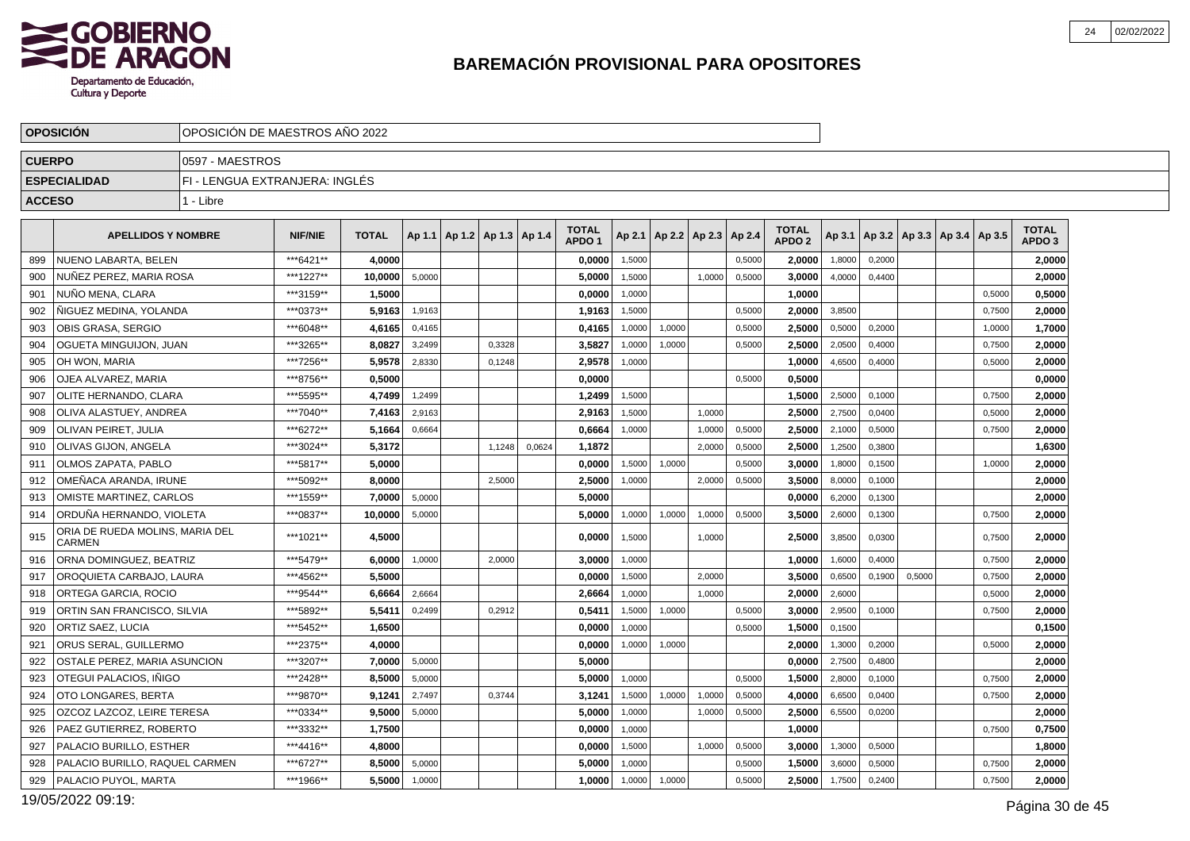# BAREMACIÓN PROVISIONAL PARA OPOSITORES

| OPOSICIÓN | OPOSICIÓN DE MAESTROS AÑO 2022 |
|---|---|
| CUERPO | 0597 - MAESTROS |
| ESPECIALIDAD | FI - LENGUA EXTRANJERA: INGLÉS |
| ACCESO | 1 - Libre |

| | APELLIDOS Y NOMBRE | NIF/NIE | TOTAL | Ap 1.1 | Ap 1.2 | Ap 1.3 | Ap 1.4 | TOTAL APDO 1 | Ap 2.1 | Ap 2.2 | Ap 2.3 | Ap 2.4 | TOTAL APDO 2 | Ap 3.1 | Ap 3.2 | Ap 3.3 | Ap 3.4 | Ap 3.5 | TOTAL APDO 3 |
|---|---|---|---|---|---|---|---|---|---|---|---|---|---|---|---|---|---|---|---|
| 899 | NUENO LABARTA, BELEN | ***6421** | 4,0000 | | | | | 0,0000 | 1,5000 | | | 0,5000 | 2,0000 | 1,8000 | 0,2000 | | | | 2,0000 |
| 900 | NUÑEZ PEREZ, MARIA ROSA | ***1227** | 10,0000 | 5,0000 | | | | 5,0000 | 1,5000 | | 1,0000 | 0,5000 | 3,0000 | 4,0000 | 0,4400 | | | | 2,0000 |
| 901 | NUÑO MENA, CLARA | ***3159** | 1,5000 | | | | | 0,0000 | 1,0000 | | | | 1,0000 | | | | | 0,5000 | 0,5000 |
| 902 | ÑIGUEZ MEDINA, YOLANDA | ***0373** | 5,9163 | 1,9163 | | | | 1,9163 | 1,5000 | | | 0,5000 | 2,0000 | 3,8500 | | | | 0,7500 | 2,0000 |
| 903 | OBIS GRASA, SERGIO | ***6048** | 4,6165 | 0,4165 | | | | 0,4165 | 1,0000 | 1,0000 | | 0,5000 | 2,5000 | 0,5000 | 0,2000 | | | 1,0000 | 1,7000 |
| 904 | OGUETA MINGUIJON, JUAN | ***3265** | 8,0827 | 3,2499 | | 0,3328 | | 3,5827 | 1,0000 | 1,0000 | | 0,5000 | 2,5000 | 2,0500 | 0,4000 | | | 0,7500 | 2,0000 |
| 905 | OH WON, MARIA | ***7256** | 5,9578 | 2,8330 | | 0,1248 | | 2,9578 | 1,0000 | | | | 1,0000 | 4,6500 | 0,4000 | | | 0,5000 | 2,0000 |
| 906 | OJEA ALVAREZ, MARIA | ***8756** | 0,5000 | | | | | 0,0000 | | | | 0,5000 | 0,5000 | | | | | | 0,0000 |
| 907 | OLITE HERNANDO, CLARA | ***5595** | 4,7499 | 1,2499 | | | | 1,2499 | 1,5000 | | | | 1,5000 | 2,5000 | 0,1000 | | | 0,7500 | 2,0000 |
| 908 | OLIVA ALASTUEY, ANDREA | ***7040** | 7,4163 | 2,9163 | | | | 2,9163 | 1,5000 | | 1,0000 | | 2,5000 | 2,7500 | 0,0400 | | | 0,5000 | 2,0000 |
| 909 | OLIVAN PEIRET, JULIA | ***6272** | 5,1664 | 0,6664 | | | | 0,6664 | 1,0000 | | 1,0000 | 0,5000 | 2,5000 | 2,1000 | 0,5000 | | | 0,7500 | 2,0000 |
| 910 | OLIVAS GIJON, ANGELA | ***3024** | 5,3172 | | | 1,1248 | 0,0624 | 1,1872 | | | 2,0000 | 0,5000 | 2,5000 | 1,2500 | 0,3800 | | | | 1,6300 |
| 911 | OLMOS ZAPATA, PABLO | ***5817** | 5,0000 | | | | | 0,0000 | 1,5000 | 1,0000 | | 0,5000 | 3,0000 | 1,8000 | 0,1500 | | | 1,0000 | 2,0000 |
| 912 | OMEÑACA ARANDA, IRUNE | ***5092** | 8,0000 | | | 2,5000 | | 2,5000 | 1,0000 | | 2,0000 | 0,5000 | 3,5000 | 8,0000 | 0,1000 | | | | 2,0000 |
| 913 | OMISTE MARTINEZ, CARLOS | ***1559** | 7,0000 | 5,0000 | | | | 5,0000 | | | | | 0,0000 | 6,2000 | 0,1300 | | | | 2,0000 |
| 914 | ORDUÑA HERNANDO, VIOLETA | ***0837** | 10,0000 | 5,0000 | | | | 5,0000 | 1,0000 | 1,0000 | 1,0000 | 0,5000 | 3,5000 | 2,6000 | 0,1300 | | | 0,7500 | 2,0000 |
| 915 | ORIA DE RUEDA MOLINS, MARIA DEL CARMEN | ***1021** | 4,5000 | | | | | 0,0000 | 1,5000 | | 1,0000 | | 2,5000 | 3,8500 | 0,0300 | | | 0,7500 | 2,0000 |
| 916 | ORNA DOMINGUEZ, BEATRIZ | ***5479** | 6,0000 | 1,0000 | | 2,0000 | | 3,0000 | 1,0000 | | | | 1,0000 | 1,6000 | 0,4000 | | | 0,7500 | 2,0000 |
| 917 | OROQUIETA CARBAJO, LAURA | ***4562** | 5,5000 | | | | | 0,0000 | 1,5000 | | 2,0000 | | 3,5000 | 0,6500 | 0,1900 | 0,5000 | | 0,7500 | 2,0000 |
| 918 | ORTEGA GARCIA, ROCIO | ***9544** | 6,6664 | 2,6664 | | | | 2,6664 | 1,0000 | | 1,0000 | | 2,0000 | 2,6000 | | | | 0,5000 | 2,0000 |
| 919 | ORTIN SAN FRANCISCO, SILVIA | ***5892** | 5,5411 | 0,2499 | | 0,2912 | | 0,5411 | 1,5000 | 1,0000 | | 0,5000 | 3,0000 | 2,9500 | 0,1000 | | | 0,7500 | 2,0000 |
| 920 | ORTIZ SAEZ, LUCIA | ***5452** | 1,6500 | | | | | 0,0000 | 1,0000 | | | 0,5000 | 1,5000 | 0,1500 | | | | | 0,1500 |
| 921 | ORUS SERAL, GUILLERMO | ***2375** | 4,0000 | | | | | 0,0000 | 1,0000 | 1,0000 | | | 2,0000 | 1,3000 | 0,2000 | | | 0,5000 | 2,0000 |
| 922 | OSTALE PEREZ, MARIA ASUNCION | ***3207** | 7,0000 | 5,0000 | | | | 5,0000 | | | | | 0,0000 | 2,7500 | 0,4800 | | | | 2,0000 |
| 923 | OTEGUI PALACIOS, IÑIGO | ***2428** | 8,5000 | 5,0000 | | | | 5,0000 | 1,0000 | | | 0,5000 | 1,5000 | 2,8000 | 0,1000 | | | 0,7500 | 2,0000 |
| 924 | OTO LONGARES, BERTA | ***9870** | 9,1241 | 2,7497 | | 0,3744 | | 3,1241 | 1,5000 | 1,0000 | 1,0000 | 0,5000 | 4,0000 | 6,6500 | 0,0400 | | | 0,7500 | 2,0000 |
| 925 | OZCOZ LAZCOZ, LEIRE TERESA | ***0334** | 9,5000 | 5,0000 | | | | 5,0000 | 1,0000 | | 1,0000 | 0,5000 | 2,5000 | 6,5500 | 0,0200 | | | | 2,0000 |
| 926 | PAEZ GUTIERREZ, ROBERTO | ***3332** | 1,7500 | | | | | 0,0000 | 1,0000 | | | | 1,0000 | | | | | 0,7500 | 0,7500 |
| 927 | PALACIO BURILLO, ESTHER | ***4416** | 4,8000 | | | | | 0,0000 | 1,5000 | | 1,0000 | 0,5000 | 3,0000 | 1,3000 | 0,5000 | | | | 1,8000 |
| 928 | PALACIO BURILLO, RAQUEL CARMEN | ***6727** | 8,5000 | 5,0000 | | | | 5,0000 | 1,0000 | | | 0,5000 | 1,5000 | 3,6000 | 0,5000 | | | 0,7500 | 2,0000 |
| 929 | PALACIO PUYOL, MARTA | ***1966** | 5,5000 | 1,0000 | | | | 1,0000 | 1,0000 | 1,0000 | | 0,5000 | 2,5000 | 1,7500 | 0,2400 | | | 0,7500 | 2,0000 |

19/05/2022 09:19: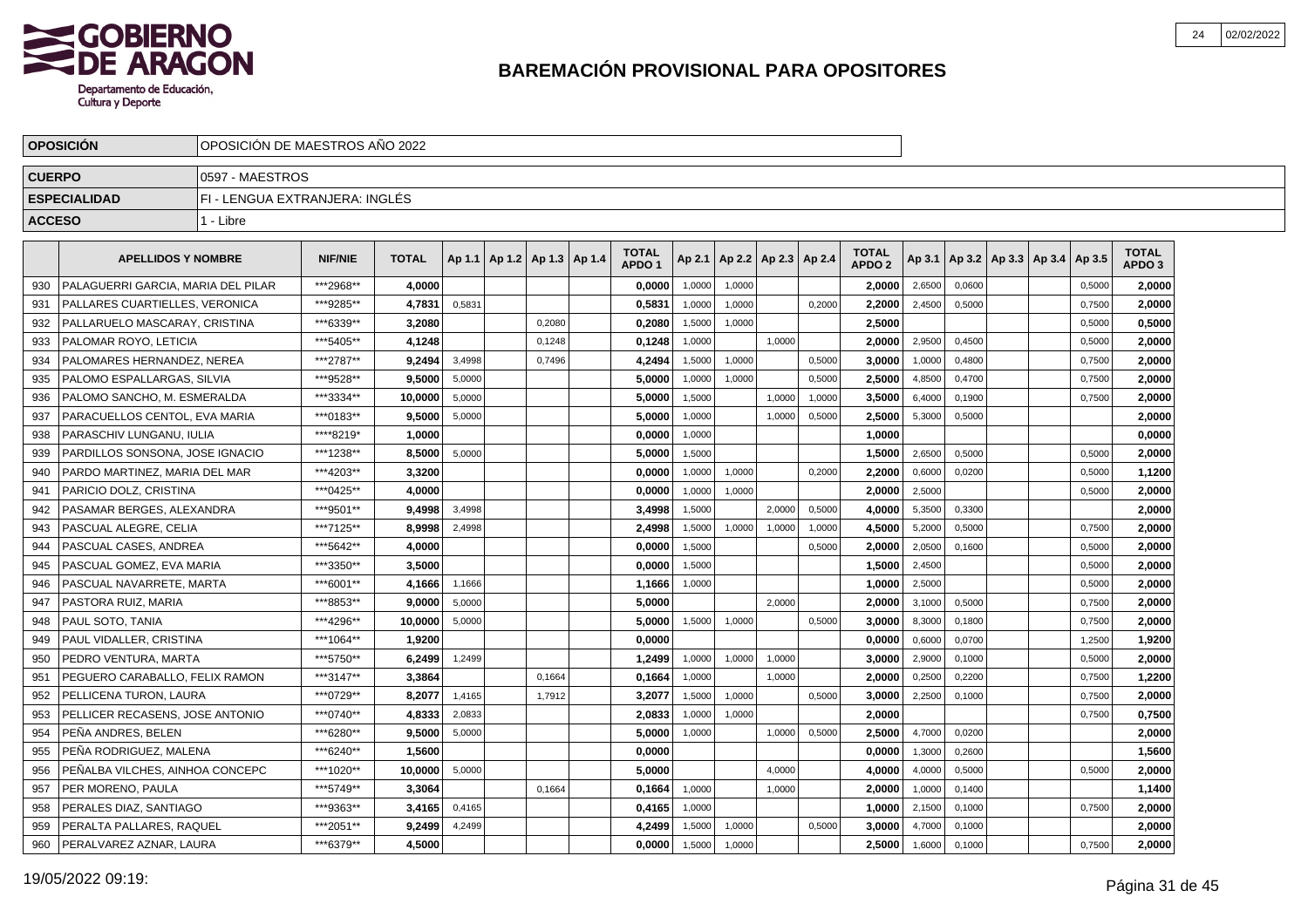# BAREMACIÓN PROVISIONAL PARA OPOSITORES

| | |
|---|---|
| **OPOSICIÓN** | OPOSICIÓN DE MAESTROS AÑO 2022 |
| **CUERPO** | 0597 - MAESTROS |
| **ESPECIALIDAD** | FI - LENGUA EXTRANJERA: INGLÉS |
| **ACCESO** | 1 - Libre |

| | APELLIDOS Y NOMBRE | NIF/NIE | TOTAL | Ap 1.1 | Ap 1.2 | Ap 1.3 | Ap 1.4 | TOTAL APDO 1 | Ap 2.1 | Ap 2.2 | Ap 2.3 | Ap 2.4 | TOTAL APDO 2 | Ap 3.1 | Ap 3.2 | Ap 3.3 | Ap 3.4 | Ap 3.5 | TOTAL APDO 3 |
|---|---|---|---|---|---|---|---|---|---|---|---|---|---|---|---|---|---|---|---|
| 930 | PALAGUERRI GARCIA, MARIA DEL PILAR | ***2968** | **4,0000** | | | | | **0,0000** | 1,0000 | 1,0000 | | | **2,0000** | 2,6500 | 0,0600 | | | 0,5000 | **2,0000** |
| 931 | PALLARES CUARTIELLES, VERONICA | ***9285** | **4,7831** | 0,5831 | | | | **0,5831** | 1,0000 | 1,0000 | | 0,2000 | **2,2000** | 2,4500 | 0,5000 | | | 0,7500 | **2,0000** |
| 932 | PALLARUELO MASCARAY, CRISTINA | ***6339** | **3,2080** | | | 0,2080 | | **0,2080** | 1,5000 | 1,0000 | | | **2,5000** | | | | | 0,5000 | **0,5000** |
| 933 | PALOMAR ROYO, LETICIA | ***5405** | **4,1248** | | | 0,1248 | | **0,1248** | 1,0000 | | 1,0000 | | **2,0000** | 2,9500 | 0,4500 | | | 0,5000 | **2,0000** |
| 934 | PALOMARES HERNANDEZ, NEREA | ***2787** | **9,2494** | 3,4998 | | 0,7496 | | **4,2494** | 1,5000 | 1,0000 | | 0,5000 | **3,0000** | 1,0000 | 0,4800 | | | 0,7500 | **2,0000** |
| 935 | PALOMO ESPALLARGAS, SILVIA | ***9528** | **9,5000** | 5,0000 | | | | **5,0000** | 1,0000 | 1,0000 | | 0,5000 | **2,5000** | 4,8500 | 0,4700 | | | 0,7500 | **2,0000** |
| 936 | PALOMO SANCHO, M. ESMERALDA | ***3334** | **10,0000** | 5,0000 | | | | **5,0000** | 1,5000 | | 1,0000 | 1,0000 | **3,5000** | 6,4000 | 0,1900 | | | 0,7500 | **2,0000** |
| 937 | PARACUELLOS CENTOL, EVA MARIA | ***0183** | **9,5000** | 5,0000 | | | | **5,0000** | 1,0000 | | 1,0000 | 0,5000 | **2,5000** | 5,3000 | 0,5000 | | | | **2,0000** |
| 938 | PARASCHIV LUNGANU, IULIA | ****8219* | **1,0000** | | | | | **0,0000** | 1,0000 | | | | **1,0000** | | | | | | **0,0000** |
| 939 | PARDILLOS SONSONA, JOSE IGNACIO | ***1238** | **8,5000** | 5,0000 | | | | **5,0000** | 1,5000 | | | | **1,5000** | 2,6500 | 0,5000 | | | 0,5000 | **2,0000** |
| 940 | PARDO MARTINEZ, MARIA DEL MAR | ***4203** | **3,3200** | | | | | **0,0000** | 1,0000 | 1,0000 | | 0,2000 | **2,2000** | 0,6000 | 0,0200 | | | 0,5000 | **1,1200** |
| 941 | PARICIO DOLZ, CRISTINA | ***0425** | **4,0000** | | | | | **0,0000** | 1,0000 | 1,0000 | | | **2,0000** | 2,5000 | | | | 0,5000 | **2,0000** |
| 942 | PASAMAR BERGES, ALEXANDRA | ***9501** | **9,4998** | 3,4998 | | | | **3,4998** | 1,5000 | | 2,0000 | 0,5000 | **4,0000** | 5,3500 | 0,3300 | | | | **2,0000** |
| 943 | PASCUAL ALEGRE, CELIA | ***7125** | **8,9998** | 2,4998 | | | | **2,4998** | 1,5000 | 1,0000 | 1,0000 | 1,0000 | **4,5000** | 5,2000 | 0,5000 | | | 0,7500 | **2,0000** |
| 944 | PASCUAL CASES, ANDREA | ***5642** | **4,0000** | | | | | **0,0000** | 1,5000 | | | 0,5000 | **2,0000** | 2,0500 | 0,1600 | | | 0,5000 | **2,0000** |
| 945 | PASCUAL GOMEZ, EVA MARIA | ***3350** | **3,5000** | | | | | **0,0000** | 1,5000 | | | | **1,5000** | 2,4500 | | | | 0,5000 | **2,0000** |
| 946 | PASCUAL NAVARRETE, MARTA | ***6001** | **4,1666** | 1,1666 | | | | **1,1666** | 1,0000 | | | | **1,0000** | 2,5000 | | | | 0,5000 | **2,0000** |
| 947 | PASTORA RUIZ, MARIA | ***8853** | **9,0000** | 5,0000 | | | | **5,0000** | | | 2,0000 | | **2,0000** | 3,1000 | 0,5000 | | | 0,7500 | **2,0000** |
| 948 | PAUL SOTO, TANIA | ***4296** | **10,0000** | 5,0000 | | | | **5,0000** | 1,5000 | 1,0000 | | 0,5000 | **3,0000** | 8,3000 | 0,1800 | | | 0,7500 | **2,0000** |
| 949 | PAUL VIDALLER, CRISTINA | ***1064** | **1,9200** | | | | | **0,0000** | | | | | **0,0000** | 0,6000 | 0,0700 | | | 1,2500 | **1,9200** |
| 950 | PEDRO VENTURA, MARTA | ***5750** | **6,2499** | 1,2499 | | | | **1,2499** | 1,0000 | 1,0000 | 1,0000 | | **3,0000** | 2,9000 | 0,1000 | | | 0,5000 | **2,0000** |
| 951 | PEGUERO CARABALLO, FELIX RAMON | ***3147** | **3,3864** | | | 0,1664 | | **0,1664** | 1,0000 | | 1,0000 | | **2,0000** | 0,2500 | 0,2200 | | | 0,7500 | **1,2200** |
| 952 | PELLICENA TURON, LAURA | ***0729** | **8,2077** | 1,4165 | | 1,7912 | | **3,2077** | 1,5000 | 1,0000 | | 0,5000 | **3,0000** | 2,2500 | 0,1000 | | | 0,7500 | **2,0000** |
| 953 | PELLICER RECASENS, JOSE ANTONIO | ***0740** | **4,8333** | 2,0833 | | | | **2,0833** | 1,0000 | 1,0000 | | | **2,0000** | | | | | 0,7500 | **0,7500** |
| 954 | PEÑA ANDRES, BELEN | ***6280** | **9,5000** | 5,0000 | | | | **5,0000** | 1,0000 | | 1,0000 | 0,5000 | **2,5000** | 4,7000 | 0,0200 | | | | **2,0000** |
| 955 | PEÑA RODRIGUEZ, MALENA | ***6240** | **1,5600** | | | | | **0,0000** | | | | | **0,0000** | 1,3000 | 0,2600 | | | | **1,5600** |
| 956 | PEÑALBA VILCHES, AINHOA CONCEPC | ***1020** | **10,0000** | 5,0000 | | | | **5,0000** | | | 4,0000 | | **4,0000** | 4,0000 | 0,5000 | | | 0,5000 | **2,0000** |
| 957 | PER MORENO, PAULA | ***5749** | **3,3064** | | | 0,1664 | | **0,1664** | 1,0000 | | 1,0000 | | **2,0000** | 1,0000 | 0,1400 | | | | **1,1400** |
| 958 | PERALES DIAZ, SANTIAGO | ***9363** | **3,4165** | 0,4165 | | | | **0,4165** | 1,0000 | | | | **1,0000** | 2,1500 | 0,1000 | | | 0,7500 | **2,0000** |
| 959 | PERALTA PALLARES, RAQUEL | ***2051** | **9,2499** | 4,2499 | | | | **4,2499** | 1,5000 | 1,0000 | | 0,5000 | **3,0000** | 4,7000 | 0,1000 | | | | **2,0000** |
| 960 | PERALVAREZ AZNAR, LAURA | ***6379** | **4,5000** | | | | | **0,0000** | 1,5000 | 1,0000 | | | **2,5000** | 1,6000 | 0,1000 | | | 0,7500 | **2,0000** |

19/05/2022 09:19: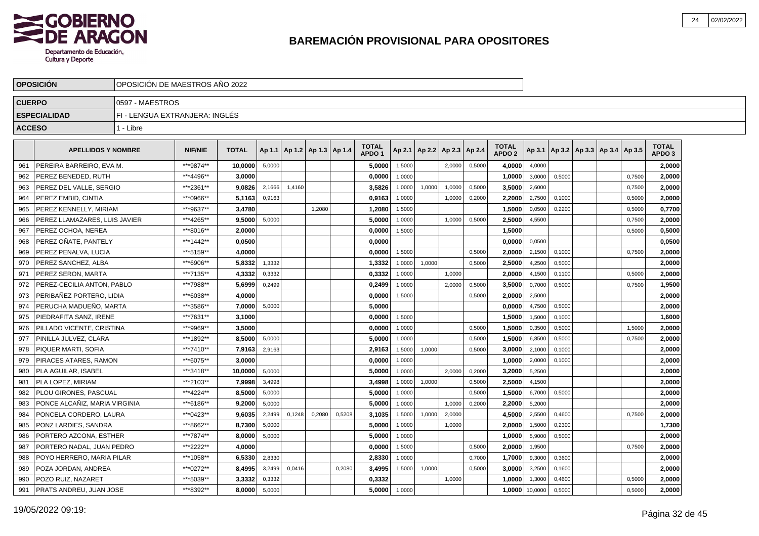# BAREMACIÓN PROVISIONAL PARA OPOSITORES

| OPOSICIÓN | OPOSICIÓN DE MAESTROS AÑO 2022 |
|---|---|
| CUERPO | 0597 - MAESTROS |
| ESPECIALIDAD | FI - LENGUA EXTRANJERA: INGLÉS |
| ACCESO | 1 - Libre |

| | APELLIDOS Y NOMBRE | NIF/NIE | TOTAL | Ap 1.1 | Ap 1.2 | Ap 1.3 | Ap 1.4 | TOTAL APDO 1 | Ap 2.1 | Ap 2.2 | Ap 2.3 | Ap 2.4 | TOTAL APDO 2 | Ap 3.1 | Ap 3.2 | Ap 3.3 | Ap 3.4 | Ap 3.5 | TOTAL APDO 3 |
|---|---|---|---|---|---|---|---|---|---|---|---|---|---|---|---|---|---|---|---|
| 961 | PEREIRA BARREIRO, EVA M. | ***9874** | 10,0000 | 5,0000 | | | | 5,0000 | 1,5000 | | 2,0000 | 0,5000 | 4,0000 | 4,0000 | | | | | 2,0000 |
| 962 | PEREZ BENEDED, RUTH | ***4496** | 3,0000 | | | | | 0,0000 | 1,0000 | | | | 1,0000 | 3,0000 | 0,5000 | | | 0,7500 | 2,0000 |
| 963 | PEREZ DEL VALLE, SERGIO | ***2361** | 9,0826 | 2,1666 | 1,4160 | | | 3,5826 | 1,0000 | 1,0000 | 1,0000 | 0,5000 | 3,5000 | 2,6000 | | | | 0,7500 | 2,0000 |
| 964 | PEREZ EMBID, CINTIA | ***0966** | 5,1163 | 0,9163 | | | | 0,9163 | 1,0000 | | 1,0000 | 0,2000 | 2,2000 | 2,7500 | 0,1000 | | | 0,5000 | 2,0000 |
| 965 | PEREZ KENNELLY, MIRIAM | ***9637** | 3,4780 | | | 1,2080 | | 1,2080 | 1,5000 | | | | 1,5000 | 0,0500 | 0,2200 | | | 0,5000 | 0,7700 |
| 966 | PEREZ LLAMAZARES, LUIS JAVIER | ***4265** | 9,5000 | 5,0000 | | | | 5,0000 | 1,0000 | | 1,0000 | 0,5000 | 2,5000 | 4,5500 | | | | 0,7500 | 2,0000 |
| 967 | PEREZ OCHOA, NEREA | ***8016** | 2,0000 | | | | | 0,0000 | 1,5000 | | | | 1,5000 | | | | | 0,5000 | 0,5000 |
| 968 | PEREZ OÑATE, PANTELY | ***1442** | 0,0500 | | | | | 0,0000 | | | | | 0,0000 | 0,0500 | | | | | 0,0500 |
| 969 | PEREZ PENALVA, LUCIA | ***5159** | 4,0000 | | | | | 0,0000 | 1,5000 | | | 0,5000 | 2,0000 | 2,1500 | 0,1000 | | | 0,7500 | 2,0000 |
| 970 | PEREZ SANCHEZ, ALBA | ***6906** | 5,8332 | 1,3332 | | | | 1,3332 | 1,0000 | 1,0000 | | 0,5000 | 2,5000 | 4,2500 | 0,5000 | | | | 2,0000 |
| 971 | PEREZ SERON, MARTA | ***7135** | 4,3332 | 0,3332 | | | | 0,3332 | 1,0000 | | 1,0000 | | 2,0000 | 4,1500 | 0,1100 | | | 0,5000 | 2,0000 |
| 972 | PEREZ-CECILIA ANTON, PABLO | ***7988** | 5,6999 | 0,2499 | | | | 0,2499 | 1,0000 | | 2,0000 | 0,5000 | 3,5000 | 0,7000 | 0,5000 | | | 0,7500 | 1,9500 |
| 973 | PERIBAÑEZ PORTERO, LIDIA | ***6038** | 4,0000 | | | | | 0,0000 | 1,5000 | | | 0,5000 | 2,0000 | 2,5000 | | | | | 2,0000 |
| 974 | PERUCHA MADUEÑO, MARTA | ***3586** | 7,0000 | 5,0000 | | | | 5,0000 | | | | | 0,0000 | 4,7500 | 0,5000 | | | | 2,0000 |
| 975 | PIEDRAFITA SANZ, IRENE | ***7631** | 3,1000 | | | | | 0,0000 | 1,5000 | | | | 1,5000 | 1,5000 | 0,1000 | | | | 1,6000 |
| 976 | PILLADO VICENTE, CRISTINA | ***9969** | 3,5000 | | | | | 0,0000 | 1,0000 | | | 0,5000 | 1,5000 | 0,3500 | 0,5000 | | | 1,5000 | 2,0000 |
| 977 | PINILLA JULVEZ, CLARA | ***1892** | 8,5000 | 5,0000 | | | | 5,0000 | 1,0000 | | | 0,5000 | 1,5000 | 6,8500 | 0,5000 | | | 0,7500 | 2,0000 |
| 978 | PIQUER MARTI, SOFIA | ***7410** | 7,9163 | 2,9163 | | | | 2,9163 | 1,5000 | 1,0000 | | 0,5000 | 3,0000 | 2,1000 | 0,1000 | | | | 2,0000 |
| 979 | PIRACES ATARES, RAMON | ***6075** | 3,0000 | | | | | 0,0000 | 1,0000 | | | | 1,0000 | 2,0000 | 0,1000 | | | | 2,0000 |
| 980 | PLA AGUILAR, ISABEL | ***3418** | 10,0000 | 5,0000 | | | | 5,0000 | 1,0000 | | 2,0000 | 0,2000 | 3,2000 | 5,2500 | | | | | 2,0000 |
| 981 | PLA LOPEZ, MIRIAM | ***2103** | 7,9998 | 3,4998 | | | | 3,4998 | 1,0000 | 1,0000 | | 0,5000 | 2,5000 | 4,1500 | | | | | 2,0000 |
| 982 | PLOU GIRONES, PASCUAL | ***4224** | 8,5000 | 5,0000 | | | | 5,0000 | 1,0000 | | | 0,5000 | 1,5000 | 6,7000 | 0,5000 | | | | 2,0000 |
| 983 | PONCE ALCAÑIZ, MARIA VIRGINIA | ***6186** | 9,2000 | 5,0000 | | | | 5,0000 | 1,0000 | | 1,0000 | 0,2000 | 2,2000 | 5,2000 | | | | | 2,0000 |
| 984 | PONCELA CORDERO, LAURA | ***0423** | 9,6035 | 2,2499 | 0,1248 | 0,2080 | 0,5208 | 3,1035 | 1,5000 | 1,0000 | 2,0000 | | 4,5000 | 2,5500 | 0,4600 | | | 0,7500 | 2,0000 |
| 985 | PONZ LARDIES, SANDRA | ***8662** | 8,7300 | 5,0000 | | | | 5,0000 | 1,0000 | | 1,0000 | | 2,0000 | 1,5000 | 0,2300 | | | | 1,7300 |
| 986 | PORTERO AZCONA, ESTHER | ***7874** | 8,0000 | 5,0000 | | | | 5,0000 | 1,0000 | | | | 1,0000 | 5,9000 | 0,5000 | | | | 2,0000 |
| 987 | PORTERO NADAL, JUAN PEDRO | ***2222** | 4,0000 | | | | | 0,0000 | 1,5000 | | | 0,5000 | 2,0000 | 1,9500 | | | | 0,7500 | 2,0000 |
| 988 | POYO HERRERO, MARIA PILAR | ***1058** | 6,5330 | 2,8330 | | | | 2,8330 | 1,0000 | | | 0,7000 | 1,7000 | 9,3000 | 0,3600 | | | | 2,0000 |
| 989 | POZA JORDAN, ANDREA | ***0272** | 8,4995 | 3,2499 | 0,0416 | | 0,2080 | 3,4995 | 1,5000 | 1,0000 | | 0,5000 | 3,0000 | 3,2500 | 0,1600 | | | | 2,0000 |
| 990 | POZO RUIZ, NAZARET | ***5039** | 3,3332 | 0,3332 | | | | 0,3332 | | | 1,0000 | | 1,0000 | 1,3000 | 0,4600 | | | 0,5000 | 2,0000 |
| 991 | PRATS ANDREU, JUAN JOSE | ***8392** | 8,0000 | 5,0000 | | | | 5,0000 | 1,0000 | | | | 1,0000 | 10,0000 | 0,5000 | | | 0,5000 | 2,0000 |

19/05/2022 09:19: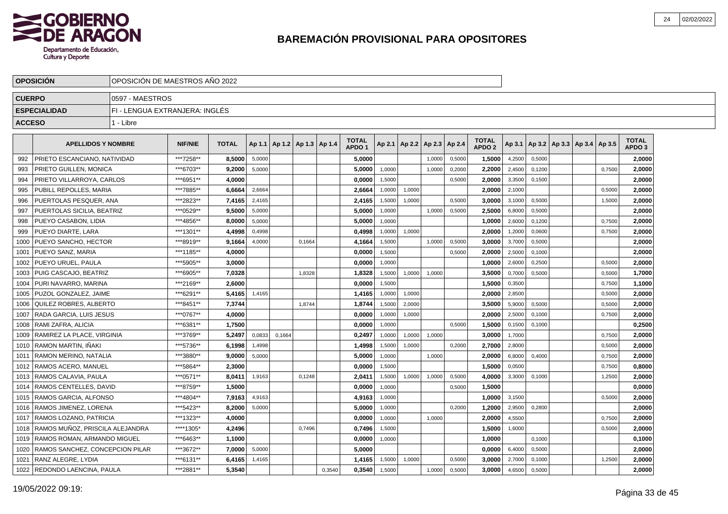# BAREMACIÓN PROVISIONAL PARA OPOSITORES

| **OPOSICIÓN** | OPOSICIÓN DE MAESTROS AÑO 2022 |
|---|---|
| **CUERPO** | 0597 - MAESTROS |
| **ESPECIALIDAD** | FI - LENGUA EXTRANJERA: INGLÉS |
| **ACCESO** | 1 - Libre |

| | APELLIDOS Y NOMBRE | NIF/NIE | TOTAL | Ap 1.1 | Ap 1.2 | Ap 1.3 | Ap 1.4 | TOTAL APDO 1 | Ap 2.1 | Ap 2.2 | Ap 2.3 | Ap 2.4 | TOTAL APDO 2 | Ap 3.1 | Ap 3.2 | Ap 3.3 | Ap 3.4 | Ap 3.5 | TOTAL APDO 3 |
|---|---|---|---|---|---|---|---|---|---|---|---|---|---|---|---|---|---|---|---|
| 992 | PRIETO ESCANCIANO, NATIVIDAD | ***7258** | **8,5000** | 5,0000 | | | | **5,0000** | | | 1,0000 | 0,5000 | **1,5000** | 4,2500 | 0,5000 | | | | **2,0000** |
| 993 | PRIETO GUILLEN, MONICA | ***6703** | **9,2000** | 5,0000 | | | | **5,0000** | 1,0000 | | 1,0000 | 0,2000 | **2,2000** | 2,4500 | 0,1200 | | | 0,7500 | **2,0000** |
| 994 | PRIETO VILLARROYA, CARLOS | ***6951** | **4,0000** | | | | | **0,0000** | 1,5000 | | | 0,5000 | **2,0000** | 3,3500 | 0,1500 | | | | **2,0000** |
| 995 | PUBILL REPOLLES, MARIA | ***7885** | **6,6664** | 2,6664 | | | | **2,6664** | 1,0000 | 1,0000 | | | **2,0000** | 2,1000 | | | | 0,5000 | **2,0000** |
| 996 | PUERTOLAS PESQUER, ANA | ***2823** | **7,4165** | 2,4165 | | | | **2,4165** | 1,5000 | 1,0000 | | 0,5000 | **3,0000** | 3,1000 | 0,5000 | | | 1,5000 | **2,0000** |
| 997 | PUERTOLAS SICILIA, BEATRIZ | ***0529** | **9,5000** | 5,0000 | | | | **5,0000** | 1,0000 | | 1,0000 | 0,5000 | **2,5000** | 6,8000 | 0,5000 | | | | **2,0000** |
| 998 | PUEYO CASABON, LIDIA | ***4856** | **8,0000** | 5,0000 | | | | **5,0000** | 1,0000 | | | | **1,0000** | 2,6000 | 0,1200 | | | 0,7500 | **2,0000** |
| 999 | PUEYO DIARTE, LARA | ***1301** | **4,4998** | 0,4998 | | | | **0,4998** | 1,0000 | 1,0000 | | | **2,0000** | 1,2000 | 0,0600 | | | 0,7500 | **2,0000** |
| 1000 | PUEYO SANCHO, HECTOR | ***8919** | **9,1664** | 4,0000 | | 0,1664 | | **4,1664** | 1,5000 | | 1,0000 | 0,5000 | **3,0000** | 3,7000 | 0,5000 | | | | **2,0000** |
| 1001 | PUEYO SANZ, MARIA | ***1185** | **4,0000** | | | | | **0,0000** | 1,5000 | | | 0,5000 | **2,0000** | 2,5000 | 0,1000 | | | | **2,0000** |
| 1002 | PUEYO URUEL, PAULA | ***5905** | **3,0000** | | | | | **0,0000** | 1,0000 | | | | **1,0000** | 2,6000 | 0,2500 | | | 0,5000 | **2,0000** |
| 1003 | PUIG CASCAJO, BEATRIZ | ***6905** | **7,0328** | | | 1,8328 | | **1,8328** | 1,5000 | 1,0000 | 1,0000 | | **3,5000** | 0,7000 | 0,5000 | | | 0,5000 | **1,7000** |
| 1004 | PURI NAVARRO, MARINA | ***2169** | **2,6000** | | | | | **0,0000** | 1,5000 | | | | **1,5000** | 0,3500 | | | | 0,7500 | **1,1000** |
| 1005 | PUZOL GONZALEZ, JAIME | ***6291** | **5,4165** | 1,4165 | | | | **1,4165** | 1,0000 | 1,0000 | | | **2,0000** | 2,8500 | | | | 0,5000 | **2,0000** |
| 1006 | QUILEZ ROBRES, ALBERTO | ***8451** | **7,3744** | | | 1,8744 | | **1,8744** | 1,5000 | 2,0000 | | | **3,5000** | 5,9000 | 0,5000 | | | 0,5000 | **2,0000** |
| 1007 | RADA GARCIA, LUIS JESUS | ***0767** | **4,0000** | | | | | **0,0000** | 1,0000 | 1,0000 | | | **2,0000** | 2,5000 | 0,1000 | | | 0,7500 | **2,0000** |
| 1008 | RAMI ZAFRA, ALICIA | ***6381** | **1,7500** | | | | | **0,0000** | 1,0000 | | | 0,5000 | **1,5000** | 0,1500 | 0,1000 | | | | **0,2500** |
| 1009 | RAMIREZ LA PLACE, VIRGINIA | ***3769** | **5,2497** | 0,0833 | 0,1664 | | | **0,2497** | 1,0000 | 1,0000 | 1,0000 | | **3,0000** | 1,7000 | | | | 0,7500 | **2,0000** |
| 1010 | RAMON MARTIN, IÑAKI | ***5736** | **6,1998** | 1,4998 | | | | **1,4998** | 1,5000 | 1,0000 | | 0,2000 | **2,7000** | 2,8000 | | | | 0,5000 | **2,0000** |
| 1011 | RAMON MERINO, NATALIA | ***3880** | **9,0000** | 5,0000 | | | | **5,0000** | 1,0000 | | 1,0000 | | **2,0000** | 6,8000 | 0,4000 | | | 0,7500 | **2,0000** |
| 1012 | RAMOS ACERO, MANUEL | ***5864** | **2,3000** | | | | | **0,0000** | 1,5000 | | | | **1,5000** | 0,0500 | | | | 0,7500 | **0,8000** |
| 1013 | RAMOS CALAVIA, PAULA | ***0571** | **8,0411** | 1,9163 | | 0,1248 | | **2,0411** | 1,5000 | 1,0000 | 1,0000 | 0,5000 | **4,0000** | 3,3000 | 0,1000 | | | 1,2500 | **2,0000** |
| 1014 | RAMOS CENTELLES, DAVID | ***8759** | **1,5000** | | | | | **0,0000** | 1,0000 | | | 0,5000 | **1,5000** | | | | | | **0,0000** |
| 1015 | RAMOS GARCIA, ALFONSO | ***4804** | **7,9163** | 4,9163 | | | | **4,9163** | 1,0000 | | | | **1,0000** | 3,1500 | | | | 0,5000 | **2,0000** |
| 1016 | RAMOS JIMENEZ, LORENA | ***5423** | **8,2000** | 5,0000 | | | | **5,0000** | 1,0000 | | | 0,2000 | **1,2000** | 2,9500 | 0,2800 | | | | **2,0000** |
| 1017 | RAMOS LOZANO, PATRICIA | ***1323** | **4,0000** | | | | | **0,0000** | 1,0000 | | 1,0000 | | **2,0000** | 4,5500 | | | | 0,7500 | **2,0000** |
| 1018 | RAMOS MUÑOZ, PRISCILA ALEJANDRA | ****1305* | **4,2496** | | | 0,7496 | | **0,7496** | 1,5000 | | | | **1,5000** | 1,6000 | | | | 0,5000 | **2,0000** |
| 1019 | RAMOS ROMAN, ARMANDO MIGUEL | ***6463** | **1,1000** | | | | | **0,0000** | 1,0000 | | | | **1,0000** | | 0,1000 | | | | **0,1000** |
| 1020 | RAMOS SANCHEZ, CONCEPCION PILAR | ***3672** | **7,0000** | 5,0000 | | | | **5,0000** | | | | | **0,0000** | 6,4000 | 0,5000 | | | | **2,0000** |
| 1021 | RANZ ALEGRE, LYDIA | ***6131** | **6,4165** | 1,4165 | | | | **1,4165** | 1,5000 | 1,0000 | | 0,5000 | **3,0000** | 2,7000 | 0,1000 | | | 1,2500 | **2,0000** |
| 1022 | REDONDO LAENCINA, PAULA | ***2881** | **5,3540** | | | | 0,3540 | **0,3540** | 1,5000 | | 1,0000 | 0,5000 | **3,0000** | 4,6500 | 0,5000 | | | | **2,0000** |

19/05/2022 09:19: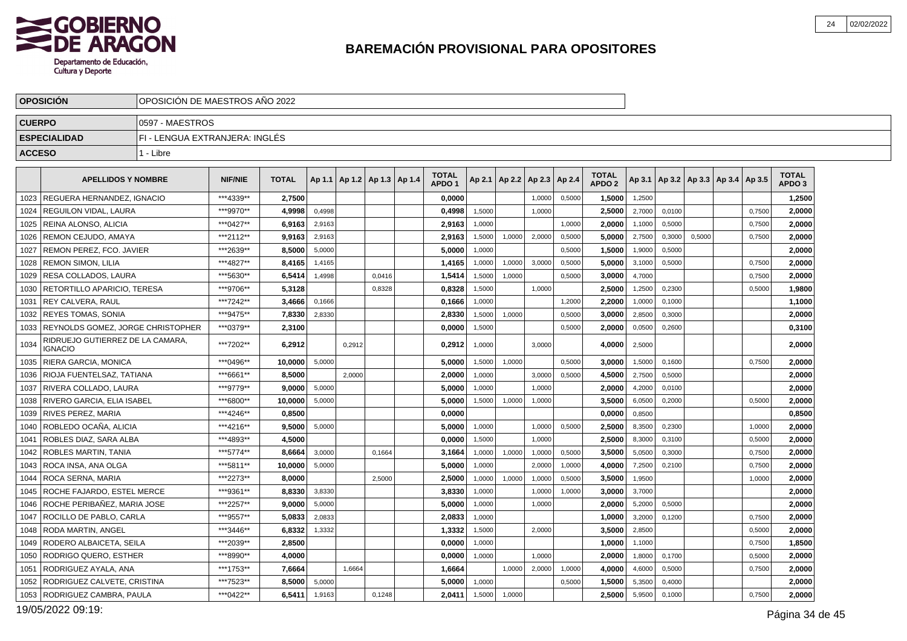# BAREMACIÓN PROVISIONAL PARA OPOSITORES

| OPOSICIÓN | OPOSICIÓN DE MAESTROS AÑO 2022 |
|---|---|
| CUERPO | 0597 - MAESTROS |
| ESPECIALIDAD | FI - LENGUA EXTRANJERA: INGLÉS |
| ACCESO | 1 - Libre |

| | APELLIDOS Y NOMBRE | NIF/NIE | TOTAL | Ap 1.1 | Ap 1.2 | Ap 1.3 | Ap 1.4 | TOTAL APDO 1 | Ap 2.1 | Ap 2.2 | Ap 2.3 | Ap 2.4 | TOTAL APDO 2 | Ap 3.1 | Ap 3.2 | Ap 3.3 | Ap 3.4 | Ap 3.5 | TOTAL APDO 3 |
|---|---|---|---|---|---|---|---|---|---|---|---|---|---|---|---|---|---|---|---|
| 1023 | REGUERA HERNANDEZ, IGNACIO | ***4339** | 2,7500 | | | | | 0,0000 | | | 1,0000 | 0,5000 | 1,5000 | 1,2500 | | | | | 1,2500 |
| 1024 | REGUILON VIDAL, LAURA | ***9970** | 4,9998 | 0,4998 | | | | 0,4998 | 1,5000 | | 1,0000 | | 2,5000 | 2,7000 | 0,0100 | | | 0,7500 | 2,0000 |
| 1025 | REINA ALONSO, ALICIA | ***0427** | 6,9163 | 2,9163 | | | | 2,9163 | 1,0000 | | | 1,0000 | 2,0000 | 1,1000 | 0,5000 | | | 0,7500 | 2,0000 |
| 1026 | REMON CEJUDO, AMAYA | ***2112** | 9,9163 | 2,9163 | | | | 2,9163 | 1,5000 | 1,0000 | 2,0000 | 0,5000 | 5,0000 | 2,7500 | 0,3000 | 0,5000 | | 0,7500 | 2,0000 |
| 1027 | REMON PEREZ, FCO. JAVIER | ***2639** | 8,5000 | 5,0000 | | | | 5,0000 | 1,0000 | | | 0,5000 | 1,5000 | 1,9000 | 0,5000 | | | | 2,0000 |
| 1028 | REMON SIMON, LILIA | ***4827** | 8,4165 | 1,4165 | | | | 1,4165 | 1,0000 | 1,0000 | 3,0000 | 0,5000 | 5,0000 | 3,1000 | 0,5000 | | | 0,7500 | 2,0000 |
| 1029 | RESA COLLADOS, LAURA | ***5630** | 6,5414 | 1,4998 | | 0,0416 | | 1,5414 | 1,5000 | 1,0000 | | 0,5000 | 3,0000 | 4,7000 | | | | 0,7500 | 2,0000 |
| 1030 | RETORTILLO APARICIO, TERESA | ***9706** | 5,3128 | | | 0,8328 | | 0,8328 | 1,5000 | | 1,0000 | | 2,5000 | 1,2500 | 0,2300 | | | 0,5000 | 1,9800 |
| 1031 | REY CALVERA, RAUL | ***7242** | 3,4666 | 0,1666 | | | | 0,1666 | 1,0000 | | | 1,2000 | 2,2000 | 1,0000 | 0,1000 | | | | 1,1000 |
| 1032 | REYES TOMAS, SONIA | ***9475** | 7,8330 | 2,8330 | | | | 2,8330 | 1,5000 | 1,0000 | | 0,5000 | 3,0000 | 2,8500 | 0,3000 | | | | 2,0000 |
| 1033 | REYNOLDS GOMEZ, JORGE CHRISTOPHER | ***0379** | 2,3100 | | | | | 0,0000 | 1,5000 | | | 0,5000 | 2,0000 | 0,0500 | 0,2600 | | | | 0,3100 |
| 1034 | RIDRUEJO GUTIERREZ DE LA CAMARA, IGNACIO | ***7202** | 6,2912 | | 0,2912 | | | 0,2912 | 1,0000 | | 3,0000 | | 4,0000 | 2,5000 | | | | | 2,0000 |
| 1035 | RIERA GARCIA, MONICA | ***0496** | 10,0000 | 5,0000 | | | | 5,0000 | 1,5000 | 1,0000 | | 0,5000 | 3,0000 | 1,5000 | 0,1600 | | | 0,7500 | 2,0000 |
| 1036 | RIOJA FUENTELSAZ, TATIANA | ***6661** | 8,5000 | | 2,0000 | | | 2,0000 | 1,0000 | | 3,0000 | 0,5000 | 4,5000 | 2,7500 | 0,5000 | | | | 2,0000 |
| 1037 | RIVERA COLLADO, LAURA | ***9779** | 9,0000 | 5,0000 | | | | 5,0000 | 1,0000 | | 1,0000 | | 2,0000 | 4,2000 | 0,0100 | | | | 2,0000 |
| 1038 | RIVERO GARCIA, ELIA ISABEL | ***6800** | 10,0000 | 5,0000 | | | | 5,0000 | 1,5000 | 1,0000 | 1,0000 | | 3,5000 | 6,0500 | 0,2000 | | | 0,5000 | 2,0000 |
| 1039 | RIVES PEREZ, MARIA | ***4246** | 0,8500 | | | | | 0,0000 | | | | | 0,0000 | 0,8500 | | | | | 0,8500 |
| 1040 | ROBLEDO OCAÑA, ALICIA | ***4216** | 9,5000 | 5,0000 | | | | 5,0000 | 1,0000 | | 1,0000 | 0,5000 | 2,5000 | 8,3500 | 0,2300 | | | 1,0000 | 2,0000 |
| 1041 | ROBLES DIAZ, SARA ALBA | ***4893** | 4,5000 | | | | | 0,0000 | 1,5000 | | 1,0000 | | 2,5000 | 8,3000 | 0,3100 | | | 0,5000 | 2,0000 |
| 1042 | ROBLES MARTIN, TANIA | ***5774** | 8,6664 | 3,0000 | | 0,1664 | | 3,1664 | 1,0000 | 1,0000 | 1,0000 | 0,5000 | 3,5000 | 5,0500 | 0,3000 | | | 0,7500 | 2,0000 |
| 1043 | ROCA INSA, ANA OLGA | ***5811** | 10,0000 | 5,0000 | | | | 5,0000 | 1,0000 | | 2,0000 | 1,0000 | 4,0000 | 7,2500 | 0,2100 | | | 0,7500 | 2,0000 |
| 1044 | ROCA SERNA, MARIA | ***2273** | 8,0000 | | | 2,5000 | | 2,5000 | 1,0000 | 1,0000 | 1,0000 | 0,5000 | 3,5000 | 1,9500 | | | | 1,0000 | 2,0000 |
| 1045 | ROCHE FAJARDO, ESTEL MERCE | ***9361** | 8,8330 | 3,8330 | | | | 3,8330 | 1,0000 | | 1,0000 | 1,0000 | 3,0000 | 3,7000 | | | | | 2,0000 |
| 1046 | ROCHE PERIBAÑEZ, MARIA JOSE | ***2257** | 9,0000 | 5,0000 | | | | 5,0000 | 1,0000 | | 1,0000 | | 2,0000 | 5,2000 | 0,5000 | | | | 2,0000 |
| 1047 | ROCILLO DE PABLO, CARLA | ***9557** | 5,0833 | 2,0833 | | | | 2,0833 | 1,0000 | | | | 1,0000 | 3,2000 | 0,1200 | | | 0,7500 | 2,0000 |
| 1048 | RODA MARTIN, ANGEL | ***3446** | 6,8332 | 1,3332 | | | | 1,3332 | 1,5000 | | 2,0000 | | 3,5000 | 2,8500 | | | | 0,5000 | 2,0000 |
| 1049 | RODERO ALBAICETA, SEILA | ***2039** | 2,8500 | | | | | 0,0000 | 1,0000 | | | | 1,0000 | 1,1000 | | | | 0,7500 | 1,8500 |
| 1050 | RODRIGO QUERO, ESTHER | ***8990** | 4,0000 | | | | | 0,0000 | 1,0000 | | 1,0000 | | 2,0000 | 1,8000 | 0,1700 | | | 0,5000 | 2,0000 |
| 1051 | RODRIGUEZ AYALA, ANA | ***1753** | 7,6664 | | 1,6664 | | | 1,6664 | | 1,0000 | 2,0000 | 1,0000 | 4,0000 | 4,6000 | 0,5000 | | | 0,7500 | 2,0000 |
| 1052 | RODRIGUEZ CALVETE, CRISTINA | ***7523** | 8,5000 | 5,0000 | | | | 5,0000 | 1,0000 | | | 0,5000 | 1,5000 | 5,3500 | 0,4000 | | | | 2,0000 |
| 1053 | RODRIGUEZ CAMBRA, PAULA | ***0422** | 6,5411 | 1,9163 | | 0,1248 | | 2,0411 | 1,5000 | 1,0000 | | | 2,5000 | 5,9500 | 0,1000 | | | 0,7500 | 2,0000 |

19/05/2022 09:19: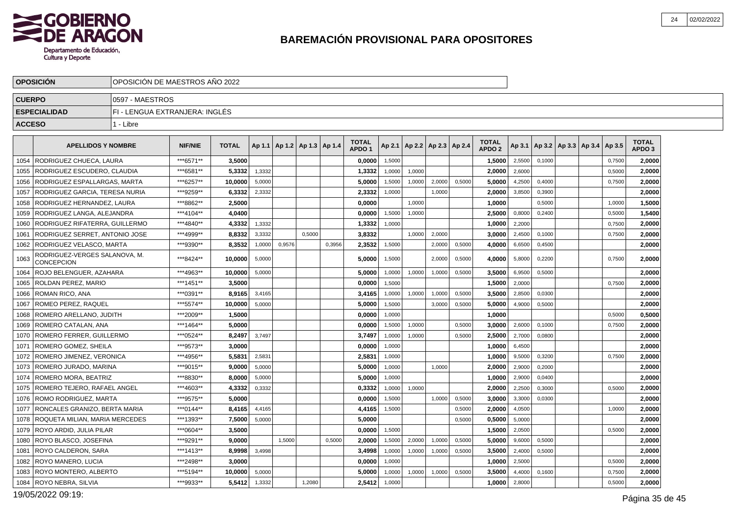# BAREMACIÓN PROVISIONAL PARA OPOSITORES

| OPOSICIÓN | OPOSICIÓN DE MAESTROS AÑO 2022 |
|---|---|
| **CUERPO** | 0597 - MAESTROS |
| **ESPECIALIDAD** | FI - LENGUA EXTRANJERA: INGLÉS |
| **ACCESO** | 1 - Libre |

| | APELLIDOS Y NOMBRE | NIF/NIE | TOTAL | Ap 1.1 | Ap 1.2 | Ap 1.3 | Ap 1.4 | TOTAL APDO 1 | Ap 2.1 | Ap 2.2 | Ap 2.3 | Ap 2.4 | TOTAL APDO 2 | Ap 3.1 | Ap 3.2 | Ap 3.3 | Ap 3.4 | Ap 3.5 | TOTAL APDO 3 |
|---|---|---|---|---|---|---|---|---|---|---|---|---|---|---|---|---|---|---|---|
| 1054 | RODRIGUEZ CHUECA, LAURA | ***6571** | **3,5000** | | | | | **0,0000** | 1,5000 | | | | **1,5000** | 2,5500 | 0,1000 | | | 0,7500 | **2,0000** |
| 1055 | RODRIGUEZ ESCUDERO, CLAUDIA | ***6581** | **5,3332** | 1,3332 | | | | **1,3332** | 1,0000 | 1,0000 | | | **2,0000** | 2,6000 | | | | 0,5000 | **2,0000** |
| 1056 | RODRIGUEZ ESPALLARGAS, MARTA | ***6257** | **10,0000** | 5,0000 | | | | **5,0000** | 1,5000 | 1,0000 | 2,0000 | 0,5000 | **5,0000** | 4,2500 | 0,4000 | | | 0,7500 | **2,0000** |
| 1057 | RODRIGUEZ GARCIA, TERESA NURIA | ***9259** | **6,3332** | 2,3332 | | | | **2,3332** | 1,0000 | | 1,0000 | | **2,0000** | 3,8500 | 0,3900 | | | | **2,0000** |
| 1058 | RODRIGUEZ HERNANDEZ, LAURA | ***8862** | **2,5000** | | | | | **0,0000** | | 1,0000 | | | **1,0000** | | 0,5000 | | | 1,0000 | **1,5000** |
| 1059 | RODRIGUEZ LANGA, ALEJANDRA | ***4104** | **4,0400** | | | | | **0,0000** | 1,5000 | 1,0000 | | | **2,5000** | 0,8000 | 0,2400 | | | 0,5000 | **1,5400** |
| 1060 | RODRIGUEZ RIFATERRA, GUILLERMO | ***4840** | **4,3332** | 1,3332 | | | | **1,3332** | 1,0000 | | | | **1,0000** | 2,2000 | | | | 0,7500 | **2,0000** |
| 1061 | RODRIGUEZ SERRET, ANTONIO JOSE | ***4999** | **8,8332** | 3,3332 | | 0,5000 | | **3,8332** | | 1,0000 | 2,0000 | | **3,0000** | 2,4500 | 0,1000 | | | 0,7500 | **2,0000** |
| 1062 | RODRIGUEZ VELASCO, MARTA | ***9390** | **8,3532** | 1,0000 | 0,9576 | | 0,3956 | **2,3532** | 1,5000 | | 2,0000 | 0,5000 | **4,0000** | 6,6500 | 0,4500 | | | | **2,0000** |
| 1063 | RODRIGUEZ-VERGES SALANOVA, M. CONCEPCION | ***8424** | **10,0000** | 5,0000 | | | | **5,0000** | 1,5000 | | 2,0000 | 0,5000 | **4,0000** | 5,8000 | 0,2200 | | | 0,7500 | **2,0000** |
| 1064 | ROJO BELENGUER, AZAHARA | ***4963** | **10,0000** | 5,0000 | | | | **5,0000** | 1,0000 | 1,0000 | 1,0000 | 0,5000 | **3,5000** | 6,9500 | 0,5000 | | | | **2,0000** |
| 1065 | ROLDAN PEREZ, MARIO | ***1451** | **3,5000** | | | | | **0,0000** | 1,5000 | | | | **1,5000** | 2,0000 | | | | 0,7500 | **2,0000** |
| 1066 | ROMAN RICO, ANA | ***0391** | **8,9165** | 3,4165 | | | | **3,4165** | 1,0000 | 1,0000 | 1,0000 | 0,5000 | **3,5000** | 2,8500 | 0,0300 | | | | **2,0000** |
| 1067 | ROMEO PEREZ, RAQUEL | ***5574** | **10,0000** | 5,0000 | | | | **5,0000** | 1,5000 | | 3,0000 | 0,5000 | **5,0000** | 4,9000 | 0,5000 | | | | **2,0000** |
| 1068 | ROMERO ARELLANO, JUDITH | ***2009** | **1,5000** | | | | | **0,0000** | 1,0000 | | | | **1,0000** | | | | | 0,5000 | **0,5000** |
| 1069 | ROMERO CATALAN, ANA | ***1464** | **5,0000** | | | | | **0,0000** | 1,5000 | 1,0000 | | 0,5000 | **3,0000** | 2,6000 | 0,1000 | | | 0,7500 | **2,0000** |
| 1070 | ROMERO FERRER, GUILLERMO | ***0524** | **8,2497** | 3,7497 | | | | **3,7497** | 1,0000 | 1,0000 | | 0,5000 | **2,5000** | 2,7000 | 0,0800 | | | | **2,0000** |
| 1071 | ROMERO GOMEZ, SHEILA | ***9573** | **3,0000** | | | | | **0,0000** | 1,0000 | | | | **1,0000** | 6,4500 | | | | | **2,0000** |
| 1072 | ROMERO JIMENEZ, VERONICA | ***4956** | **5,5831** | 2,5831 | | | | **2,5831** | 1,0000 | | | | **1,0000** | 9,5000 | 0,3200 | | | 0,7500 | **2,0000** |
| 1073 | ROMERO JURADO, MARINA | ***9015** | **9,0000** | 5,0000 | | | | **5,0000** | 1,0000 | | 1,0000 | | **2,0000** | 2,9000 | 0,2000 | | | | **2,0000** |
| 1074 | ROMERO MORA, BEATRIZ | ***8830** | **8,0000** | 5,0000 | | | | **5,0000** | 1,0000 | | | | **1,0000** | 2,9000 | 0,0400 | | | | **2,0000** |
| 1075 | ROMERO TEJERO, RAFAEL ANGEL | ***4603** | **4,3332** | 0,3332 | | | | **0,3332** | 1,0000 | 1,0000 | | | **2,0000** | 2,2500 | 0,3000 | | | 0,5000 | **2,0000** |
| 1076 | ROMO RODRIGUEZ, MARTA | ***9575** | **5,0000** | | | | | **0,0000** | 1,5000 | | 1,0000 | 0,5000 | **3,0000** | 3,3000 | 0,0300 | | | | **2,0000** |
| 1077 | RONCALES GRANIZO, BERTA MARIA | ***0144** | **8,4165** | 4,4165 | | | | **4,4165** | 1,5000 | | | 0,5000 | **2,0000** | 4,0500 | | | | 1,0000 | **2,0000** |
| 1078 | ROQUETA MILIAN, MARIA MERCEDES | ***1393** | **7,5000** | 5,0000 | | | | **5,0000** | | | | 0,5000 | **0,5000** | 5,0000 | | | | | **2,0000** |
| 1079 | ROYO ARDID, JULIA PILAR | ***0604** | **3,5000** | | | | | **0,0000** | 1,5000 | | | | **1,5000** | 2,0500 | | | | 0,5000 | **2,0000** |
| 1080 | ROYO BLASCO, JOSEFINA | ***9291** | **9,0000** | | 1,5000 | | 0,5000 | **2,0000** | 1,5000 | 2,0000 | 1,0000 | 0,5000 | **5,0000** | 9,6000 | 0,5000 | | | | **2,0000** |
| 1081 | ROYO CALDERON, SARA | ***1413** | **8,9998** | 3,4998 | | | | **3,4998** | 1,0000 | 1,0000 | 1,0000 | 0,5000 | **3,5000** | 2,4000 | 0,5000 | | | | **2,0000** |
| 1082 | ROYO MANERO, LUCIA | ***2498** | **3,0000** | | | | | **0,0000** | 1,0000 | | | | **1,0000** | 2,5000 | | | | 0,5000 | **2,0000** |
| 1083 | ROYO MONTERO, ALBERTO | ***5194** | **10,0000** | 5,0000 | | | | **5,0000** | 1,0000 | 1,0000 | 1,0000 | 0,5000 | **3,5000** | 4,4000 | 0,1600 | | | 0,7500 | **2,0000** |
| 1084 | ROYO NEBRA, SILVIA | ***9933** | **5,5412** | 1,3332 | | 1,2080 | | **2,5412** | 1,0000 | | | | **1,0000** | 2,8000 | | | | 0,5000 | **2,0000** |

19/05/2022 09:19: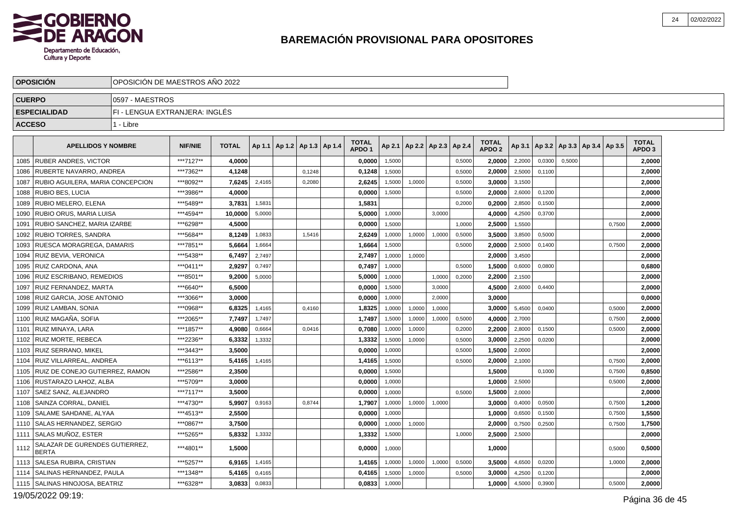# BAREMACIÓN PROVISIONAL PARA OPOSITORES

| OPOSICIÓN | OPOSICIÓN DE MAESTROS AÑO 2022 |
|---|---|
| CUERPO | 0597 - MAESTROS |
| ESPECIALIDAD | FI - LENGUA EXTRANJERA: INGLÉS |
| ACCESO | 1 - Libre |

| | APELLIDOS Y NOMBRE | NIF/NIE | TOTAL | Ap 1.1 | Ap 1.2 | Ap 1.3 | Ap 1.4 | TOTAL APDO 1 | Ap 2.1 | Ap 2.2 | Ap 2.3 | Ap 2.4 | TOTAL APDO 2 | Ap 3.1 | Ap 3.2 | Ap 3.3 | Ap 3.4 | Ap 3.5 | TOTAL APDO 3 |
|---|---|---|---|---|---|---|---|---|---|---|---|---|---|---|---|---|---|---|---|
| 1085 | RUBER ANDRES, VICTOR | ***7127** | 4,0000 | | | | | 0,0000 | 1,5000 | | | 0,5000 | 2,0000 | 2,2000 | 0,0300 | 0,5000 | | | 2,0000 |
| 1086 | RUBERTE NAVARRO, ANDREA | ***7362** | 4,1248 | | | 0,1248 | | 0,1248 | 1,5000 | | | 0,5000 | 2,0000 | 2,5000 | 0,1100 | | | | 2,0000 |
| 1087 | RUBIO AGUILERA, MARIA CONCEPCION | ***8092** | 7,6245 | 2,4165 | | 0,2080 | | 2,6245 | 1,5000 | 1,0000 | | 0,5000 | 3,0000 | 3,1500 | | | | | 2,0000 |
| 1088 | RUBIO BES, LUCIA | ***3986** | 4,0000 | | | | | 0,0000 | 1,5000 | | | 0,5000 | 2,0000 | 2,6000 | 0,1200 | | | | 2,0000 |
| 1089 | RUBIO MELERO, ELENA | ***5489** | 3,7831 | 1,5831 | | | | 1,5831 | | | | 0,2000 | 0,2000 | 2,8500 | 0,1500 | | | | 2,0000 |
| 1090 | RUBIO ORUS, MARIA LUISA | ***4594** | 10,0000 | 5,0000 | | | | 5,0000 | 1,0000 | | 3,0000 | | 4,0000 | 4,2500 | 0,3700 | | | | 2,0000 |
| 1091 | RUBIO SANCHEZ, MARIA IZARBE | ***6298** | 4,5000 | | | | | 0,0000 | 1,5000 | | | 1,0000 | 2,5000 | 1,5500 | | | | 0,7500 | 2,0000 |
| 1092 | RUBIO TORRES, SANDRA | ***5684** | 8,1249 | 1,0833 | | 1,5416 | | 2,6249 | 1,0000 | 1,0000 | 1,0000 | 0,5000 | 3,5000 | 3,8500 | 0,5000 | | | | 2,0000 |
| 1093 | RUESCA MORAGREGA, DAMARIS | ***7851** | 5,6664 | 1,6664 | | | | 1,6664 | 1,5000 | | | 0,5000 | 2,0000 | 2,5000 | 0,1400 | | | 0,7500 | 2,0000 |
| 1094 | RUIZ BEVIA, VERONICA | ***5438** | 6,7497 | 2,7497 | | | | 2,7497 | 1,0000 | 1,0000 | | | 2,0000 | 3,4500 | | | | | 2,0000 |
| 1095 | RUIZ CARDONA, ANA | ***0411** | 2,9297 | 0,7497 | | | | 0,7497 | 1,0000 | | | 0,5000 | 1,5000 | 0,6000 | 0,0800 | | | | 0,6800 |
| 1096 | RUIZ ESCRIBANO, REMEDIOS | ***8501** | 9,2000 | 5,0000 | | | | 5,0000 | 1,0000 | | 1,0000 | 0,2000 | 2,2000 | 2,1500 | | | | | 2,0000 |
| 1097 | RUIZ FERNANDEZ, MARTA | ***6640** | 6,5000 | | | | | 0,0000 | 1,5000 | | 3,0000 | | 4,5000 | 2,6000 | 0,4400 | | | | 2,0000 |
| 1098 | RUIZ GARCIA, JOSE ANTONIO | ***3066** | 3,0000 | | | | | 0,0000 | 1,0000 | | 2,0000 | | 3,0000 | | | | | | 0,0000 |
| 1099 | RUIZ LAMBAN, SONIA | ***0968** | 6,8325 | 1,4165 | | 0,4160 | | 1,8325 | 1,0000 | 1,0000 | 1,0000 | | 3,0000 | 5,4500 | 0,0400 | | | 0,5000 | 2,0000 |
| 1100 | RUIZ MAGAÑA, SOFIA | ***2065** | 7,7497 | 1,7497 | | | | 1,7497 | 1,5000 | 1,0000 | 1,0000 | 0,5000 | 4,0000 | 2,7000 | | | | 0,7500 | 2,0000 |
| 1101 | RUIZ MINAYA, LARA | ***1857** | 4,9080 | 0,6664 | | 0,0416 | | 0,7080 | 1,0000 | 1,0000 | | 0,2000 | 2,2000 | 2,8000 | 0,1500 | | | 0,5000 | 2,0000 |
| 1102 | RUIZ MORTE, REBECA | ***2236** | 6,3332 | 1,3332 | | | | 1,3332 | 1,5000 | 1,0000 | | 0,5000 | 3,0000 | 2,2500 | 0,0200 | | | | 2,0000 |
| 1103 | RUIZ SERRANO, MIKEL | ***3443** | 3,5000 | | | | | 0,0000 | 1,0000 | | | 0,5000 | 1,5000 | 2,0000 | | | | | 2,0000 |
| 1104 | RUIZ VILLARREAL, ANDREA | ***6113** | 5,4165 | 1,4165 | | | | 1,4165 | 1,5000 | | | 0,5000 | 2,0000 | 2,1000 | | | | 0,7500 | 2,0000 |
| 1105 | RUIZ DE CONEJO GUTIERREZ, RAMON | ***2586** | 2,3500 | | | | | 0,0000 | 1,5000 | | | | 1,5000 | | 0,1000 | | | 0,7500 | 0,8500 |
| 1106 | RUSTARAZO LAHOZ, ALBA | ***5709** | 3,0000 | | | | | 0,0000 | 1,0000 | | | | 1,0000 | 2,5000 | | | | 0,5000 | 2,0000 |
| 1107 | SAEZ SANZ, ALEJANDRO | ***7117** | 3,5000 | | | | | 0,0000 | 1,0000 | | | 0,5000 | 1,5000 | 2,0000 | | | | | 2,0000 |
| 1108 | SAINZA CORRAL, DANIEL | ***4730** | 5,9907 | 0,9163 | | 0,8744 | | 1,7907 | 1,0000 | 1,0000 | 1,0000 | | 3,0000 | 0,4000 | 0,0500 | | | 0,7500 | 1,2000 |
| 1109 | SALAME SAHDANE, ALYAA | ***4513** | 2,5500 | | | | | 0,0000 | 1,0000 | | | | 1,0000 | 0,6500 | 0,1500 | | | 0,7500 | 1,5500 |
| 1110 | SALAS HERNANDEZ, SERGIO | ***0867** | 3,7500 | | | | | 0,0000 | 1,0000 | 1,0000 | | | 2,0000 | 0,7500 | 0,2500 | | | 0,7500 | 1,7500 |
| 1111 | SALAS MUÑOZ, ESTER | ***5265** | 5,8332 | 1,3332 | | | | 1,3332 | 1,5000 | | | 1,0000 | 2,5000 | 2,5000 | | | | | 2,0000 |
| 1112 | SALAZAR DE GURENDES GUTIERREZ, BERTA | ***4801** | 1,5000 | | | | | 0,0000 | 1,0000 | | | | 1,0000 | | | | | 0,5000 | 0,5000 |
| 1113 | SALESA RUBIRA, CRISTIAN | ***5257** | 6,9165 | 1,4165 | | | | 1,4165 | 1,0000 | 1,0000 | 1,0000 | 0,5000 | 3,5000 | 4,6500 | 0,0200 | | | 1,0000 | 2,0000 |
| 1114 | SALINAS HERNANDEZ, PAULA | ***1348** | 5,4165 | 0,4165 | | | | 0,4165 | 1,5000 | 1,0000 | | 0,5000 | 3,0000 | 4,2500 | 0,1200 | | | | 2,0000 |
| 1115 | SALINAS HINOJOSA, BEATRIZ | ***6328** | 3,0833 | 0,0833 | | | | 0,0833 | 1,0000 | | | | 1,0000 | 4,5000 | 0,3900 | | | 0,5000 | 2,0000 |

19/05/2022 09:19: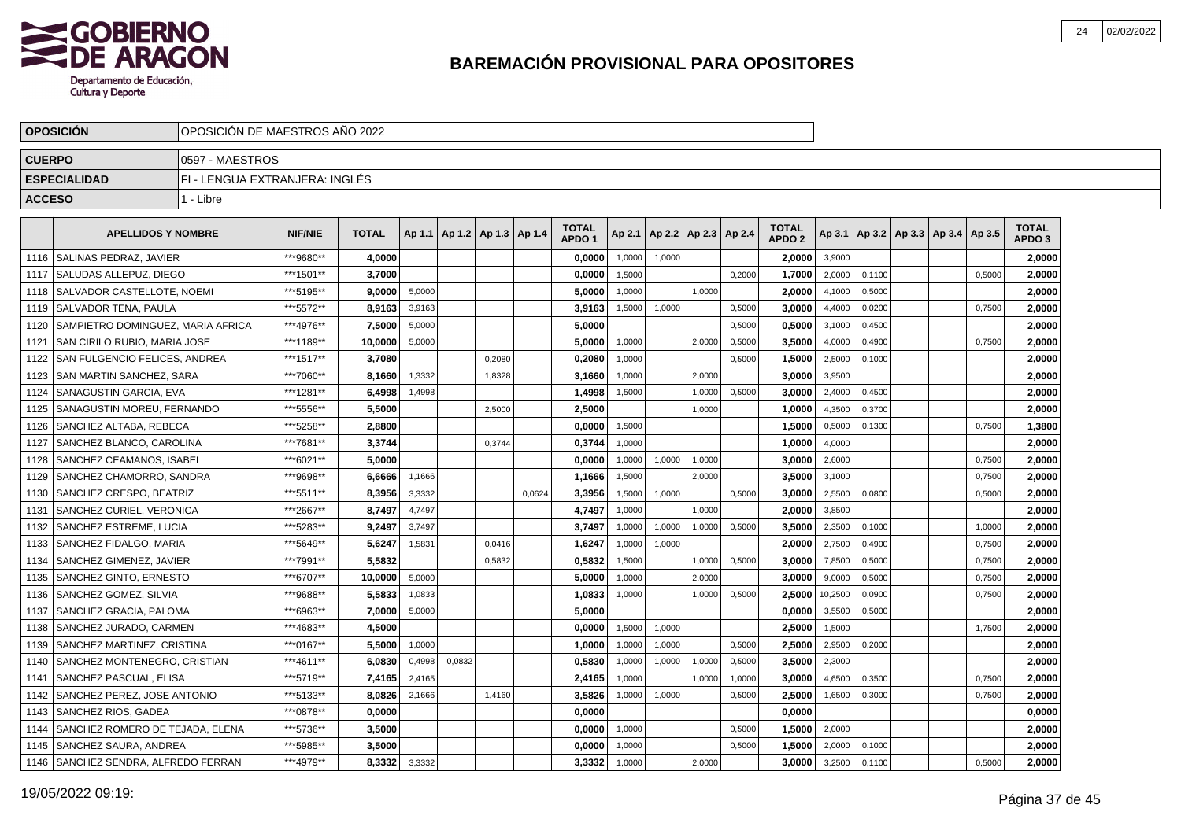## BAREMACIÓN PROVISIONAL PARA OPOSITORES

| OPOSICIÓN | OPOSICIÓN DE MAESTROS AÑO 2022 |
|---|---|
| CUERPO | 0597 - MAESTROS |
| ESPECIALIDAD | FI - LENGUA EXTRANJERA: INGLÉS |
| ACCESO | 1 - Libre |

| | APELLIDOS Y NOMBRE | NIF/NIE | TOTAL | Ap 1.1 | Ap 1.2 | Ap 1.3 | Ap 1.4 | TOTAL APDO 1 | Ap 2.1 | Ap 2.2 | Ap 2.3 | Ap 2.4 | TOTAL APDO 2 | Ap 3.1 | Ap 3.2 | Ap 3.3 | Ap 3.4 | Ap 3.5 | TOTAL APDO 3 |
|---|---|---|---|---|---|---|---|---|---|---|---|---|---|---|---|---|---|---|---|
| 1116 | SALINAS PEDRAZ, JAVIER | ***9680** | 4,0000 | | | | | 0,0000 | 1,0000 | 1,0000 | | | 2,0000 | 3,9000 | | | | | 2,0000 |
| 1117 | SALUDAS ALLEPUZ, DIEGO | ***1501** | 3,7000 | | | | | 0,0000 | 1,5000 | | | 0,2000 | 1,7000 | 2,0000 | 0,1100 | | | 0,5000 | 2,0000 |
| 1118 | SALVADOR CASTELLOTE, NOEMI | ***5195** | 9,0000 | 5,0000 | | | | 5,0000 | 1,0000 | | 1,0000 | | 2,0000 | 4,1000 | 0,5000 | | | | 2,0000 |
| 1119 | SALVADOR TENA, PAULA | ***5572** | 8,9163 | 3,9163 | | | | 3,9163 | 1,5000 | 1,0000 | | 0,5000 | 3,0000 | 4,4000 | 0,0200 | | | 0,7500 | 2,0000 |
| 1120 | SAMPIETRO DOMINGUEZ, MARIA AFRICA | ***4976** | 7,5000 | 5,0000 | | | | 5,0000 | | | | 0,5000 | 0,5000 | 3,1000 | 0,4500 | | | | 2,0000 |
| 1121 | SAN CIRILO RUBIO, MARIA JOSE | ***1189** | 10,0000 | 5,0000 | | | | 5,0000 | 1,0000 | | 2,0000 | 0,5000 | 3,5000 | 4,0000 | 0,4900 | | | 0,7500 | 2,0000 |
| 1122 | SAN FULGENCIO FELICES, ANDREA | ***1517** | 3,7080 | | | 0,2080 | | 0,2080 | 1,0000 | | | 0,5000 | 1,5000 | 2,5000 | 0,1000 | | | | 2,0000 |
| 1123 | SAN MARTIN SANCHEZ, SARA | ***7060** | 8,1660 | 1,3332 | | 1,8328 | | 3,1660 | 1,0000 | | 2,0000 | | 3,0000 | 3,9500 | | | | | 2,0000 |
| 1124 | SANAGUSTIN GARCIA, EVA | ***1281** | 6,4998 | 1,4998 | | | | 1,4998 | 1,5000 | | 1,0000 | 0,5000 | 3,0000 | 2,4000 | 0,4500 | | | | 2,0000 |
| 1125 | SANAGUSTIN MOREU, FERNANDO | ***5556** | 5,5000 | | | 2,5000 | | 2,5000 | | | 1,0000 | | 1,0000 | 4,3500 | 0,3700 | | | | 2,0000 |
| 1126 | SANCHEZ ALTABA, REBECA | ***5258** | 2,8800 | | | | | 0,0000 | 1,5000 | | | | 1,5000 | 0,5000 | 0,1300 | | | 0,7500 | 1,3800 |
| 1127 | SANCHEZ BLANCO, CAROLINA | ***7681** | 3,3744 | | | 0,3744 | | 0,3744 | 1,0000 | | | | 1,0000 | 4,0000 | | | | | 2,0000 |
| 1128 | SANCHEZ CEAMANOS, ISABEL | ***6021** | 5,0000 | | | | | 0,0000 | 1,0000 | 1,0000 | 1,0000 | | 3,0000 | 2,6000 | | | | 0,7500 | 2,0000 |
| 1129 | SANCHEZ CHAMORRO, SANDRA | ***9698** | 6,6666 | 1,1666 | | | | 1,1666 | 1,5000 | | 2,0000 | | 3,5000 | 3,1000 | | | | 0,7500 | 2,0000 |
| 1130 | SANCHEZ CRESPO, BEATRIZ | ***5511** | 8,3956 | 3,3332 | | | 0,0624 | 3,3956 | 1,5000 | 1,0000 | | 0,5000 | 3,0000 | 2,5500 | 0,0800 | | | 0,5000 | 2,0000 |
| 1131 | SANCHEZ CURIEL, VERONICA | ***2667** | 8,7497 | 4,7497 | | | | 4,7497 | 1,0000 | | 1,0000 | | 2,0000 | 3,8500 | | | | | 2,0000 |
| 1132 | SANCHEZ ESTREME, LUCIA | ***5283** | 9,2497 | 3,7497 | | | | 3,7497 | 1,0000 | 1,0000 | 1,0000 | 0,5000 | 3,5000 | 2,3500 | 0,1000 | | | 1,0000 | 2,0000 |
| 1133 | SANCHEZ FIDALGO, MARIA | ***5649** | 5,6247 | 1,5831 | | 0,0416 | | 1,6247 | 1,0000 | 1,0000 | | | 2,0000 | 2,7500 | 0,4900 | | | 0,7500 | 2,0000 |
| 1134 | SANCHEZ GIMENEZ, JAVIER | ***7991** | 5,5832 | | | 0,5832 | | 0,5832 | 1,5000 | | 1,0000 | 0,5000 | 3,0000 | 7,8500 | 0,5000 | | | 0,7500 | 2,0000 |
| 1135 | SANCHEZ GINTO, ERNESTO | ***6707** | 10,0000 | 5,0000 | | | | 5,0000 | 1,0000 | | 2,0000 | | 3,0000 | 9,0000 | 0,5000 | | | 0,7500 | 2,0000 |
| 1136 | SANCHEZ GOMEZ, SILVIA | ***9688** | 5,5833 | 1,0833 | | | | 1,0833 | 1,0000 | | 1,0000 | 0,5000 | 2,5000 | 10,2500 | 0,0900 | | | 0,7500 | 2,0000 |
| 1137 | SANCHEZ GRACIA, PALOMA | ***6963** | 7,0000 | 5,0000 | | | | 5,0000 | | | | | 0,0000 | 3,5500 | 0,5000 | | | | 2,0000 |
| 1138 | SANCHEZ JURADO, CARMEN | ***4683** | 4,5000 | | | | | 0,0000 | 1,5000 | 1,0000 | | | 2,5000 | 1,5000 | | | | 1,7500 | 2,0000 |
| 1139 | SANCHEZ MARTINEZ, CRISTINA | ***0167** | 5,5000 | 1,0000 | | | | 1,0000 | 1,0000 | 1,0000 | | 0,5000 | 2,5000 | 2,9500 | 0,2000 | | | | 2,0000 |
| 1140 | SANCHEZ MONTENEGRO, CRISTIAN | ***4611** | 6,0830 | 0,4998 | 0,0832 | | | 0,5830 | 1,0000 | 1,0000 | 1,0000 | 0,5000 | 3,5000 | 2,3000 | | | | | 2,0000 |
| 1141 | SANCHEZ PASCUAL, ELISA | ***5719** | 7,4165 | 2,4165 | | | | 2,4165 | 1,0000 | | 1,0000 | 1,0000 | 3,0000 | 4,6500 | 0,3500 | | | 0,7500 | 2,0000 |
| 1142 | SANCHEZ PEREZ, JOSE ANTONIO | ***5133** | 8,0826 | 2,1666 | | 1,4160 | | 3,5826 | 1,0000 | 1,0000 | | 0,5000 | 2,5000 | 1,6500 | 0,3000 | | | 0,7500 | 2,0000 |
| 1143 | SANCHEZ RIOS, GADEA | ***0878** | 0,0000 | | | | | 0,0000 | | | | | 0,0000 | | | | | | 0,0000 |
| 1144 | SANCHEZ ROMERO DE TEJADA, ELENA | ***5736** | 3,5000 | | | | | 0,0000 | 1,0000 | | | 0,5000 | 1,5000 | 2,0000 | | | | | 2,0000 |
| 1145 | SANCHEZ SAURA, ANDREA | ***5985** | 3,5000 | | | | | 0,0000 | 1,0000 | | | 0,5000 | 1,5000 | 2,0000 | 0,1000 | | | | 2,0000 |
| 1146 | SANCHEZ SENDRA, ALFREDO FERRAN | ***4979** | 8,3332 | 3,3332 | | | | 3,3332 | 1,0000 | | 2,0000 | | 3,0000 | 3,2500 | 0,1100 | | | 0,5000 | 2,0000 |

19/05/2022 09:19: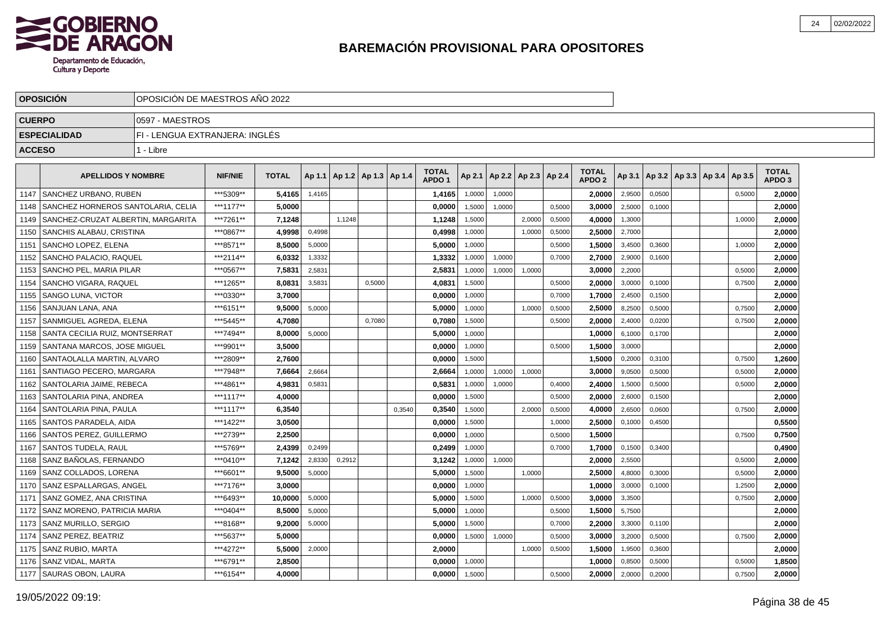# BAREMACIÓN PROVISIONAL PARA OPOSITORES

| | |
|---|---|
| **OPOSICIÓN** | OPOSICIÓN DE MAESTROS AÑO 2022 |
| **CUERPO** | 0597 - MAESTROS |
| **ESPECIALIDAD** | FI - LENGUA EXTRANJERA: INGLÉS |
| **ACCESO** | 1 - Libre |

| | APELLIDOS Y NOMBRE | NIF/NIE | TOTAL | Ap 1.1 | Ap 1.2 | Ap 1.3 | Ap 1.4 | TOTAL APDO 1 | Ap 2.1 | Ap 2.2 | Ap 2.3 | Ap 2.4 | TOTAL APDO 2 | Ap 3.1 | Ap 3.2 | Ap 3.3 | Ap 3.4 | Ap 3.5 | TOTAL APDO 3 |
|---|---|---|---|---|---|---|---|---|---|---|---|---|---|---|---|---|---|---|---|
| 1147 | SANCHEZ URBANO, RUBEN | ***5309** | 5,4165 | 1,4165 | | | | 1,4165 | 1,0000 | 1,0000 | | | 2,0000 | 2,9500 | 0,0500 | | | 0,5000 | 2,0000 |
| 1148 | SANCHEZ HORNEROS SANTOLARIA, CELIA | ***1177** | 5,0000 | | | | | 0,0000 | 1,5000 | 1,0000 | | 0,5000 | 3,0000 | 2,5000 | 0,1000 | | | | 2,0000 |
| 1149 | SANCHEZ-CRUZAT ALBERTIN, MARGARITA | ***7261** | 7,1248 | | 1,1248 | | | 1,1248 | 1,5000 | | 2,0000 | 0,5000 | 4,0000 | 1,3000 | | | | 1,0000 | 2,0000 |
| 1150 | SANCHIS ALABAU, CRISTINA | ***0867** | 4,9998 | 0,4998 | | | | 0,4998 | 1,0000 | | 1,0000 | 0,5000 | 2,5000 | 2,7000 | | | | | 2,0000 |
| 1151 | SANCHO LOPEZ, ELENA | ***8571** | 8,5000 | 5,0000 | | | | 5,0000 | 1,0000 | | | 0,5000 | 1,5000 | 3,4500 | 0,3600 | | | 1,0000 | 2,0000 |
| 1152 | SANCHO PALACIO, RAQUEL | ***2114** | 6,0332 | 1,3332 | | | | 1,3332 | 1,0000 | 1,0000 | | 0,7000 | 2,7000 | 2,9000 | 0,1600 | | | | 2,0000 |
| 1153 | SANCHO PEL, MARIA PILAR | ***0567** | 7,5831 | 2,5831 | | | | 2,5831 | 1,0000 | 1,0000 | 1,0000 | | 3,0000 | 2,2000 | | | | 0,5000 | 2,0000 |
| 1154 | SANCHO VIGARA, RAQUEL | ***1265** | 8,0831 | 3,5831 | | 0,5000 | | 4,0831 | 1,5000 | | | 0,5000 | 2,0000 | 3,0000 | 0,1000 | | | 0,7500 | 2,0000 |
| 1155 | SANGO LUNA, VICTOR | ***0330** | 3,7000 | | | | | 0,0000 | 1,0000 | | | 0,7000 | 1,7000 | 2,4500 | 0,1500 | | | | 2,0000 |
| 1156 | SANJUAN LANA, ANA | ***6151** | 9,5000 | 5,0000 | | | | 5,0000 | 1,0000 | | 1,0000 | 0,5000 | 2,5000 | 8,2500 | 0,5000 | | | 0,7500 | 2,0000 |
| 1157 | SANMIGUEL AGREDA, ELENA | ***5445** | 4,7080 | | | 0,7080 | | 0,7080 | 1,5000 | | | 0,5000 | 2,0000 | 2,4000 | 0,0200 | | | 0,7500 | 2,0000 |
| 1158 | SANTA CECILIA RUIZ, MONTSERRAT | ***7494** | 8,0000 | 5,0000 | | | | 5,0000 | 1,0000 | | | | 1,0000 | 6,1000 | 0,1700 | | | | 2,0000 |
| 1159 | SANTANA MARCOS, JOSE MIGUEL | ***9901** | 3,5000 | | | | | 0,0000 | 1,0000 | | | 0,5000 | 1,5000 | 3,0000 | | | | | 2,0000 |
| 1160 | SANTAOLALLA MARTIN, ALVARO | ***2809** | 2,7600 | | | | | 0,0000 | 1,5000 | | | | 1,5000 | 0,2000 | 0,3100 | | | 0,7500 | 1,2600 |
| 1161 | SANTIAGO PECERO, MARGARA | ***7948** | 7,6664 | 2,6664 | | | | 2,6664 | 1,0000 | 1,0000 | 1,0000 | | 3,0000 | 9,0500 | 0,5000 | | | 0,5000 | 2,0000 |
| 1162 | SANTOLARIA JAIME, REBECA | ***4861** | 4,9831 | 0,5831 | | | | 0,5831 | 1,0000 | 1,0000 | | 0,4000 | 2,4000 | 1,5000 | 0,5000 | | | 0,5000 | 2,0000 |
| 1163 | SANTOLARIA PINA, ANDREA | ***1117** | 4,0000 | | | | | 0,0000 | 1,5000 | | | 0,5000 | 2,0000 | 2,6000 | 0,1500 | | | | 2,0000 |
| 1164 | SANTOLARIA PINA, PAULA | ***1117** | 6,3540 | | | | 0,3540 | 0,3540 | 1,5000 | | 2,0000 | 0,5000 | 4,0000 | 2,6500 | 0,0600 | | | 0,7500 | 2,0000 |
| 1165 | SANTOS PARADELA, AIDA | ***1422** | 3,0500 | | | | | 0,0000 | 1,5000 | | | 1,0000 | 2,5000 | 0,1000 | 0,4500 | | | | 0,5500 |
| 1166 | SANTOS PEREZ, GUILLERMO | ***2739** | 2,2500 | | | | | 0,0000 | 1,0000 | | | 0,5000 | 1,5000 | | | | | 0,7500 | 0,7500 |
| 1167 | SANTOS TUDELA, RAUL | ***5769** | 2,4399 | 0,2499 | | | | 0,2499 | 1,0000 | | | 0,7000 | 1,7000 | 0,1500 | 0,3400 | | | | 0,4900 |
| 1168 | SANZ BAÑOLAS, FERNANDO | ***0410** | 7,1242 | 2,8330 | 0,2912 | | | 3,1242 | 1,0000 | 1,0000 | | | 2,0000 | 2,5500 | | | | 0,5000 | 2,0000 |
| 1169 | SANZ COLLADOS, LORENA | ***6601** | 9,5000 | 5,0000 | | | | 5,0000 | 1,5000 | | 1,0000 | | 2,5000 | 4,8000 | 0,3000 | | | 0,5000 | 2,0000 |
| 1170 | SANZ ESPALLARGAS, ANGEL | ***7176** | 3,0000 | | | | | 0,0000 | 1,0000 | | | | 1,0000 | 3,0000 | 0,1000 | | | 1,2500 | 2,0000 |
| 1171 | SANZ GOMEZ, ANA CRISTINA | ***6493** | 10,0000 | 5,0000 | | | | 5,0000 | 1,5000 | | 1,0000 | 0,5000 | 3,0000 | 3,3500 | | | | 0,7500 | 2,0000 |
| 1172 | SANZ MORENO, PATRICIA MARIA | ***0404** | 8,5000 | 5,0000 | | | | 5,0000 | 1,0000 | | | 0,5000 | 1,5000 | 5,7500 | | | | | 2,0000 |
| 1173 | SANZ MURILLO, SERGIO | ***8168** | 9,2000 | 5,0000 | | | | 5,0000 | 1,5000 | | | 0,7000 | 2,2000 | 3,3000 | 0,1100 | | | | 2,0000 |
| 1174 | SANZ PEREZ, BEATRIZ | ***5637** | 5,0000 | | | | | 0,0000 | 1,5000 | 1,0000 | | 0,5000 | 3,0000 | 3,2000 | 0,5000 | | | 0,7500 | 2,0000 |
| 1175 | SANZ RUBIO, MARTA | ***4272** | 5,5000 | 2,0000 | | | | 2,0000 | | | 1,0000 | 0,5000 | 1,5000 | 1,9500 | 0,3600 | | | | 2,0000 |
| 1176 | SANZ VIDAL, MARTA | ***6791** | 2,8500 | | | | | 0,0000 | 1,0000 | | | | 1,0000 | 0,8500 | 0,5000 | | | 0,5000 | 1,8500 |
| 1177 | SAURAS OBON, LAURA | ***6154** | 4,0000 | | | | | 0,0000 | 1,5000 | | | 0,5000 | 2,0000 | 2,0000 | 0,2000 | | | 0,7500 | 2,0000 |

19/05/2022 09:19: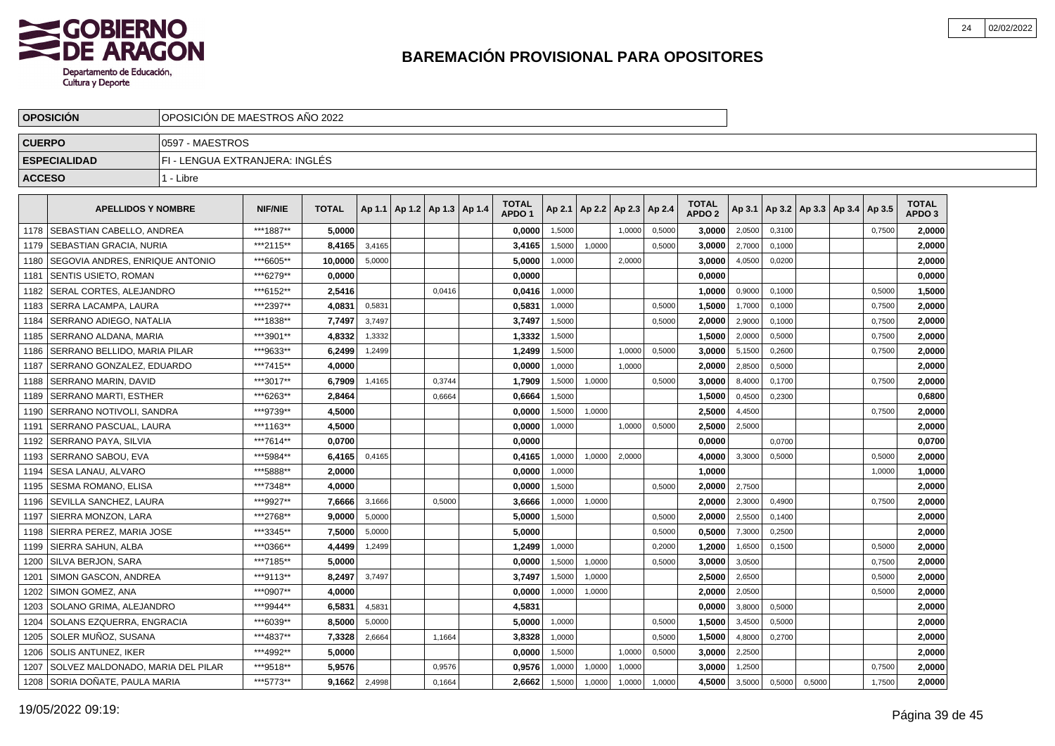# BAREMACIÓN PROVISIONAL PARA OPOSITORES

| OPOSICIÓN | OPOSICIÓN DE MAESTROS AÑO 2022 |
|---|---|
| CUERPO | 0597 - MAESTROS |
| ESPECIALIDAD | FI - LENGUA EXTRANJERA: INGLÉS |
| ACCESO | 1 - Libre |

| | APELLIDOS Y NOMBRE | NIF/NIE | TOTAL | Ap 1.1 | Ap 1.2 | Ap 1.3 | Ap 1.4 | TOTAL APDO 1 | Ap 2.1 | Ap 2.2 | Ap 2.3 | Ap 2.4 | TOTAL APDO 2 | Ap 3.1 | Ap 3.2 | Ap 3.3 | Ap 3.4 | Ap 3.5 | TOTAL APDO 3 |
|---|---|---|---|---|---|---|---|---|---|---|---|---|---|---|---|---|---|---|---|
| 1178 | SEBASTIAN CABELLO, ANDREA | ***1887** | 5,0000 | | | | | 0,0000 | 1,5000 | | 1,0000 | 0,5000 | 3,0000 | 2,0500 | 0,3100 | | | 0,7500 | 2,0000 |
| 1179 | SEBASTIAN GRACIA, NURIA | ***2115** | 8,4165 | 3,4165 | | | | 3,4165 | 1,5000 | 1,0000 | | 0,5000 | 3,0000 | 2,7000 | 0,1000 | | | | 2,0000 |
| 1180 | SEGOVIA ANDRES, ENRIQUE ANTONIO | ***6605** | 10,0000 | 5,0000 | | | | 5,0000 | 1,0000 | | 2,0000 | | 3,0000 | 4,0500 | 0,0200 | | | | 2,0000 |
| 1181 | SENTIS USIETO, ROMAN | ***6279** | 0,0000 | | | | | 0,0000 | | | | | 0,0000 | | | | | | 0,0000 |
| 1182 | SERAL CORTES, ALEJANDRO | ***6152** | 2,5416 | | | 0,0416 | | 0,0416 | 1,0000 | | | | 1,0000 | 0,9000 | 0,1000 | | | 0,5000 | 1,5000 |
| 1183 | SERRA LACAMPA, LAURA | ***2397** | 4,0831 | 0,5831 | | | | 0,5831 | 1,0000 | | | 0,5000 | 1,5000 | 1,7000 | 0,1000 | | | 0,7500 | 2,0000 |
| 1184 | SERRANO ADIEGO, NATALIA | ***1838** | 7,7497 | 3,7497 | | | | 3,7497 | 1,5000 | | | 0,5000 | 2,0000 | 2,9000 | 0,1000 | | | 0,7500 | 2,0000 |
| 1185 | SERRANO ALDANA, MARIA | ***3901** | 4,8332 | 1,3332 | | | | 1,3332 | 1,5000 | | | | 1,5000 | 2,0000 | 0,5000 | | | 0,7500 | 2,0000 |
| 1186 | SERRANO BELLIDO, MARIA PILAR | ***9633** | 6,2499 | 1,2499 | | | | 1,2499 | 1,5000 | | 1,0000 | 0,5000 | 3,0000 | 5,1500 | 0,2600 | | | 0,7500 | 2,0000 |
| 1187 | SERRANO GONZALEZ, EDUARDO | ***7415** | 4,0000 | | | | | 0,0000 | 1,0000 | | 1,0000 | | 2,0000 | 2,8500 | 0,5000 | | | | 2,0000 |
| 1188 | SERRANO MARIN, DAVID | ***3017** | 6,7909 | 1,4165 | | 0,3744 | | 1,7909 | 1,5000 | 1,0000 | | 0,5000 | 3,0000 | 8,4000 | 0,1700 | | | 0,7500 | 2,0000 |
| 1189 | SERRANO MARTI, ESTHER | ***6263** | 2,8464 | | | 0,6664 | | 0,6664 | 1,5000 | | | | 1,5000 | 0,4500 | 0,2300 | | | | 0,6800 |
| 1190 | SERRANO NOTIVOLI, SANDRA | ***9739** | 4,5000 | | | | | 0,0000 | 1,5000 | 1,0000 | | | 2,5000 | 4,4500 | | | | 0,7500 | 2,0000 |
| 1191 | SERRANO PASCUAL, LAURA | ***1163** | 4,5000 | | | | | 0,0000 | 1,0000 | | 1,0000 | 0,5000 | 2,5000 | 2,5000 | | | | | 2,0000 |
| 1192 | SERRANO PAYA, SILVIA | ***7614** | 0,0700 | | | | | 0,0000 | | | | | 0,0000 | | 0,0700 | | | | 0,0700 |
| 1193 | SERRANO SABOU, EVA | ***5984** | 6,4165 | 0,4165 | | | | 0,4165 | 1,0000 | 1,0000 | 2,0000 | | 4,0000 | 3,3000 | 0,5000 | | | 0,5000 | 2,0000 |
| 1194 | SESA LANAU, ALVARO | ***5888** | 2,0000 | | | | | 0,0000 | 1,0000 | | | | 1,0000 | | | | | 1,0000 | 1,0000 |
| 1195 | SESMA ROMANO, ELISA | ***7348** | 4,0000 | | | | | 0,0000 | 1,5000 | | | 0,5000 | 2,0000 | 2,7500 | | | | | 2,0000 |
| 1196 | SEVILLA SANCHEZ, LAURA | ***9927** | 7,6666 | 3,1666 | | 0,5000 | | 3,6666 | 1,0000 | 1,0000 | | | 2,0000 | 2,3000 | 0,4900 | | | 0,7500 | 2,0000 |
| 1197 | SIERRA MONZON, LARA | ***2768** | 9,0000 | 5,0000 | | | | 5,0000 | 1,5000 | | | 0,5000 | 2,0000 | 2,5500 | 0,1400 | | | | 2,0000 |
| 1198 | SIERRA PEREZ, MARIA JOSE | ***3345** | 7,5000 | 5,0000 | | | | 5,0000 | | | | 0,5000 | 0,5000 | 7,3000 | 0,2500 | | | | 2,0000 |
| 1199 | SIERRA SAHUN, ALBA | ***0366** | 4,4499 | 1,2499 | | | | 1,2499 | 1,0000 | | | 0,2000 | 1,2000 | 1,6500 | 0,1500 | | | 0,5000 | 2,0000 |
| 1200 | SILVA BERJON, SARA | ***7185** | 5,0000 | | | | | 0,0000 | 1,5000 | 1,0000 | | 0,5000 | 3,0000 | 3,0500 | | | | 0,7500 | 2,0000 |
| 1201 | SIMON GASCON, ANDREA | ***9113** | 8,2497 | 3,7497 | | | | 3,7497 | 1,5000 | 1,0000 | | | 2,5000 | 2,6500 | | | | 0,5000 | 2,0000 |
| 1202 | SIMON GOMEZ, ANA | ***0907** | 4,0000 | | | | | 0,0000 | 1,0000 | 1,0000 | | | 2,0000 | 2,0500 | | | | 0,5000 | 2,0000 |
| 1203 | SOLANO GRIMA, ALEJANDRO | ***9944** | 6,5831 | 4,5831 | | | | 4,5831 | | | | | 0,0000 | 3,8000 | 0,5000 | | | | 2,0000 |
| 1204 | SOLANS EZQUERRA, ENGRACIA | ***6039** | 8,5000 | 5,0000 | | | | 5,0000 | 1,0000 | | | 0,5000 | 1,5000 | 3,4500 | 0,5000 | | | | 2,0000 |
| 1205 | SOLER MUÑOZ, SUSANA | ***4837** | 7,3328 | 2,6664 | | 1,1664 | | 3,8328 | 1,0000 | | | 0,5000 | 1,5000 | 4,8000 | 0,2700 | | | | 2,0000 |
| 1206 | SOLIS ANTUNEZ, IKER | ***4992** | 5,0000 | | | | | 0,0000 | 1,5000 | | 1,0000 | 0,5000 | 3,0000 | 2,2500 | | | | | 2,0000 |
| 1207 | SOLVEZ MALDONADO, MARIA DEL PILAR | ***9518** | 5,9576 | | | 0,9576 | | 0,9576 | 1,0000 | 1,0000 | 1,0000 | | 3,0000 | 1,2500 | | | | 0,7500 | 2,0000 |
| 1208 | SORIA DOÑATE, PAULA MARIA | ***5773** | 9,1662 | 2,4998 | | 0,1664 | | 2,6662 | 1,5000 | 1,0000 | 1,0000 | 1,0000 | 4,5000 | 3,5000 | 0,5000 | 0,5000 | | 1,7500 | 2,0000 |

19/05/2022 09:19: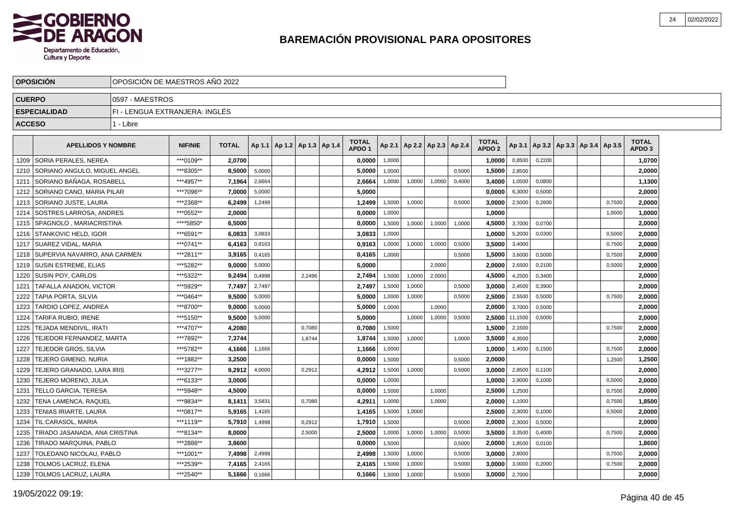# BAREMACIÓN PROVISIONAL PARA OPOSITORES

| OPOSICIÓN | OPOSICIÓN DE MAESTROS AÑO 2022 |
|---|---|
| CUERPO | 0597 - MAESTROS |
| ESPECIALIDAD | FI - LENGUA EXTRANJERA: INGLÉS |
| ACCESO | 1 - Libre |

| | APELLIDOS Y NOMBRE | NIF/NIE | TOTAL | Ap 1.1 | Ap 1.2 | Ap 1.3 | Ap 1.4 | TOTAL APDO 1 | Ap 2.1 | Ap 2.2 | Ap 2.3 | Ap 2.4 | TOTAL APDO 2 | Ap 3.1 | Ap 3.2 | Ap 3.3 | Ap 3.4 | Ap 3.5 | TOTAL APDO 3 |
|---|---|---|---|---|---|---|---|---|---|---|---|---|---|---|---|---|---|---|---|
| 1209 | SORIA PERALES, NEREA | ***0109** | 2,0700 | | | | | 0,0000 | 1,0000 | | | | 1,0000 | 0,8500 | 0,2200 | | | | 1,0700 |
| 1210 | SORIANO ANGULO, MIGUEL ANGEL | ***8305** | 8,5000 | 5,0000 | | | | 5,0000 | 1,0000 | | | 0,5000 | 1,5000 | 2,8500 | | | | | 2,0000 |
| 1211 | SORIANO BAÑAGA, ROSABELL | ***4957** | 7,1964 | 2,6664 | | | | 2,6664 | 1,0000 | 1,0000 | 1,0000 | 0,4000 | 3,4000 | 1,0500 | 0,0800 | | | | 1,1300 |
| 1212 | SORIANO CANO, MARIA PILAR | ***7096** | 7,0000 | 5,0000 | | | | 5,0000 | | | | | 0,0000 | 6,3000 | 0,5000 | | | | 2,0000 |
| 1213 | SORIANO JUSTE, LAURA | ***2368** | 6,2499 | 1,2499 | | | | 1,2499 | 1,5000 | 1,0000 | | 0,5000 | 3,0000 | 2,5000 | 0,2600 | | | 0,7500 | 2,0000 |
| 1214 | SOSTRES LARROSA, ANDRES | ***0552** | 2,0000 | | | | | 0,0000 | 1,0000 | | | | 1,0000 | | | | | 1,0000 | 1,0000 |
| 1215 | SPAGNOLO , MARIACRISTINA | ****5850* | 6,5000 | | | | | 0,0000 | 1,5000 | 1,0000 | 1,0000 | 1,0000 | 4,5000 | 3,7000 | 0,0700 | | | | 2,0000 |
| 1216 | STANKOVIC HELD, IGOR | ***6591** | 6,0833 | 3,0833 | | | | 3,0833 | 1,0000 | | | | 1,0000 | 5,2000 | 0,0300 | | | 0,5000 | 2,0000 |
| 1217 | SUAREZ VIDAL, MARIA | ***0741** | 6,4163 | 0,9163 | | | | 0,9163 | 1,0000 | 1,0000 | 1,0000 | 0,5000 | 3,5000 | 3,4000 | | | | 0,7500 | 2,0000 |
| 1218 | SUPERVIA NAVARRO, ANA CARMEN | ***2811** | 3,9165 | 0,4165 | | | | 0,4165 | 1,0000 | | | 0,5000 | 1,5000 | 3,6000 | 0,5000 | | | 0,7500 | 2,0000 |
| 1219 | SUSIN ESTREME, ELIAS | ***5282** | 9,0000 | 5,0000 | | | | 5,0000 | | | 2,0000 | | 2,0000 | 2,6500 | 0,2100 | | | 0,5000 | 2,0000 |
| 1220 | SUSIN POY, CARLOS | ***5322** | 9,2494 | 0,4998 | | 2,2496 | | 2,7494 | 1,5000 | 1,0000 | 2,0000 | | 4,5000 | 4,2500 | 0,3400 | | | | 2,0000 |
| 1221 | TAFALLA ANADON, VICTOR | ***5929** | 7,7497 | 2,7497 | | | | 2,7497 | 1,5000 | 1,0000 | | 0,5000 | 3,0000 | 2,4500 | 0,3900 | | | | 2,0000 |
| 1222 | TAPIA PORTA, SILVIA | ***0464** | 9,5000 | 5,0000 | | | | 5,0000 | 1,0000 | 1,0000 | | 0,5000 | 2,5000 | 2,5500 | 0,5000 | | | 0,7500 | 2,0000 |
| 1223 | TARDIO LOPEZ, ANDREA | ***8700** | 9,0000 | 5,0000 | | | | 5,0000 | 1,0000 | | 1,0000 | | 2,0000 | 3,7000 | 0,5000 | | | | 2,0000 |
| 1224 | TARIFA RUBIO, IRENE | ***5150** | 9,5000 | 5,0000 | | | | 5,0000 | | 1,0000 | 1,0000 | 0,5000 | 2,5000 | 11,1500 | 0,5000 | | | | 2,0000 |
| 1225 | TEJADA MENDIVIL, IRATI | ***4707** | 4,2080 | | | 0,7080 | | 0,7080 | 1,5000 | | | | 1,5000 | 2,1500 | | | | 0,7500 | 2,0000 |
| 1226 | TEJEDOR FERNANDEZ, MARTA | ***7892** | 7,3744 | | | 1,8744 | | 1,8744 | 1,5000 | 1,0000 | | 1,0000 | 3,5000 | 4,3500 | | | | | 2,0000 |
| 1227 | TEJEDOR GROS, SILVIA | ***5782** | 4,1666 | 1,1666 | | | | 1,1666 | 1,0000 | | | | 1,0000 | 1,4000 | 0,1500 | | | 0,7500 | 2,0000 |
| 1228 | TEJERO GIMENO, NURIA | ***1882** | 3,2500 | | | | | 0,0000 | 1,5000 | | | 0,5000 | 2,0000 | | | | | 1,2500 | 1,2500 |
| 1229 | TEJERO GRANADO, LARA IRIS | ***3277** | 9,2912 | 4,0000 | | 0,2912 | | 4,2912 | 1,5000 | 1,0000 | | 0,5000 | 3,0000 | 2,8500 | 0,1100 | | | | 2,0000 |
| 1230 | TEJERO MORENO, JULIA | ***6133** | 3,0000 | | | | | 0,0000 | 1,0000 | | | | 1,0000 | 2,9000 | 0,1000 | | | 0,5000 | 2,0000 |
| 1231 | TELLO GARCIA, TERESA | ***5948** | 4,5000 | | | | | 0,0000 | 1,5000 | | 1,0000 | | 2,5000 | 1,2500 | | | | 0,7500 | 2,0000 |
| 1232 | TENA LAMENCA, RAQUEL | ***9834** | 8,1411 | 3,5831 | | 0,7080 | | 4,2911 | 1,0000 | | 1,0000 | | 2,0000 | 1,1000 | | | | 0,7500 | 1,8500 |
| 1233 | TENIAS IRIARTE, LAURA | ***0817** | 5,9165 | 1,4165 | | | | 1,4165 | 1,5000 | 1,0000 | | | 2,5000 | 2,3000 | 0,1000 | | | 0,5000 | 2,0000 |
| 1234 | TIL CARASOL, MARIA | ***1119** | 5,7910 | 1,4998 | | 0,2912 | | 1,7910 | 1,5000 | | | 0,5000 | 2,0000 | 2,3000 | 0,5000 | | | | 2,0000 |
| 1235 | TIRADO JASANADA, ANA CRISTINA | ***8134** | 8,0000 | | | 2,5000 | | 2,5000 | 1,0000 | 1,0000 | 1,0000 | 0,5000 | 3,5000 | 3,3500 | 0,4000 | | | 0,7500 | 2,0000 |
| 1236 | TIRADO MARQUINA, PABLO | ***2888** | 3,8600 | | | | | 0,0000 | 1,5000 | | | 0,5000 | 2,0000 | 1,8500 | 0,0100 | | | | 1,8600 |
| 1237 | TOLEDANO NICOLAU, PABLO | ***1001** | 7,4998 | 2,4998 | | | | 2,4998 | 1,5000 | 1,0000 | | 0,5000 | 3,0000 | 2,8000 | | | | 0,7500 | 2,0000 |
| 1238 | TOLMOS LACRUZ, ELENA | ***2539** | 7,4165 | 2,4165 | | | | 2,4165 | 1,5000 | 1,0000 | | 0,5000 | 3,0000 | 3,0000 | 0,2000 | | | 0,7500 | 2,0000 |
| 1239 | TOLMOS LACRUZ, LAURA | ***2540** | 5,1666 | 0,1666 | | | | 0,1666 | 1,5000 | 1,0000 | | 0,5000 | 3,0000 | 2,7000 | | | | | 2,0000 |

19/05/2022 09:19: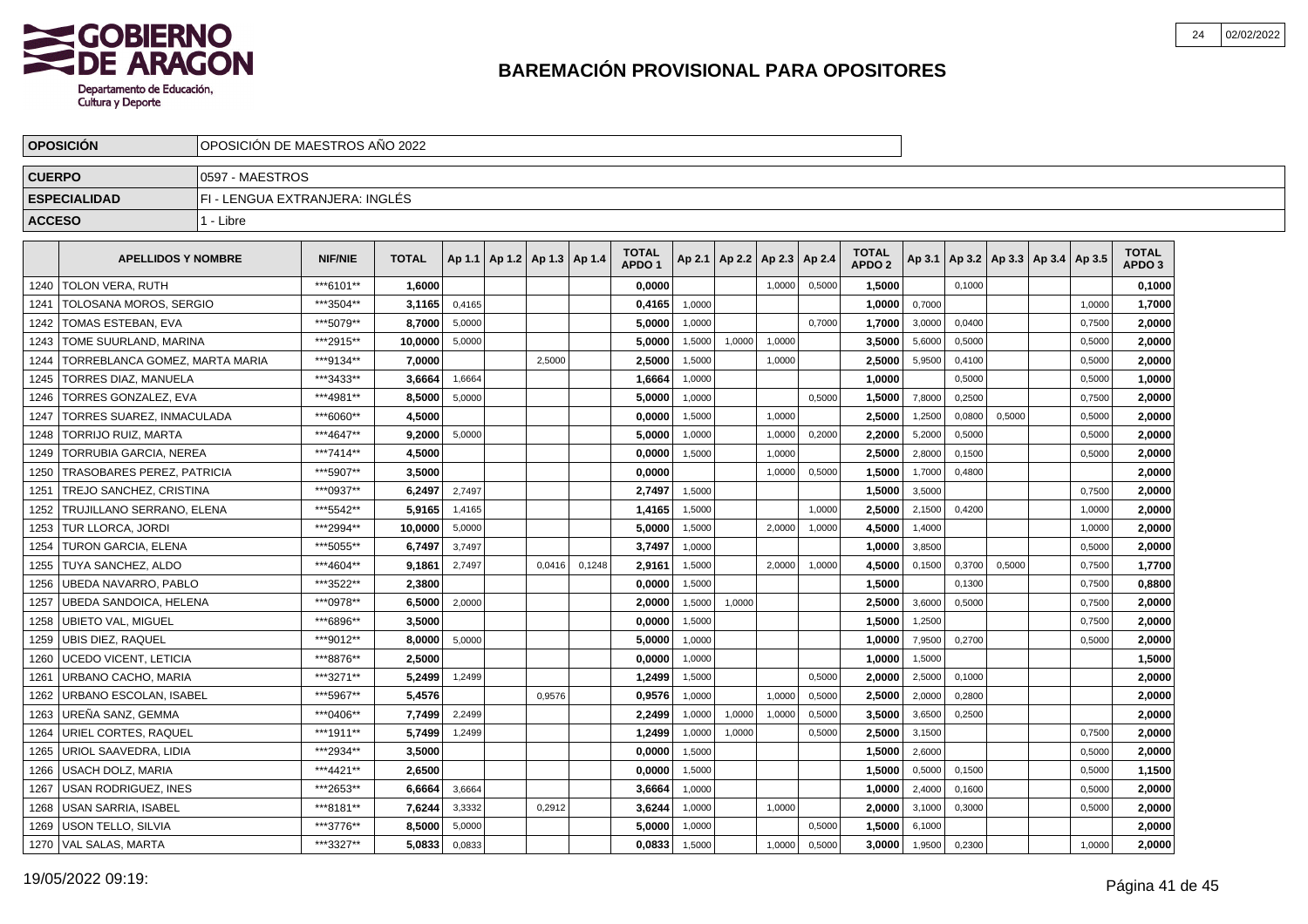# BAREMACIÓN PROVISIONAL PARA OPOSITORES

| | |
|---|---|
| **OPOSICIÓN** | OPOSICIÓN DE MAESTROS AÑO 2022 |
| **CUERPO** | 0597 - MAESTROS |
| **ESPECIALIDAD** | FI - LENGUA EXTRANJERA: INGLÉS |
| **ACCESO** | 1 - Libre |

| | APELLIDOS Y NOMBRE | NIF/NIE | TOTAL | Ap 1.1 | Ap 1.2 | Ap 1.3 | Ap 1.4 | TOTAL APDO 1 | Ap 2.1 | Ap 2.2 | Ap 2.3 | Ap 2.4 | TOTAL APDO 2 | Ap 3.1 | Ap 3.2 | Ap 3.3 | Ap 3.4 | Ap 3.5 | TOTAL APDO 3 |
|---|---|---|---|---|---|---|---|---|---|---|---|---|---|---|---|---|---|---|---|
| 1240 | TOLON VERA, RUTH | ***6101** | **1,6000** | | | | | **0,0000** | | | 1,0000 | 0,5000 | **1,5000** | | 0,1000 | | | | **0,1000** |
| 1241 | TOLOSANA MOROS, SERGIO | ***3504** | **3,1165** | 0,4165 | | | | **0,4165** | 1,0000 | | | | **1,0000** | 0,7000 | | | | 1,0000 | **1,7000** |
| 1242 | TOMAS ESTEBAN, EVA | ***5079** | **8,7000** | 5,0000 | | | | **5,0000** | 1,0000 | | | 0,7000 | **1,7000** | 3,0000 | 0,0400 | | | 0,7500 | **2,0000** |
| 1243 | TOME SUURLAND, MARINA | ***2915** | **10,0000** | 5,0000 | | | | **5,0000** | 1,5000 | 1,0000 | 1,0000 | | **3,5000** | 5,6000 | 0,5000 | | | 0,5000 | **2,0000** |
| 1244 | TORREBLANCA GOMEZ, MARTA MARIA | ***9134** | **7,0000** | | | 2,5000 | | **2,5000** | 1,5000 | | 1,0000 | | **2,5000** | 5,9500 | 0,4100 | | | 0,5000 | **2,0000** |
| 1245 | TORRES DIAZ, MANUELA | ***3433** | **3,6664** | 1,6664 | | | | **1,6664** | 1,0000 | | | | **1,0000** | | 0,5000 | | | 0,5000 | **1,0000** |
| 1246 | TORRES GONZALEZ, EVA | ***4981** | **8,5000** | 5,0000 | | | | **5,0000** | 1,0000 | | | 0,5000 | **1,5000** | 7,8000 | 0,2500 | | | 0,7500 | **2,0000** |
| 1247 | TORRES SUAREZ, INMACULADA | ***6060** | **4,5000** | | | | | **0,0000** | 1,5000 | | 1,0000 | | **2,5000** | 1,2500 | 0,0800 | 0,5000 | | 0,5000 | **2,0000** |
| 1248 | TORRIJO RUIZ, MARTA | ***4647** | **9,2000** | 5,0000 | | | | **5,0000** | 1,0000 | | 1,0000 | 0,2000 | **2,2000** | 5,2000 | 0,5000 | | | 0,5000 | **2,0000** |
| 1249 | TORRUBIA GARCIA, NEREA | ***7414** | **4,5000** | | | | | **0,0000** | 1,5000 | | 1,0000 | | **2,5000** | 2,8000 | 0,1500 | | | 0,5000 | **2,0000** |
| 1250 | TRASOBARES PEREZ, PATRICIA | ***5907** | **3,5000** | | | | | **0,0000** | | | 1,0000 | 0,5000 | **1,5000** | 1,7000 | 0,4800 | | | | **2,0000** |
| 1251 | TREJO SANCHEZ, CRISTINA | ***0937** | **6,2497** | 2,7497 | | | | **2,7497** | 1,5000 | | | | **1,5000** | 3,5000 | | | | 0,7500 | **2,0000** |
| 1252 | TRUJILLANO SERRANO, ELENA | ***5542** | **5,9165** | 1,4165 | | | | **1,4165** | 1,5000 | | | 1,0000 | **2,5000** | 2,1500 | 0,4200 | | | 1,0000 | **2,0000** |
| 1253 | TUR LLORCA, JORDI | ***2994** | **10,0000** | 5,0000 | | | | **5,0000** | 1,5000 | | 2,0000 | 1,0000 | **4,5000** | 1,4000 | | | | 1,0000 | **2,0000** |
| 1254 | TURON GARCIA, ELENA | ***5055** | **6,7497** | 3,7497 | | | | **3,7497** | 1,0000 | | | | **1,0000** | 3,8500 | | | | 0,5000 | **2,0000** |
| 1255 | TUYA SANCHEZ, ALDO | ***4604** | **9,1861** | 2,7497 | | 0,0416 | 0,1248 | **2,9161** | 1,5000 | | 2,0000 | 1,0000 | **4,5000** | 0,1500 | 0,3700 | 0,5000 | | 0,7500 | **1,7700** |
| 1256 | UBEDA NAVARRO, PABLO | ***3522** | **2,3800** | | | | | **0,0000** | 1,5000 | | | | **1,5000** | | 0,1300 | | | 0,7500 | **0,8800** |
| 1257 | UBEDA SANDOICA, HELENA | ***0978** | **6,5000** | 2,0000 | | | | **2,0000** | 1,5000 | 1,0000 | | | **2,5000** | 3,6000 | 0,5000 | | | 0,7500 | **2,0000** |
| 1258 | UBIETO VAL, MIGUEL | ***6896** | **3,5000** | | | | | **0,0000** | 1,5000 | | | | **1,5000** | 1,2500 | | | | 0,7500 | **2,0000** |
| 1259 | UBIS DIEZ, RAQUEL | ***9012** | **8,0000** | 5,0000 | | | | **5,0000** | 1,0000 | | | | **1,0000** | 7,9500 | 0,2700 | | | 0,5000 | **2,0000** |
| 1260 | UCEDO VICENT, LETICIA | ***8876** | **2,5000** | | | | | **0,0000** | 1,0000 | | | | **1,0000** | 1,5000 | | | | | **1,5000** |
| 1261 | URBANO CACHO, MARIA | ***3271** | **5,2499** | 1,2499 | | | | **1,2499** | 1,5000 | | | 0,5000 | **2,0000** | 2,5000 | 0,1000 | | | | **2,0000** |
| 1262 | URBANO ESCOLAN, ISABEL | ***5967** | **5,4576** | | | 0,9576 | | **0,9576** | 1,0000 | | 1,0000 | 0,5000 | **2,5000** | 2,0000 | 0,2800 | | | | **2,0000** |
| 1263 | UREÑA SANZ, GEMMA | ***0406** | **7,7499** | 2,2499 | | | | **2,2499** | 1,0000 | 1,0000 | 1,0000 | 0,5000 | **3,5000** | 3,6500 | 0,2500 | | | | **2,0000** |
| 1264 | URIEL CORTES, RAQUEL | ***1911** | **5,7499** | 1,2499 | | | | **1,2499** | 1,0000 | 1,0000 | | 0,5000 | **2,5000** | 3,1500 | | | | 0,7500 | **2,0000** |
| 1265 | URIOL SAAVEDRA, LIDIA | ***2934** | **3,5000** | | | | | **0,0000** | 1,5000 | | | | **1,5000** | 2,6000 | | | | 0,5000 | **2,0000** |
| 1266 | USACH DOLZ, MARIA | ***4421** | **2,6500** | | | | | **0,0000** | 1,5000 | | | | **1,5000** | 0,5000 | 0,1500 | | | 0,5000 | **1,1500** |
| 1267 | USAN RODRIGUEZ, INES | ***2653** | **6,6664** | 3,6664 | | | | **3,6664** | 1,0000 | | | | **1,0000** | 2,4000 | 0,1600 | | | 0,5000 | **2,0000** |
| 1268 | USAN SARRIA, ISABEL | ***8181** | **7,6244** | 3,3332 | | 0,2912 | | **3,6244** | 1,0000 | | 1,0000 | | **2,0000** | 3,1000 | 0,3000 | | | 0,5000 | **2,0000** |
| 1269 | USON TELLO, SILVIA | ***3776** | **8,5000** | 5,0000 | | | | **5,0000** | 1,0000 | | | 0,5000 | **1,5000** | 6,1000 | | | | | **2,0000** |
| 1270 | VAL SALAS, MARTA | ***3327** | **5,0833** | 0,0833 | | | | **0,0833** | 1,5000 | | 1,0000 | 0,5000 | **3,0000** | 1,9500 | 0,2300 | | | 1,0000 | **2,0000** |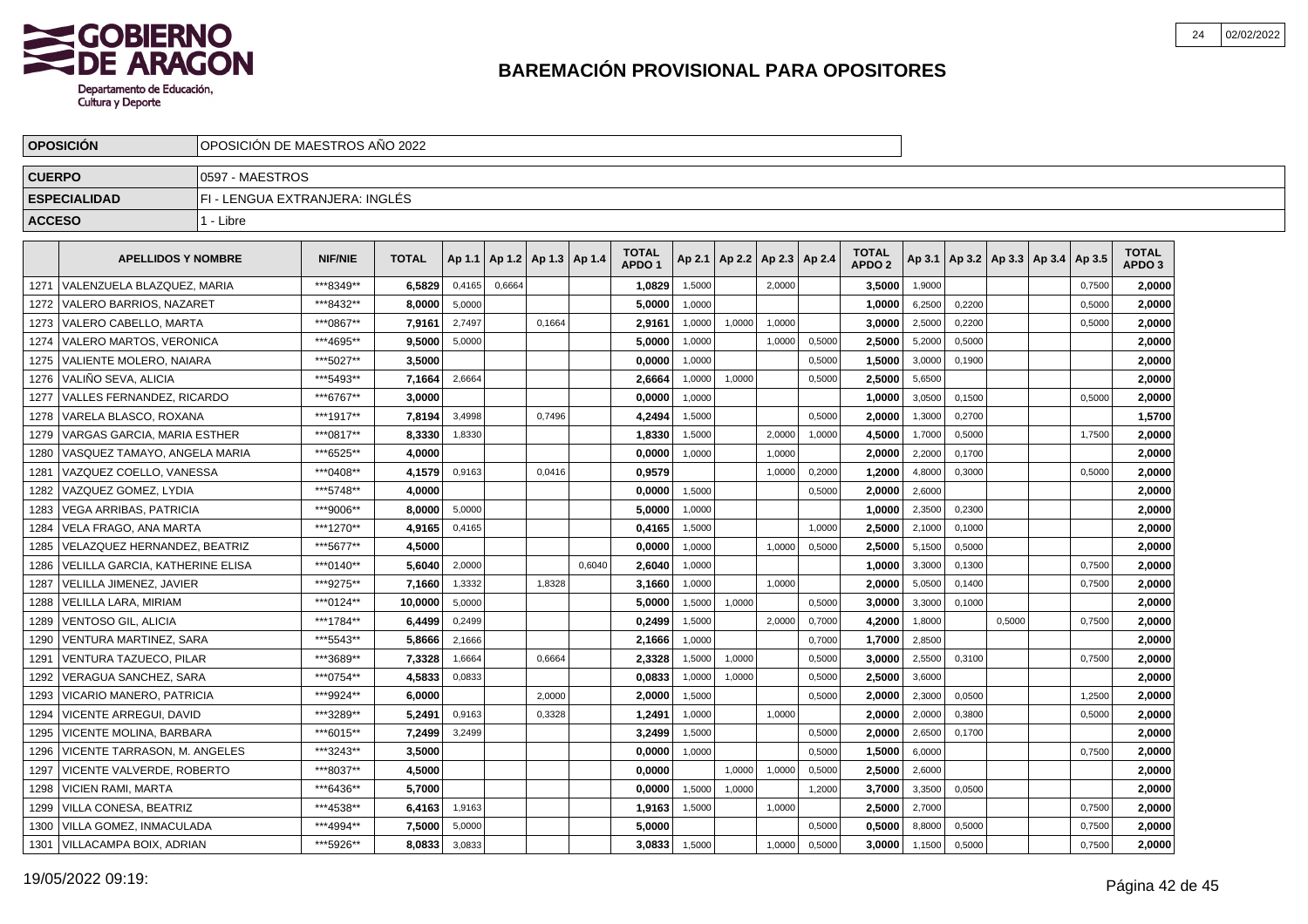# BAREMACIÓN PROVISIONAL PARA OPOSITORES

| OPOSICIÓN | OPOSICIÓN DE MAESTROS AÑO 2022 |
|---|---|
| CUERPO | 0597 - MAESTROS |
| ESPECIALIDAD | FI - LENGUA EXTRANJERA: INGLÉS |
| ACCESO | 1 - Libre |

| | APELLIDOS Y NOMBRE | NIF/NIE | TOTAL | Ap 1.1 | Ap 1.2 | Ap 1.3 | Ap 1.4 | TOTAL APDO 1 | Ap 2.1 | Ap 2.2 | Ap 2.3 | Ap 2.4 | TOTAL APDO 2 | Ap 3.1 | Ap 3.2 | Ap 3.3 | Ap 3.4 | Ap 3.5 | TOTAL APDO 3 |
|---|---|---|---|---|---|---|---|---|---|---|---|---|---|---|---|---|---|---|---|
| 1271 | VALENZUELA BLAZQUEZ, MARIA | ***8349** | 6,5829 | 0,4165 | 0,6664 | | | 1,0829 | 1,5000 | | 2,0000 | | 3,5000 | 1,9000 | | | | 0,7500 | 2,0000 |
| 1272 | VALERO BARRIOS, NAZARET | ***8432** | 8,0000 | 5,0000 | | | | 5,0000 | 1,0000 | | | | 1,0000 | 6,2500 | 0,2200 | | | 0,5000 | 2,0000 |
| 1273 | VALERO CABELLO, MARTA | ***0867** | 7,9161 | 2,7497 | | 0,1664 | | 2,9161 | 1,0000 | 1,0000 | 1,0000 | | 3,0000 | 2,5000 | 0,2200 | | | 0,5000 | 2,0000 |
| 1274 | VALERO MARTOS, VERONICA | ***4695** | 9,5000 | 5,0000 | | | | 5,0000 | 1,0000 | | 1,0000 | 0,5000 | 2,5000 | 5,2000 | 0,5000 | | | | 2,0000 |
| 1275 | VALIENTE MOLERO, NAIARA | ***5027** | 3,5000 | | | | | 0,0000 | 1,0000 | | | 0,5000 | 1,5000 | 3,0000 | 0,1900 | | | | 2,0000 |
| 1276 | VALIÑO SEVA, ALICIA | ***5493** | 7,1664 | 2,6664 | | | | 2,6664 | 1,0000 | 1,0000 | | 0,5000 | 2,5000 | 5,6500 | | | | | 2,0000 |
| 1277 | VALLES FERNANDEZ, RICARDO | ***6767** | 3,0000 | | | | | 0,0000 | 1,0000 | | | | 1,0000 | 3,0500 | 0,1500 | | | 0,5000 | 2,0000 |
| 1278 | VARELA BLASCO, ROXANA | ***1917** | 7,8194 | 3,4998 | | 0,7496 | | 4,2494 | 1,5000 | | | 0,5000 | 2,0000 | 1,3000 | 0,2700 | | | | 1,5700 |
| 1279 | VARGAS GARCIA, MARIA ESTHER | ***0817** | 8,3330 | 1,8330 | | | | 1,8330 | 1,5000 | | 2,0000 | 1,0000 | 4,5000 | 1,7000 | 0,5000 | | | 1,7500 | 2,0000 |
| 1280 | VASQUEZ TAMAYO, ANGELA MARIA | ***6525** | 4,0000 | | | | | 0,0000 | 1,0000 | | 1,0000 | | 2,0000 | 2,2000 | 0,1700 | | | | 2,0000 |
| 1281 | VAZQUEZ COELLO, VANESSA | ***0408** | 4,1579 | 0,9163 | | 0,0416 | | 0,9579 | | | 1,0000 | 0,2000 | 1,2000 | 4,8000 | 0,3000 | | | 0,5000 | 2,0000 |
| 1282 | VAZQUEZ GOMEZ, LYDIA | ***5748** | 4,0000 | | | | | 0,0000 | 1,5000 | | | 0,5000 | 2,0000 | 2,6000 | | | | | 2,0000 |
| 1283 | VEGA ARRIBAS, PATRICIA | ***9006** | 8,0000 | 5,0000 | | | | 5,0000 | 1,0000 | | | | 1,0000 | 2,3500 | 0,2300 | | | | 2,0000 |
| 1284 | VELA FRAGO, ANA MARTA | ***1270** | 4,9165 | 0,4165 | | | | 0,4165 | 1,5000 | | | 1,0000 | 2,5000 | 2,1000 | 0,1000 | | | | 2,0000 |
| 1285 | VELAZQUEZ HERNANDEZ, BEATRIZ | ***5677** | 4,5000 | | | | | 0,0000 | 1,0000 | | 1,0000 | 0,5000 | 2,5000 | 5,1500 | 0,5000 | | | | 2,0000 |
| 1286 | VELILLA GARCIA, KATHERINE ELISA | ***0140** | 5,6040 | 2,0000 | | | 0,6040 | 2,6040 | 1,0000 | | | | 1,0000 | 3,3000 | 0,1300 | | | 0,7500 | 2,0000 |
| 1287 | VELILLA JIMENEZ, JAVIER | ***9275** | 7,1660 | 1,3332 | | 1,8328 | | 3,1660 | 1,0000 | | 1,0000 | | 2,0000 | 5,0500 | 0,1400 | | | 0,7500 | 2,0000 |
| 1288 | VELILLA LARA, MIRIAM | ***0124** | 10,0000 | 5,0000 | | | | 5,0000 | 1,5000 | 1,0000 | | 0,5000 | 3,0000 | 3,3000 | 0,1000 | | | | 2,0000 |
| 1289 | VENTOSO GIL, ALICIA | ***1784** | 6,4499 | 0,2499 | | | | 0,2499 | 1,5000 | | 2,0000 | 0,7000 | 4,2000 | 1,8000 | | 0,5000 | | 0,7500 | 2,0000 |
| 1290 | VENTURA MARTINEZ, SARA | ***5543** | 5,8666 | 2,1666 | | | | 2,1666 | 1,0000 | | | 0,7000 | 1,7000 | 2,8500 | | | | | 2,0000 |
| 1291 | VENTURA TAZUECO, PILAR | ***3689** | 7,3328 | 1,6664 | | 0,6664 | | 2,3328 | 1,5000 | 1,0000 | | 0,5000 | 3,0000 | 2,5500 | 0,3100 | | | 0,7500 | 2,0000 |
| 1292 | VERAGUA SANCHEZ, SARA | ***0754** | 4,5833 | 0,0833 | | | | 0,0833 | 1,0000 | 1,0000 | | 0,5000 | 2,5000 | 3,6000 | | | | | 2,0000 |
| 1293 | VICARIO MANERO, PATRICIA | ***9924** | 6,0000 | | | 2,0000 | | 2,0000 | 1,5000 | | | 0,5000 | 2,0000 | 2,3000 | 0,0500 | | | 1,2500 | 2,0000 |
| 1294 | VICENTE ARREGUI, DAVID | ***3289** | 5,2491 | 0,9163 | | 0,3328 | | 1,2491 | 1,0000 | | 1,0000 | | 2,0000 | 2,0000 | 0,3800 | | | 0,5000 | 2,0000 |
| 1295 | VICENTE MOLINA, BARBARA | ***6015** | 7,2499 | 3,2499 | | | | 3,2499 | 1,5000 | | | 0,5000 | 2,0000 | 2,6500 | 0,1700 | | | | 2,0000 |
| 1296 | VICENTE TARRASON, M. ANGELES | ***3243** | 3,5000 | | | | | 0,0000 | 1,0000 | | | 0,5000 | 1,5000 | 6,0000 | | | | 0,7500 | 2,0000 |
| 1297 | VICENTE VALVERDE, ROBERTO | ***8037** | 4,5000 | | | | | 0,0000 | | 1,0000 | 1,0000 | 0,5000 | 2,5000 | 2,6000 | | | | | 2,0000 |
| 1298 | VICIEN RAMI, MARTA | ***6436** | 5,7000 | | | | | 0,0000 | 1,5000 | 1,0000 | | 1,2000 | 3,7000 | 3,3500 | 0,0500 | | | | 2,0000 |
| 1299 | VILLA CONESA, BEATRIZ | ***4538** | 6,4163 | 1,9163 | | | | 1,9163 | 1,5000 | | 1,0000 | | 2,5000 | 2,7000 | | | | 0,7500 | 2,0000 |
| 1300 | VILLA GOMEZ, INMACULADA | ***4994** | 7,5000 | 5,0000 | | | | 5,0000 | | | | 0,5000 | 0,5000 | 8,8000 | 0,5000 | | | 0,7500 | 2,0000 |
| 1301 | VILLACAMPA BOIX, ADRIAN | ***5926** | 8,0833 | 3,0833 | | | | 3,0833 | 1,5000 | | 1,0000 | 0,5000 | 3,0000 | 1,1500 | 0,5000 | | | 0,7500 | 2,0000 |

19/05/2022 09:19: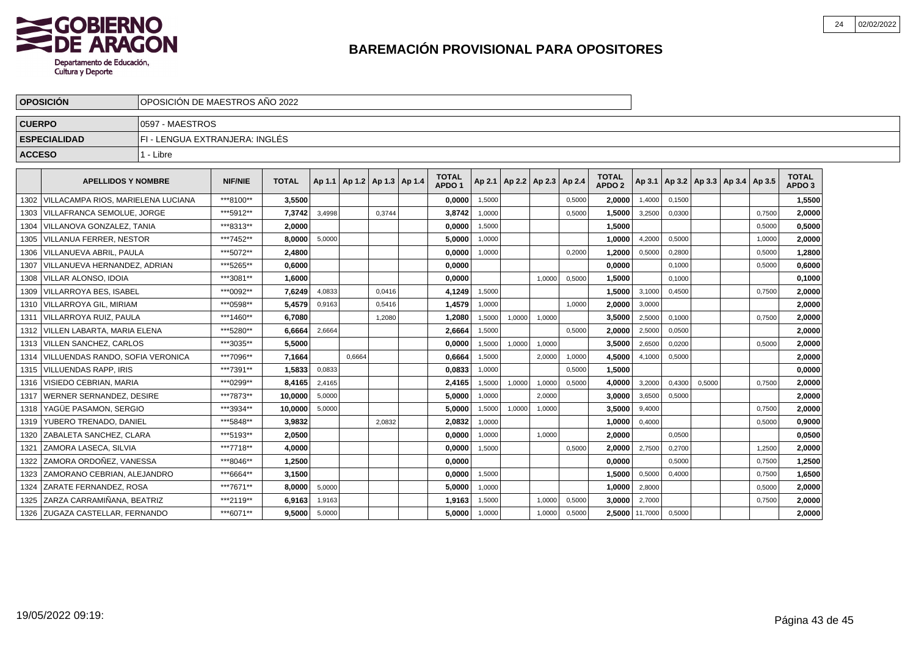# BAREMACIÓN PROVISIONAL PARA OPOSITORES

| OPOSICIÓN | OPOSICIÓN DE MAESTROS AÑO 2022 |
|---|---|
| CUERPO | 0597 - MAESTROS |
| ESPECIALIDAD | FI - LENGUA EXTRANJERA: INGLÉS |
| ACCESO | 1 - Libre |

| | APELLIDOS Y NOMBRE | NIF/NIE | TOTAL | Ap 1.1 | Ap 1.2 | Ap 1.3 | Ap 1.4 | TOTAL APDO 1 | Ap 2.1 | Ap 2.2 | Ap 2.3 | Ap 2.4 | TOTAL APDO 2 | Ap 3.1 | Ap 3.2 | Ap 3.3 | Ap 3.4 | Ap 3.5 | TOTAL APDO 3 |
|---|---|---|---|---|---|---|---|---|---|---|---|---|---|---|---|---|---|---|---|
| 1302 | VILLACAMPA RIOS, MARIELENA LUCIANA | ***8100** | 3,5500 | | | | | 0,0000 | 1,5000 | | | 0,5000 | 2,0000 | 1,4000 | 0,1500 | | | | 1,5500 |
| 1303 | VILLAFRANCA SEMOLUE, JORGE | ***5912** | 7,3742 | 3,4998 | | 0,3744 | | 3,8742 | 1,0000 | | | 0,5000 | 1,5000 | 3,2500 | 0,0300 | | | 0,7500 | 2,0000 |
| 1304 | VILLANOVA GONZALEZ, TANIA | ***8313** | 2,0000 | | | | | 0,0000 | 1,5000 | | | | 1,5000 | | | | | 0,5000 | 0,5000 |
| 1305 | VILLANUA FERRER, NESTOR | ***7452** | 8,0000 | 5,0000 | | | | 5,0000 | 1,0000 | | | | 1,0000 | 4,2000 | 0,5000 | | | 1,0000 | 2,0000 |
| 1306 | VILLANUEVA ABRIL, PAULA | ***5072** | 2,4800 | | | | | 0,0000 | 1,0000 | | | 0,2000 | 1,2000 | 0,5000 | 0,2800 | | | 0,5000 | 1,2800 |
| 1307 | VILLANUEVA HERNANDEZ, ADRIAN | ***5265** | 0,6000 | | | | | 0,0000 | | | | | 0,0000 | | 0,1000 | | | 0,5000 | 0,6000 |
| 1308 | VILLAR ALONSO, IDOIA | ***3081** | 1,6000 | | | | | 0,0000 | | | 1,0000 | 0,5000 | 1,5000 | | 0,1000 | | | | 0,1000 |
| 1309 | VILLARROYA BES, ISABEL | ***0092** | 7,6249 | 4,0833 | | 0,0416 | | 4,1249 | 1,5000 | | | | 1,5000 | 3,1000 | 0,4500 | | | 0,7500 | 2,0000 |
| 1310 | VILLARROYA GIL, MIRIAM | ***0598** | 5,4579 | 0,9163 | | 0,5416 | | 1,4579 | 1,0000 | | | 1,0000 | 2,0000 | 3,0000 | | | | | 2,0000 |
| 1311 | VILLARROYA RUIZ, PAULA | ***1460** | 6,7080 | | | 1,2080 | | 1,2080 | 1,5000 | 1,0000 | 1,0000 | | 3,5000 | 2,5000 | 0,1000 | | | 0,7500 | 2,0000 |
| 1312 | VILLEN LABARTA, MARIA ELENA | ***5280** | 6,6664 | 2,6664 | | | | 2,6664 | 1,5000 | | | 0,5000 | 2,0000 | 2,5000 | 0,0500 | | | | 2,0000 |
| 1313 | VILLEN SANCHEZ, CARLOS | ***3035** | 5,5000 | | | | | 0,0000 | 1,5000 | 1,0000 | 1,0000 | | 3,5000 | 2,6500 | 0,0200 | | | 0,5000 | 2,0000 |
| 1314 | VILLUENDAS RANDO, SOFIA VERONICA | ***7096** | 7,1664 | | 0,6664 | | | 0,6664 | 1,5000 | | 2,0000 | 1,0000 | 4,5000 | 4,1000 | 0,5000 | | | | 2,0000 |
| 1315 | VILLUENDAS RAPP, IRIS | ***7391** | 1,5833 | 0,0833 | | | | 0,0833 | 1,0000 | | | 0,5000 | 1,5000 | | | | | | 0,0000 |
| 1316 | VISIEDO CEBRIAN, MARIA | ***0299** | 8,4165 | 2,4165 | | | | 2,4165 | 1,5000 | 1,0000 | 1,0000 | 0,5000 | 4,0000 | 3,2000 | 0,4300 | 0,5000 | | 0,7500 | 2,0000 |
| 1317 | WERNER SERNANDEZ, DESIRE | ***7873** | 10,0000 | 5,0000 | | | | 5,0000 | 1,0000 | | 2,0000 | | 3,0000 | 3,6500 | 0,5000 | | | | 2,0000 |
| 1318 | YAGÜE PASAMON, SERGIO | ***3934** | 10,0000 | 5,0000 | | | | 5,0000 | 1,5000 | 1,0000 | 1,0000 | | 3,5000 | 9,4000 | | | | 0,7500 | 2,0000 |
| 1319 | YUBERO TRENADO, DANIEL | ***5848** | 3,9832 | | | 2,0832 | | 2,0832 | 1,0000 | | | | 1,0000 | 0,4000 | | | | 0,5000 | 0,9000 |
| 1320 | ZABALETA SANCHEZ, CLARA | ***5193** | 2,0500 | | | | | 0,0000 | 1,0000 | | 1,0000 | | 2,0000 | | 0,0500 | | | | 0,0500 |
| 1321 | ZAMORA LASECA, SILVIA | ***7718** | 4,0000 | | | | | 0,0000 | 1,5000 | | | 0,5000 | 2,0000 | 2,7500 | 0,2700 | | | 1,2500 | 2,0000 |
| 1322 | ZAMORA ORDOÑEZ, VANESSA | ***8046** | 1,2500 | | | | | 0,0000 | | | | | 0,0000 | | 0,5000 | | | 0,7500 | 1,2500 |
| 1323 | ZAMORANO CEBRIAN, ALEJANDRO | ***6664** | 3,1500 | | | | | 0,0000 | 1,5000 | | | | 1,5000 | 0,5000 | 0,4000 | | | 0,7500 | 1,6500 |
| 1324 | ZARATE FERNANDEZ, ROSA | ***7671** | 8,0000 | 5,0000 | | | | 5,0000 | 1,0000 | | | | 1,0000 | 2,8000 | | | | 0,5000 | 2,0000 |
| 1325 | ZARZA CARRAMIÑANA, BEATRIZ | ***2119** | 6,9163 | 1,9163 | | | | 1,9163 | 1,5000 | | 1,0000 | 0,5000 | 3,0000 | 2,7000 | | | | 0,7500 | 2,0000 |
| 1326 | ZUGAZA CASTELLAR, FERNANDO | ***6071** | 9,5000 | 5,0000 | | | | 5,0000 | 1,0000 | | 1,0000 | 0,5000 | 2,5000 | 11,7000 | 0,5000 | | | | 2,0000 |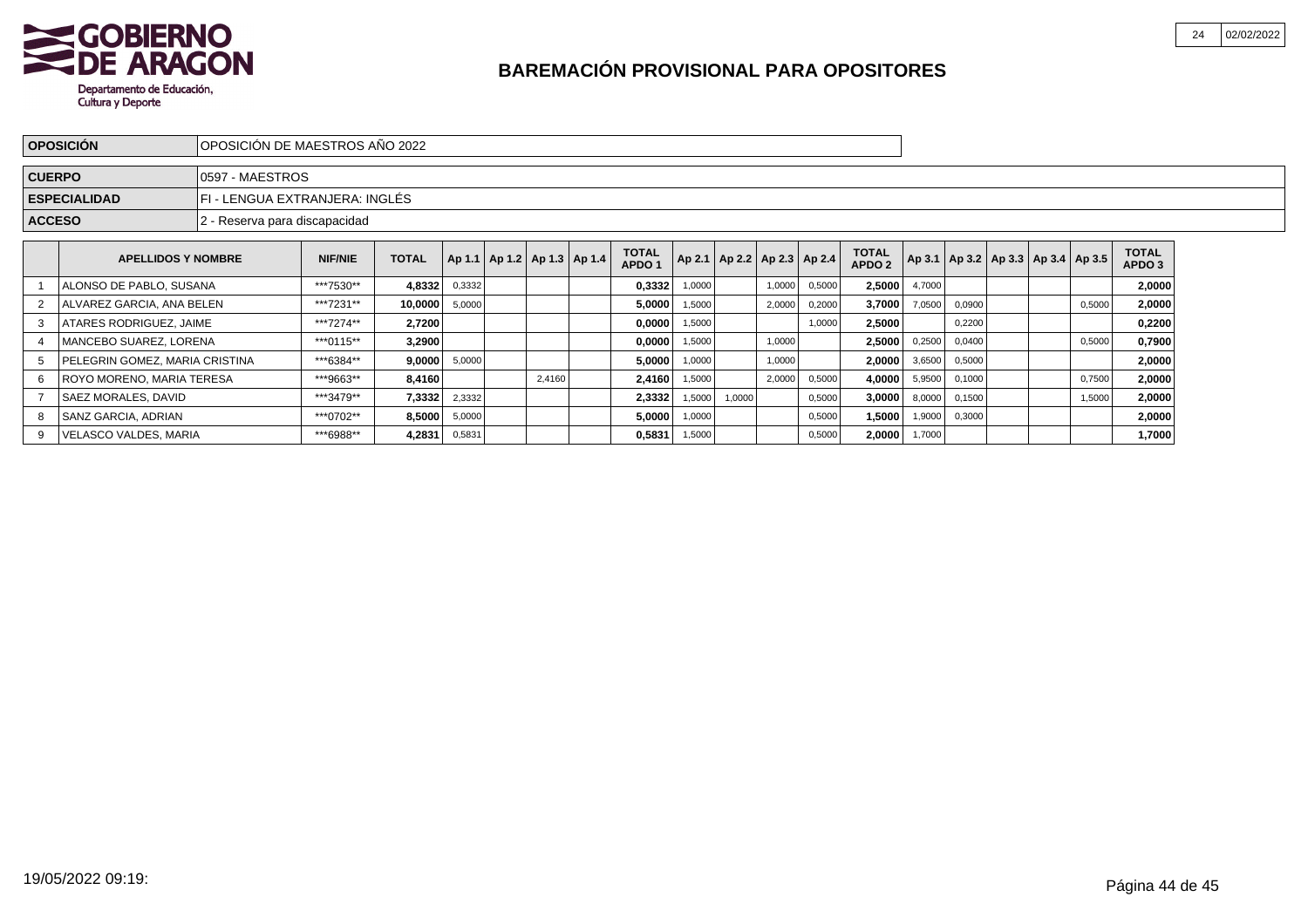**GOBIERNO DE ARAGON**
Departamento de Educación, Cultura y Deporte

# BAREMACIÓN PROVISIONAL PARA OPOSITORES

| | |
|---|---|
| **OPOSICIÓN** | OPOSICIÓN DE MAESTROS AÑO 2022 |
| **CUERPO** | 0597 - MAESTROS |
| **ESPECIALIDAD** | FI - LENGUA EXTRANJERA: INGLÉS |
| **ACCESO** | 2 - Reserva para discapacidad |

| | APELLIDOS Y NOMBRE | NIF/NIE | TOTAL | Ap 1.1 | Ap 1.2 | Ap 1.3 | Ap 1.4 | TOTAL APDO 1 | Ap 2.1 | Ap 2.2 | Ap 2.3 | Ap 2.4 | TOTAL APDO 2 | Ap 3.1 | Ap 3.2 | Ap 3.3 | Ap 3.4 | Ap 3.5 | TOTAL APDO 3 |
|---|---|---|---|---|---|---|---|---|---|---|---|---|---|---|---|---|---|---|---|
| 1 | ALONSO DE PABLO, SUSANA | ***7530** | **4,8332** | 0,3332 | | | | **0,3332** | 1,0000 | | 1,0000 | 0,5000 | **2,5000** | 4,7000 | | | | | **2,0000** |
| 2 | ALVAREZ GARCIA, ANA BELEN | ***7231** | **10,0000** | 5,0000 | | | | **5,0000** | 1,5000 | | 2,0000 | 0,2000 | **3,7000** | 7,0500 | 0,0900 | | | 0,5000 | **2,0000** |
| 3 | ATARES RODRIGUEZ, JAIME | ***7274** | **2,7200** | | | | | **0,0000** | 1,5000 | | | 1,0000 | **2,5000** | | 0,2200 | | | | **0,2200** |
| 4 | MANCEBO SUAREZ, LORENA | ***0115** | **3,2900** | | | | | **0,0000** | 1,5000 | | 1,0000 | | **2,5000** | 0,2500 | 0,0400 | | | 0,5000 | **0,7900** |
| 5 | PELEGRIN GOMEZ, MARIA CRISTINA | ***6384** | **9,0000** | 5,0000 | | | | **5,0000** | 1,0000 | | 1,0000 | | **2,0000** | 3,6500 | 0,5000 | | | | **2,0000** |
| 6 | ROYO MORENO, MARIA TERESA | ***9663** | **8,4160** | | | 2,4160 | | **2,4160** | 1,5000 | | 2,0000 | 0,5000 | **4,0000** | 5,9500 | 0,1000 | | | 0,7500 | **2,0000** |
| 7 | SAEZ MORALES, DAVID | ***3479** | **7,3332** | 2,3332 | | | | **2,3332** | 1,5000 | 1,0000 | | 0,5000 | **3,0000** | 8,0000 | 0,1500 | | | 1,5000 | **2,0000** |
| 8 | SANZ GARCIA, ADRIAN | ***0702** | **8,5000** | 5,0000 | | | | **5,0000** | 1,0000 | | | 0,5000 | **1,5000** | 1,9000 | 0,3000 | | | | **2,0000** |
| 9 | VELASCO VALDES, MARIA | ***6988** | **4,2831** | 0,5831 | | | | **0,5831** | 1,5000 | | | 0,5000 | **2,0000** | 1,7000 | | | | | **1,7000** |

19/05/2022 09:19: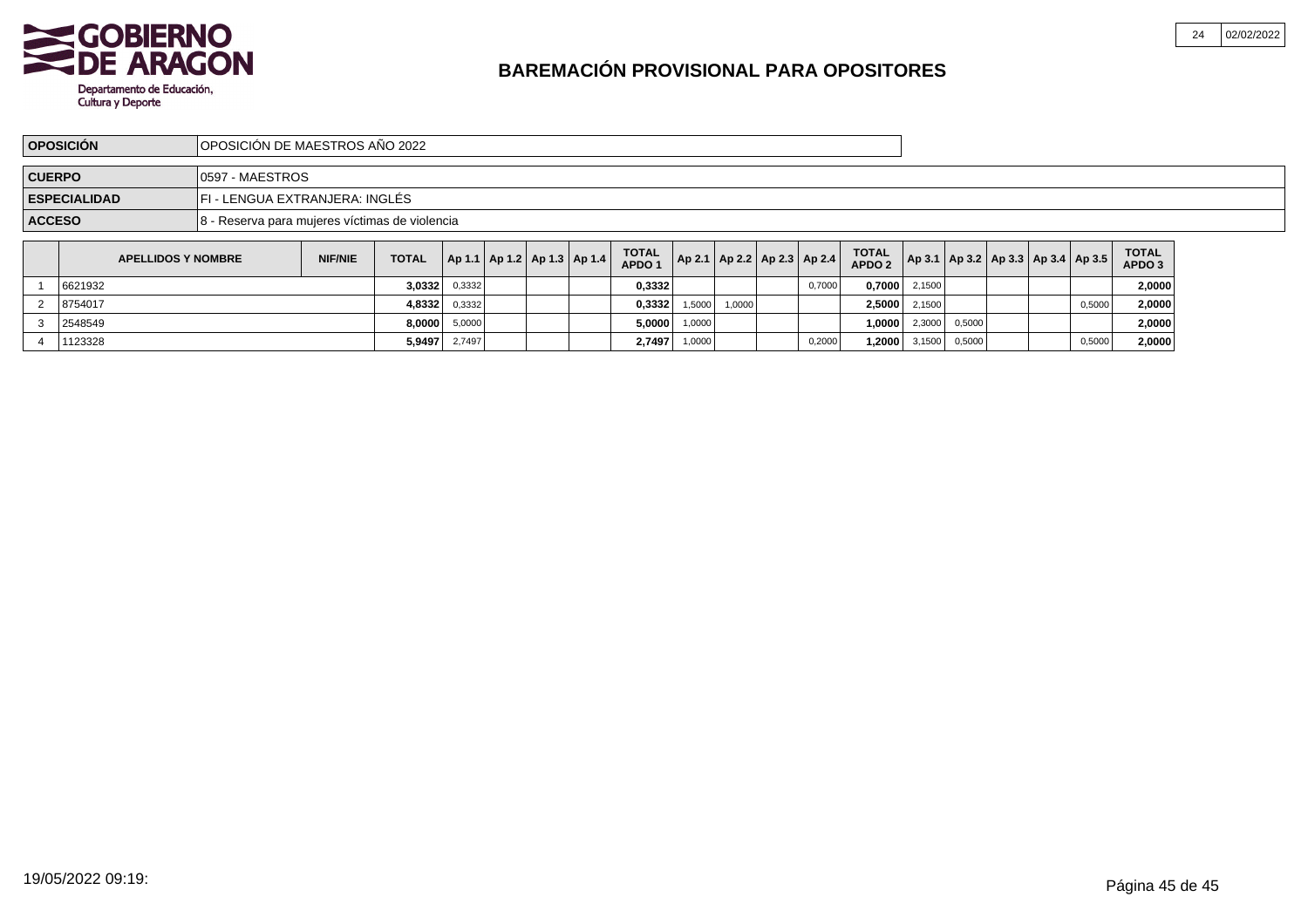# BAREMACIÓN PROVISIONAL PARA OPOSITORES

| | |
|---|---|
| **OPOSICIÓN** | OPOSICIÓN DE MAESTROS AÑO 2022 |
| **CUERPO** | 0597 - MAESTROS |
| **ESPECIALIDAD** | FI - LENGUA EXTRANJERA: INGLÉS |
| **ACCESO** | 8 - Reserva para mujeres víctimas de violencia |

| | APELLIDOS Y NOMBRE | NIF/NIE | TOTAL | Ap 1.1 | Ap 1.2 | Ap 1.3 | Ap 1.4 | TOTAL APDO 1 | Ap 2.1 | Ap 2.2 | Ap 2.3 | Ap 2.4 | TOTAL APDO 2 | Ap 3.1 | Ap 3.2 | Ap 3.3 | Ap 3.4 | Ap 3.5 | TOTAL APDO 3 |
|---|---|---|---|---|---|---|---|---|---|---|---|---|---|---|---|---|---|---|---|
| 1 | 6621932 | | **3,0332** | 0,3332 | | | | **0,3332** | | | | 0,7000 | **0,7000** | 2,1500 | | | | | **2,0000** |
| 2 | 8754017 | | **4,8332** | 0,3332 | | | | **0,3332** | 1,5000 | 1,0000 | | | **2,5000** | 2,1500 | | | | 0,5000 | **2,0000** |
| 3 | 2548549 | | **8,0000** | 5,0000 | | | | **5,0000** | 1,0000 | | | | **1,0000** | 2,3000 | 0,5000 | | | | **2,0000** |
| 4 | 1123328 | | **5,9497** | 2,7497 | | | | **2,7497** | 1,0000 | | | 0,2000 | **1,2000** | 3,1500 | 0,5000 | | | 0,5000 | **2,0000** |

19/05/2022 09:19: